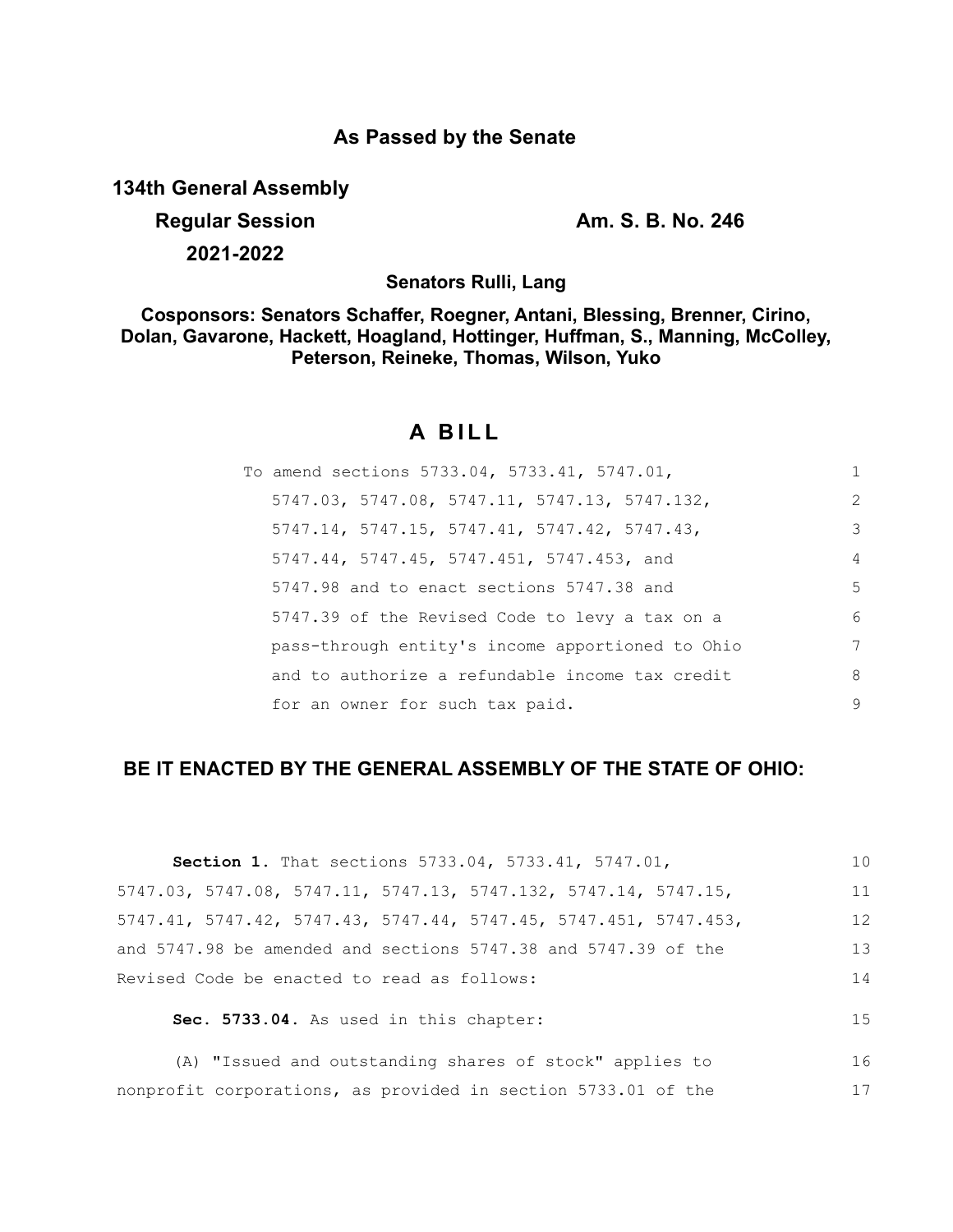## As Passed by the Senate

**134th General Assembly**

**Regular Session** **Am. S. B. No. 246**

**2021-2022**

**Senators Rulli, Lang**

**Cosponsors: Senators Schaffer, Roegner, Antani, Blessing, Brenner, Cirino, Dolan, Gavarone, Hackett, Hoagland, Hottinger, Huffman, S., Manning, McColley, Peterson, Reineke, Thomas, Wilson, Yuko**

# A BILL

To amend sections 5733.04, 5733.41, 5747.01, 5747.03, 5747.08, 5747.11, 5747.13, 5747.132, 5747.14, 5747.15, 5747.41, 5747.42, 5747.43, 5747.44, 5747.45, 5747.451, 5747.453, and 5747.98 and to enact sections 5747.38 and 5747.39 of the Revised Code to levy a tax on a pass-through entity's income apportioned to Ohio and to authorize a refundable income tax credit for an owner for such tax paid.

**BE IT ENACTED BY THE GENERAL ASSEMBLY OF THE STATE OF OHIO:**

**Section 1.** That sections 5733.04, 5733.41, 5747.01, 5747.03, 5747.08, 5747.11, 5747.13, 5747.132, 5747.14, 5747.15, 5747.41, 5747.42, 5747.43, 5747.44, 5747.45, 5747.451, 5747.453, and 5747.98 be amended and sections 5747.38 and 5747.39 of the Revised Code be enacted to read as follows:

**Sec. 5733.04.** As used in this chapter:

(A) "Issued and outstanding shares of stock" applies to nonprofit corporations, as provided in section 5733.01 of the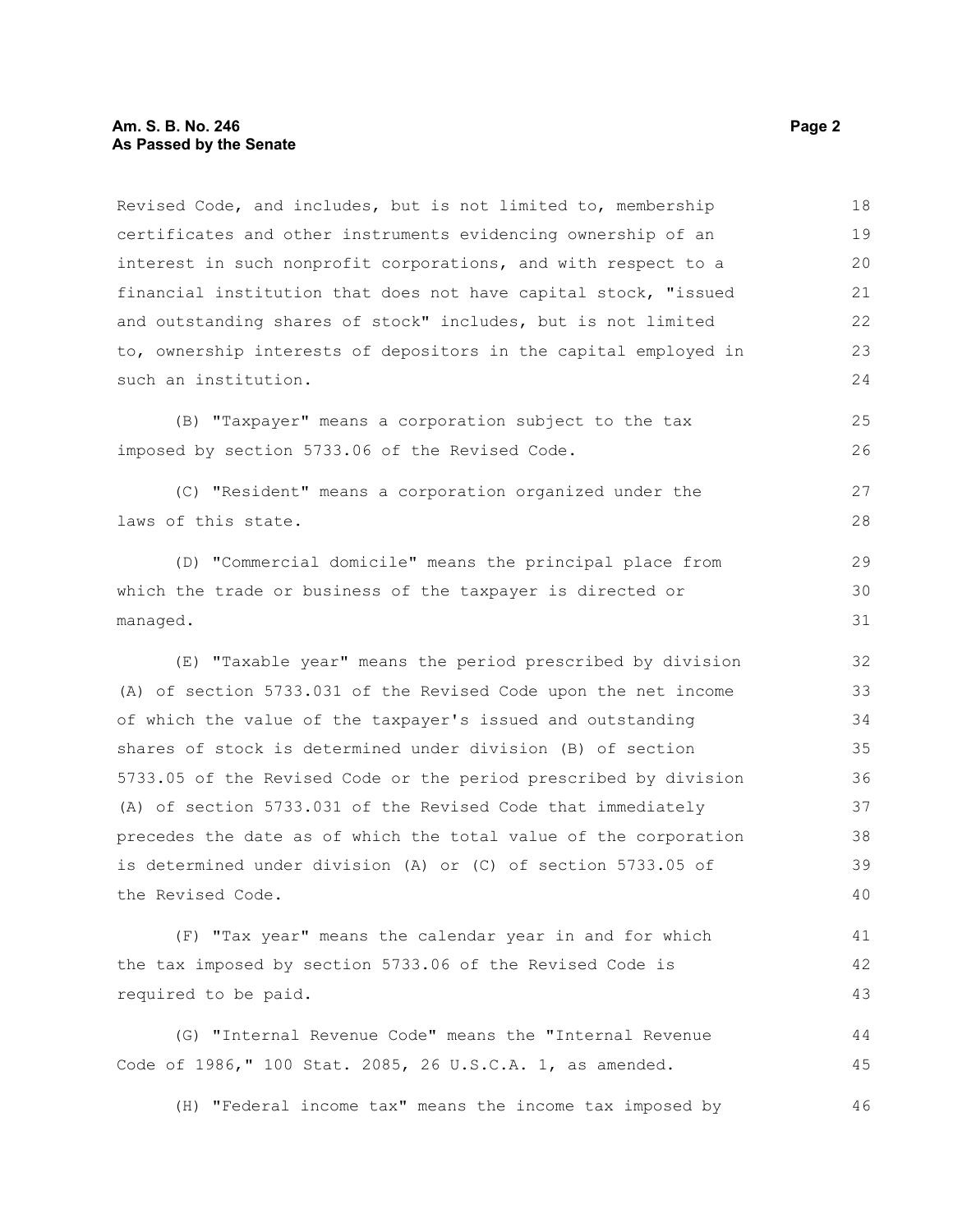Revised Code, and includes, but is not limited to, membership certificates and other instruments evidencing ownership of an interest in such nonprofit corporations, and with respect to a financial institution that does not have capital stock, "issued and outstanding shares of stock" includes, but is not limited to, ownership interests of depositors in the capital employed in such an institution.

(B) "Taxpayer" means a corporation subject to the tax imposed by section 5733.06 of the Revised Code.

(C) "Resident" means a corporation organized under the laws of this state.

(D) "Commercial domicile" means the principal place from which the trade or business of the taxpayer is directed or managed.

(E) "Taxable year" means the period prescribed by division (A) of section 5733.031 of the Revised Code upon the net income of which the value of the taxpayer's issued and outstanding shares of stock is determined under division (B) of section 5733.05 of the Revised Code or the period prescribed by division (A) of section 5733.031 of the Revised Code that immediately precedes the date as of which the total value of the corporation is determined under division (A) or (C) of section 5733.05 of the Revised Code.

(F) "Tax year" means the calendar year in and for which the tax imposed by section 5733.06 of the Revised Code is required to be paid.

(G) "Internal Revenue Code" means the "Internal Revenue Code of 1986," 100 Stat. 2085, 26 U.S.C.A. 1, as amended.

(H) "Federal income tax" means the income tax imposed by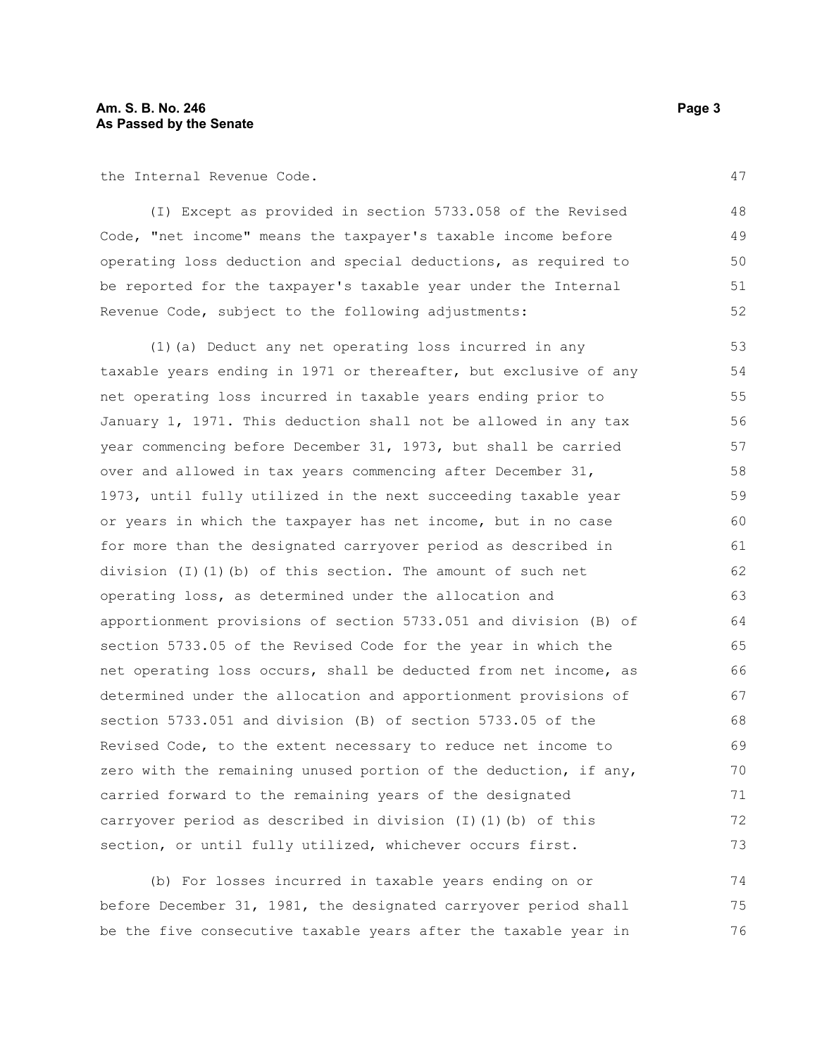the Internal Revenue Code.

(I) Except as provided in section 5733.058 of the Revised Code, "net income" means the taxpayer's taxable income before operating loss deduction and special deductions, as required to be reported for the taxpayer's taxable year under the Internal Revenue Code, subject to the following adjustments:

(1)(a) Deduct any net operating loss incurred in any taxable years ending in 1971 or thereafter, but exclusive of any net operating loss incurred in taxable years ending prior to January 1, 1971. This deduction shall not be allowed in any tax year commencing before December 31, 1973, but shall be carried over and allowed in tax years commencing after December 31, 1973, until fully utilized in the next succeeding taxable year or years in which the taxpayer has net income, but in no case for more than the designated carryover period as described in division (I)(1)(b) of this section. The amount of such net operating loss, as determined under the allocation and apportionment provisions of section 5733.051 and division (B) of section 5733.05 of the Revised Code for the year in which the net operating loss occurs, shall be deducted from net income, as determined under the allocation and apportionment provisions of section 5733.051 and division (B) of section 5733.05 of the Revised Code, to the extent necessary to reduce net income to zero with the remaining unused portion of the deduction, if any, carried forward to the remaining years of the designated carryover period as described in division (I)(1)(b) of this section, or until fully utilized, whichever occurs first.

(b) For losses incurred in taxable years ending on or before December 31, 1981, the designated carryover period shall be the five consecutive taxable years after the taxable year in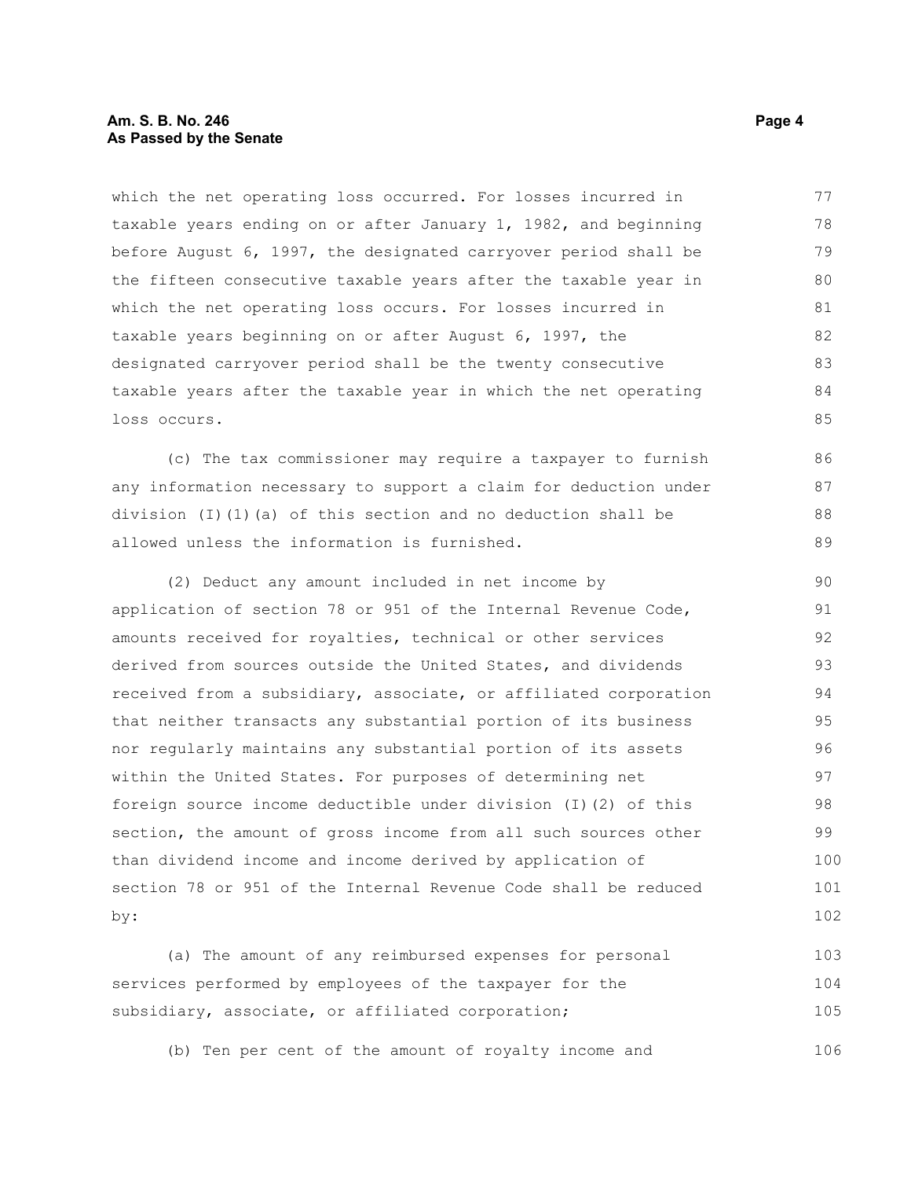which the net operating loss occurred. For losses incurred in taxable years ending on or after January 1, 1982, and beginning before August 6, 1997, the designated carryover period shall be the fifteen consecutive taxable years after the taxable year in which the net operating loss occurs. For losses incurred in taxable years beginning on or after August 6, 1997, the designated carryover period shall be the twenty consecutive taxable years after the taxable year in which the net operating loss occurs.

(c) The tax commissioner may require a taxpayer to furnish any information necessary to support a claim for deduction under division (I)(1)(a) of this section and no deduction shall be allowed unless the information is furnished.

(2) Deduct any amount included in net income by application of section 78 or 951 of the Internal Revenue Code, amounts received for royalties, technical or other services derived from sources outside the United States, and dividends received from a subsidiary, associate, or affiliated corporation that neither transacts any substantial portion of its business nor regularly maintains any substantial portion of its assets within the United States. For purposes of determining net foreign source income deductible under division (I)(2) of this section, the amount of gross income from all such sources other than dividend income and income derived by application of section 78 or 951 of the Internal Revenue Code shall be reduced by:

(a) The amount of any reimbursed expenses for personal services performed by employees of the taxpayer for the subsidiary, associate, or affiliated corporation;

(b) Ten per cent of the amount of royalty income and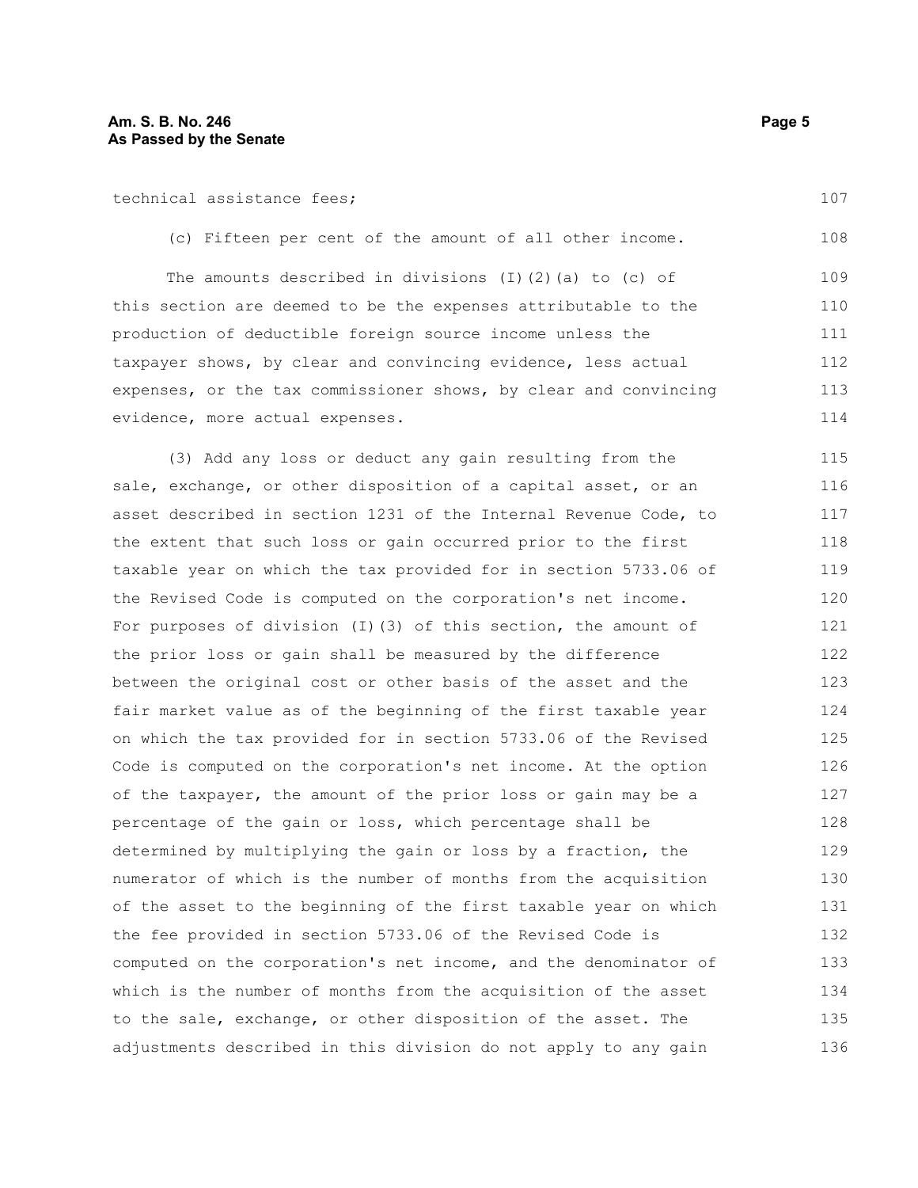technical assistance fees;

(c) Fifteen per cent of the amount of all other income.

The amounts described in divisions (I)(2)(a) to (c) of this section are deemed to be the expenses attributable to the production of deductible foreign source income unless the taxpayer shows, by clear and convincing evidence, less actual expenses, or the tax commissioner shows, by clear and convincing evidence, more actual expenses.

(3) Add any loss or deduct any gain resulting from the sale, exchange, or other disposition of a capital asset, or an asset described in section 1231 of the Internal Revenue Code, to the extent that such loss or gain occurred prior to the first taxable year on which the tax provided for in section 5733.06 of the Revised Code is computed on the corporation's net income. For purposes of division (I)(3) of this section, the amount of the prior loss or gain shall be measured by the difference between the original cost or other basis of the asset and the fair market value as of the beginning of the first taxable year on which the tax provided for in section 5733.06 of the Revised Code is computed on the corporation's net income. At the option of the taxpayer, the amount of the prior loss or gain may be a percentage of the gain or loss, which percentage shall be determined by multiplying the gain or loss by a fraction, the numerator of which is the number of months from the acquisition of the asset to the beginning of the first taxable year on which the fee provided in section 5733.06 of the Revised Code is computed on the corporation's net income, and the denominator of which is the number of months from the acquisition of the asset to the sale, exchange, or other disposition of the asset. The adjustments described in this division do not apply to any gain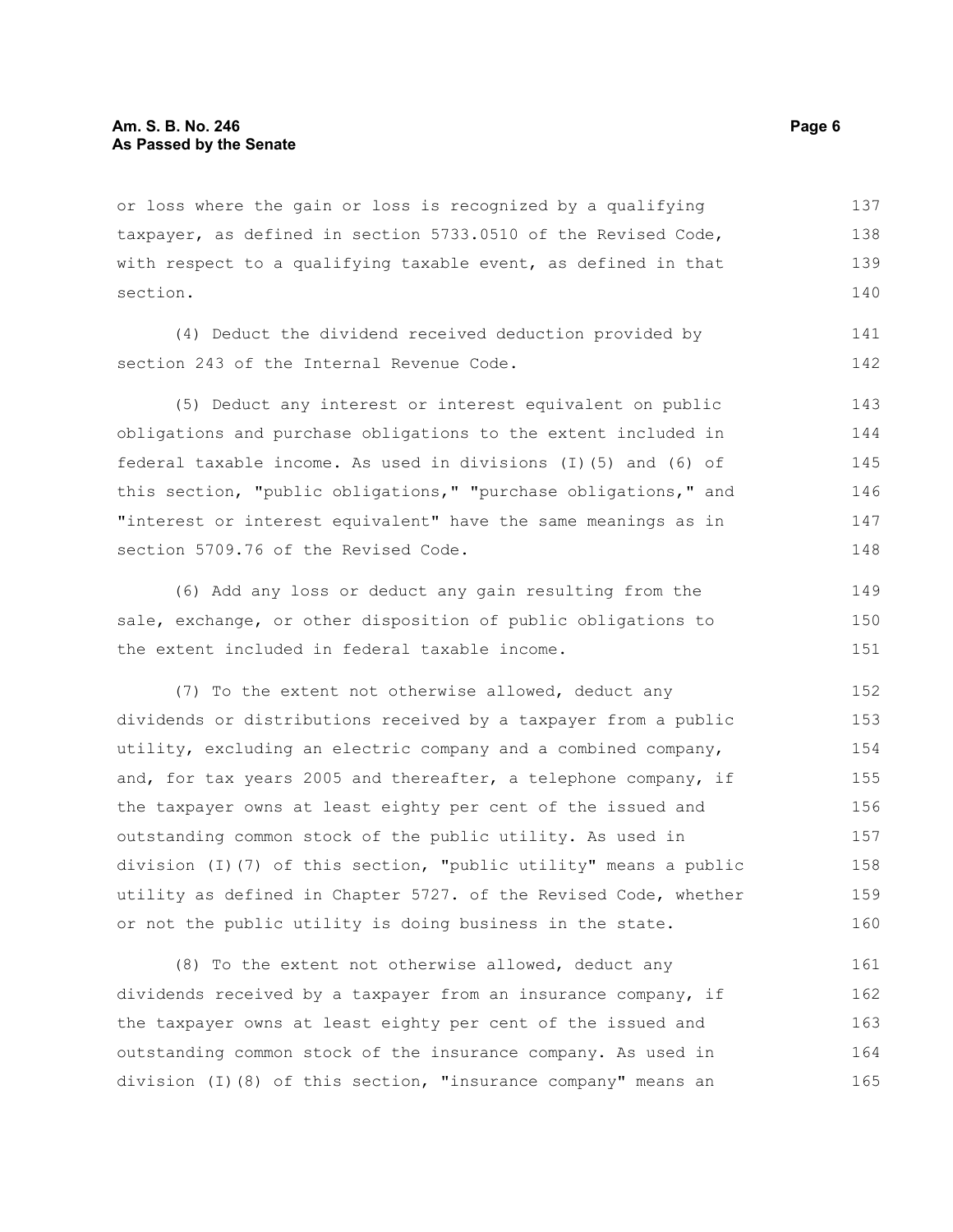or loss where the gain or loss is recognized by a qualifying taxpayer, as defined in section 5733.0510 of the Revised Code, with respect to a qualifying taxable event, as defined in that section.

(4) Deduct the dividend received deduction provided by section 243 of the Internal Revenue Code.

(5) Deduct any interest or interest equivalent on public obligations and purchase obligations to the extent included in federal taxable income. As used in divisions (I)(5) and (6) of this section, "public obligations," "purchase obligations," and "interest or interest equivalent" have the same meanings as in section 5709.76 of the Revised Code.

(6) Add any loss or deduct any gain resulting from the sale, exchange, or other disposition of public obligations to the extent included in federal taxable income.

(7) To the extent not otherwise allowed, deduct any dividends or distributions received by a taxpayer from a public utility, excluding an electric company and a combined company, and, for tax years 2005 and thereafter, a telephone company, if the taxpayer owns at least eighty per cent of the issued and outstanding common stock of the public utility. As used in division (I)(7) of this section, "public utility" means a public utility as defined in Chapter 5727. of the Revised Code, whether or not the public utility is doing business in the state.

(8) To the extent not otherwise allowed, deduct any dividends received by a taxpayer from an insurance company, if the taxpayer owns at least eighty per cent of the issued and outstanding common stock of the insurance company. As used in division (I)(8) of this section, "insurance company" means an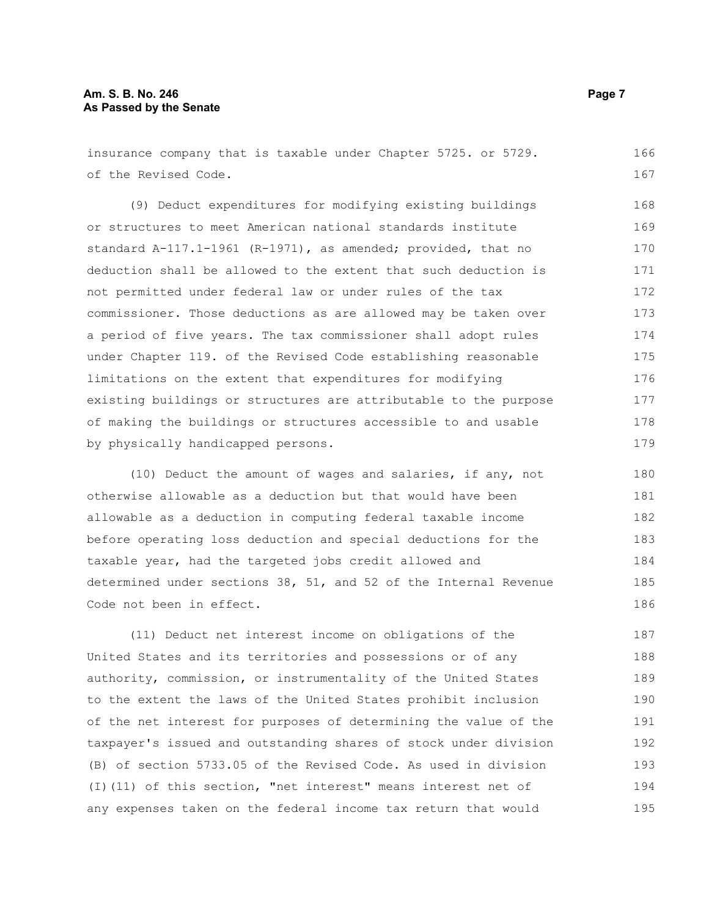insurance company that is taxable under Chapter 5725. or 5729. of the Revised Code.

(9) Deduct expenditures for modifying existing buildings or structures to meet American national standards institute standard A-117.1-1961 (R-1971), as amended; provided, that no deduction shall be allowed to the extent that such deduction is not permitted under federal law or under rules of the tax commissioner. Those deductions as are allowed may be taken over a period of five years. The tax commissioner shall adopt rules under Chapter 119. of the Revised Code establishing reasonable limitations on the extent that expenditures for modifying existing buildings or structures are attributable to the purpose of making the buildings or structures accessible to and usable by physically handicapped persons.

(10) Deduct the amount of wages and salaries, if any, not otherwise allowable as a deduction but that would have been allowable as a deduction in computing federal taxable income before operating loss deduction and special deductions for the taxable year, had the targeted jobs credit allowed and determined under sections 38, 51, and 52 of the Internal Revenue Code not been in effect.

(11) Deduct net interest income on obligations of the United States and its territories and possessions or of any authority, commission, or instrumentality of the United States to the extent the laws of the United States prohibit inclusion of the net interest for purposes of determining the value of the taxpayer's issued and outstanding shares of stock under division (B) of section 5733.05 of the Revised Code. As used in division (I)(11) of this section, "net interest" means interest net of any expenses taken on the federal income tax return that would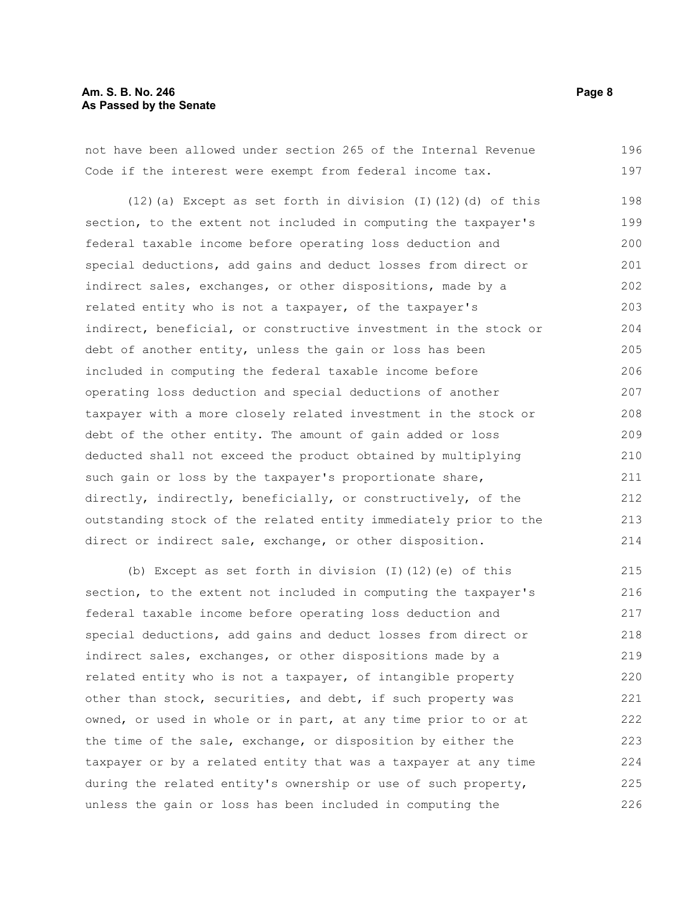not have been allowed under section 265 of the Internal Revenue Code if the interest were exempt from federal income tax.

(12)(a) Except as set forth in division (I)(12)(d) of this section, to the extent not included in computing the taxpayer's federal taxable income before operating loss deduction and special deductions, add gains and deduct losses from direct or indirect sales, exchanges, or other dispositions, made by a related entity who is not a taxpayer, of the taxpayer's indirect, beneficial, or constructive investment in the stock or debt of another entity, unless the gain or loss has been included in computing the federal taxable income before operating loss deduction and special deductions of another taxpayer with a more closely related investment in the stock or debt of the other entity. The amount of gain added or loss deducted shall not exceed the product obtained by multiplying such gain or loss by the taxpayer's proportionate share, directly, indirectly, beneficially, or constructively, of the outstanding stock of the related entity immediately prior to the direct or indirect sale, exchange, or other disposition.

(b) Except as set forth in division (I)(12)(e) of this section, to the extent not included in computing the taxpayer's federal taxable income before operating loss deduction and special deductions, add gains and deduct losses from direct or indirect sales, exchanges, or other dispositions made by a related entity who is not a taxpayer, of intangible property other than stock, securities, and debt, if such property was owned, or used in whole or in part, at any time prior to or at the time of the sale, exchange, or disposition by either the taxpayer or by a related entity that was a taxpayer at any time during the related entity's ownership or use of such property, unless the gain or loss has been included in computing the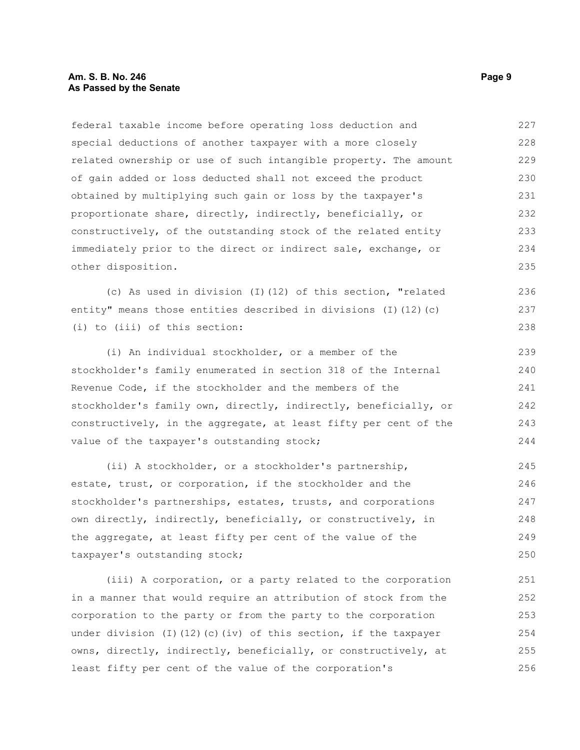federal taxable income before operating loss deduction and special deductions of another taxpayer with a more closely related ownership or use of such intangible property. The amount of gain added or loss deducted shall not exceed the product obtained by multiplying such gain or loss by the taxpayer's proportionate share, directly, indirectly, beneficially, or constructively, of the outstanding stock of the related entity immediately prior to the direct or indirect sale, exchange, or other disposition.

(c) As used in division (I)(12) of this section, "related entity" means those entities described in divisions (I)(12)(c)(i) to (iii) of this section:

(i) An individual stockholder, or a member of the stockholder's family enumerated in section 318 of the Internal Revenue Code, if the stockholder and the members of the stockholder's family own, directly, indirectly, beneficially, or constructively, in the aggregate, at least fifty per cent of the value of the taxpayer's outstanding stock;

(ii) A stockholder, or a stockholder's partnership, estate, trust, or corporation, if the stockholder and the stockholder's partnerships, estates, trusts, and corporations own directly, indirectly, beneficially, or constructively, in the aggregate, at least fifty per cent of the value of the taxpayer's outstanding stock;

(iii) A corporation, or a party related to the corporation in a manner that would require an attribution of stock from the corporation to the party or from the party to the corporation under division (I)(12)(c)(iv) of this section, if the taxpayer owns, directly, indirectly, beneficially, or constructively, at least fifty per cent of the value of the corporation's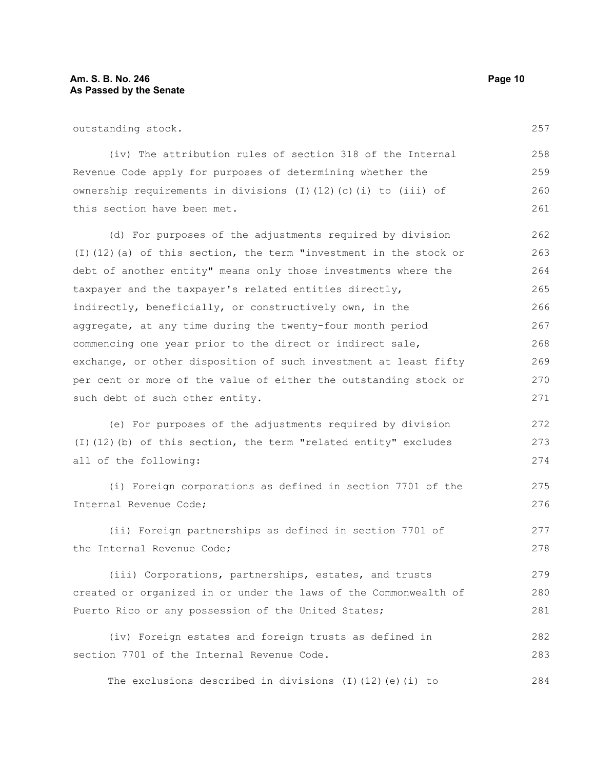outstanding stock.

(iv) The attribution rules of section 318 of the Internal Revenue Code apply for purposes of determining whether the ownership requirements in divisions (I)(12)(c)(i) to (iii) of this section have been met.

(d) For purposes of the adjustments required by division (I)(12)(a) of this section, the term "investment in the stock or debt of another entity" means only those investments where the taxpayer and the taxpayer's related entities directly, indirectly, beneficially, or constructively own, in the aggregate, at any time during the twenty-four month period commencing one year prior to the direct or indirect sale, exchange, or other disposition of such investment at least fifty per cent or more of the value of either the outstanding stock or such debt of such other entity.

(e) For purposes of the adjustments required by division (I)(12)(b) of this section, the term "related entity" excludes all of the following:

(i) Foreign corporations as defined in section 7701 of the Internal Revenue Code;

(ii) Foreign partnerships as defined in section 7701 of the Internal Revenue Code;

(iii) Corporations, partnerships, estates, and trusts created or organized in or under the laws of the Commonwealth of Puerto Rico or any possession of the United States;

(iv) Foreign estates and foreign trusts as defined in section 7701 of the Internal Revenue Code.

The exclusions described in divisions (I)(12)(e)(i) to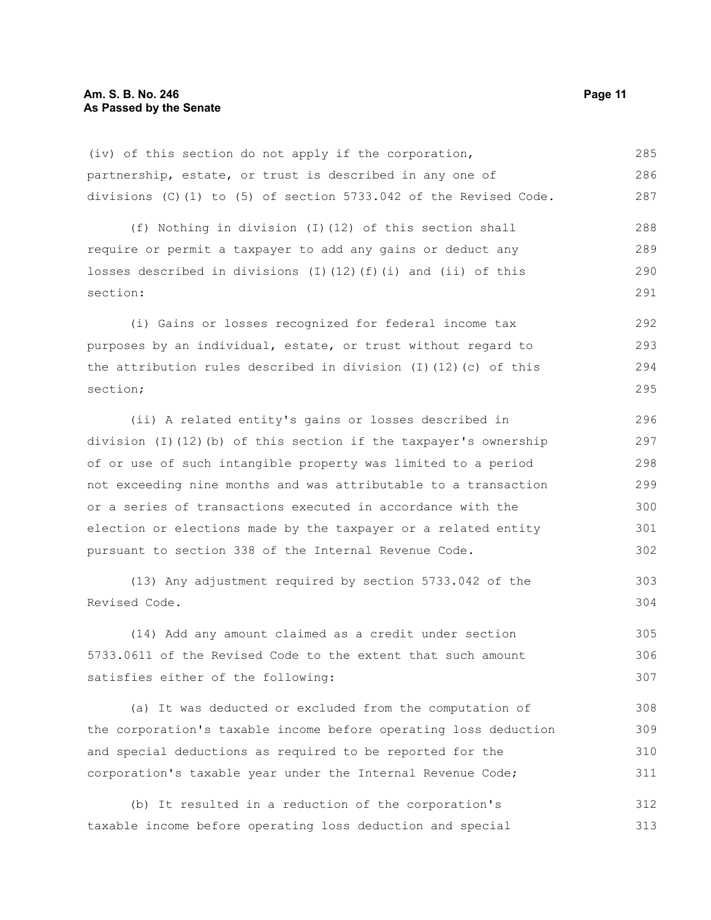(iv) of this section do not apply if the corporation, partnership, estate, or trust is described in any one of divisions (C)(1) to (5) of section 5733.042 of the Revised Code.

(f) Nothing in division (I)(12) of this section shall require or permit a taxpayer to add any gains or deduct any losses described in divisions (I)(12)(f)(i) and (ii) of this section:

(i) Gains or losses recognized for federal income tax purposes by an individual, estate, or trust without regard to the attribution rules described in division (I)(12)(c) of this section;

(ii) A related entity's gains or losses described in division (I)(12)(b) of this section if the taxpayer's ownership of or use of such intangible property was limited to a period not exceeding nine months and was attributable to a transaction or a series of transactions executed in accordance with the election or elections made by the taxpayer or a related entity pursuant to section 338 of the Internal Revenue Code.

(13) Any adjustment required by section 5733.042 of the Revised Code.

(14) Add any amount claimed as a credit under section 5733.0611 of the Revised Code to the extent that such amount satisfies either of the following:

(a) It was deducted or excluded from the computation of the corporation's taxable income before operating loss deduction and special deductions as required to be reported for the corporation's taxable year under the Internal Revenue Code;

(b) It resulted in a reduction of the corporation's taxable income before operating loss deduction and special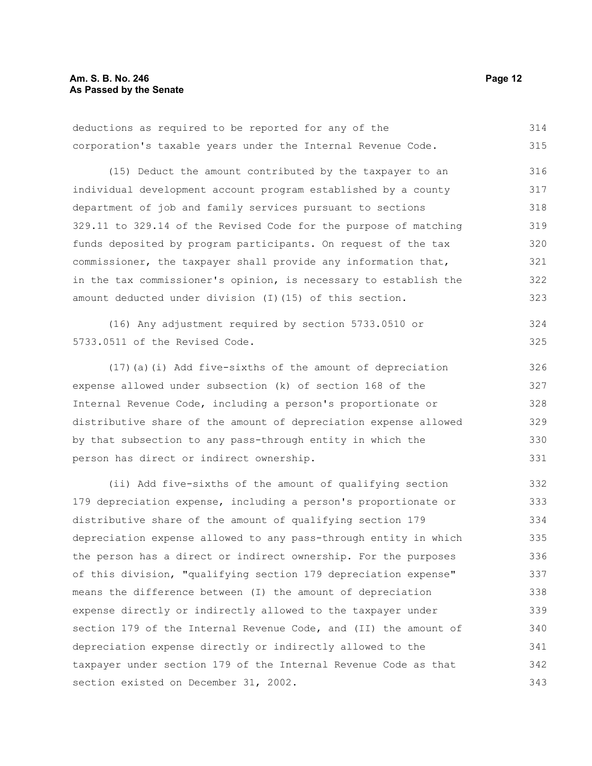deductions as required to be reported for any of the corporation's taxable years under the Internal Revenue Code.

(15) Deduct the amount contributed by the taxpayer to an individual development account program established by a county department of job and family services pursuant to sections 329.11 to 329.14 of the Revised Code for the purpose of matching funds deposited by program participants. On request of the tax commissioner, the taxpayer shall provide any information that, in the tax commissioner's opinion, is necessary to establish the amount deducted under division (I)(15) of this section.

(16) Any adjustment required by section 5733.0510 or 5733.0511 of the Revised Code.

(17)(a)(i) Add five-sixths of the amount of depreciation expense allowed under subsection (k) of section 168 of the Internal Revenue Code, including a person's proportionate or distributive share of the amount of depreciation expense allowed by that subsection to any pass-through entity in which the person has direct or indirect ownership.

(ii) Add five-sixths of the amount of qualifying section 179 depreciation expense, including a person's proportionate or distributive share of the amount of qualifying section 179 depreciation expense allowed to any pass-through entity in which the person has a direct or indirect ownership. For the purposes of this division, "qualifying section 179 depreciation expense" means the difference between (I) the amount of depreciation expense directly or indirectly allowed to the taxpayer under section 179 of the Internal Revenue Code, and (II) the amount of depreciation expense directly or indirectly allowed to the taxpayer under section 179 of the Internal Revenue Code as that section existed on December 31, 2002.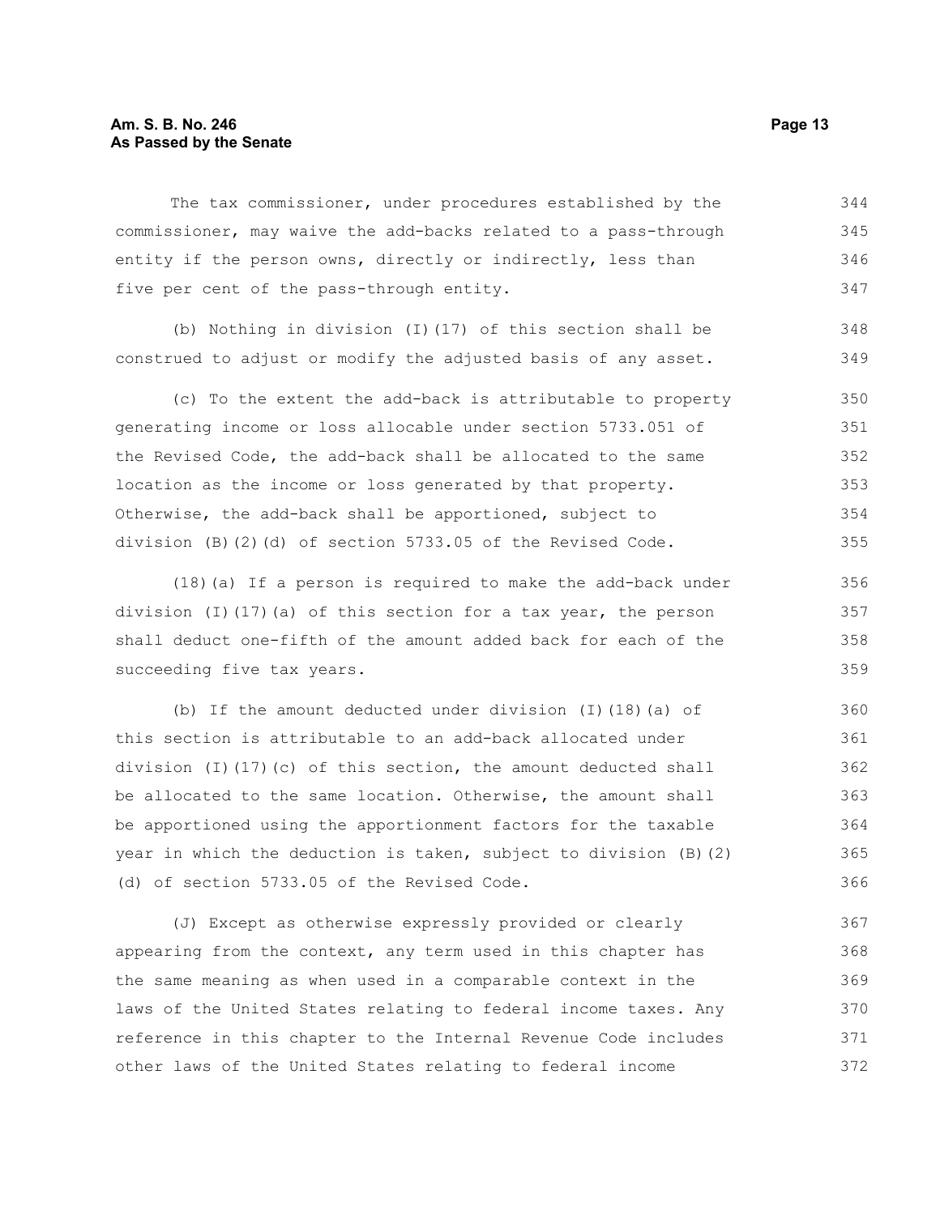The tax commissioner, under procedures established by the commissioner, may waive the add-backs related to a pass-through entity if the person owns, directly or indirectly, less than five per cent of the pass-through entity.

(b) Nothing in division (I)(17) of this section shall be construed to adjust or modify the adjusted basis of any asset.

(c) To the extent the add-back is attributable to property generating income or loss allocable under section 5733.051 of the Revised Code, the add-back shall be allocated to the same location as the income or loss generated by that property. Otherwise, the add-back shall be apportioned, subject to division (B)(2)(d) of section 5733.05 of the Revised Code.

(18)(a) If a person is required to make the add-back under division (I)(17)(a) of this section for a tax year, the person shall deduct one-fifth of the amount added back for each of the succeeding five tax years.

(b) If the amount deducted under division (I)(18)(a) of this section is attributable to an add-back allocated under division (I)(17)(c) of this section, the amount deducted shall be allocated to the same location. Otherwise, the amount shall be apportioned using the apportionment factors for the taxable year in which the deduction is taken, subject to division (B)(2)(d) of section 5733.05 of the Revised Code.

(J) Except as otherwise expressly provided or clearly appearing from the context, any term used in this chapter has the same meaning as when used in a comparable context in the laws of the United States relating to federal income taxes. Any reference in this chapter to the Internal Revenue Code includes other laws of the United States relating to federal income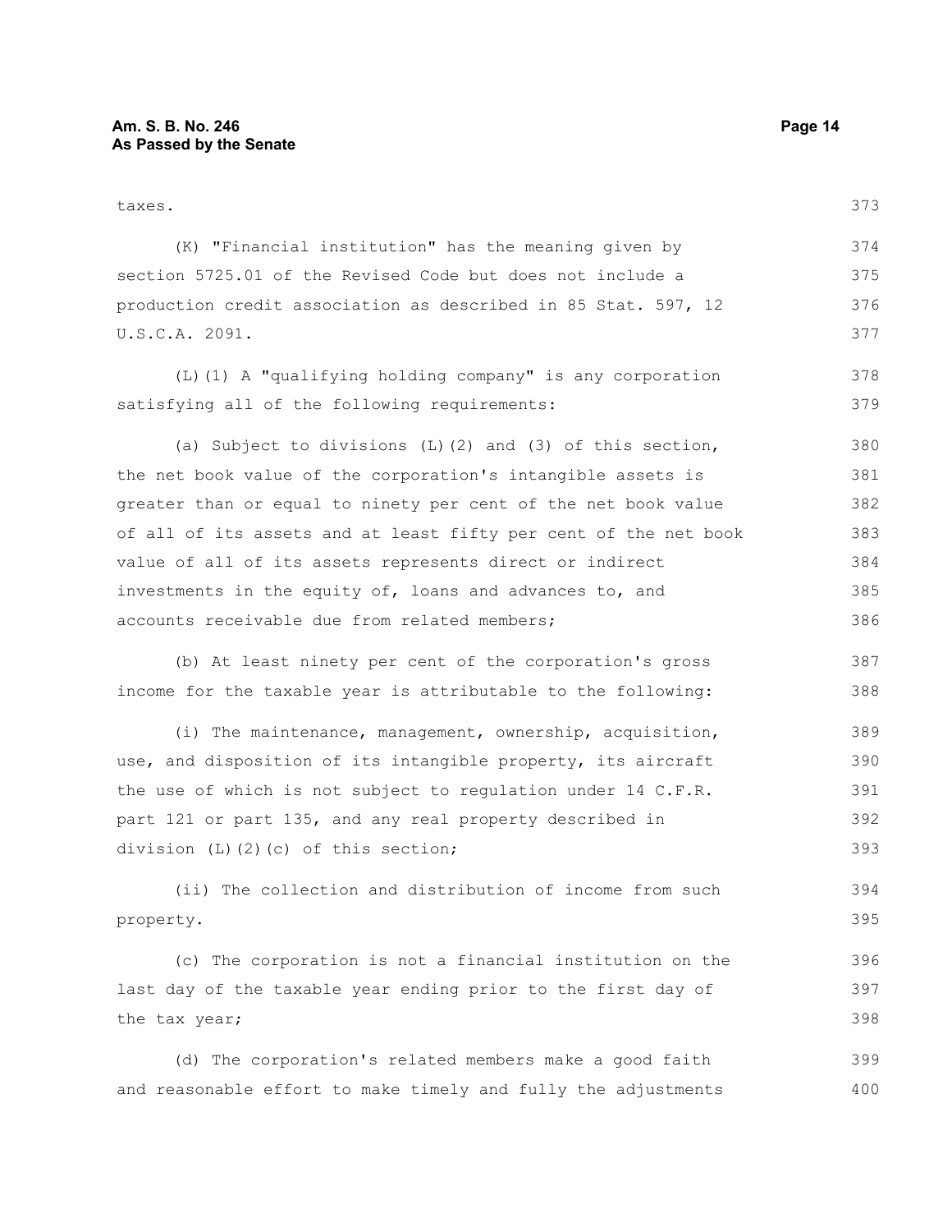taxes.

(K) "Financial institution" has the meaning given by section 5725.01 of the Revised Code but does not include a production credit association as described in 85 Stat. 597, 12 U.S.C.A. 2091.

(L)(1) A "qualifying holding company" is any corporation satisfying all of the following requirements:

(a) Subject to divisions (L)(2) and (3) of this section, the net book value of the corporation's intangible assets is greater than or equal to ninety per cent of the net book value of all of its assets and at least fifty per cent of the net book value of all of its assets represents direct or indirect investments in the equity of, loans and advances to, and accounts receivable due from related members;

(b) At least ninety per cent of the corporation's gross income for the taxable year is attributable to the following:

(i) The maintenance, management, ownership, acquisition, use, and disposition of its intangible property, its aircraft the use of which is not subject to regulation under 14 C.F.R. part 121 or part 135, and any real property described in division (L)(2)(c) of this section;

(ii) The collection and distribution of income from such property.

(c) The corporation is not a financial institution on the last day of the taxable year ending prior to the first day of the tax year;

(d) The corporation's related members make a good faith and reasonable effort to make timely and fully the adjustments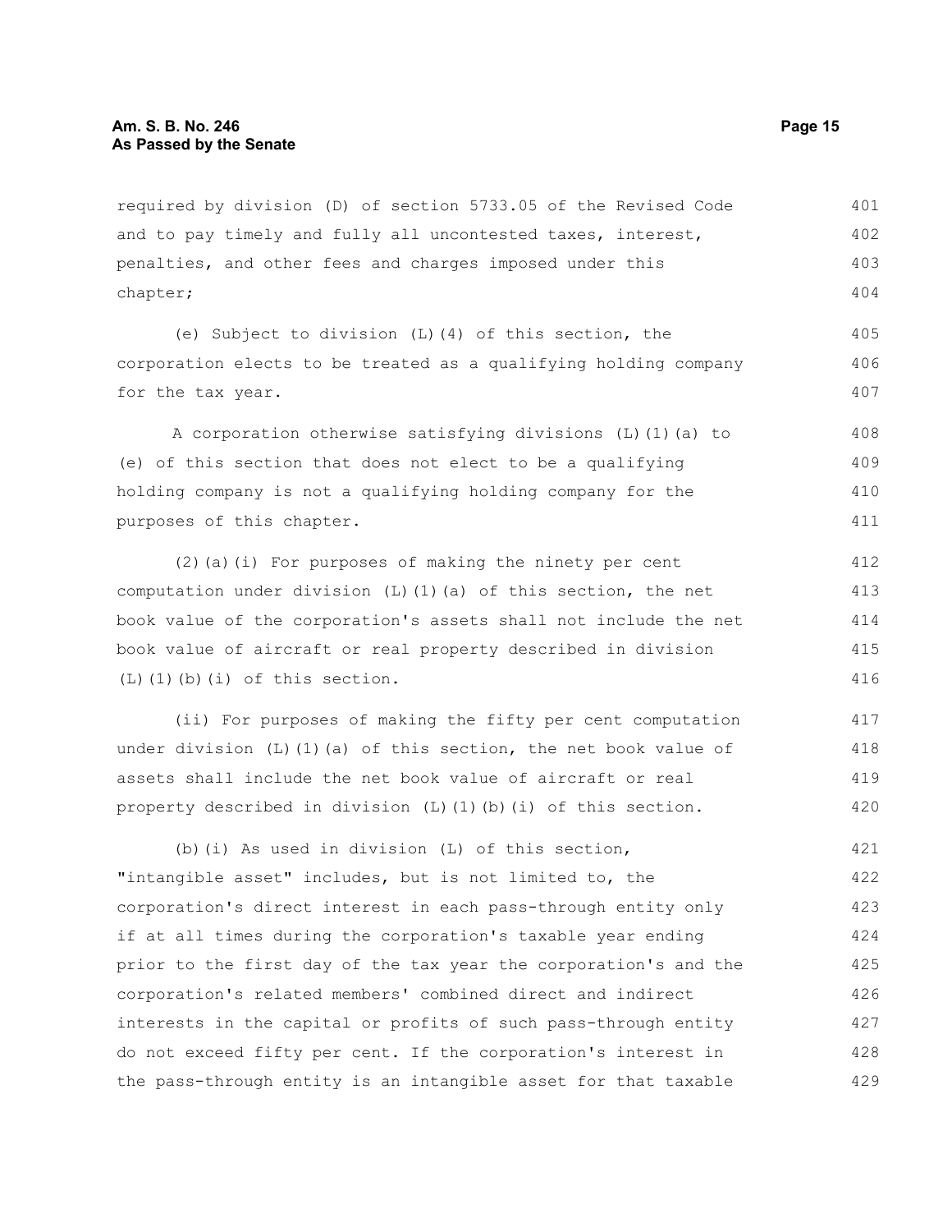required by division (D) of section 5733.05 of the Revised Code and to pay timely and fully all uncontested taxes, interest, penalties, and other fees and charges imposed under this chapter;

(e) Subject to division (L)(4) of this section, the corporation elects to be treated as a qualifying holding company for the tax year.

A corporation otherwise satisfying divisions (L)(1)(a) to (e) of this section that does not elect to be a qualifying holding company is not a qualifying holding company for the purposes of this chapter.

(2)(a)(i) For purposes of making the ninety per cent computation under division (L)(1)(a) of this section, the net book value of the corporation's assets shall not include the net book value of aircraft or real property described in division (L)(1)(b)(i) of this section.

(ii) For purposes of making the fifty per cent computation under division (L)(1)(a) of this section, the net book value of assets shall include the net book value of aircraft or real property described in division (L)(1)(b)(i) of this section.

(b)(i) As used in division (L) of this section, "intangible asset" includes, but is not limited to, the corporation's direct interest in each pass-through entity only if at all times during the corporation's taxable year ending prior to the first day of the tax year the corporation's and the corporation's related members' combined direct and indirect interests in the capital or profits of such pass-through entity do not exceed fifty per cent. If the corporation's interest in the pass-through entity is an intangible asset for that taxable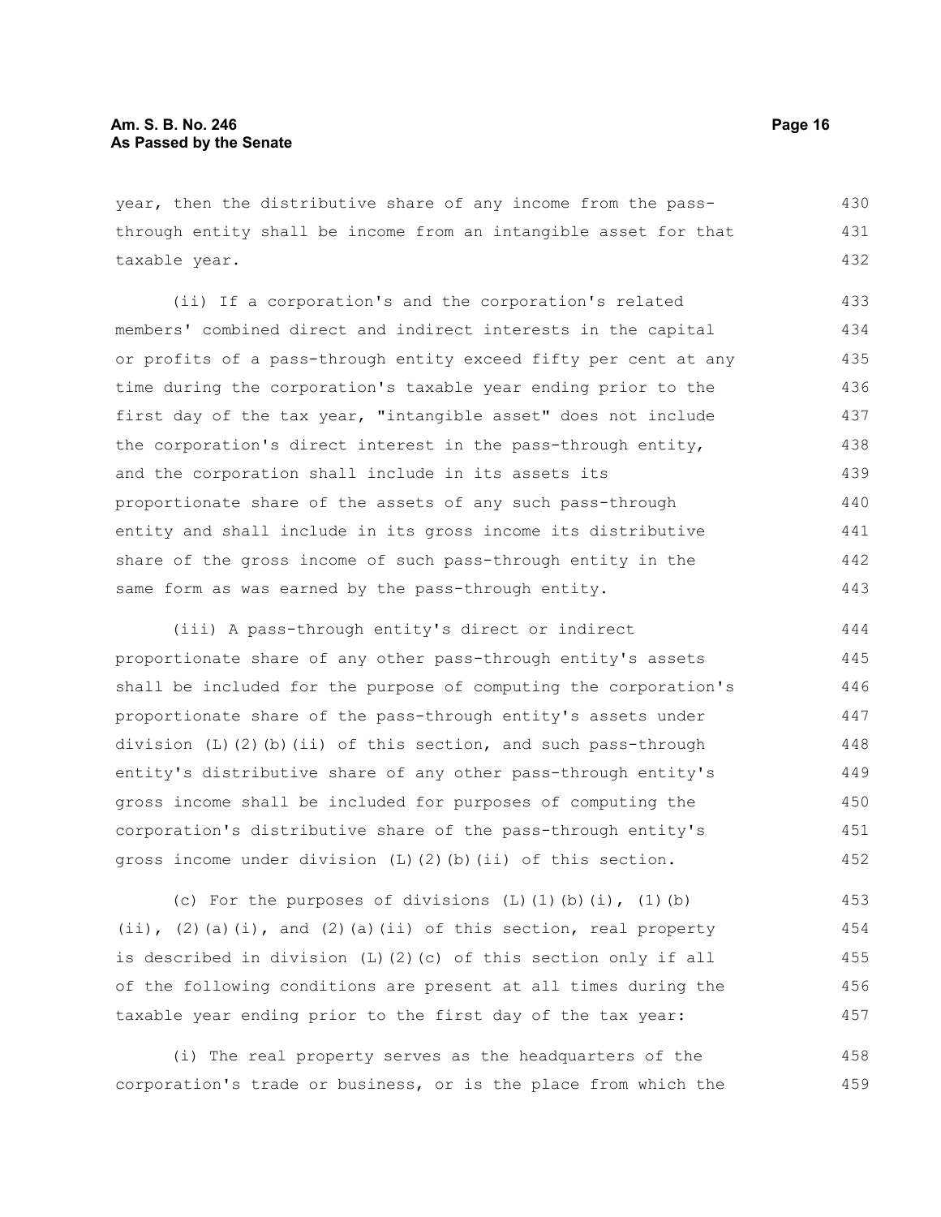year, then the distributive share of any income from the pass-through entity shall be income from an intangible asset for that taxable year.

(ii) If a corporation's and the corporation's related members' combined direct and indirect interests in the capital or profits of a pass-through entity exceed fifty per cent at any time during the corporation's taxable year ending prior to the first day of the tax year, "intangible asset" does not include the corporation's direct interest in the pass-through entity, and the corporation shall include in its assets its proportionate share of the assets of any such pass-through entity and shall include in its gross income its distributive share of the gross income of such pass-through entity in the same form as was earned by the pass-through entity.

(iii) A pass-through entity's direct or indirect proportionate share of any other pass-through entity's assets shall be included for the purpose of computing the corporation's proportionate share of the pass-through entity's assets under division (L)(2)(b)(ii) of this section, and such pass-through entity's distributive share of any other pass-through entity's gross income shall be included for purposes of computing the corporation's distributive share of the pass-through entity's gross income under division (L)(2)(b)(ii) of this section.

(c) For the purposes of divisions (L)(1)(b)(i), (1)(b)(ii), (2)(a)(i), and (2)(a)(ii) of this section, real property is described in division (L)(2)(c) of this section only if all of the following conditions are present at all times during the taxable year ending prior to the first day of the tax year:

(i) The real property serves as the headquarters of the corporation's trade or business, or is the place from which the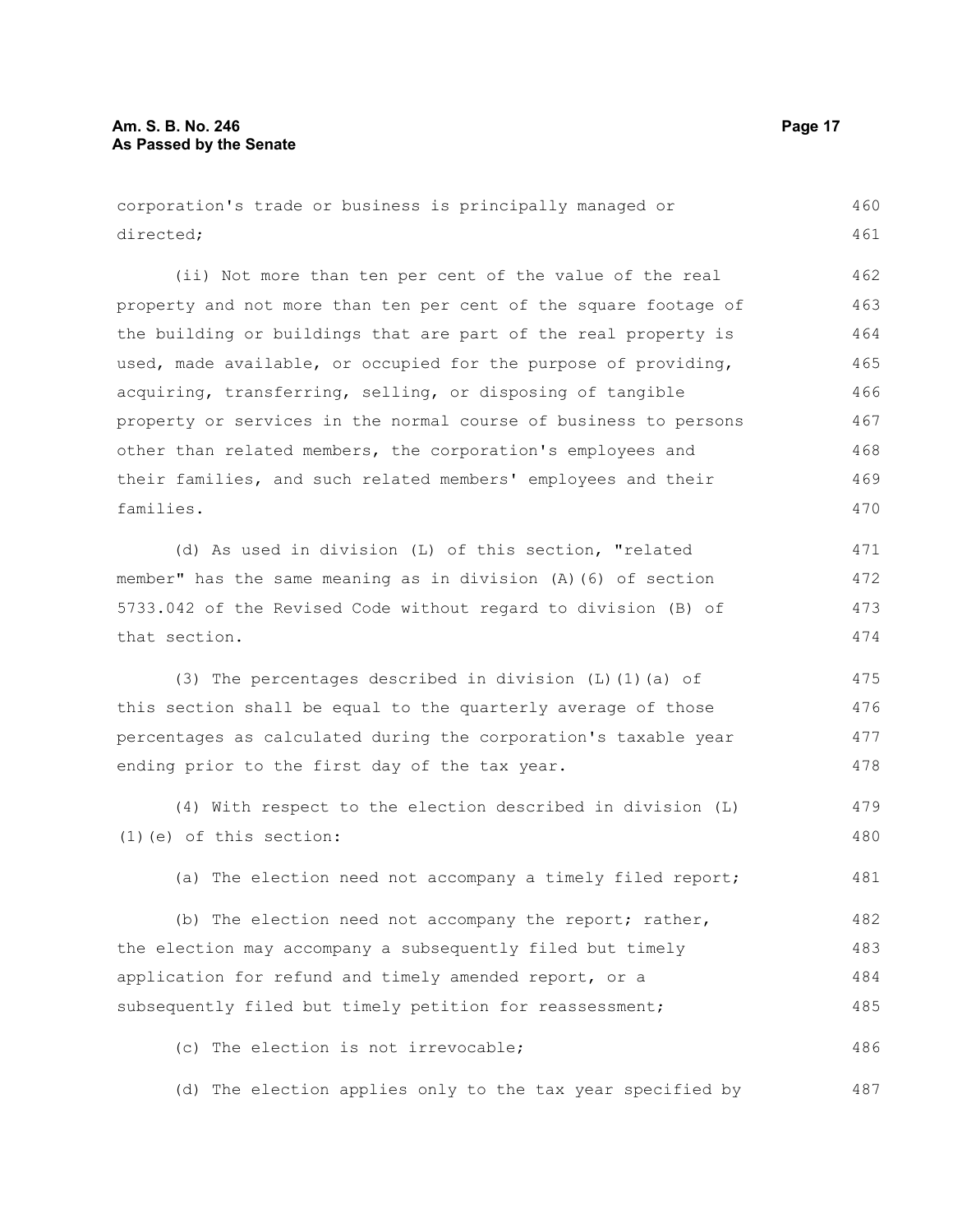corporation's trade or business is principally managed or directed;

(ii) Not more than ten per cent of the value of the real property and not more than ten per cent of the square footage of the building or buildings that are part of the real property is used, made available, or occupied for the purpose of providing, acquiring, transferring, selling, or disposing of tangible property or services in the normal course of business to persons other than related members, the corporation's employees and their families, and such related members' employees and their families.

(d) As used in division (L) of this section, "related member" has the same meaning as in division (A)(6) of section 5733.042 of the Revised Code without regard to division (B) of that section.

(3) The percentages described in division (L)(1)(a) of this section shall be equal to the quarterly average of those percentages as calculated during the corporation's taxable year ending prior to the first day of the tax year.

(4) With respect to the election described in division (L)(1)(e) of this section:

(a) The election need not accompany a timely filed report;

(b) The election need not accompany the report; rather, the election may accompany a subsequently filed but timely application for refund and timely amended report, or a subsequently filed but timely petition for reassessment;

(c) The election is not irrevocable;

(d) The election applies only to the tax year specified by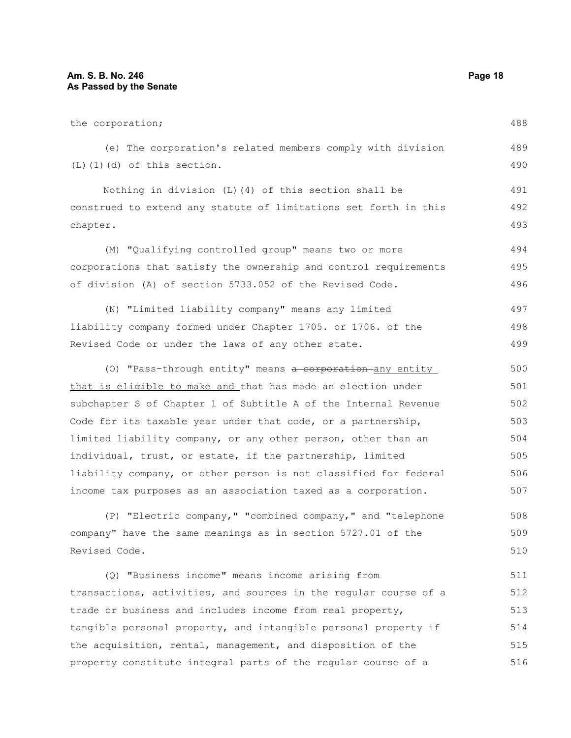the corporation;

(e) The corporation's related members comply with division (L)(1)(d) of this section.

Nothing in division (L)(4) of this section shall be construed to extend any statute of limitations set forth in this chapter.

(M) "Qualifying controlled group" means two or more corporations that satisfy the ownership and control requirements of division (A) of section 5733.052 of the Revised Code.

(N) "Limited liability company" means any limited liability company formed under Chapter 1705. or 1706. of the Revised Code or under the laws of any other state.

(O) "Pass-through entity" means ~~a corporation~~ <u>any entity that is eligible to make and</u> that has made an election under subchapter S of Chapter 1 of Subtitle A of the Internal Revenue Code for its taxable year under that code, or a partnership, limited liability company, or any other person, other than an individual, trust, or estate, if the partnership, limited liability company, or other person is not classified for federal income tax purposes as an association taxed as a corporation.

(P) "Electric company," "combined company," and "telephone company" have the same meanings as in section 5727.01 of the Revised Code.

(Q) "Business income" means income arising from transactions, activities, and sources in the regular course of a trade or business and includes income from real property, tangible personal property, and intangible personal property if the acquisition, rental, management, and disposition of the property constitute integral parts of the regular course of a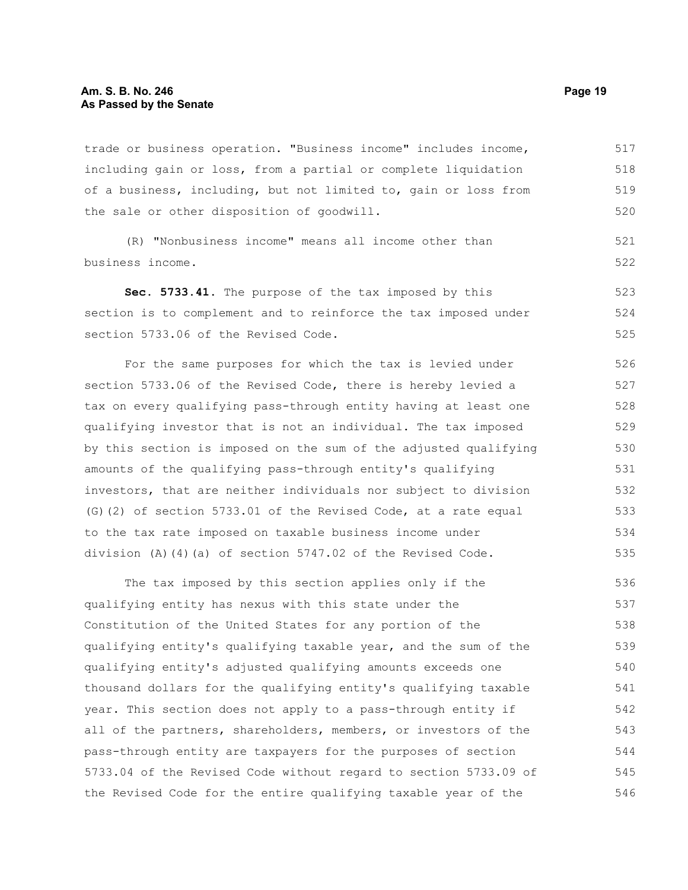trade or business operation. "Business income" includes income, including gain or loss, from a partial or complete liquidation of a business, including, but not limited to, gain or loss from the sale or other disposition of goodwill.

(R) "Nonbusiness income" means all income other than business income.

**Sec. 5733.41.** The purpose of the tax imposed by this section is to complement and to reinforce the tax imposed under section 5733.06 of the Revised Code.

For the same purposes for which the tax is levied under section 5733.06 of the Revised Code, there is hereby levied a tax on every qualifying pass-through entity having at least one qualifying investor that is not an individual. The tax imposed by this section is imposed on the sum of the adjusted qualifying amounts of the qualifying pass-through entity's qualifying investors, that are neither individuals nor subject to division (G)(2) of section 5733.01 of the Revised Code, at a rate equal to the tax rate imposed on taxable business income under division (A)(4)(a) of section 5747.02 of the Revised Code.

The tax imposed by this section applies only if the qualifying entity has nexus with this state under the Constitution of the United States for any portion of the qualifying entity's qualifying taxable year, and the sum of the qualifying entity's adjusted qualifying amounts exceeds one thousand dollars for the qualifying entity's qualifying taxable year. This section does not apply to a pass-through entity if all of the partners, shareholders, members, or investors of the pass-through entity are taxpayers for the purposes of section 5733.04 of the Revised Code without regard to section 5733.09 of the Revised Code for the entire qualifying taxable year of the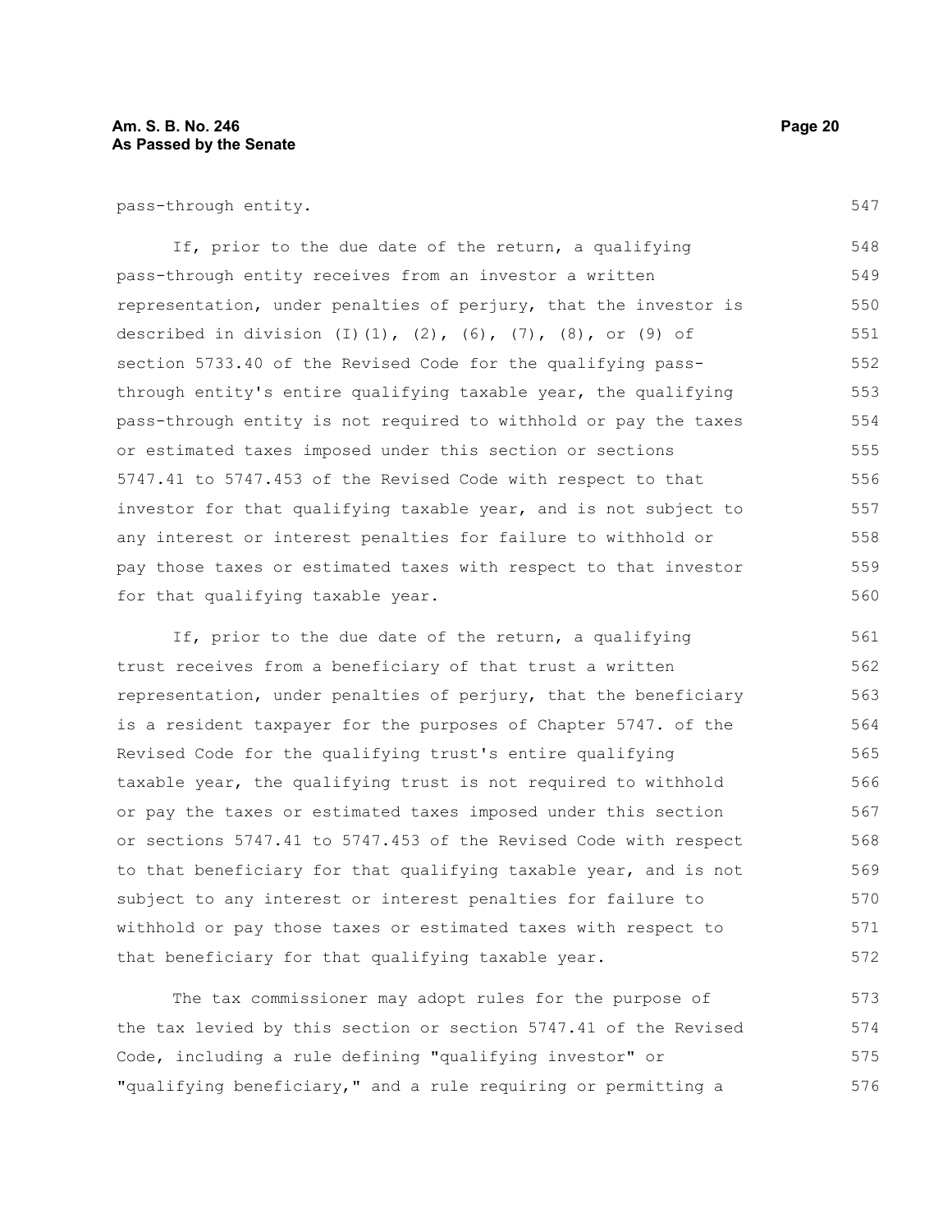pass-through entity.

If, prior to the due date of the return, a qualifying pass-through entity receives from an investor a written representation, under penalties of perjury, that the investor is described in division (I)(1), (2), (6), (7), (8), or (9) of section 5733.40 of the Revised Code for the qualifying pass-through entity's entire qualifying taxable year, the qualifying pass-through entity is not required to withhold or pay the taxes or estimated taxes imposed under this section or sections 5747.41 to 5747.453 of the Revised Code with respect to that investor for that qualifying taxable year, and is not subject to any interest or interest penalties for failure to withhold or pay those taxes or estimated taxes with respect to that investor for that qualifying taxable year.

If, prior to the due date of the return, a qualifying trust receives from a beneficiary of that trust a written representation, under penalties of perjury, that the beneficiary is a resident taxpayer for the purposes of Chapter 5747. of the Revised Code for the qualifying trust's entire qualifying taxable year, the qualifying trust is not required to withhold or pay the taxes or estimated taxes imposed under this section or sections 5747.41 to 5747.453 of the Revised Code with respect to that beneficiary for that qualifying taxable year, and is not subject to any interest or interest penalties for failure to withhold or pay those taxes or estimated taxes with respect to that beneficiary for that qualifying taxable year.

The tax commissioner may adopt rules for the purpose of the tax levied by this section or section 5747.41 of the Revised Code, including a rule defining "qualifying investor" or "qualifying beneficiary," and a rule requiring or permitting a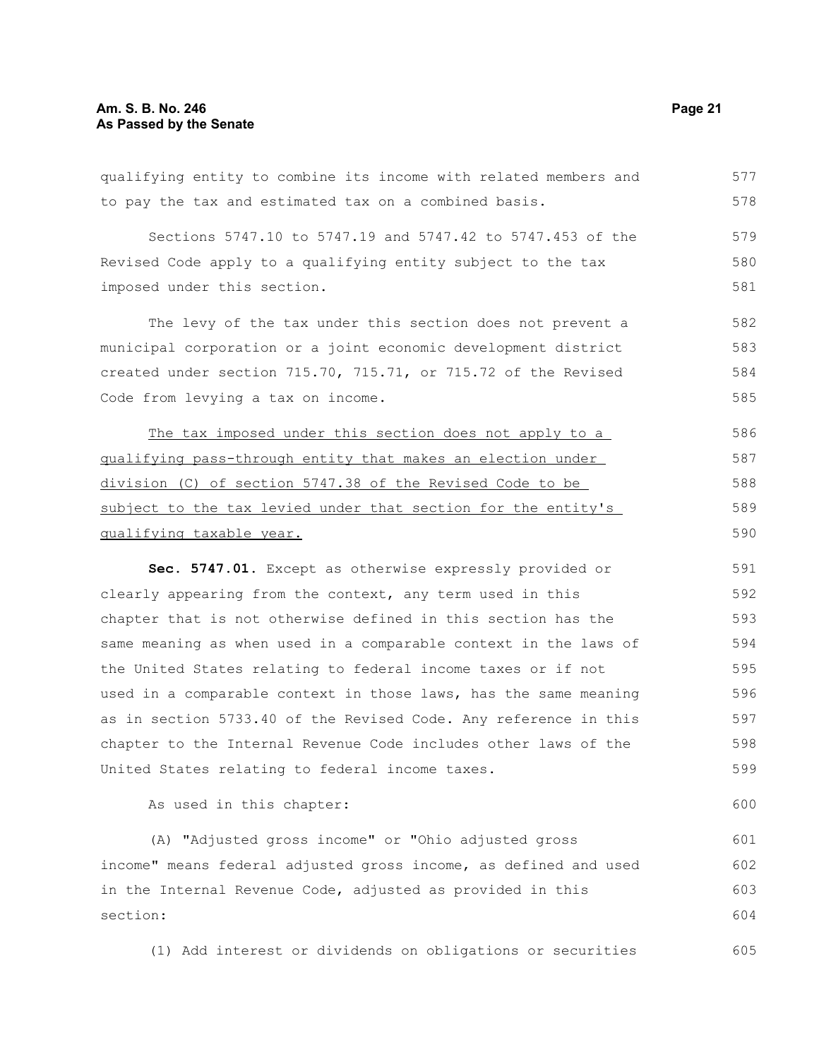qualifying entity to combine its income with related members and to pay the tax and estimated tax on a combined basis.

Sections 5747.10 to 5747.19 and 5747.42 to 5747.453 of the Revised Code apply to a qualifying entity subject to the tax imposed under this section.

The levy of the tax under this section does not prevent a municipal corporation or a joint economic development district created under section 715.70, 715.71, or 715.72 of the Revised Code from levying a tax on income.

<u>The tax imposed under this section does not apply to a qualifying pass-through entity that makes an election under division (C) of section 5747.38 of the Revised Code to be subject to the tax levied under that section for the entity's qualifying taxable year.</u>

**Sec. 5747.01.** Except as otherwise expressly provided or clearly appearing from the context, any term used in this chapter that is not otherwise defined in this section has the same meaning as when used in a comparable context in the laws of the United States relating to federal income taxes or if not used in a comparable context in those laws, has the same meaning as in section 5733.40 of the Revised Code. Any reference in this chapter to the Internal Revenue Code includes other laws of the United States relating to federal income taxes.

As used in this chapter:

(A) "Adjusted gross income" or "Ohio adjusted gross income" means federal adjusted gross income, as defined and used in the Internal Revenue Code, adjusted as provided in this section:

(1) Add interest or dividends on obligations or securities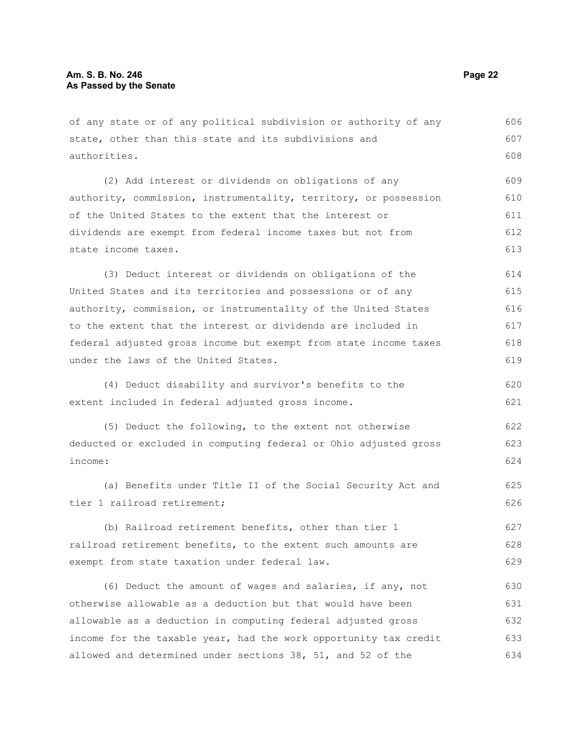of any state or of any political subdivision or authority of any state, other than this state and its subdivisions and authorities.

(2) Add interest or dividends on obligations of any authority, commission, instrumentality, territory, or possession of the United States to the extent that the interest or dividends are exempt from federal income taxes but not from state income taxes.

(3) Deduct interest or dividends on obligations of the United States and its territories and possessions or of any authority, commission, or instrumentality of the United States to the extent that the interest or dividends are included in federal adjusted gross income but exempt from state income taxes under the laws of the United States.

(4) Deduct disability and survivor's benefits to the extent included in federal adjusted gross income.

(5) Deduct the following, to the extent not otherwise deducted or excluded in computing federal or Ohio adjusted gross income:

(a) Benefits under Title II of the Social Security Act and tier 1 railroad retirement;

(b) Railroad retirement benefits, other than tier 1 railroad retirement benefits, to the extent such amounts are exempt from state taxation under federal law.

(6) Deduct the amount of wages and salaries, if any, not otherwise allowable as a deduction but that would have been allowable as a deduction in computing federal adjusted gross income for the taxable year, had the work opportunity tax credit allowed and determined under sections 38, 51, and 52 of the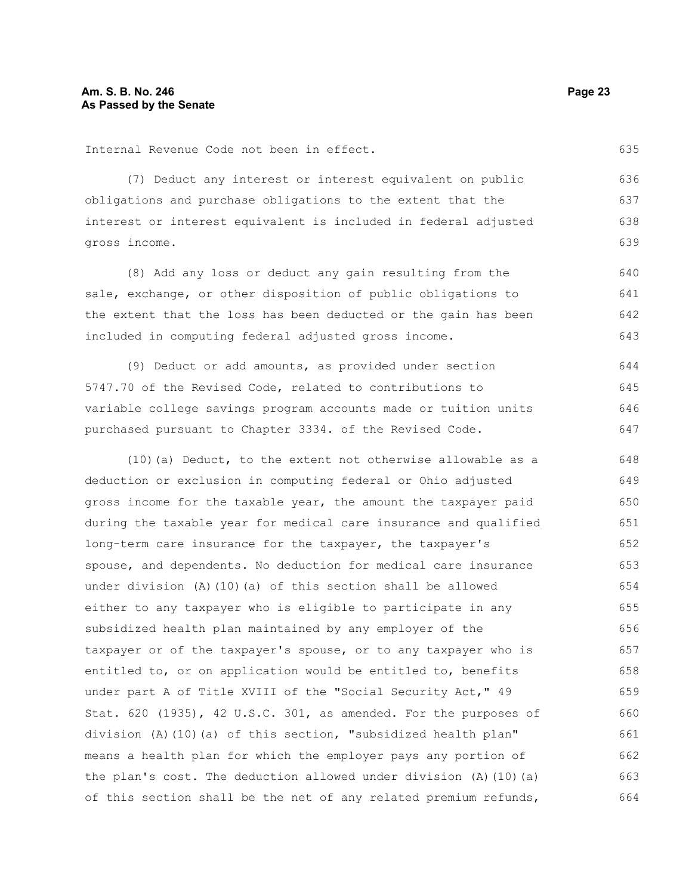Internal Revenue Code not been in effect.

(7) Deduct any interest or interest equivalent on public obligations and purchase obligations to the extent that the interest or interest equivalent is included in federal adjusted gross income.

(8) Add any loss or deduct any gain resulting from the sale, exchange, or other disposition of public obligations to the extent that the loss has been deducted or the gain has been included in computing federal adjusted gross income.

(9) Deduct or add amounts, as provided under section 5747.70 of the Revised Code, related to contributions to variable college savings program accounts made or tuition units purchased pursuant to Chapter 3334. of the Revised Code.

(10)(a) Deduct, to the extent not otherwise allowable as a deduction or exclusion in computing federal or Ohio adjusted gross income for the taxable year, the amount the taxpayer paid during the taxable year for medical care insurance and qualified long-term care insurance for the taxpayer, the taxpayer's spouse, and dependents. No deduction for medical care insurance under division (A)(10)(a) of this section shall be allowed either to any taxpayer who is eligible to participate in any subsidized health plan maintained by any employer of the taxpayer or of the taxpayer's spouse, or to any taxpayer who is entitled to, or on application would be entitled to, benefits under part A of Title XVIII of the "Social Security Act," 49 Stat. 620 (1935), 42 U.S.C. 301, as amended. For the purposes of division (A)(10)(a) of this section, "subsidized health plan" means a health plan for which the employer pays any portion of the plan's cost. The deduction allowed under division (A)(10)(a) of this section shall be the net of any related premium refunds,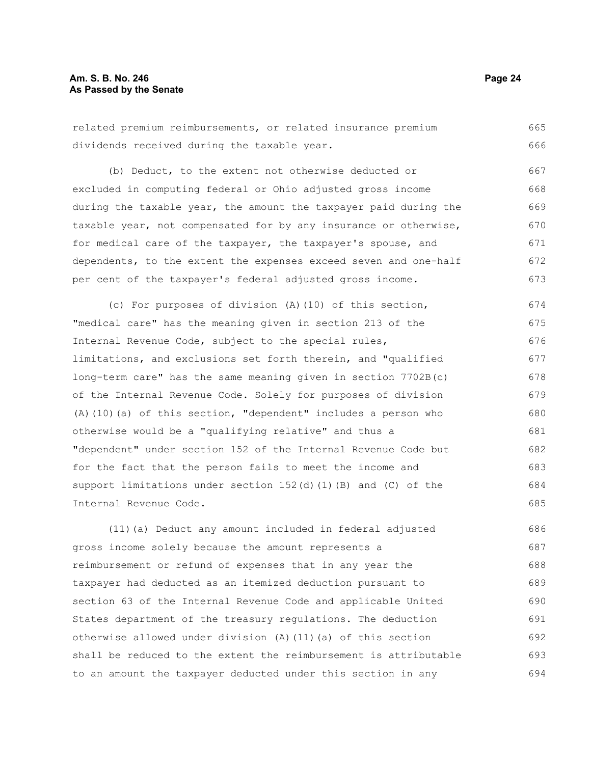related premium reimbursements, or related insurance premium dividends received during the taxable year.

(b) Deduct, to the extent not otherwise deducted or excluded in computing federal or Ohio adjusted gross income during the taxable year, the amount the taxpayer paid during the taxable year, not compensated for by any insurance or otherwise, for medical care of the taxpayer, the taxpayer's spouse, and dependents, to the extent the expenses exceed seven and one-half per cent of the taxpayer's federal adjusted gross income.

(c) For purposes of division (A)(10) of this section, "medical care" has the meaning given in section 213 of the Internal Revenue Code, subject to the special rules, limitations, and exclusions set forth therein, and "qualified long-term care" has the same meaning given in section 7702B(c) of the Internal Revenue Code. Solely for purposes of division (A)(10)(a) of this section, "dependent" includes a person who otherwise would be a "qualifying relative" and thus a "dependent" under section 152 of the Internal Revenue Code but for the fact that the person fails to meet the income and support limitations under section 152(d)(1)(B) and (C) of the Internal Revenue Code.

(11)(a) Deduct any amount included in federal adjusted gross income solely because the amount represents a reimbursement or refund of expenses that in any year the taxpayer had deducted as an itemized deduction pursuant to section 63 of the Internal Revenue Code and applicable United States department of the treasury regulations. The deduction otherwise allowed under division (A)(11)(a) of this section shall be reduced to the extent the reimbursement is attributable to an amount the taxpayer deducted under this section in any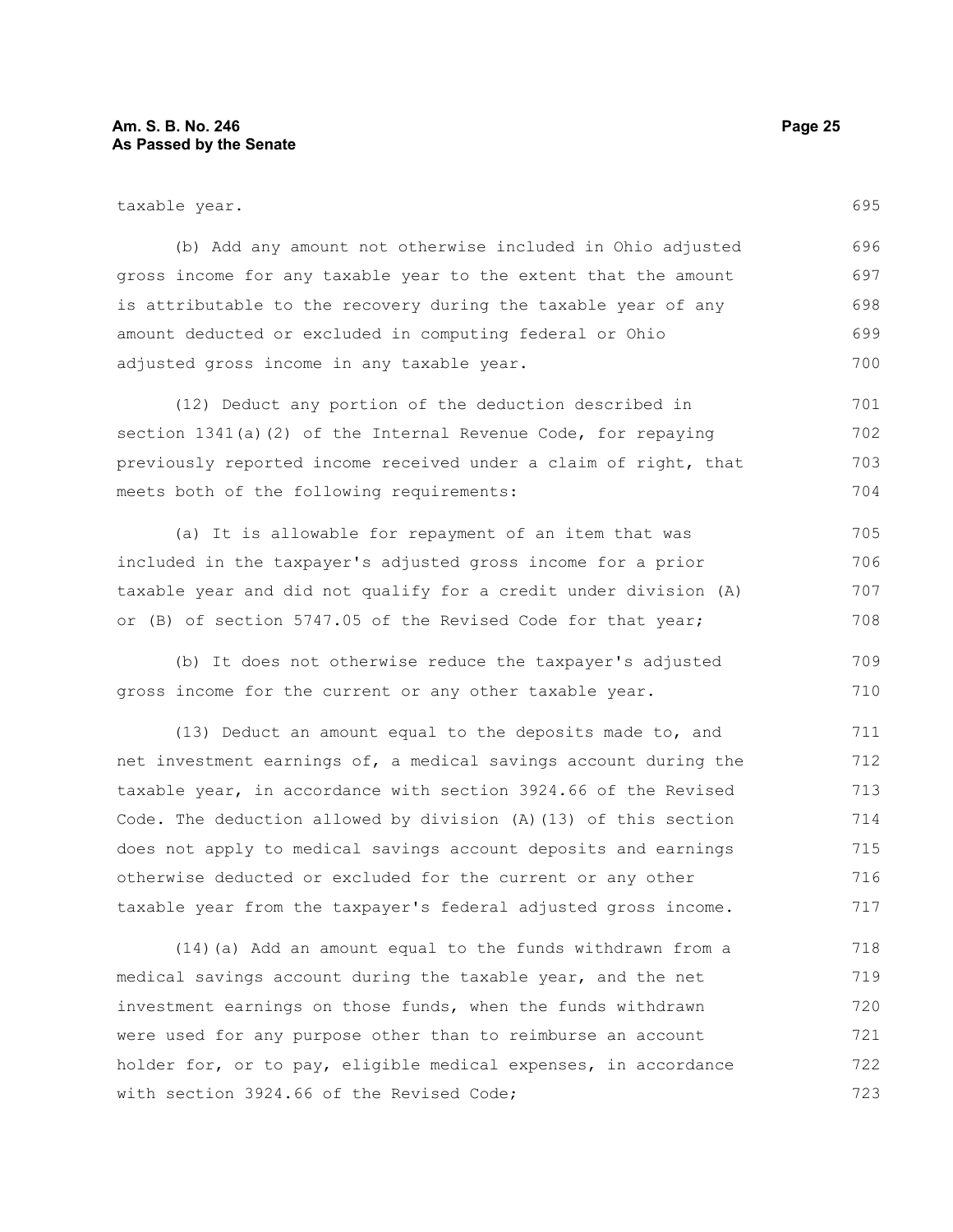taxable year.

(b) Add any amount not otherwise included in Ohio adjusted gross income for any taxable year to the extent that the amount is attributable to the recovery during the taxable year of any amount deducted or excluded in computing federal or Ohio adjusted gross income in any taxable year.

(12) Deduct any portion of the deduction described in section 1341(a)(2) of the Internal Revenue Code, for repaying previously reported income received under a claim of right, that meets both of the following requirements:

(a) It is allowable for repayment of an item that was included in the taxpayer's adjusted gross income for a prior taxable year and did not qualify for a credit under division (A) or (B) of section 5747.05 of the Revised Code for that year;

(b) It does not otherwise reduce the taxpayer's adjusted gross income for the current or any other taxable year.

(13) Deduct an amount equal to the deposits made to, and net investment earnings of, a medical savings account during the taxable year, in accordance with section 3924.66 of the Revised Code. The deduction allowed by division (A)(13) of this section does not apply to medical savings account deposits and earnings otherwise deducted or excluded for the current or any other taxable year from the taxpayer's federal adjusted gross income.

(14)(a) Add an amount equal to the funds withdrawn from a medical savings account during the taxable year, and the net investment earnings on those funds, when the funds withdrawn were used for any purpose other than to reimburse an account holder for, or to pay, eligible medical expenses, in accordance with section 3924.66 of the Revised Code;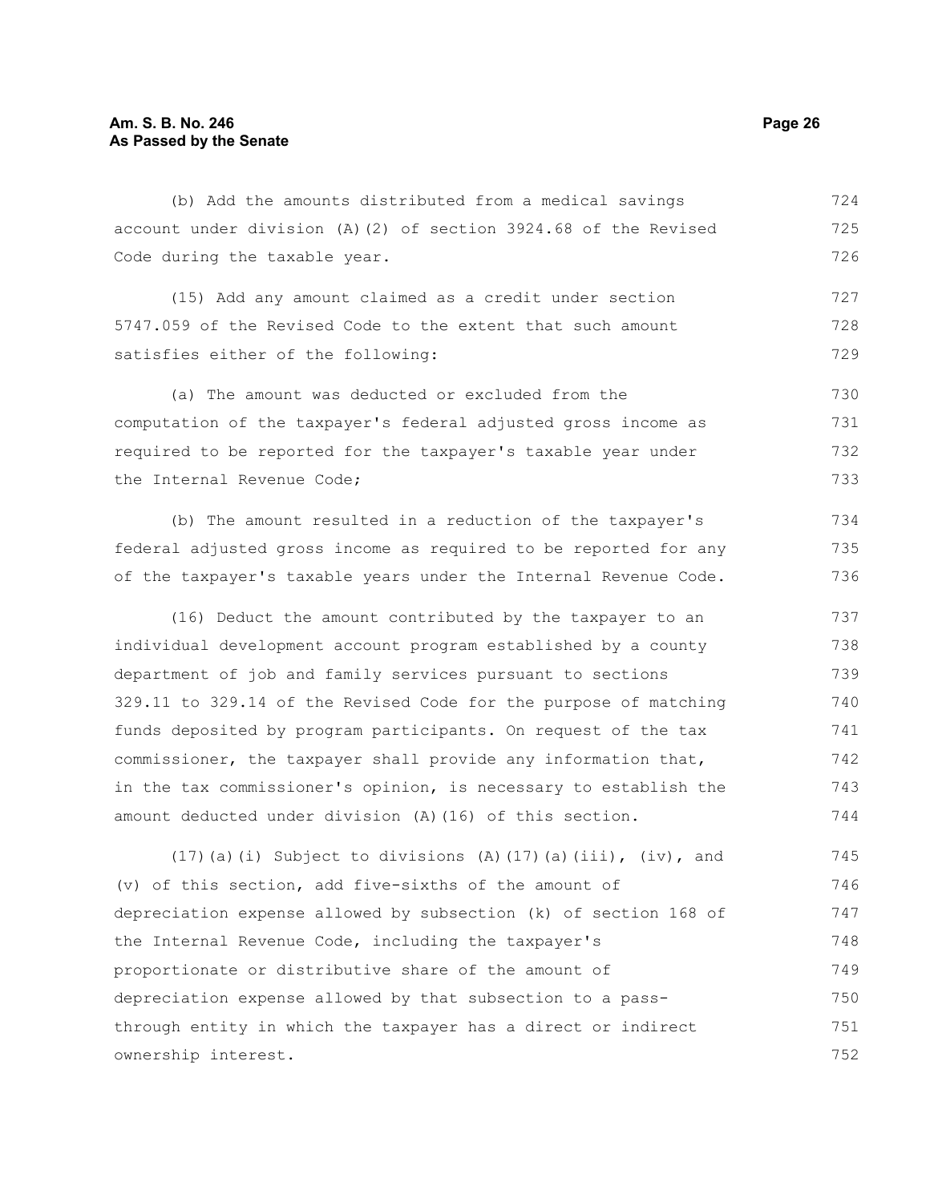(b) Add the amounts distributed from a medical savings account under division (A)(2) of section 3924.68 of the Revised Code during the taxable year.

(15) Add any amount claimed as a credit under section 5747.059 of the Revised Code to the extent that such amount satisfies either of the following:

(a) The amount was deducted or excluded from the computation of the taxpayer's federal adjusted gross income as required to be reported for the taxpayer's taxable year under the Internal Revenue Code;

(b) The amount resulted in a reduction of the taxpayer's federal adjusted gross income as required to be reported for any of the taxpayer's taxable years under the Internal Revenue Code.

(16) Deduct the amount contributed by the taxpayer to an individual development account program established by a county department of job and family services pursuant to sections 329.11 to 329.14 of the Revised Code for the purpose of matching funds deposited by program participants. On request of the tax commissioner, the taxpayer shall provide any information that, in the tax commissioner's opinion, is necessary to establish the amount deducted under division (A)(16) of this section.

(17)(a)(i) Subject to divisions (A)(17)(a)(iii), (iv), and (v) of this section, add five-sixths of the amount of depreciation expense allowed by subsection (k) of section 168 of the Internal Revenue Code, including the taxpayer's proportionate or distributive share of the amount of depreciation expense allowed by that subsection to a pass-through entity in which the taxpayer has a direct or indirect ownership interest.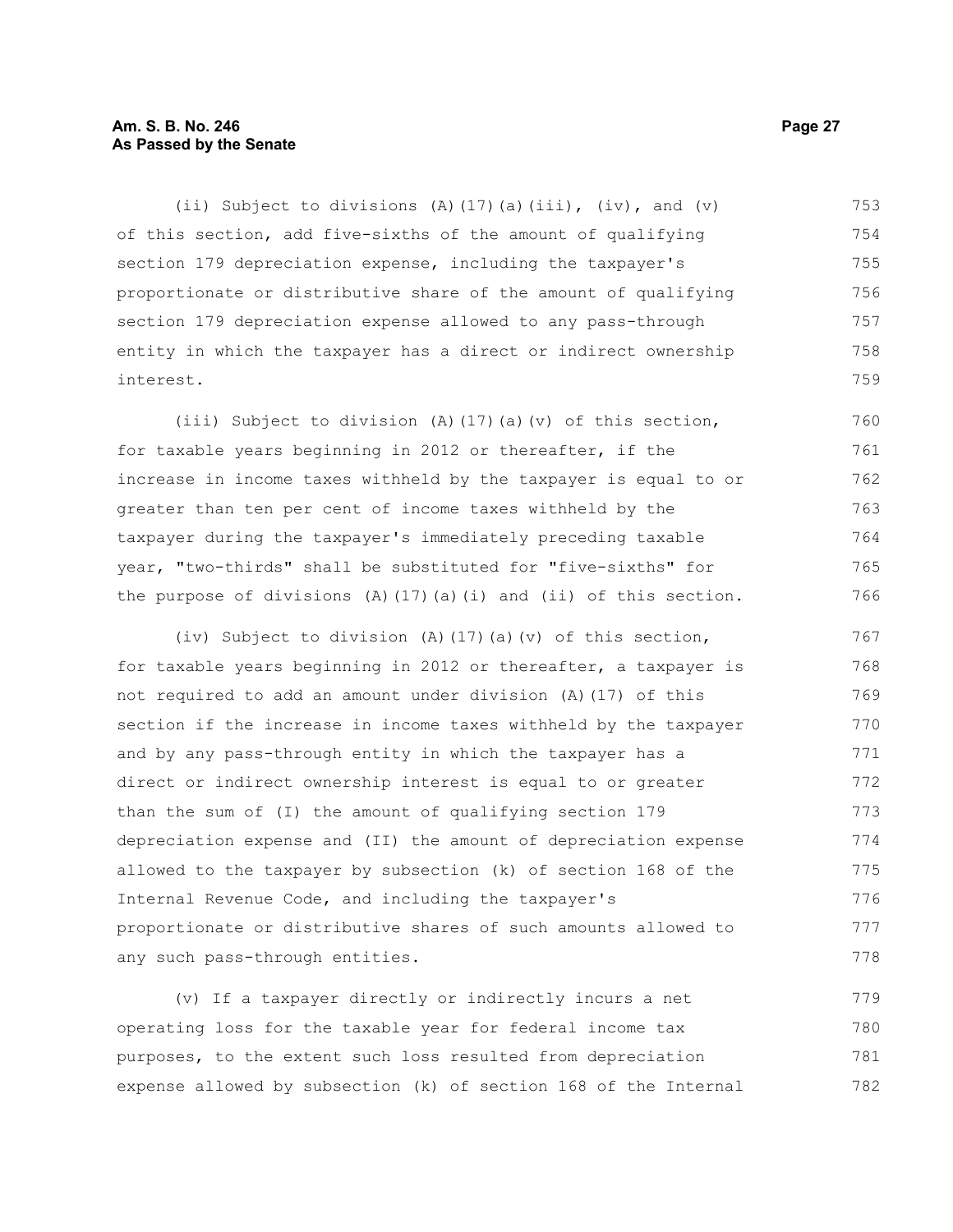(ii) Subject to divisions (A)(17)(a)(iii), (iv), and (v) of this section, add five-sixths of the amount of qualifying section 179 depreciation expense, including the taxpayer's proportionate or distributive share of the amount of qualifying section 179 depreciation expense allowed to any pass-through entity in which the taxpayer has a direct or indirect ownership interest.

(iii) Subject to division (A)(17)(a)(v) of this section, for taxable years beginning in 2012 or thereafter, if the increase in income taxes withheld by the taxpayer is equal to or greater than ten per cent of income taxes withheld by the taxpayer during the taxpayer's immediately preceding taxable year, "two-thirds" shall be substituted for "five-sixths" for the purpose of divisions (A)(17)(a)(i) and (ii) of this section.

(iv) Subject to division (A)(17)(a)(v) of this section, for taxable years beginning in 2012 or thereafter, a taxpayer is not required to add an amount under division (A)(17) of this section if the increase in income taxes withheld by the taxpayer and by any pass-through entity in which the taxpayer has a direct or indirect ownership interest is equal to or greater than the sum of (I) the amount of qualifying section 179 depreciation expense and (II) the amount of depreciation expense allowed to the taxpayer by subsection (k) of section 168 of the Internal Revenue Code, and including the taxpayer's proportionate or distributive shares of such amounts allowed to any such pass-through entities.

(v) If a taxpayer directly or indirectly incurs a net operating loss for the taxable year for federal income tax purposes, to the extent such loss resulted from depreciation expense allowed by subsection (k) of section 168 of the Internal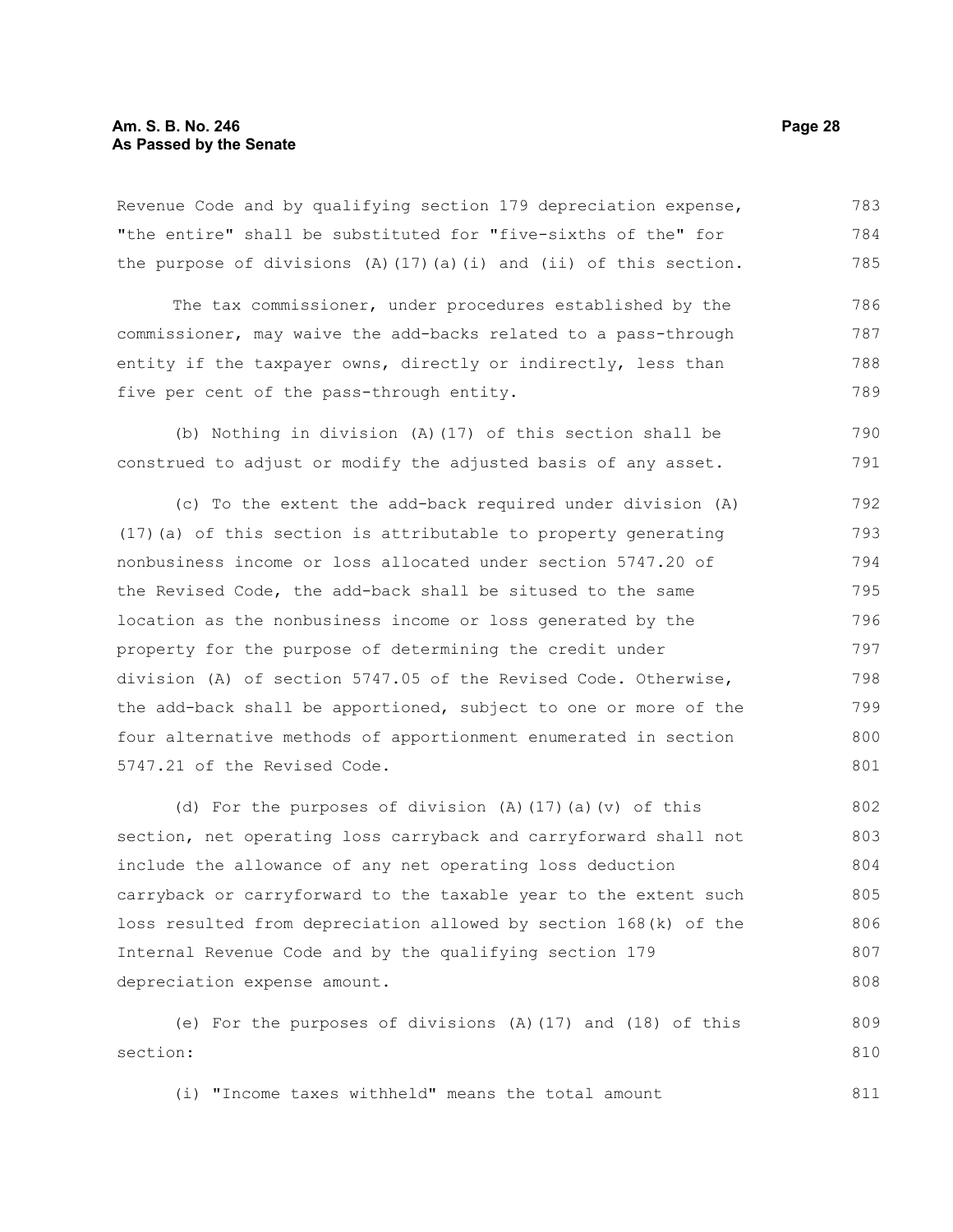Revenue Code and by qualifying section 179 depreciation expense, "the entire" shall be substituted for "five-sixths of the" for the purpose of divisions (A)(17)(a)(i) and (ii) of this section.

The tax commissioner, under procedures established by the commissioner, may waive the add-backs related to a pass-through entity if the taxpayer owns, directly or indirectly, less than five per cent of the pass-through entity.

(b) Nothing in division (A)(17) of this section shall be construed to adjust or modify the adjusted basis of any asset.

(c) To the extent the add-back required under division (A)(17)(a) of this section is attributable to property generating nonbusiness income or loss allocated under section 5747.20 of the Revised Code, the add-back shall be sitused to the same location as the nonbusiness income or loss generated by the property for the purpose of determining the credit under division (A) of section 5747.05 of the Revised Code. Otherwise, the add-back shall be apportioned, subject to one or more of the four alternative methods of apportionment enumerated in section 5747.21 of the Revised Code.

(d) For the purposes of division (A)(17)(a)(v) of this section, net operating loss carryback and carryforward shall not include the allowance of any net operating loss deduction carryback or carryforward to the taxable year to the extent such loss resulted from depreciation allowed by section 168(k) of the Internal Revenue Code and by the qualifying section 179 depreciation expense amount.

(e) For the purposes of divisions (A)(17) and (18) of this section:

(i) "Income taxes withheld" means the total amount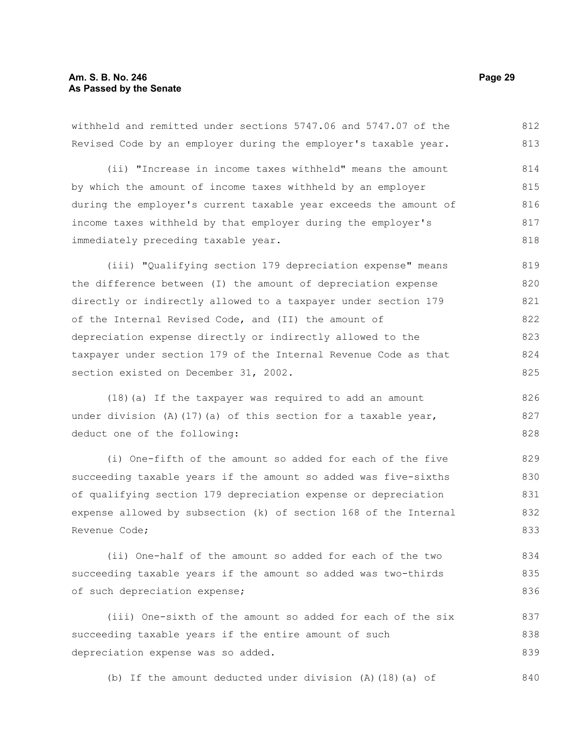withheld and remitted under sections 5747.06 and 5747.07 of the Revised Code by an employer during the employer's taxable year.

(ii) "Increase in income taxes withheld" means the amount by which the amount of income taxes withheld by an employer during the employer's current taxable year exceeds the amount of income taxes withheld by that employer during the employer's immediately preceding taxable year.

(iii) "Qualifying section 179 depreciation expense" means the difference between (I) the amount of depreciation expense directly or indirectly allowed to a taxpayer under section 179 of the Internal Revised Code, and (II) the amount of depreciation expense directly or indirectly allowed to the taxpayer under section 179 of the Internal Revenue Code as that section existed on December 31, 2002.

(18)(a) If the taxpayer was required to add an amount under division (A)(17)(a) of this section for a taxable year, deduct one of the following:

(i) One-fifth of the amount so added for each of the five succeeding taxable years if the amount so added was five-sixths of qualifying section 179 depreciation expense or depreciation expense allowed by subsection (k) of section 168 of the Internal Revenue Code;

(ii) One-half of the amount so added for each of the two succeeding taxable years if the amount so added was two-thirds of such depreciation expense;

(iii) One-sixth of the amount so added for each of the six succeeding taxable years if the entire amount of such depreciation expense was so added.

(b) If the amount deducted under division (A)(18)(a) of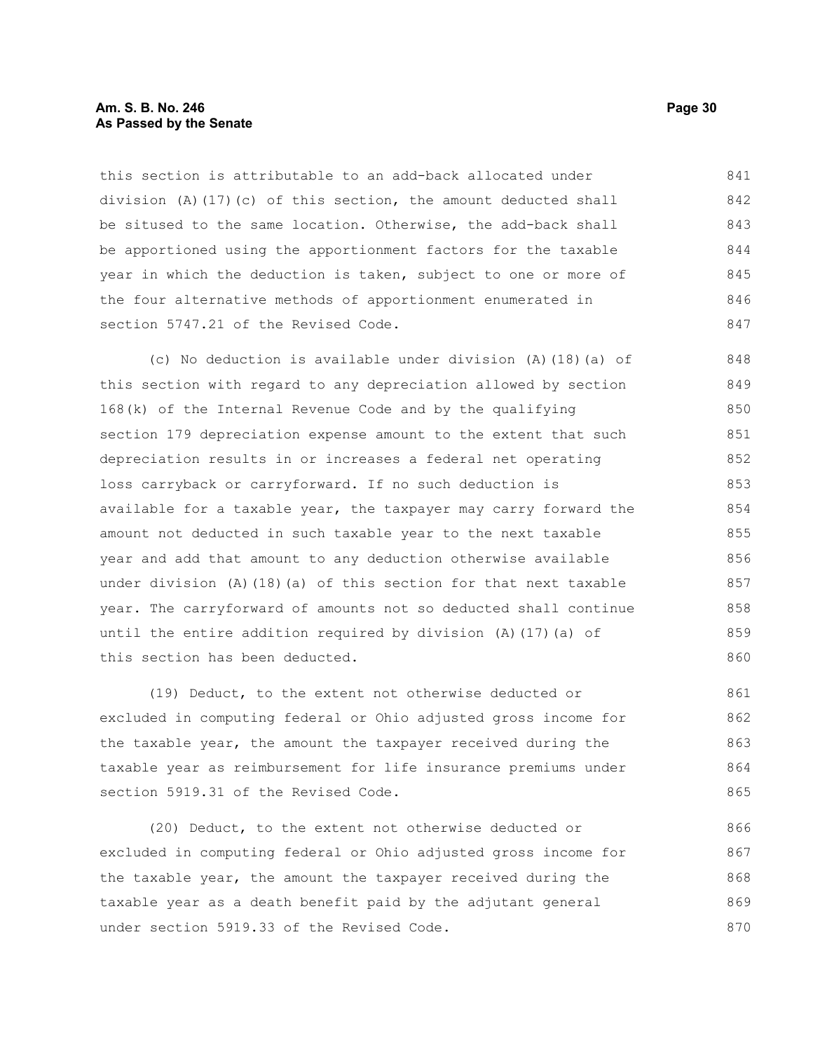this section is attributable to an add-back allocated under division (A)(17)(c) of this section, the amount deducted shall be sitused to the same location. Otherwise, the add-back shall be apportioned using the apportionment factors for the taxable year in which the deduction is taken, subject to one or more of the four alternative methods of apportionment enumerated in section 5747.21 of the Revised Code.

(c) No deduction is available under division (A)(18)(a) of this section with regard to any depreciation allowed by section 168(k) of the Internal Revenue Code and by the qualifying section 179 depreciation expense amount to the extent that such depreciation results in or increases a federal net operating loss carryback or carryforward. If no such deduction is available for a taxable year, the taxpayer may carry forward the amount not deducted in such taxable year to the next taxable year and add that amount to any deduction otherwise available under division (A)(18)(a) of this section for that next taxable year. The carryforward of amounts not so deducted shall continue until the entire addition required by division (A)(17)(a) of this section has been deducted.

(19) Deduct, to the extent not otherwise deducted or excluded in computing federal or Ohio adjusted gross income for the taxable year, the amount the taxpayer received during the taxable year as reimbursement for life insurance premiums under section 5919.31 of the Revised Code.

(20) Deduct, to the extent not otherwise deducted or excluded in computing federal or Ohio adjusted gross income for the taxable year, the amount the taxpayer received during the taxable year as a death benefit paid by the adjutant general under section 5919.33 of the Revised Code.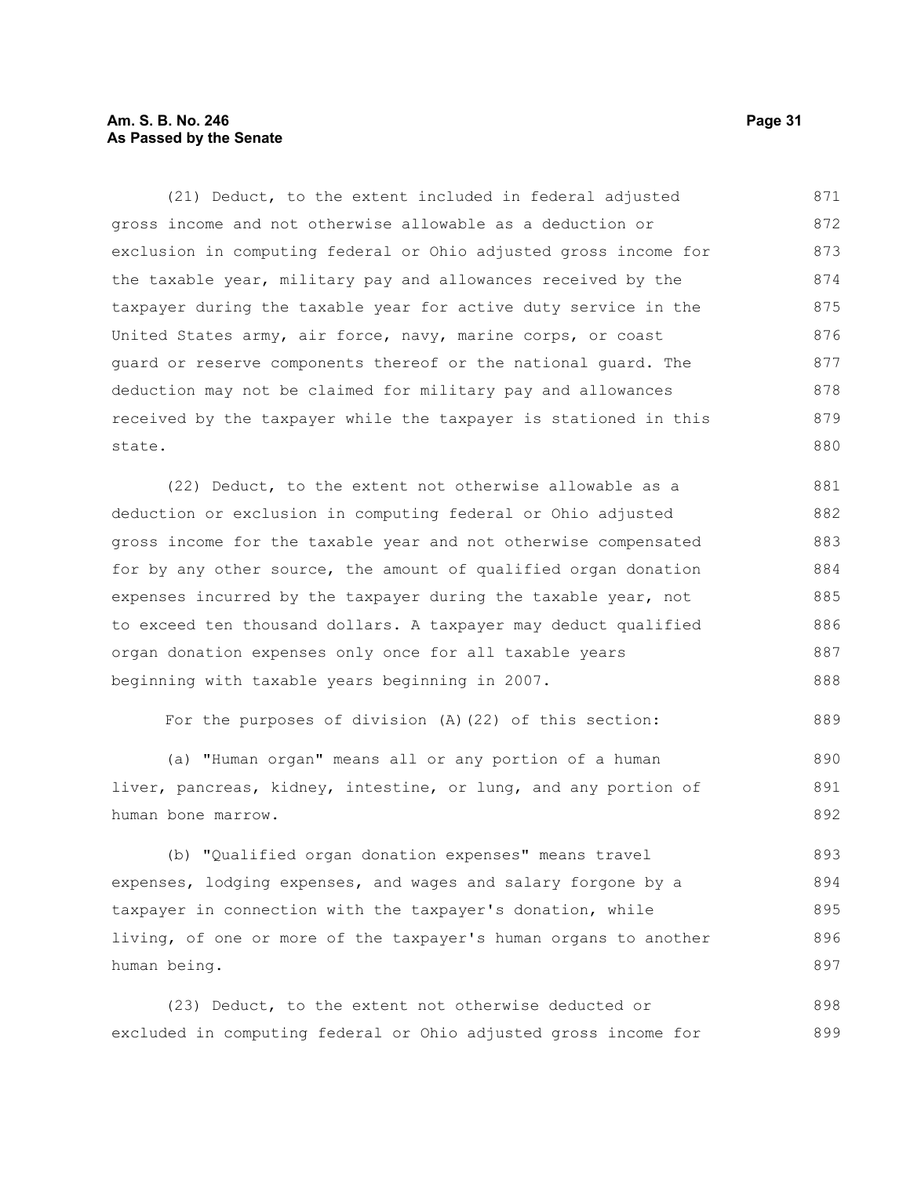(21) Deduct, to the extent included in federal adjusted gross income and not otherwise allowable as a deduction or exclusion in computing federal or Ohio adjusted gross income for the taxable year, military pay and allowances received by the taxpayer during the taxable year for active duty service in the United States army, air force, navy, marine corps, or coast guard or reserve components thereof or the national guard. The deduction may not be claimed for military pay and allowances received by the taxpayer while the taxpayer is stationed in this state.

(22) Deduct, to the extent not otherwise allowable as a deduction or exclusion in computing federal or Ohio adjusted gross income for the taxable year and not otherwise compensated for by any other source, the amount of qualified organ donation expenses incurred by the taxpayer during the taxable year, not to exceed ten thousand dollars. A taxpayer may deduct qualified organ donation expenses only once for all taxable years beginning with taxable years beginning in 2007.

For the purposes of division (A)(22) of this section:

(a) "Human organ" means all or any portion of a human liver, pancreas, kidney, intestine, or lung, and any portion of human bone marrow.

(b) "Qualified organ donation expenses" means travel expenses, lodging expenses, and wages and salary forgone by a taxpayer in connection with the taxpayer's donation, while living, of one or more of the taxpayer's human organs to another human being.

(23) Deduct, to the extent not otherwise deducted or excluded in computing federal or Ohio adjusted gross income for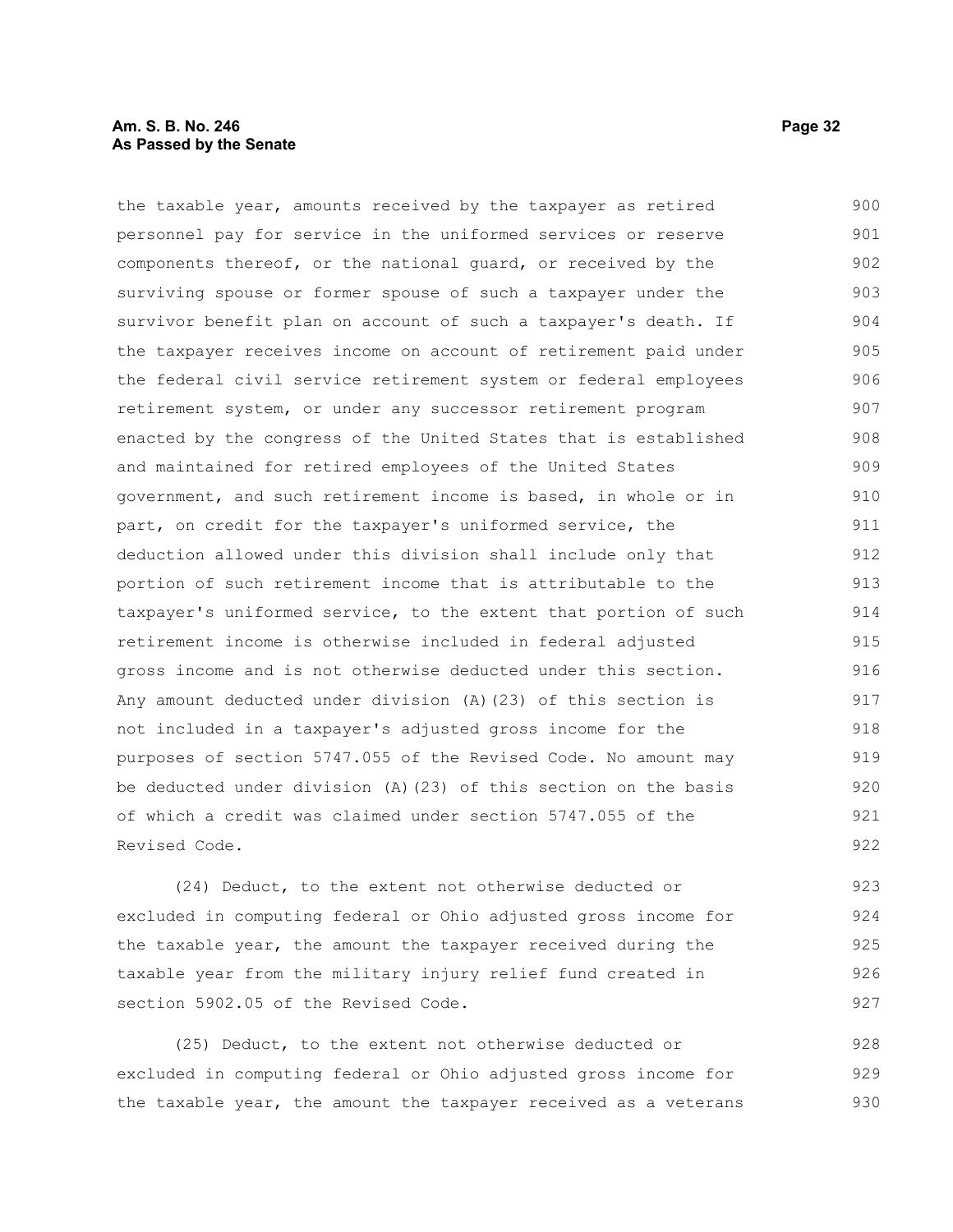the taxable year, amounts received by the taxpayer as retired personnel pay for service in the uniformed services or reserve components thereof, or the national guard, or received by the surviving spouse or former spouse of such a taxpayer under the survivor benefit plan on account of such a taxpayer's death. If the taxpayer receives income on account of retirement paid under the federal civil service retirement system or federal employees retirement system, or under any successor retirement program enacted by the congress of the United States that is established and maintained for retired employees of the United States government, and such retirement income is based, in whole or in part, on credit for the taxpayer's uniformed service, the deduction allowed under this division shall include only that portion of such retirement income that is attributable to the taxpayer's uniformed service, to the extent that portion of such retirement income is otherwise included in federal adjusted gross income and is not otherwise deducted under this section. Any amount deducted under division (A)(23) of this section is not included in a taxpayer's adjusted gross income for the purposes of section 5747.055 of the Revised Code. No amount may be deducted under division (A)(23) of this section on the basis of which a credit was claimed under section 5747.055 of the Revised Code.

(24) Deduct, to the extent not otherwise deducted or excluded in computing federal or Ohio adjusted gross income for the taxable year, the amount the taxpayer received during the taxable year from the military injury relief fund created in section 5902.05 of the Revised Code.

(25) Deduct, to the extent not otherwise deducted or excluded in computing federal or Ohio adjusted gross income for the taxable year, the amount the taxpayer received as a veterans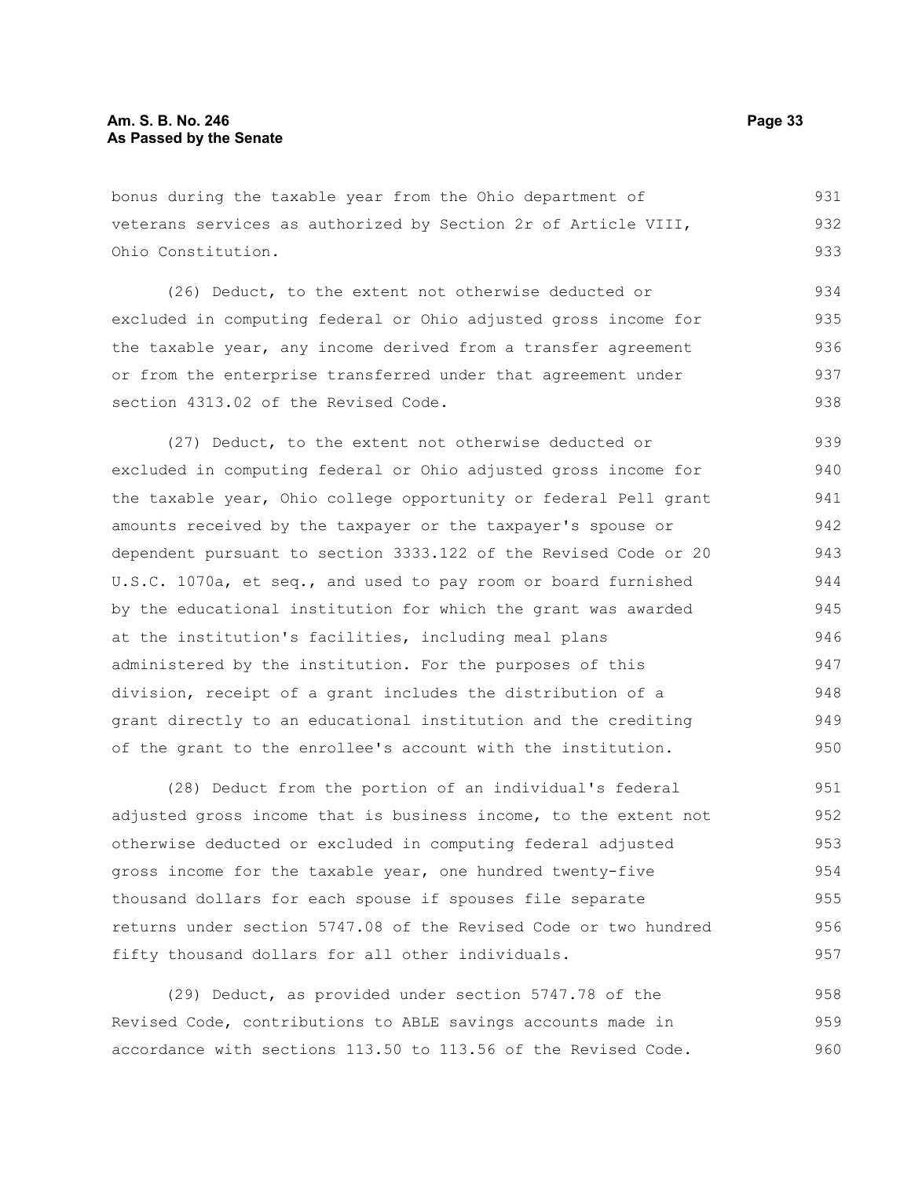bonus during the taxable year from the Ohio department of veterans services as authorized by Section 2r of Article VIII, Ohio Constitution.

(26) Deduct, to the extent not otherwise deducted or excluded in computing federal or Ohio adjusted gross income for the taxable year, any income derived from a transfer agreement or from the enterprise transferred under that agreement under section 4313.02 of the Revised Code.

(27) Deduct, to the extent not otherwise deducted or excluded in computing federal or Ohio adjusted gross income for the taxable year, Ohio college opportunity or federal Pell grant amounts received by the taxpayer or the taxpayer's spouse or dependent pursuant to section 3333.122 of the Revised Code or 20 U.S.C. 1070a, et seq., and used to pay room or board furnished by the educational institution for which the grant was awarded at the institution's facilities, including meal plans administered by the institution. For the purposes of this division, receipt of a grant includes the distribution of a grant directly to an educational institution and the crediting of the grant to the enrollee's account with the institution.

(28) Deduct from the portion of an individual's federal adjusted gross income that is business income, to the extent not otherwise deducted or excluded in computing federal adjusted gross income for the taxable year, one hundred twenty-five thousand dollars for each spouse if spouses file separate returns under section 5747.08 of the Revised Code or two hundred fifty thousand dollars for all other individuals.

(29) Deduct, as provided under section 5747.78 of the Revised Code, contributions to ABLE savings accounts made in accordance with sections 113.50 to 113.56 of the Revised Code.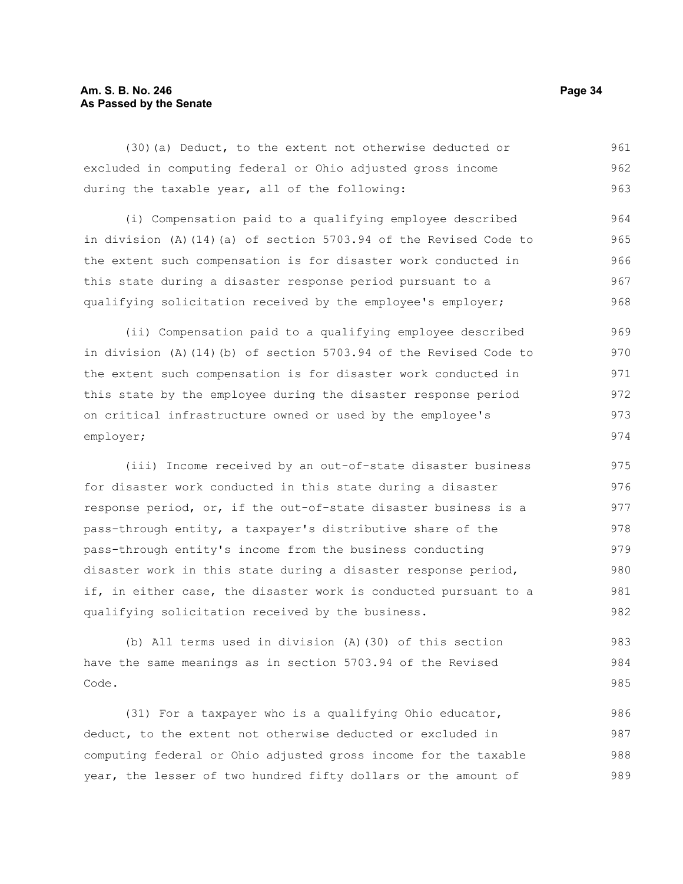(30)(a) Deduct, to the extent not otherwise deducted or excluded in computing federal or Ohio adjusted gross income during the taxable year, all of the following:

(i) Compensation paid to a qualifying employee described in division (A)(14)(a) of section 5703.94 of the Revised Code to the extent such compensation is for disaster work conducted in this state during a disaster response period pursuant to a qualifying solicitation received by the employee's employer;

(ii) Compensation paid to a qualifying employee described in division (A)(14)(b) of section 5703.94 of the Revised Code to the extent such compensation is for disaster work conducted in this state by the employee during the disaster response period on critical infrastructure owned or used by the employee's employer;

(iii) Income received by an out-of-state disaster business for disaster work conducted in this state during a disaster response period, or, if the out-of-state disaster business is a pass-through entity, a taxpayer's distributive share of the pass-through entity's income from the business conducting disaster work in this state during a disaster response period, if, in either case, the disaster work is conducted pursuant to a qualifying solicitation received by the business.

(b) All terms used in division (A)(30) of this section have the same meanings as in section 5703.94 of the Revised Code.

(31) For a taxpayer who is a qualifying Ohio educator, deduct, to the extent not otherwise deducted or excluded in computing federal or Ohio adjusted gross income for the taxable year, the lesser of two hundred fifty dollars or the amount of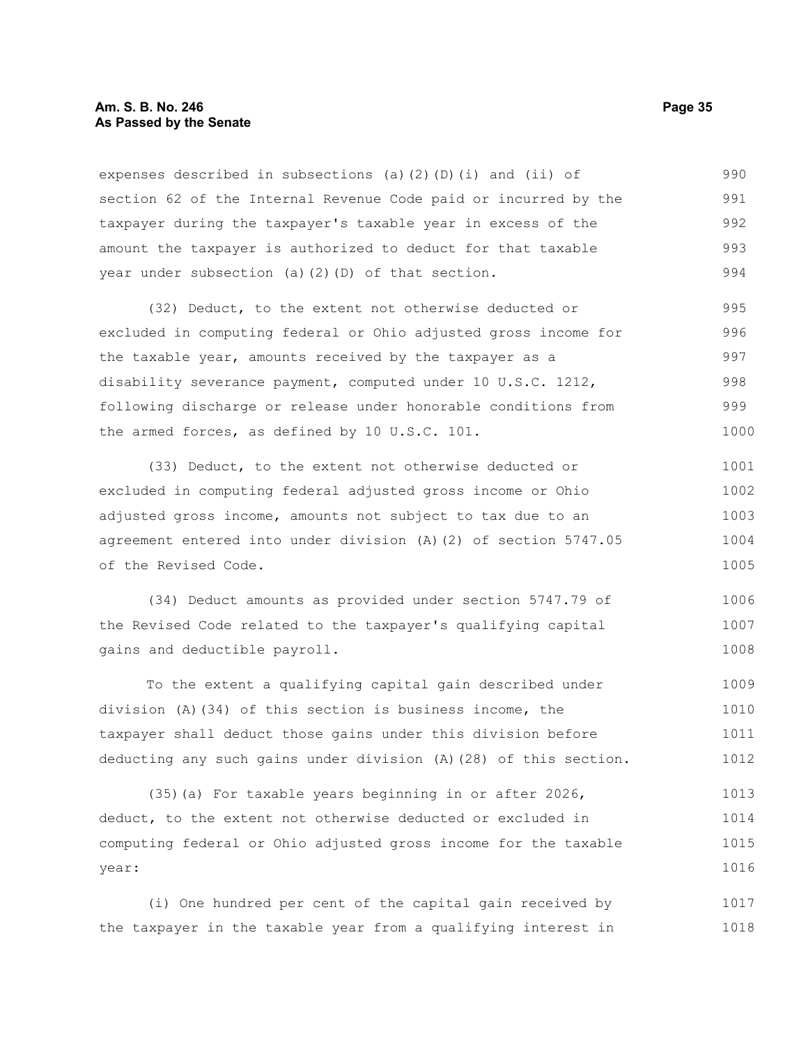expenses described in subsections (a)(2)(D)(i) and (ii) of section 62 of the Internal Revenue Code paid or incurred by the taxpayer during the taxpayer's taxable year in excess of the amount the taxpayer is authorized to deduct for that taxable year under subsection (a)(2)(D) of that section.

(32) Deduct, to the extent not otherwise deducted or excluded in computing federal or Ohio adjusted gross income for the taxable year, amounts received by the taxpayer as a disability severance payment, computed under 10 U.S.C. 1212, following discharge or release under honorable conditions from the armed forces, as defined by 10 U.S.C. 101.

(33) Deduct, to the extent not otherwise deducted or excluded in computing federal adjusted gross income or Ohio adjusted gross income, amounts not subject to tax due to an agreement entered into under division (A)(2) of section 5747.05 of the Revised Code.

(34) Deduct amounts as provided under section 5747.79 of the Revised Code related to the taxpayer's qualifying capital gains and deductible payroll.

To the extent a qualifying capital gain described under division (A)(34) of this section is business income, the taxpayer shall deduct those gains under this division before deducting any such gains under division (A)(28) of this section.

(35)(a) For taxable years beginning in or after 2026, deduct, to the extent not otherwise deducted or excluded in computing federal or Ohio adjusted gross income for the taxable year:

(i) One hundred per cent of the capital gain received by the taxpayer in the taxable year from a qualifying interest in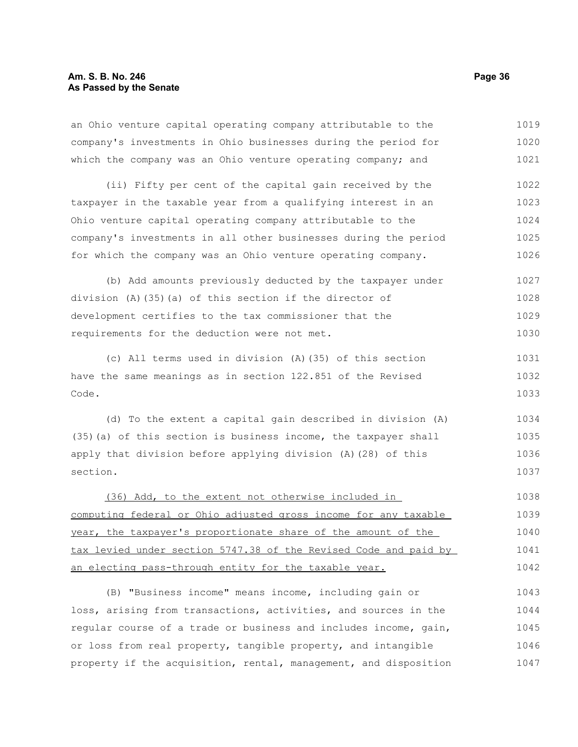an Ohio venture capital operating company attributable to the company's investments in Ohio businesses during the period for which the company was an Ohio venture operating company; and

(ii) Fifty per cent of the capital gain received by the taxpayer in the taxable year from a qualifying interest in an Ohio venture capital operating company attributable to the company's investments in all other businesses during the period for which the company was an Ohio venture operating company.

(b) Add amounts previously deducted by the taxpayer under division (A)(35)(a) of this section if the director of development certifies to the tax commissioner that the requirements for the deduction were not met.

(c) All terms used in division (A)(35) of this section have the same meanings as in section 122.851 of the Revised Code.

(d) To the extent a capital gain described in division (A)(35)(a) of this section is business income, the taxpayer shall apply that division before applying division (A)(28) of this section.

<u>(36) Add, to the extent not otherwise included in computing federal or Ohio adjusted gross income for any taxable year, the taxpayer's proportionate share of the amount of the tax levied under section 5747.38 of the Revised Code and paid by an electing pass-through entity for the taxable year.</u>

(B) "Business income" means income, including gain or loss, arising from transactions, activities, and sources in the regular course of a trade or business and includes income, gain, or loss from real property, tangible property, and intangible property if the acquisition, rental, management, and disposition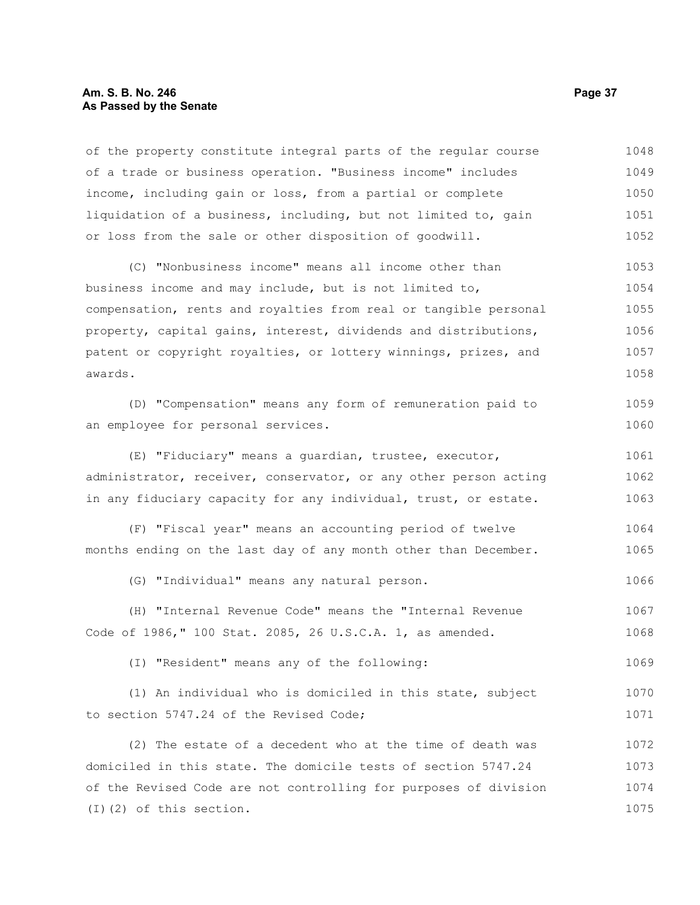of the property constitute integral parts of the regular course of a trade or business operation. "Business income" includes income, including gain or loss, from a partial or complete liquidation of a business, including, but not limited to, gain or loss from the sale or other disposition of goodwill.

(C) "Nonbusiness income" means all income other than business income and may include, but is not limited to, compensation, rents and royalties from real or tangible personal property, capital gains, interest, dividends and distributions, patent or copyright royalties, or lottery winnings, prizes, and awards.

(D) "Compensation" means any form of remuneration paid to an employee for personal services.

(E) "Fiduciary" means a guardian, trustee, executor, administrator, receiver, conservator, or any other person acting in any fiduciary capacity for any individual, trust, or estate.

(F) "Fiscal year" means an accounting period of twelve months ending on the last day of any month other than December.

(G) "Individual" means any natural person.

(H) "Internal Revenue Code" means the "Internal Revenue Code of 1986," 100 Stat. 2085, 26 U.S.C.A. 1, as amended.

(I) "Resident" means any of the following:

(1) An individual who is domiciled in this state, subject to section 5747.24 of the Revised Code;

(2) The estate of a decedent who at the time of death was domiciled in this state. The domicile tests of section 5747.24 of the Revised Code are not controlling for purposes of division (I)(2) of this section.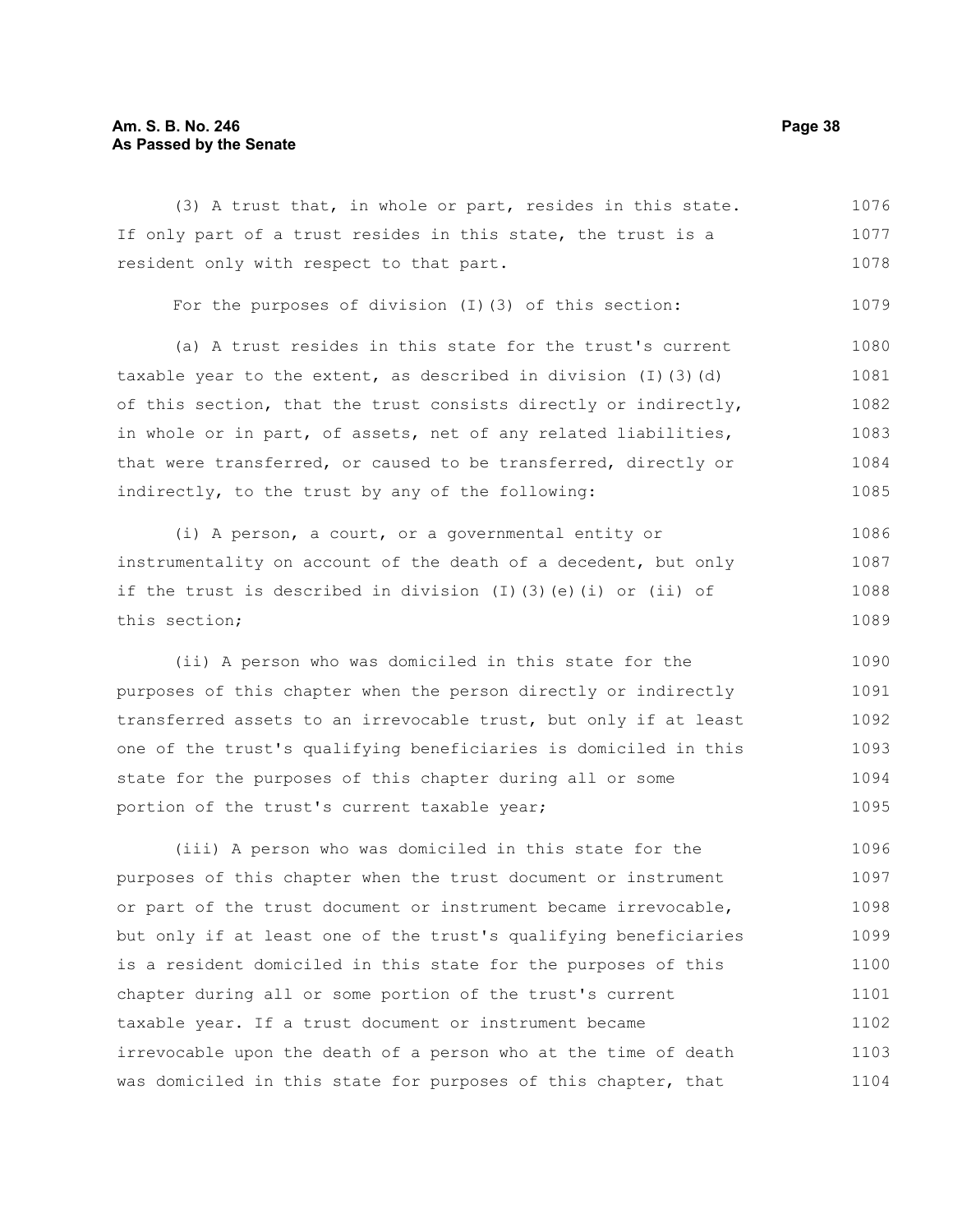(3) A trust that, in whole or part, resides in this state. If only part of a trust resides in this state, the trust is a resident only with respect to that part.

For the purposes of division (I)(3) of this section:

(a) A trust resides in this state for the trust's current taxable year to the extent, as described in division (I)(3)(d) of this section, that the trust consists directly or indirectly, in whole or in part, of assets, net of any related liabilities, that were transferred, or caused to be transferred, directly or indirectly, to the trust by any of the following:

(i) A person, a court, or a governmental entity or instrumentality on account of the death of a decedent, but only if the trust is described in division (I)(3)(e)(i) or (ii) of this section;

(ii) A person who was domiciled in this state for the purposes of this chapter when the person directly or indirectly transferred assets to an irrevocable trust, but only if at least one of the trust's qualifying beneficiaries is domiciled in this state for the purposes of this chapter during all or some portion of the trust's current taxable year;

(iii) A person who was domiciled in this state for the purposes of this chapter when the trust document or instrument or part of the trust document or instrument became irrevocable, but only if at least one of the trust's qualifying beneficiaries is a resident domiciled in this state for the purposes of this chapter during all or some portion of the trust's current taxable year. If a trust document or instrument became irrevocable upon the death of a person who at the time of death was domiciled in this state for purposes of this chapter, that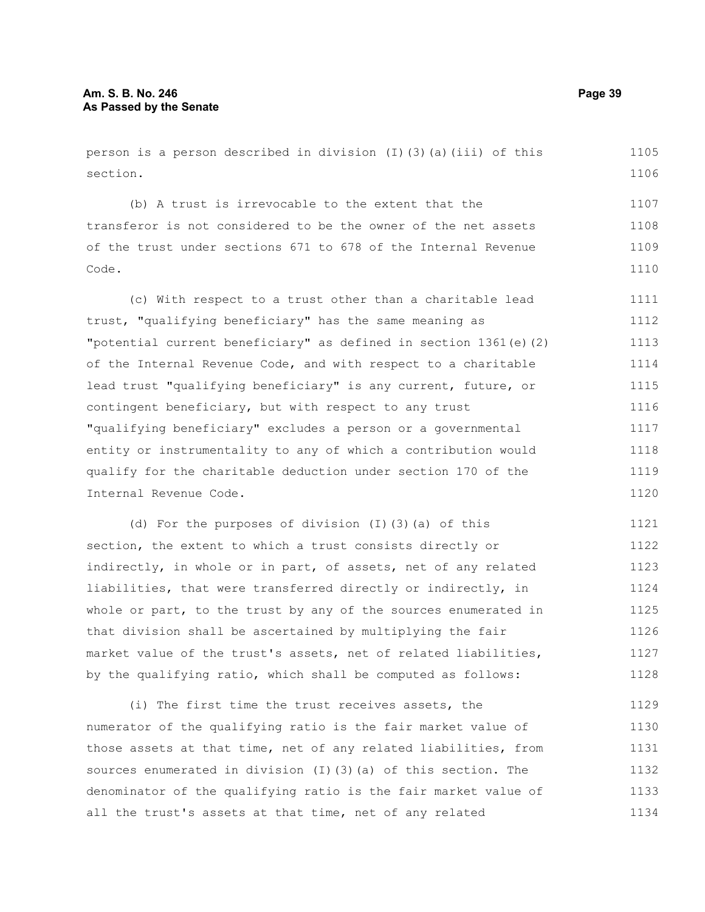person is a person described in division (I)(3)(a)(iii) of this section.

(b) A trust is irrevocable to the extent that the transferor is not considered to be the owner of the net assets of the trust under sections 671 to 678 of the Internal Revenue Code.

(c) With respect to a trust other than a charitable lead trust, "qualifying beneficiary" has the same meaning as "potential current beneficiary" as defined in section 1361(e)(2) of the Internal Revenue Code, and with respect to a charitable lead trust "qualifying beneficiary" is any current, future, or contingent beneficiary, but with respect to any trust "qualifying beneficiary" excludes a person or a governmental entity or instrumentality to any of which a contribution would qualify for the charitable deduction under section 170 of the Internal Revenue Code.

(d) For the purposes of division (I)(3)(a) of this section, the extent to which a trust consists directly or indirectly, in whole or in part, of assets, net of any related liabilities, that were transferred directly or indirectly, in whole or part, to the trust by any of the sources enumerated in that division shall be ascertained by multiplying the fair market value of the trust's assets, net of related liabilities, by the qualifying ratio, which shall be computed as follows:

(i) The first time the trust receives assets, the numerator of the qualifying ratio is the fair market value of those assets at that time, net of any related liabilities, from sources enumerated in division (I)(3)(a) of this section. The denominator of the qualifying ratio is the fair market value of all the trust's assets at that time, net of any related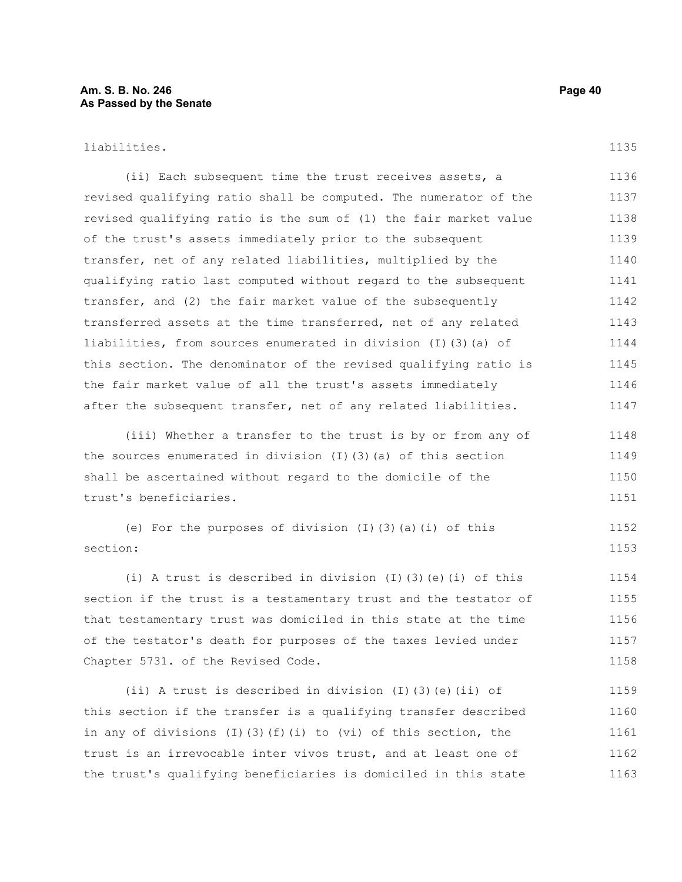liabilities.

(ii) Each subsequent time the trust receives assets, a revised qualifying ratio shall be computed. The numerator of the revised qualifying ratio is the sum of (1) the fair market value of the trust's assets immediately prior to the subsequent transfer, net of any related liabilities, multiplied by the qualifying ratio last computed without regard to the subsequent transfer, and (2) the fair market value of the subsequently transferred assets at the time transferred, net of any related liabilities, from sources enumerated in division (I)(3)(a) of this section. The denominator of the revised qualifying ratio is the fair market value of all the trust's assets immediately after the subsequent transfer, net of any related liabilities.

(iii) Whether a transfer to the trust is by or from any of the sources enumerated in division (I)(3)(a) of this section shall be ascertained without regard to the domicile of the trust's beneficiaries.

(e) For the purposes of division (I)(3)(a)(i) of this section:

(i) A trust is described in division (I)(3)(e)(i) of this section if the trust is a testamentary trust and the testator of that testamentary trust was domiciled in this state at the time of the testator's death for purposes of the taxes levied under Chapter 5731. of the Revised Code.

(ii) A trust is described in division (I)(3)(e)(ii) of this section if the transfer is a qualifying transfer described in any of divisions (I)(3)(f)(i) to (vi) of this section, the trust is an irrevocable inter vivos trust, and at least one of the trust's qualifying beneficiaries is domiciled in this state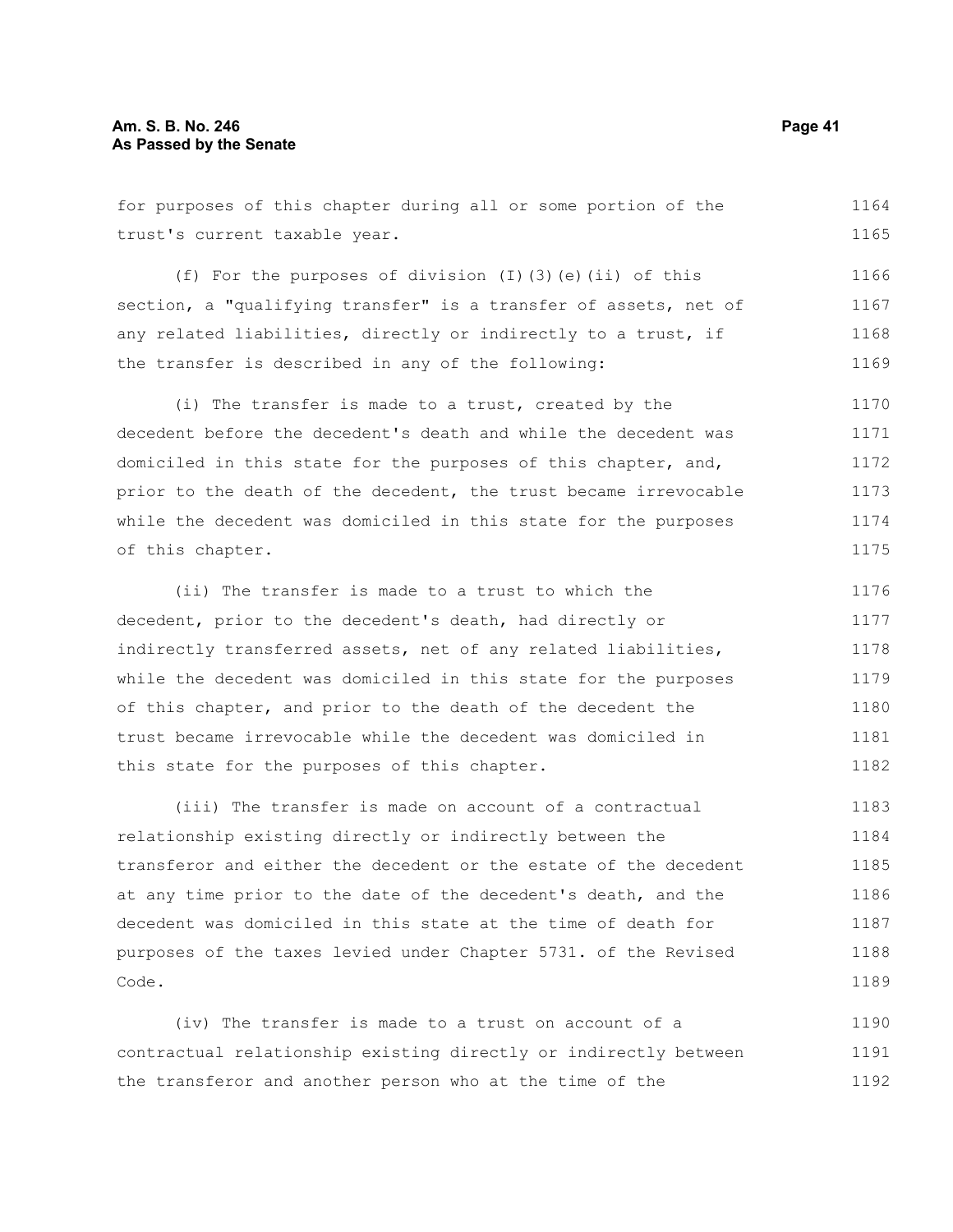for purposes of this chapter during all or some portion of the trust's current taxable year.

(f) For the purposes of division (I)(3)(e)(ii) of this section, a "qualifying transfer" is a transfer of assets, net of any related liabilities, directly or indirectly to a trust, if the transfer is described in any of the following:

(i) The transfer is made to a trust, created by the decedent before the decedent's death and while the decedent was domiciled in this state for the purposes of this chapter, and, prior to the death of the decedent, the trust became irrevocable while the decedent was domiciled in this state for the purposes of this chapter.

(ii) The transfer is made to a trust to which the decedent, prior to the decedent's death, had directly or indirectly transferred assets, net of any related liabilities, while the decedent was domiciled in this state for the purposes of this chapter, and prior to the death of the decedent the trust became irrevocable while the decedent was domiciled in this state for the purposes of this chapter.

(iii) The transfer is made on account of a contractual relationship existing directly or indirectly between the transferor and either the decedent or the estate of the decedent at any time prior to the date of the decedent's death, and the decedent was domiciled in this state at the time of death for purposes of the taxes levied under Chapter 5731. of the Revised Code.

(iv) The transfer is made to a trust on account of a contractual relationship existing directly or indirectly between the transferor and another person who at the time of the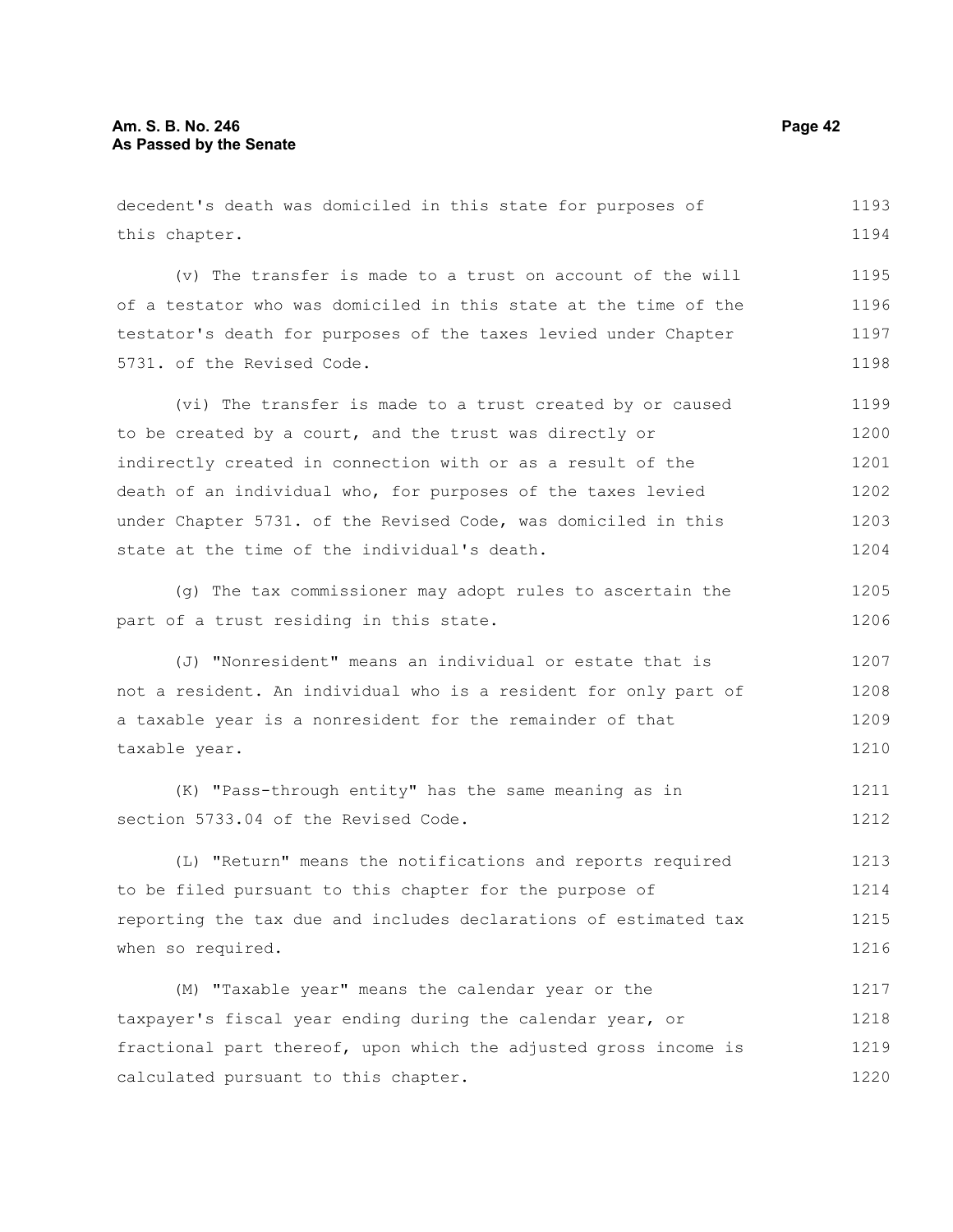decedent's death was domiciled in this state for purposes of this chapter.

(v) The transfer is made to a trust on account of the will of a testator who was domiciled in this state at the time of the testator's death for purposes of the taxes levied under Chapter 5731. of the Revised Code.

(vi) The transfer is made to a trust created by or caused to be created by a court, and the trust was directly or indirectly created in connection with or as a result of the death of an individual who, for purposes of the taxes levied under Chapter 5731. of the Revised Code, was domiciled in this state at the time of the individual's death.

(g) The tax commissioner may adopt rules to ascertain the part of a trust residing in this state.

(J) "Nonresident" means an individual or estate that is not a resident. An individual who is a resident for only part of a taxable year is a nonresident for the remainder of that taxable year.

(K) "Pass-through entity" has the same meaning as in section 5733.04 of the Revised Code.

(L) "Return" means the notifications and reports required to be filed pursuant to this chapter for the purpose of reporting the tax due and includes declarations of estimated tax when so required.

(M) "Taxable year" means the calendar year or the taxpayer's fiscal year ending during the calendar year, or fractional part thereof, upon which the adjusted gross income is calculated pursuant to this chapter.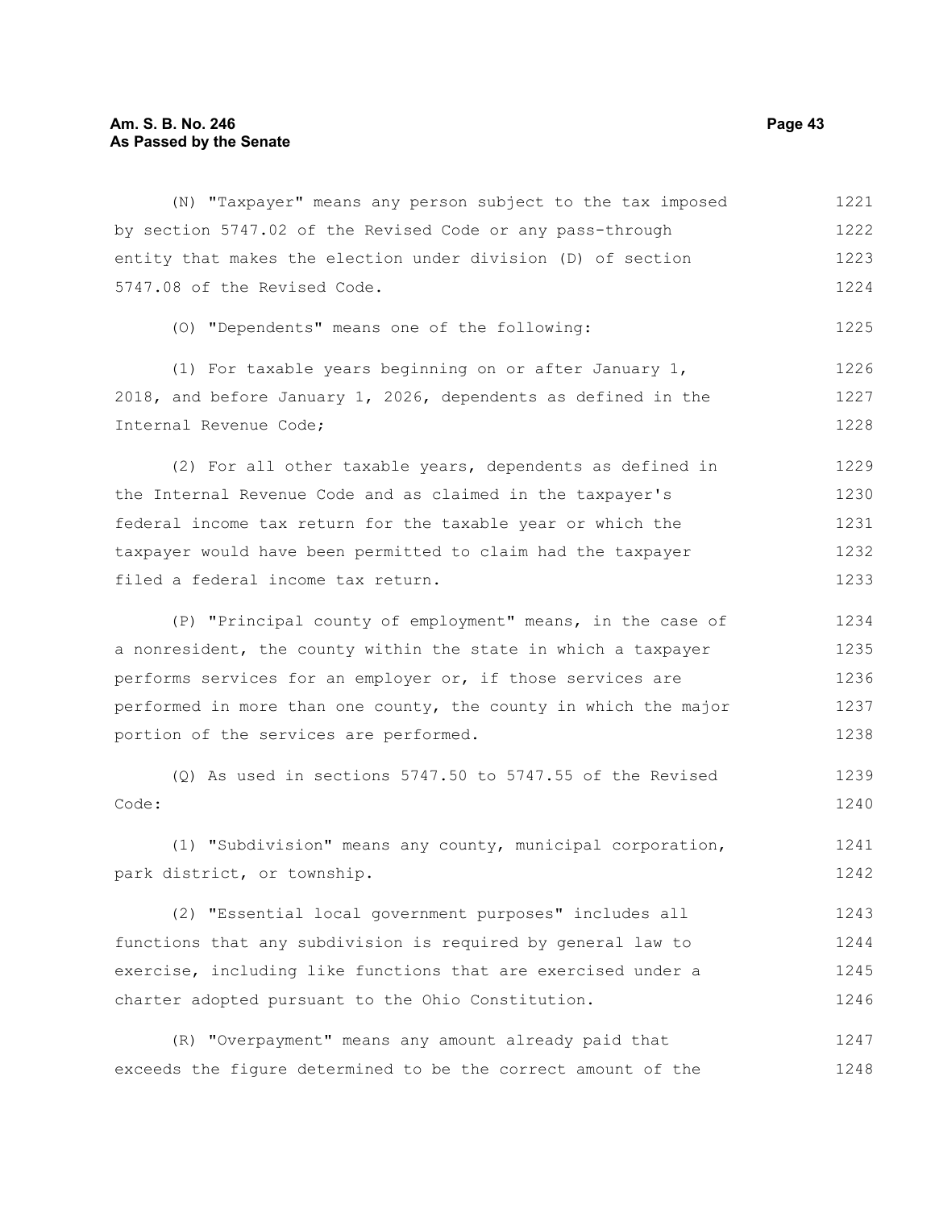(N) "Taxpayer" means any person subject to the tax imposed by section 5747.02 of the Revised Code or any pass-through entity that makes the election under division (D) of section 5747.08 of the Revised Code.

(O) "Dependents" means one of the following:

(1) For taxable years beginning on or after January 1, 2018, and before January 1, 2026, dependents as defined in the Internal Revenue Code;

(2) For all other taxable years, dependents as defined in the Internal Revenue Code and as claimed in the taxpayer's federal income tax return for the taxable year or which the taxpayer would have been permitted to claim had the taxpayer filed a federal income tax return.

(P) "Principal county of employment" means, in the case of a nonresident, the county within the state in which a taxpayer performs services for an employer or, if those services are performed in more than one county, the county in which the major portion of the services are performed.

(Q) As used in sections 5747.50 to 5747.55 of the Revised Code:

(1) "Subdivision" means any county, municipal corporation, park district, or township.

(2) "Essential local government purposes" includes all functions that any subdivision is required by general law to exercise, including like functions that are exercised under a charter adopted pursuant to the Ohio Constitution.

(R) "Overpayment" means any amount already paid that exceeds the figure determined to be the correct amount of the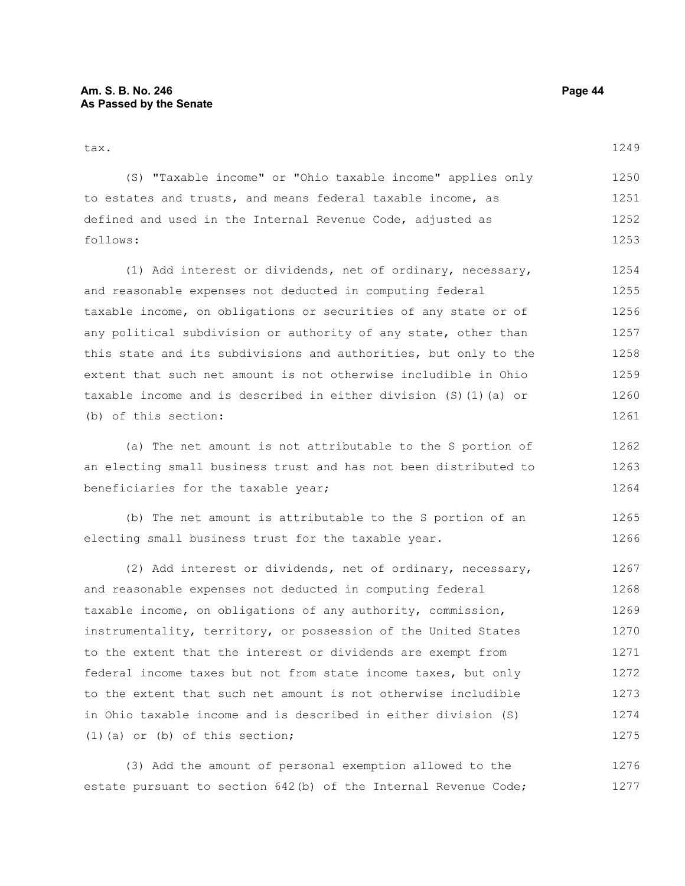tax.

(S) "Taxable income" or "Ohio taxable income" applies only to estates and trusts, and means federal taxable income, as defined and used in the Internal Revenue Code, adjusted as follows:

(1) Add interest or dividends, net of ordinary, necessary, and reasonable expenses not deducted in computing federal taxable income, on obligations or securities of any state or of any political subdivision or authority of any state, other than this state and its subdivisions and authorities, but only to the extent that such net amount is not otherwise includible in Ohio taxable income and is described in either division (S)(1)(a) or (b) of this section:

(a) The net amount is not attributable to the S portion of an electing small business trust and has not been distributed to beneficiaries for the taxable year;

(b) The net amount is attributable to the S portion of an electing small business trust for the taxable year.

(2) Add interest or dividends, net of ordinary, necessary, and reasonable expenses not deducted in computing federal taxable income, on obligations of any authority, commission, instrumentality, territory, or possession of the United States to the extent that the interest or dividends are exempt from federal income taxes but not from state income taxes, but only to the extent that such net amount is not otherwise includible in Ohio taxable income and is described in either division (S)(1)(a) or (b) of this section;

(3) Add the amount of personal exemption allowed to the estate pursuant to section 642(b) of the Internal Revenue Code;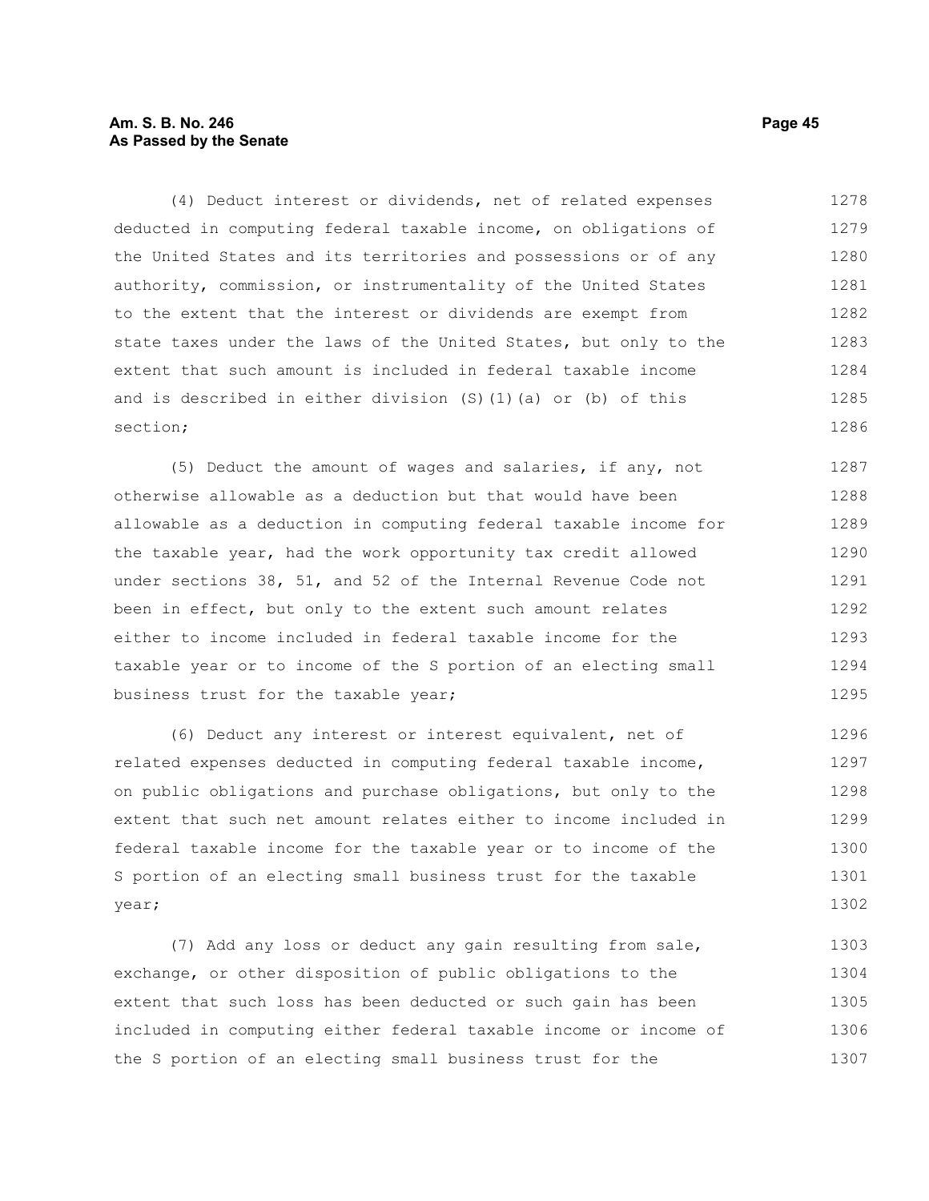(4) Deduct interest or dividends, net of related expenses deducted in computing federal taxable income, on obligations of the United States and its territories and possessions or of any authority, commission, or instrumentality of the United States to the extent that the interest or dividends are exempt from state taxes under the laws of the United States, but only to the extent that such amount is included in federal taxable income and is described in either division (S)(1)(a) or (b) of this section;

(5) Deduct the amount of wages and salaries, if any, not otherwise allowable as a deduction but that would have been allowable as a deduction in computing federal taxable income for the taxable year, had the work opportunity tax credit allowed under sections 38, 51, and 52 of the Internal Revenue Code not been in effect, but only to the extent such amount relates either to income included in federal taxable income for the taxable year or to income of the S portion of an electing small business trust for the taxable year;

(6) Deduct any interest or interest equivalent, net of related expenses deducted in computing federal taxable income, on public obligations and purchase obligations, but only to the extent that such net amount relates either to income included in federal taxable income for the taxable year or to income of the S portion of an electing small business trust for the taxable year;

(7) Add any loss or deduct any gain resulting from sale, exchange, or other disposition of public obligations to the extent that such loss has been deducted or such gain has been included in computing either federal taxable income or income of the S portion of an electing small business trust for the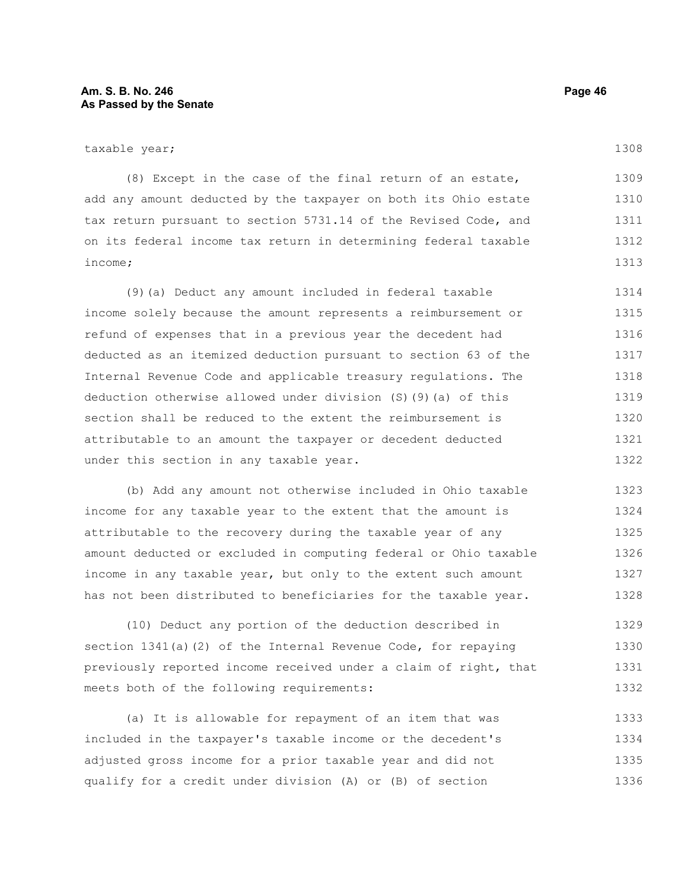taxable year;

(8) Except in the case of the final return of an estate, add any amount deducted by the taxpayer on both its Ohio estate tax return pursuant to section 5731.14 of the Revised Code, and on its federal income tax return in determining federal taxable income;

(9)(a) Deduct any amount included in federal taxable income solely because the amount represents a reimbursement or refund of expenses that in a previous year the decedent had deducted as an itemized deduction pursuant to section 63 of the Internal Revenue Code and applicable treasury regulations. The deduction otherwise allowed under division (S)(9)(a) of this section shall be reduced to the extent the reimbursement is attributable to an amount the taxpayer or decedent deducted under this section in any taxable year.

(b) Add any amount not otherwise included in Ohio taxable income for any taxable year to the extent that the amount is attributable to the recovery during the taxable year of any amount deducted or excluded in computing federal or Ohio taxable income in any taxable year, but only to the extent such amount has not been distributed to beneficiaries for the taxable year.

(10) Deduct any portion of the deduction described in section 1341(a)(2) of the Internal Revenue Code, for repaying previously reported income received under a claim of right, that meets both of the following requirements:

(a) It is allowable for repayment of an item that was included in the taxpayer's taxable income or the decedent's adjusted gross income for a prior taxable year and did not qualify for a credit under division (A) or (B) of section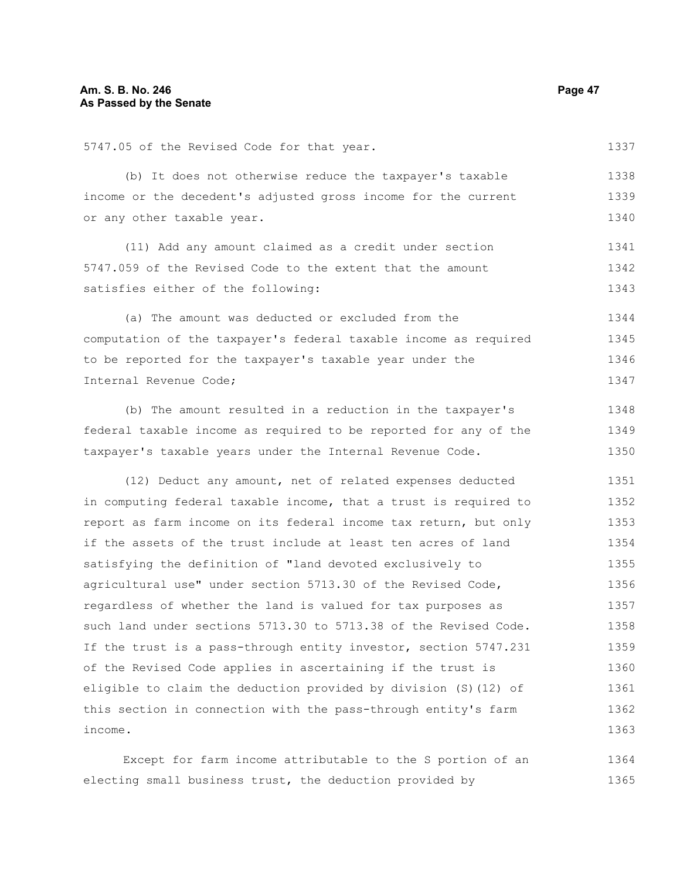5747.05 of the Revised Code for that year.

(b) It does not otherwise reduce the taxpayer's taxable income or the decedent's adjusted gross income for the current or any other taxable year.

(11) Add any amount claimed as a credit under section 5747.059 of the Revised Code to the extent that the amount satisfies either of the following:

(a) The amount was deducted or excluded from the computation of the taxpayer's federal taxable income as required to be reported for the taxpayer's taxable year under the Internal Revenue Code;

(b) The amount resulted in a reduction in the taxpayer's federal taxable income as required to be reported for any of the taxpayer's taxable years under the Internal Revenue Code.

(12) Deduct any amount, net of related expenses deducted in computing federal taxable income, that a trust is required to report as farm income on its federal income tax return, but only if the assets of the trust include at least ten acres of land satisfying the definition of "land devoted exclusively to agricultural use" under section 5713.30 of the Revised Code, regardless of whether the land is valued for tax purposes as such land under sections 5713.30 to 5713.38 of the Revised Code. If the trust is a pass-through entity investor, section 5747.231 of the Revised Code applies in ascertaining if the trust is eligible to claim the deduction provided by division (S)(12) of this section in connection with the pass-through entity's farm income.

Except for farm income attributable to the S portion of an electing small business trust, the deduction provided by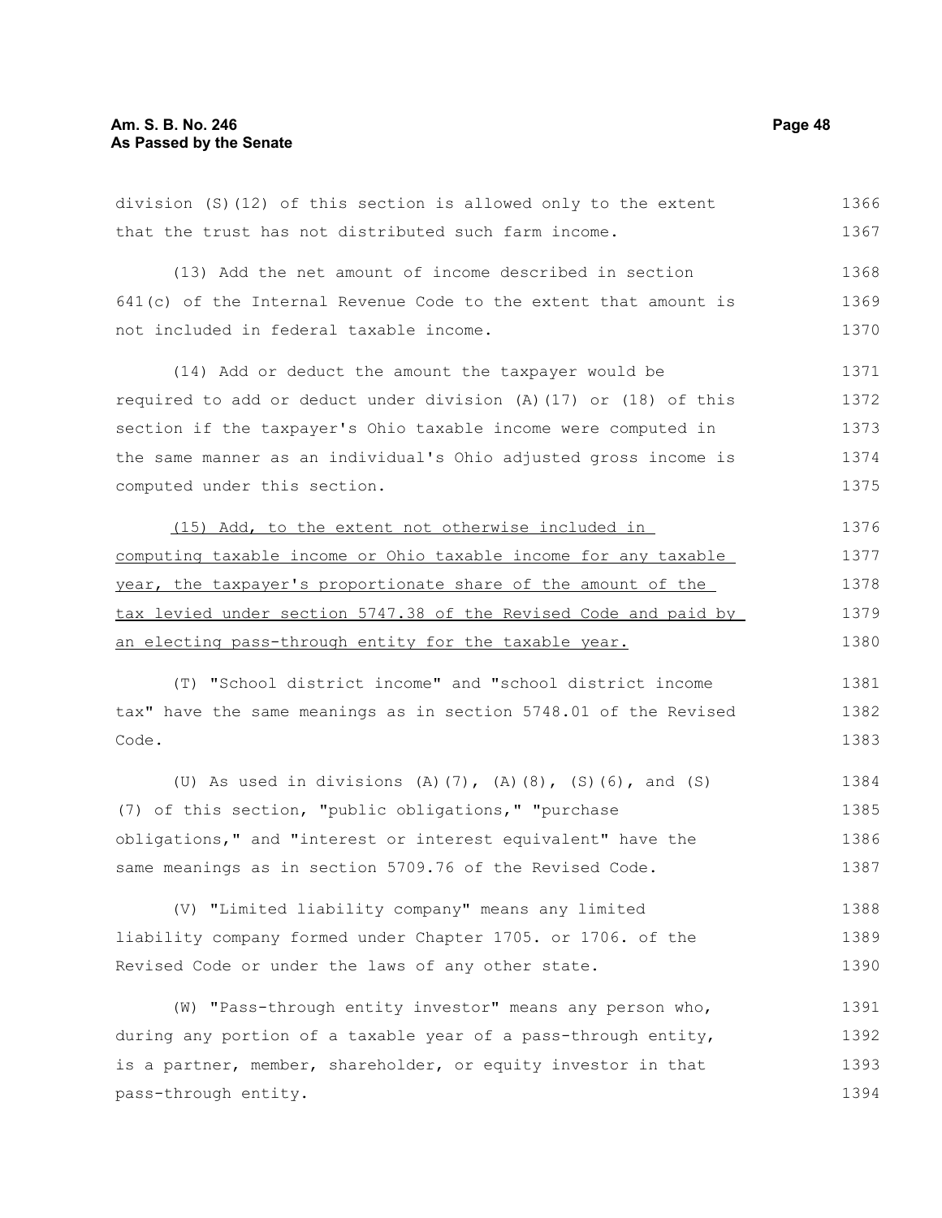division (S)(12) of this section is allowed only to the extent that the trust has not distributed such farm income.

(13) Add the net amount of income described in section 641(c) of the Internal Revenue Code to the extent that amount is not included in federal taxable income.

(14) Add or deduct the amount the taxpayer would be required to add or deduct under division (A)(17) or (18) of this section if the taxpayer's Ohio taxable income were computed in the same manner as an individual's Ohio adjusted gross income is computed under this section.

(15) Add, to the extent not otherwise included in computing taxable income or Ohio taxable income for any taxable year, the taxpayer's proportionate share of the amount of the tax levied under section 5747.38 of the Revised Code and paid by an electing pass-through entity for the taxable year.

(T) "School district income" and "school district income tax" have the same meanings as in section 5748.01 of the Revised Code.

(U) As used in divisions (A)(7), (A)(8), (S)(6), and (S)(7) of this section, "public obligations," "purchase obligations," and "interest or interest equivalent" have the same meanings as in section 5709.76 of the Revised Code.

(V) "Limited liability company" means any limited liability company formed under Chapter 1705. or 1706. of the Revised Code or under the laws of any other state.

(W) "Pass-through entity investor" means any person who, during any portion of a taxable year of a pass-through entity, is a partner, member, shareholder, or equity investor in that pass-through entity.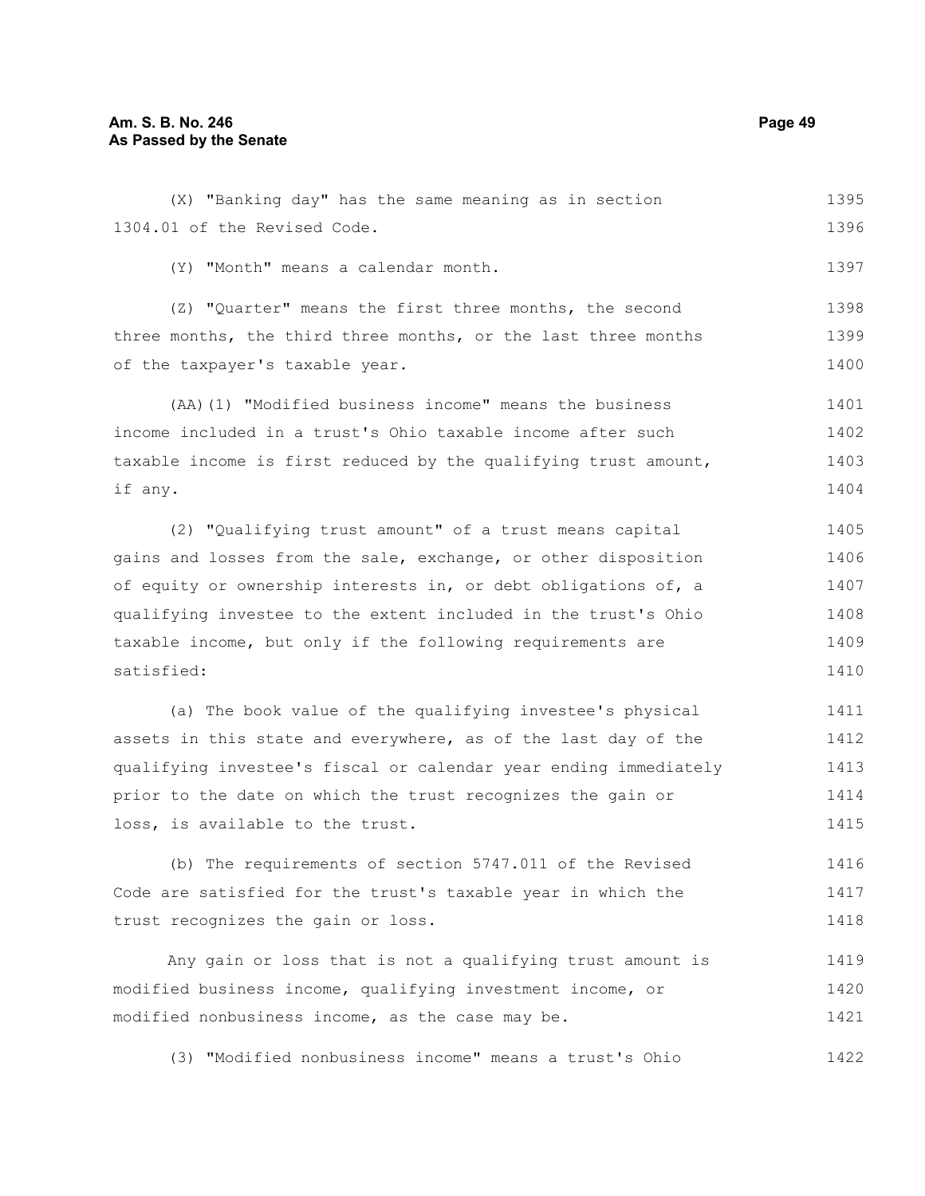(X) "Banking day" has the same meaning as in section 1304.01 of the Revised Code.

(Y) "Month" means a calendar month.

(Z) "Quarter" means the first three months, the second three months, the third three months, or the last three months of the taxpayer's taxable year.

(AA)(1) "Modified business income" means the business income included in a trust's Ohio taxable income after such taxable income is first reduced by the qualifying trust amount, if any.

(2) "Qualifying trust amount" of a trust means capital gains and losses from the sale, exchange, or other disposition of equity or ownership interests in, or debt obligations of, a qualifying investee to the extent included in the trust's Ohio taxable income, but only if the following requirements are satisfied:

(a) The book value of the qualifying investee's physical assets in this state and everywhere, as of the last day of the qualifying investee's fiscal or calendar year ending immediately prior to the date on which the trust recognizes the gain or loss, is available to the trust.

(b) The requirements of section 5747.011 of the Revised Code are satisfied for the trust's taxable year in which the trust recognizes the gain or loss.

Any gain or loss that is not a qualifying trust amount is modified business income, qualifying investment income, or modified nonbusiness income, as the case may be.

(3) "Modified nonbusiness income" means a trust's Ohio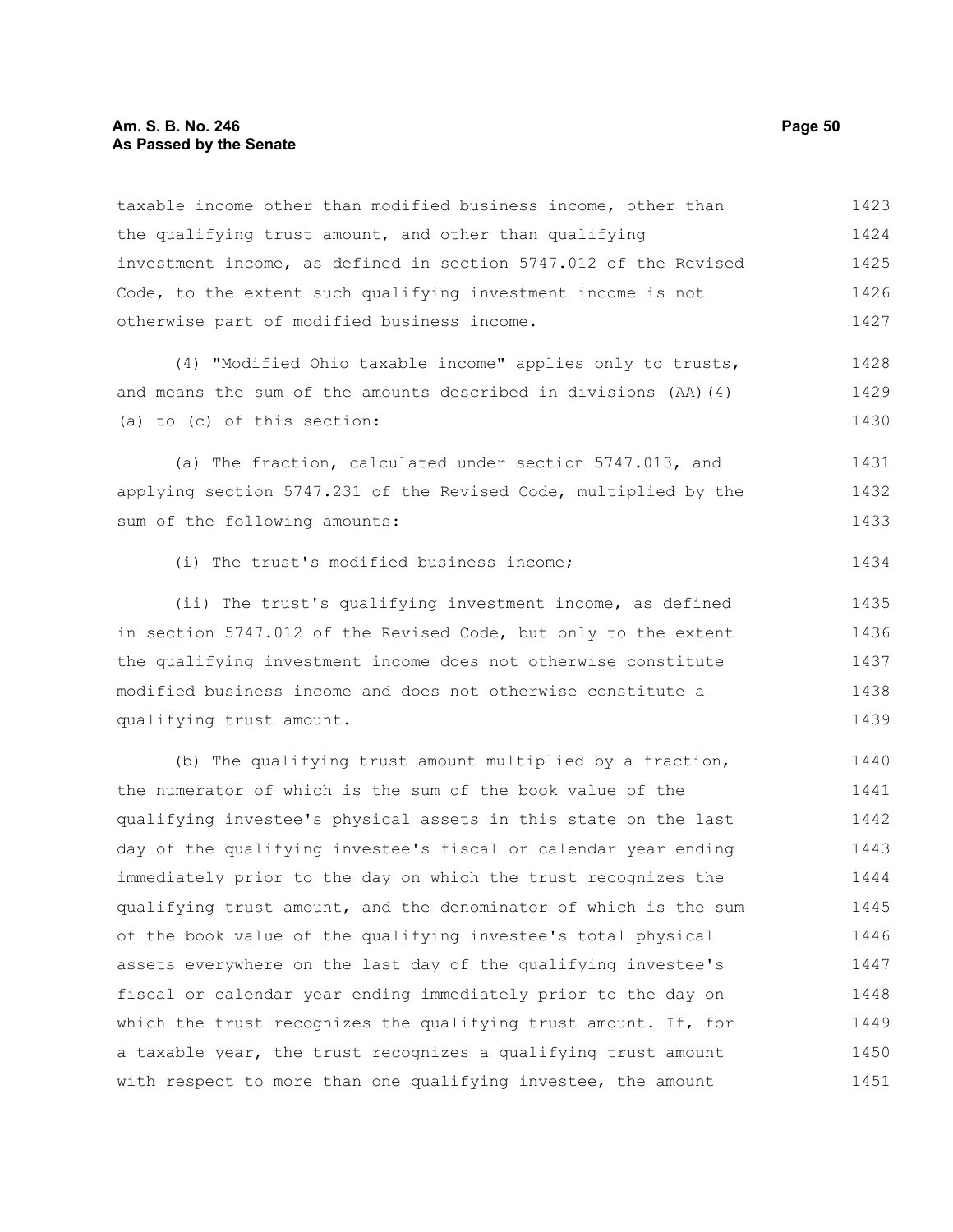taxable income other than modified business income, other than the qualifying trust amount, and other than qualifying investment income, as defined in section 5747.012 of the Revised Code, to the extent such qualifying investment income is not otherwise part of modified business income.

(4) "Modified Ohio taxable income" applies only to trusts, and means the sum of the amounts described in divisions (AA)(4)(a) to (c) of this section:

(a) The fraction, calculated under section 5747.013, and applying section 5747.231 of the Revised Code, multiplied by the sum of the following amounts:

(i) The trust's modified business income;

(ii) The trust's qualifying investment income, as defined in section 5747.012 of the Revised Code, but only to the extent the qualifying investment income does not otherwise constitute modified business income and does not otherwise constitute a qualifying trust amount.

(b) The qualifying trust amount multiplied by a fraction, the numerator of which is the sum of the book value of the qualifying investee's physical assets in this state on the last day of the qualifying investee's fiscal or calendar year ending immediately prior to the day on which the trust recognizes the qualifying trust amount, and the denominator of which is the sum of the book value of the qualifying investee's total physical assets everywhere on the last day of the qualifying investee's fiscal or calendar year ending immediately prior to the day on which the trust recognizes the qualifying trust amount. If, for a taxable year, the trust recognizes a qualifying trust amount with respect to more than one qualifying investee, the amount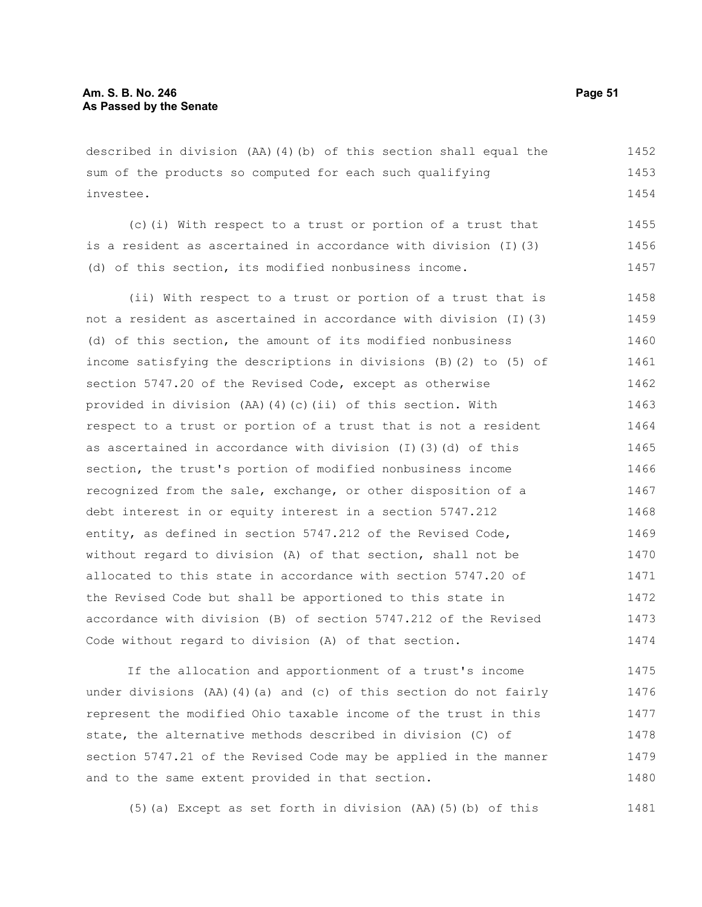described in division (AA)(4)(b) of this section shall equal the sum of the products so computed for each such qualifying investee.

(c)(i) With respect to a trust or portion of a trust that is a resident as ascertained in accordance with division (I)(3)(d) of this section, its modified nonbusiness income.

(ii) With respect to a trust or portion of a trust that is not a resident as ascertained in accordance with division (I)(3)(d) of this section, the amount of its modified nonbusiness income satisfying the descriptions in divisions (B)(2) to (5) of section 5747.20 of the Revised Code, except as otherwise provided in division (AA)(4)(c)(ii) of this section. With respect to a trust or portion of a trust that is not a resident as ascertained in accordance with division (I)(3)(d) of this section, the trust's portion of modified nonbusiness income recognized from the sale, exchange, or other disposition of a debt interest in or equity interest in a section 5747.212 entity, as defined in section 5747.212 of the Revised Code, without regard to division (A) of that section, shall not be allocated to this state in accordance with section 5747.20 of the Revised Code but shall be apportioned to this state in accordance with division (B) of section 5747.212 of the Revised Code without regard to division (A) of that section.

If the allocation and apportionment of a trust's income under divisions (AA)(4)(a) and (c) of this section do not fairly represent the modified Ohio taxable income of the trust in this state, the alternative methods described in division (C) of section 5747.21 of the Revised Code may be applied in the manner and to the same extent provided in that section.

(5)(a) Except as set forth in division (AA)(5)(b) of this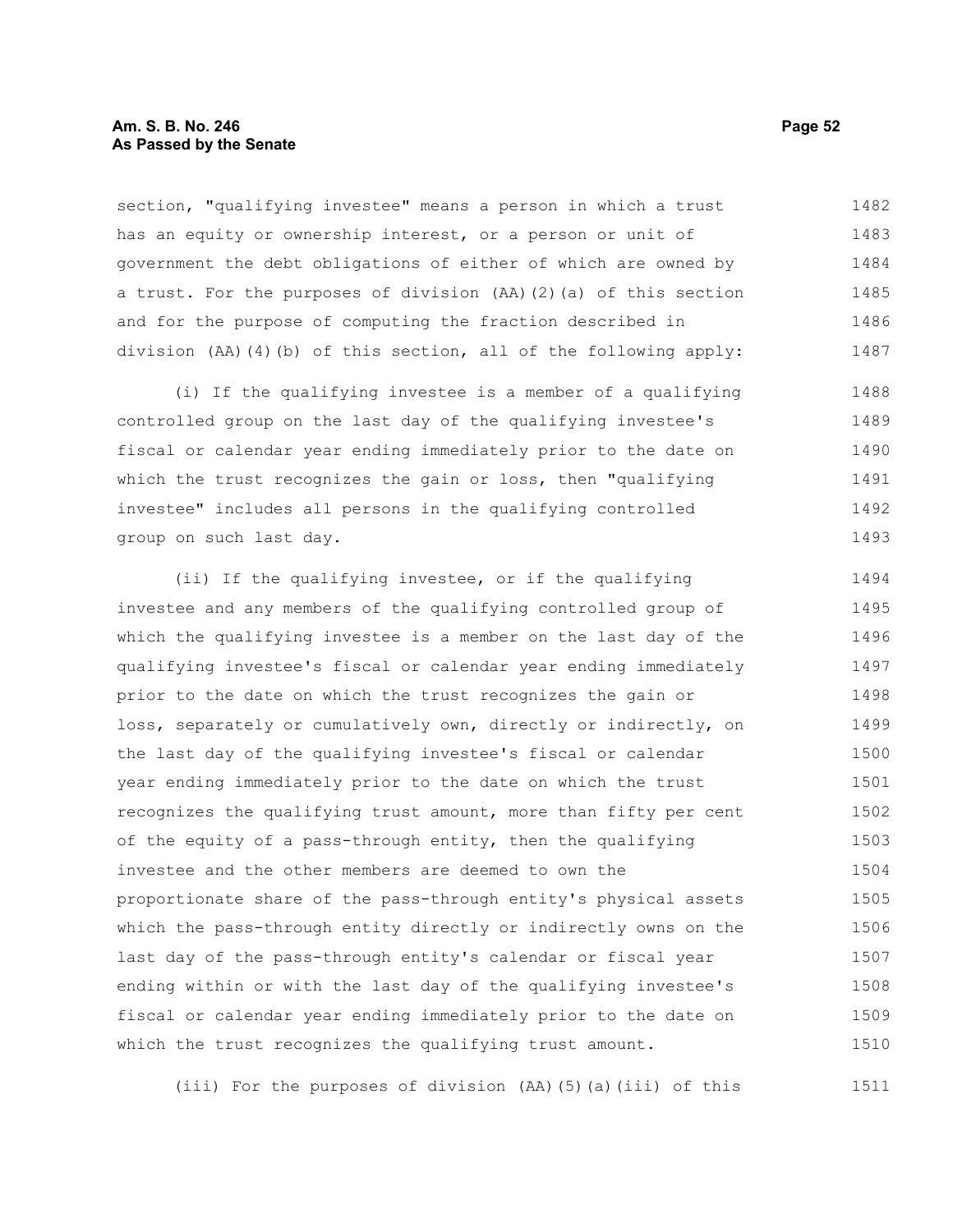section, "qualifying investee" means a person in which a trust has an equity or ownership interest, or a person or unit of government the debt obligations of either of which are owned by a trust. For the purposes of division (AA)(2)(a) of this section and for the purpose of computing the fraction described in division (AA)(4)(b) of this section, all of the following apply:

(i) If the qualifying investee is a member of a qualifying controlled group on the last day of the qualifying investee's fiscal or calendar year ending immediately prior to the date on which the trust recognizes the gain or loss, then "qualifying investee" includes all persons in the qualifying controlled group on such last day.

(ii) If the qualifying investee, or if the qualifying investee and any members of the qualifying controlled group of which the qualifying investee is a member on the last day of the qualifying investee's fiscal or calendar year ending immediately prior to the date on which the trust recognizes the gain or loss, separately or cumulatively own, directly or indirectly, on the last day of the qualifying investee's fiscal or calendar year ending immediately prior to the date on which the trust recognizes the qualifying trust amount, more than fifty per cent of the equity of a pass-through entity, then the qualifying investee and the other members are deemed to own the proportionate share of the pass-through entity's physical assets which the pass-through entity directly or indirectly owns on the last day of the pass-through entity's calendar or fiscal year ending within or with the last day of the qualifying investee's fiscal or calendar year ending immediately prior to the date on which the trust recognizes the qualifying trust amount.

(iii) For the purposes of division (AA)(5)(a)(iii) of this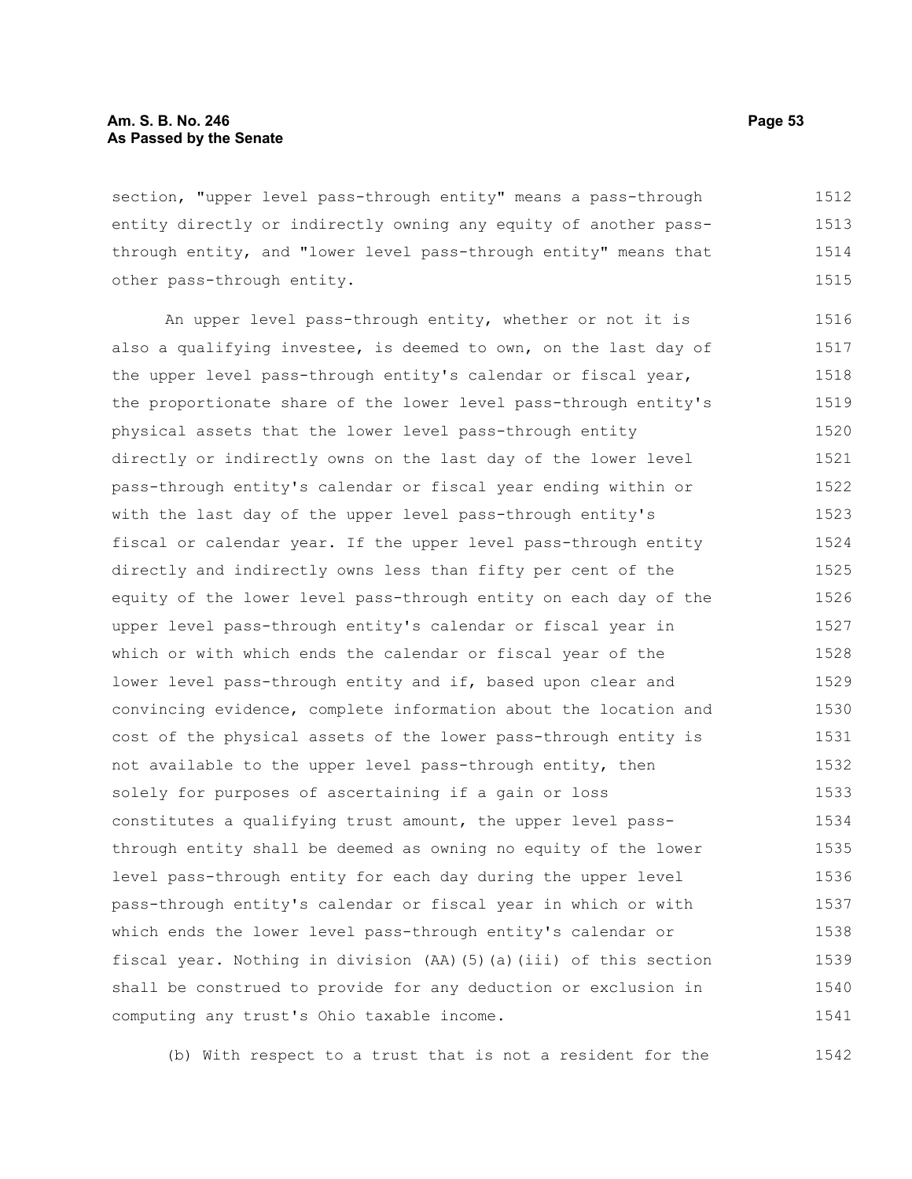section, "upper level pass-through entity" means a pass-through entity directly or indirectly owning any equity of another pass-through entity, and "lower level pass-through entity" means that other pass-through entity.

An upper level pass-through entity, whether or not it is also a qualifying investee, is deemed to own, on the last day of the upper level pass-through entity's calendar or fiscal year, the proportionate share of the lower level pass-through entity's physical assets that the lower level pass-through entity directly or indirectly owns on the last day of the lower level pass-through entity's calendar or fiscal year ending within or with the last day of the upper level pass-through entity's fiscal or calendar year. If the upper level pass-through entity directly and indirectly owns less than fifty per cent of the equity of the lower level pass-through entity on each day of the upper level pass-through entity's calendar or fiscal year in which or with which ends the calendar or fiscal year of the lower level pass-through entity and if, based upon clear and convincing evidence, complete information about the location and cost of the physical assets of the lower pass-through entity is not available to the upper level pass-through entity, then solely for purposes of ascertaining if a gain or loss constitutes a qualifying trust amount, the upper level pass-through entity shall be deemed as owning no equity of the lower level pass-through entity for each day during the upper level pass-through entity's calendar or fiscal year in which or with which ends the lower level pass-through entity's calendar or fiscal year. Nothing in division (AA)(5)(a)(iii) of this section shall be construed to provide for any deduction or exclusion in computing any trust's Ohio taxable income.

(b) With respect to a trust that is not a resident for the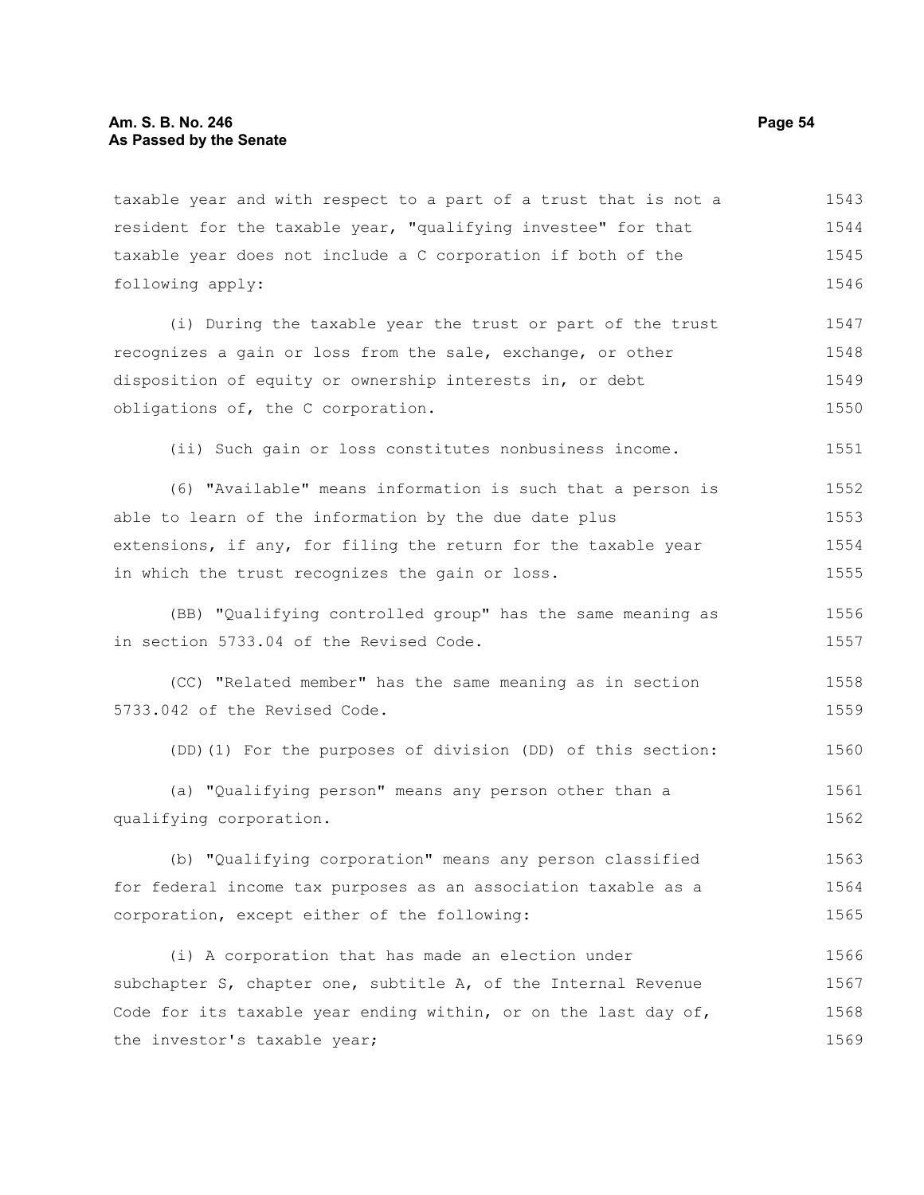taxable year and with respect to a part of a trust that is not a resident for the taxable year, "qualifying investee" for that taxable year does not include a C corporation if both of the following apply:

(i) During the taxable year the trust or part of the trust recognizes a gain or loss from the sale, exchange, or other disposition of equity or ownership interests in, or debt obligations of, the C corporation.

(ii) Such gain or loss constitutes nonbusiness income.

(6) "Available" means information is such that a person is able to learn of the information by the due date plus extensions, if any, for filing the return for the taxable year in which the trust recognizes the gain or loss.

(BB) "Qualifying controlled group" has the same meaning as in section 5733.04 of the Revised Code.

(CC) "Related member" has the same meaning as in section 5733.042 of the Revised Code.

(DD)(1) For the purposes of division (DD) of this section:

(a) "Qualifying person" means any person other than a qualifying corporation.

(b) "Qualifying corporation" means any person classified for federal income tax purposes as an association taxable as a corporation, except either of the following:

(i) A corporation that has made an election under subchapter S, chapter one, subtitle A, of the Internal Revenue Code for its taxable year ending within, or on the last day of, the investor's taxable year;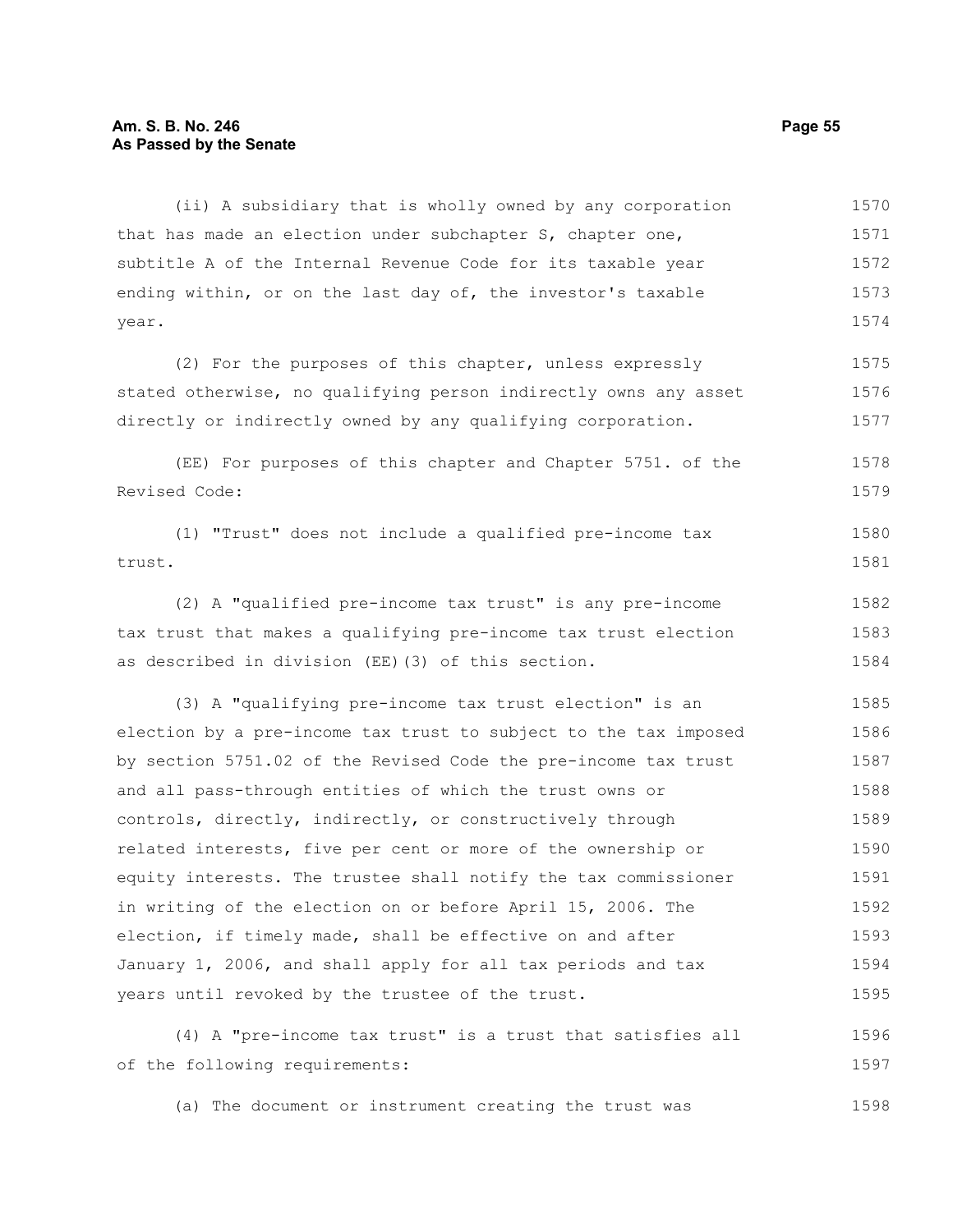(ii) A subsidiary that is wholly owned by any corporation that has made an election under subchapter S, chapter one, subtitle A of the Internal Revenue Code for its taxable year ending within, or on the last day of, the investor's taxable year.

(2) For the purposes of this chapter, unless expressly stated otherwise, no qualifying person indirectly owns any asset directly or indirectly owned by any qualifying corporation.

(EE) For purposes of this chapter and Chapter 5751. of the Revised Code:

(1) "Trust" does not include a qualified pre-income tax trust.

(2) A "qualified pre-income tax trust" is any pre-income tax trust that makes a qualifying pre-income tax trust election as described in division (EE)(3) of this section.

(3) A "qualifying pre-income tax trust election" is an election by a pre-income tax trust to subject to the tax imposed by section 5751.02 of the Revised Code the pre-income tax trust and all pass-through entities of which the trust owns or controls, directly, indirectly, or constructively through related interests, five per cent or more of the ownership or equity interests. The trustee shall notify the tax commissioner in writing of the election on or before April 15, 2006. The election, if timely made, shall be effective on and after January 1, 2006, and shall apply for all tax periods and tax years until revoked by the trustee of the trust.

(4) A "pre-income tax trust" is a trust that satisfies all of the following requirements:

(a) The document or instrument creating the trust was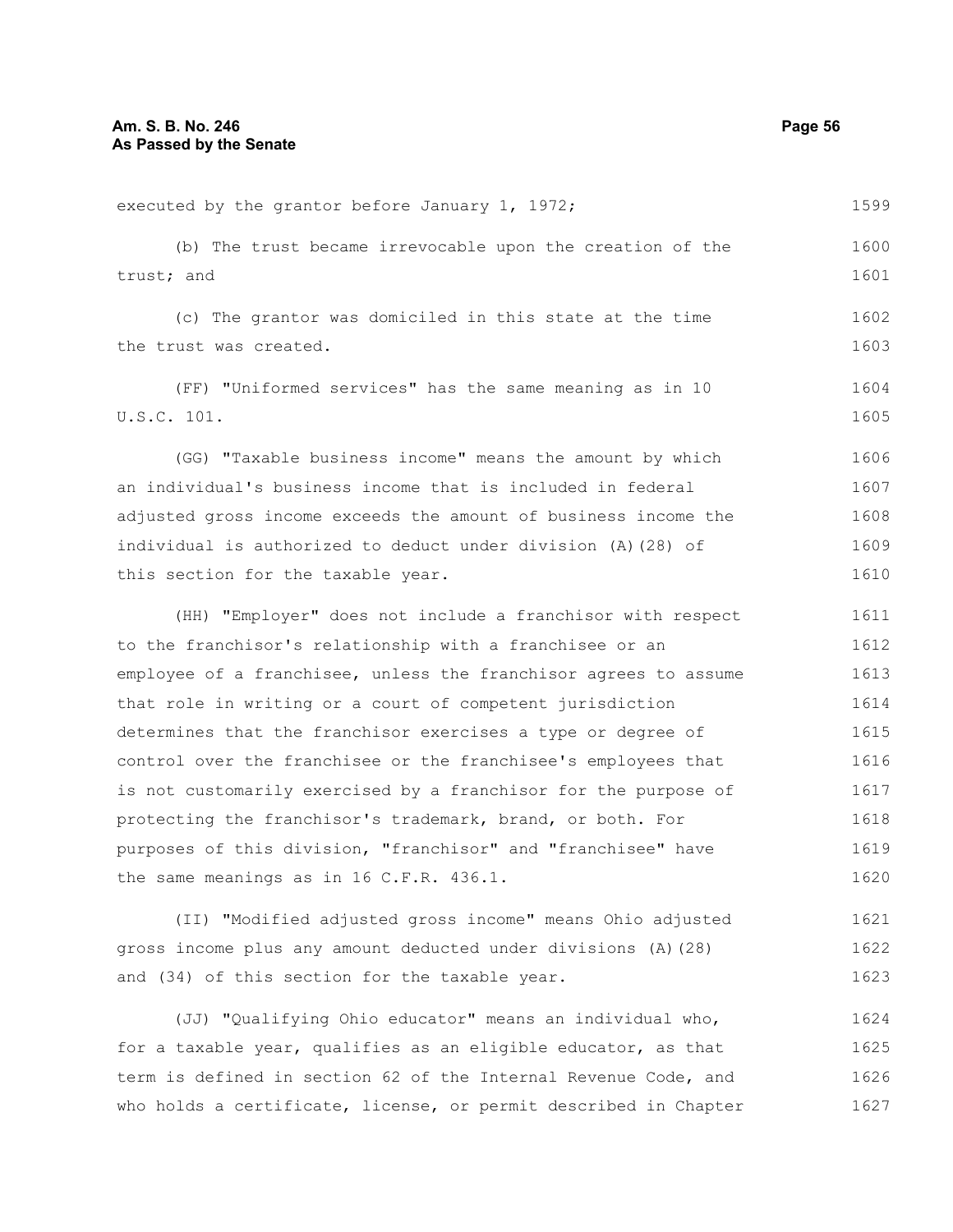executed by the grantor before January 1, 1972;

(b) The trust became irrevocable upon the creation of the trust; and

(c) The grantor was domiciled in this state at the time the trust was created.

(FF) "Uniformed services" has the same meaning as in 10 U.S.C. 101.

(GG) "Taxable business income" means the amount by which an individual's business income that is included in federal adjusted gross income exceeds the amount of business income the individual is authorized to deduct under division (A)(28) of this section for the taxable year.

(HH) "Employer" does not include a franchisor with respect to the franchisor's relationship with a franchisee or an employee of a franchisee, unless the franchisor agrees to assume that role in writing or a court of competent jurisdiction determines that the franchisor exercises a type or degree of control over the franchisee or the franchisee's employees that is not customarily exercised by a franchisor for the purpose of protecting the franchisor's trademark, brand, or both. For purposes of this division, "franchisor" and "franchisee" have the same meanings as in 16 C.F.R. 436.1.

(II) "Modified adjusted gross income" means Ohio adjusted gross income plus any amount deducted under divisions (A)(28) and (34) of this section for the taxable year.

(JJ) "Qualifying Ohio educator" means an individual who, for a taxable year, qualifies as an eligible educator, as that term is defined in section 62 of the Internal Revenue Code, and who holds a certificate, license, or permit described in Chapter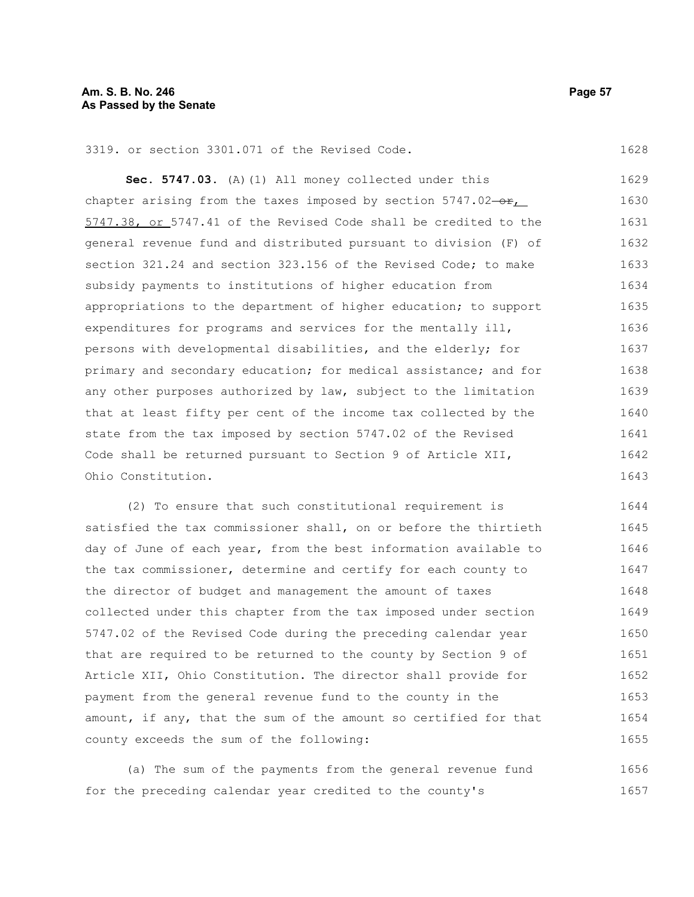3319. or section 3301.071 of the Revised Code.

**Sec. 5747.03.** (A)(1) All money collected under this chapter arising from the taxes imposed by section 5747.02 ~~or~~, 5747.38, or 5747.41 of the Revised Code shall be credited to the general revenue fund and distributed pursuant to division (F) of section 321.24 and section 323.156 of the Revised Code; to make subsidy payments to institutions of higher education from appropriations to the department of higher education; to support expenditures for programs and services for the mentally ill, persons with developmental disabilities, and the elderly; for primary and secondary education; for medical assistance; and for any other purposes authorized by law, subject to the limitation that at least fifty per cent of the income tax collected by the state from the tax imposed by section 5747.02 of the Revised Code shall be returned pursuant to Section 9 of Article XII, Ohio Constitution.

(2) To ensure that such constitutional requirement is satisfied the tax commissioner shall, on or before the thirtieth day of June of each year, from the best information available to the tax commissioner, determine and certify for each county to the director of budget and management the amount of taxes collected under this chapter from the tax imposed under section 5747.02 of the Revised Code during the preceding calendar year that are required to be returned to the county by Section 9 of Article XII, Ohio Constitution. The director shall provide for payment from the general revenue fund to the county in the amount, if any, that the sum of the amount so certified for that county exceeds the sum of the following:

(a) The sum of the payments from the general revenue fund for the preceding calendar year credited to the county's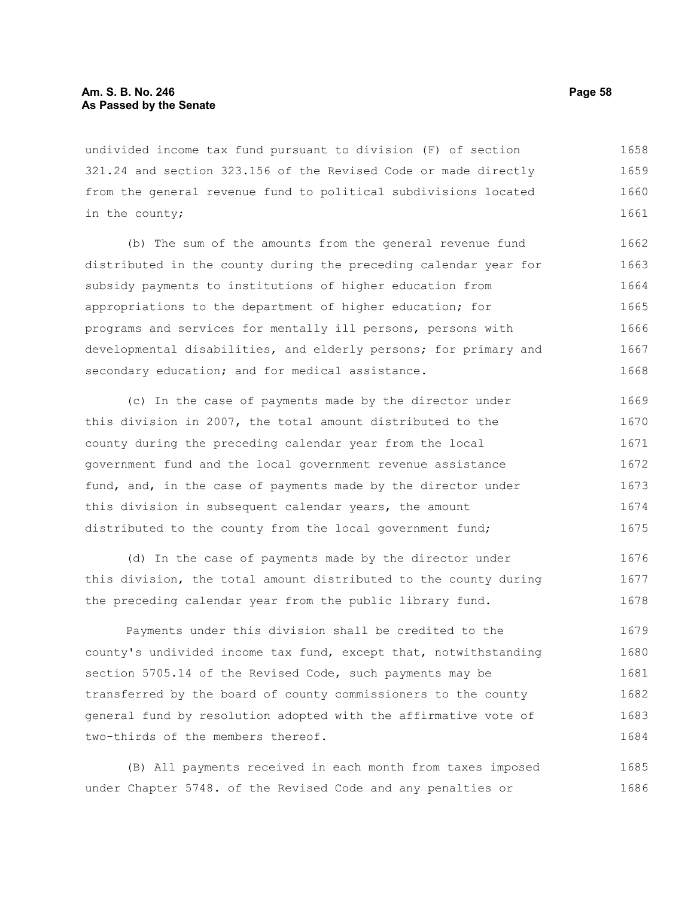undivided income tax fund pursuant to division (F) of section 321.24 and section 323.156 of the Revised Code or made directly from the general revenue fund to political subdivisions located in the county;

(b) The sum of the amounts from the general revenue fund distributed in the county during the preceding calendar year for subsidy payments to institutions of higher education from appropriations to the department of higher education; for programs and services for mentally ill persons, persons with developmental disabilities, and elderly persons; for primary and secondary education; and for medical assistance.

(c) In the case of payments made by the director under this division in 2007, the total amount distributed to the county during the preceding calendar year from the local government fund and the local government revenue assistance fund, and, in the case of payments made by the director under this division in subsequent calendar years, the amount distributed to the county from the local government fund;

(d) In the case of payments made by the director under this division, the total amount distributed to the county during the preceding calendar year from the public library fund.

Payments under this division shall be credited to the county's undivided income tax fund, except that, notwithstanding section 5705.14 of the Revised Code, such payments may be transferred by the board of county commissioners to the county general fund by resolution adopted with the affirmative vote of two-thirds of the members thereof.

(B) All payments received in each month from taxes imposed under Chapter 5748. of the Revised Code and any penalties or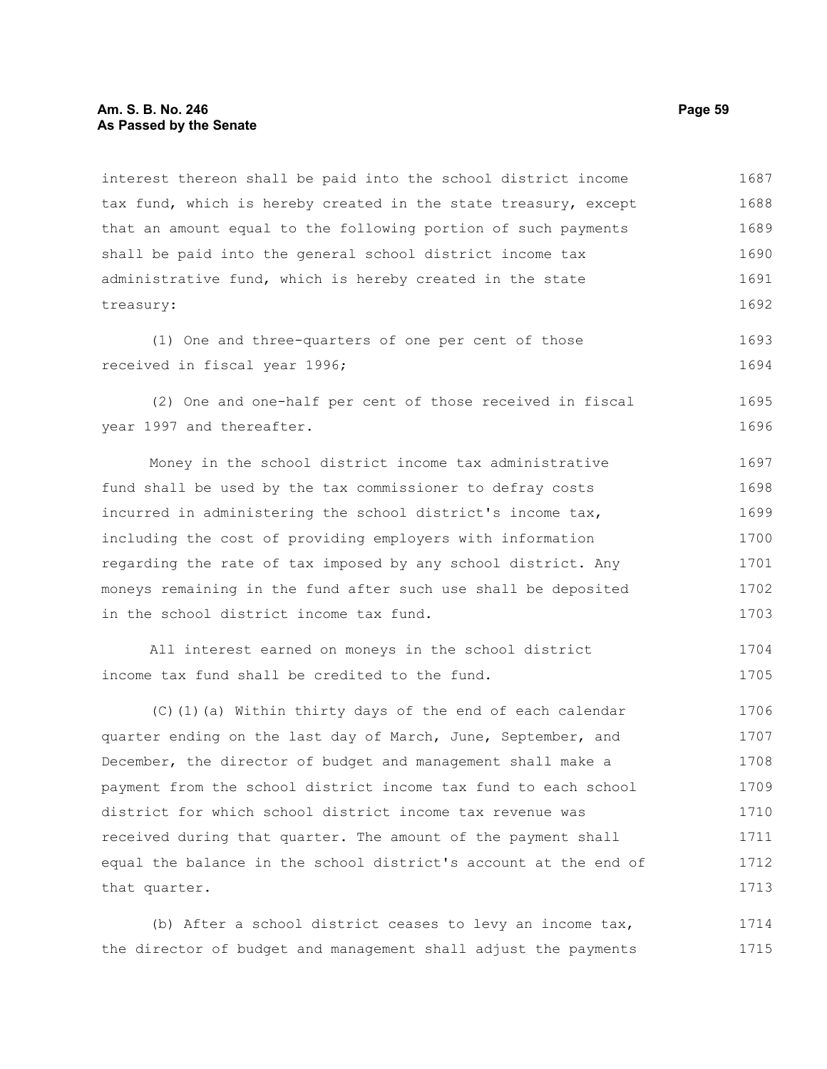interest thereon shall be paid into the school district income tax fund, which is hereby created in the state treasury, except that an amount equal to the following portion of such payments shall be paid into the general school district income tax administrative fund, which is hereby created in the state treasury:

(1) One and three-quarters of one per cent of those received in fiscal year 1996;

(2) One and one-half per cent of those received in fiscal year 1997 and thereafter.

Money in the school district income tax administrative fund shall be used by the tax commissioner to defray costs incurred in administering the school district's income tax, including the cost of providing employers with information regarding the rate of tax imposed by any school district. Any moneys remaining in the fund after such use shall be deposited in the school district income tax fund.

All interest earned on moneys in the school district income tax fund shall be credited to the fund.

(C)(1)(a) Within thirty days of the end of each calendar quarter ending on the last day of March, June, September, and December, the director of budget and management shall make a payment from the school district income tax fund to each school district for which school district income tax revenue was received during that quarter. The amount of the payment shall equal the balance in the school district's account at the end of that quarter.

(b) After a school district ceases to levy an income tax, the director of budget and management shall adjust the payments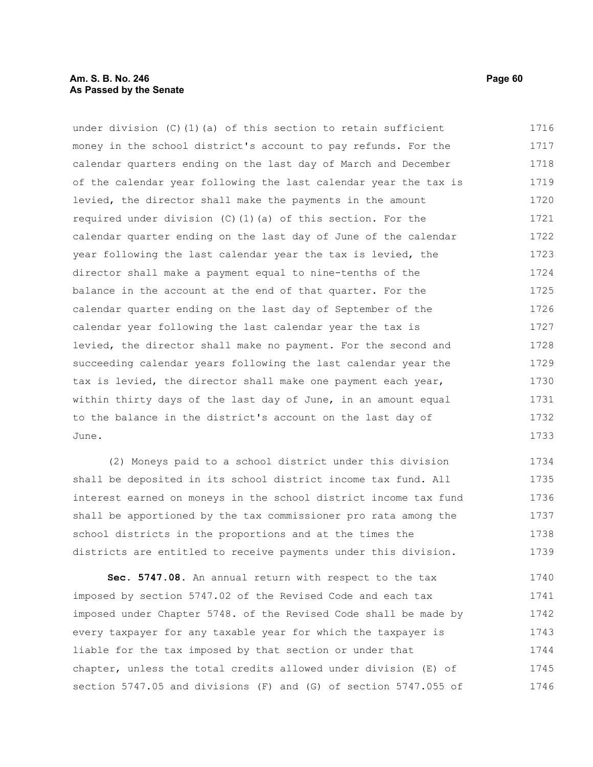under division (C)(1)(a) of this section to retain sufficient money in the school district's account to pay refunds. For the calendar quarters ending on the last day of March and December of the calendar year following the last calendar year the tax is levied, the director shall make the payments in the amount required under division (C)(1)(a) of this section. For the calendar quarter ending on the last day of June of the calendar year following the last calendar year the tax is levied, the director shall make a payment equal to nine-tenths of the balance in the account at the end of that quarter. For the calendar quarter ending on the last day of September of the calendar year following the last calendar year the tax is levied, the director shall make no payment. For the second and succeeding calendar years following the last calendar year the tax is levied, the director shall make one payment each year, within thirty days of the last day of June, in an amount equal to the balance in the district's account on the last day of June.

(2) Moneys paid to a school district under this division shall be deposited in its school district income tax fund. All interest earned on moneys in the school district income tax fund shall be apportioned by the tax commissioner pro rata among the school districts in the proportions and at the times the districts are entitled to receive payments under this division.

**Sec. 5747.08.** An annual return with respect to the tax imposed by section 5747.02 of the Revised Code and each tax imposed under Chapter 5748. of the Revised Code shall be made by every taxpayer for any taxable year for which the taxpayer is liable for the tax imposed by that section or under that chapter, unless the total credits allowed under division (E) of section 5747.05 and divisions (F) and (G) of section 5747.055 of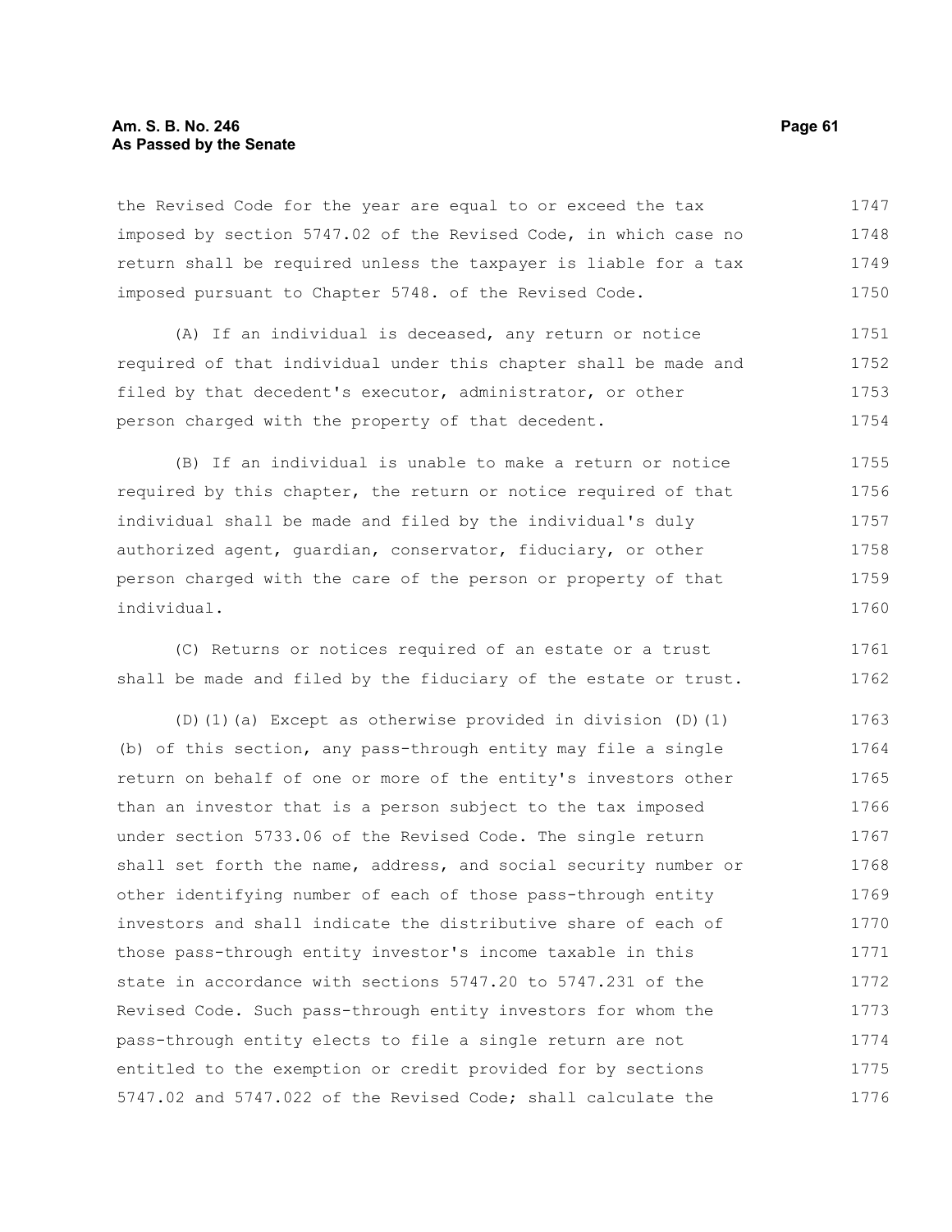the Revised Code for the year are equal to or exceed the tax imposed by section 5747.02 of the Revised Code, in which case no return shall be required unless the taxpayer is liable for a tax imposed pursuant to Chapter 5748. of the Revised Code.

(A) If an individual is deceased, any return or notice required of that individual under this chapter shall be made and filed by that decedent's executor, administrator, or other person charged with the property of that decedent.

(B) If an individual is unable to make a return or notice required by this chapter, the return or notice required of that individual shall be made and filed by the individual's duly authorized agent, guardian, conservator, fiduciary, or other person charged with the care of the person or property of that individual.

(C) Returns or notices required of an estate or a trust shall be made and filed by the fiduciary of the estate or trust.

(D)(1)(a) Except as otherwise provided in division (D)(1)(b) of this section, any pass-through entity may file a single return on behalf of one or more of the entity's investors other than an investor that is a person subject to the tax imposed under section 5733.06 of the Revised Code. The single return shall set forth the name, address, and social security number or other identifying number of each of those pass-through entity investors and shall indicate the distributive share of each of those pass-through entity investor's income taxable in this state in accordance with sections 5747.20 to 5747.231 of the Revised Code. Such pass-through entity investors for whom the pass-through entity elects to file a single return are not entitled to the exemption or credit provided for by sections 5747.02 and 5747.022 of the Revised Code; shall calculate the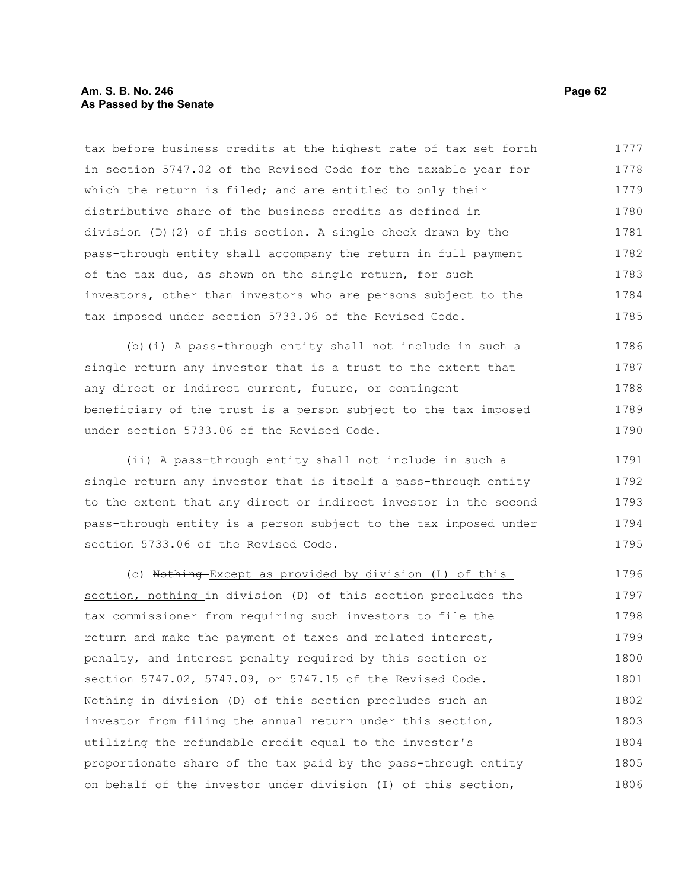tax before business credits at the highest rate of tax set forth in section 5747.02 of the Revised Code for the taxable year for which the return is filed; and are entitled to only their distributive share of the business credits as defined in division (D)(2) of this section. A single check drawn by the pass-through entity shall accompany the return in full payment of the tax due, as shown on the single return, for such investors, other than investors who are persons subject to the tax imposed under section 5733.06 of the Revised Code.

(b)(i) A pass-through entity shall not include in such a single return any investor that is a trust to the extent that any direct or indirect current, future, or contingent beneficiary of the trust is a person subject to the tax imposed under section 5733.06 of the Revised Code.

(ii) A pass-through entity shall not include in such a single return any investor that is itself a pass-through entity to the extent that any direct or indirect investor in the second pass-through entity is a person subject to the tax imposed under section 5733.06 of the Revised Code.

(c) ~~Nothing~~ Except as provided by division (L) of this section, nothing in division (D) of this section precludes the tax commissioner from requiring such investors to file the return and make the payment of taxes and related interest, penalty, and interest penalty required by this section or section 5747.02, 5747.09, or 5747.15 of the Revised Code. Nothing in division (D) of this section precludes such an investor from filing the annual return under this section, utilizing the refundable credit equal to the investor's proportionate share of the tax paid by the pass-through entity on behalf of the investor under division (I) of this section,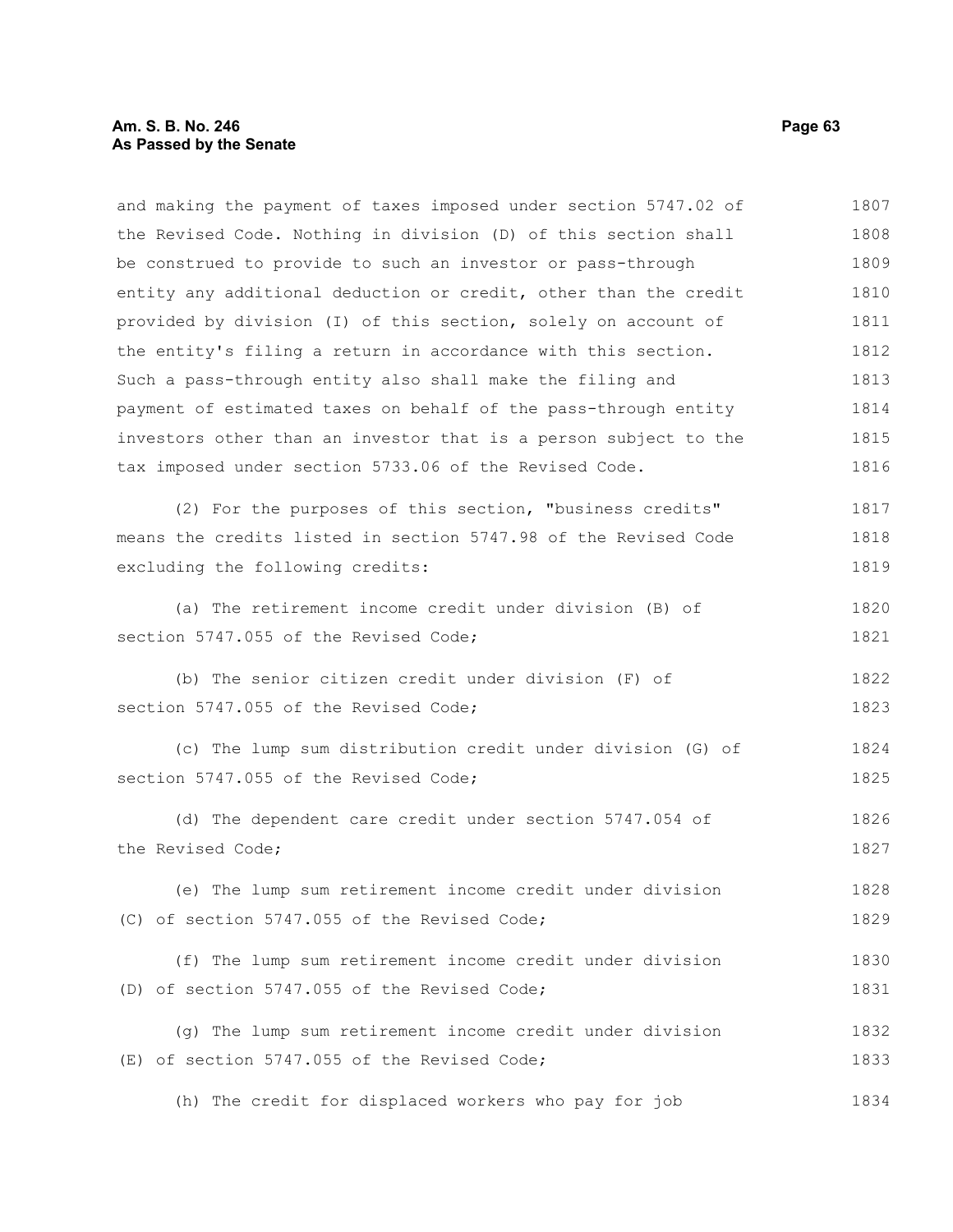and making the payment of taxes imposed under section 5747.02 of the Revised Code. Nothing in division (D) of this section shall be construed to provide to such an investor or pass-through entity any additional deduction or credit, other than the credit provided by division (I) of this section, solely on account of the entity's filing a return in accordance with this section. Such a pass-through entity also shall make the filing and payment of estimated taxes on behalf of the pass-through entity investors other than an investor that is a person subject to the tax imposed under section 5733.06 of the Revised Code.

(2) For the purposes of this section, "business credits" means the credits listed in section 5747.98 of the Revised Code excluding the following credits:

(a) The retirement income credit under division (B) of section 5747.055 of the Revised Code;

(b) The senior citizen credit under division (F) of section 5747.055 of the Revised Code;

(c) The lump sum distribution credit under division (G) of section 5747.055 of the Revised Code;

(d) The dependent care credit under section 5747.054 of the Revised Code;

(e) The lump sum retirement income credit under division (C) of section 5747.055 of the Revised Code;

(f) The lump sum retirement income credit under division (D) of section 5747.055 of the Revised Code;

(g) The lump sum retirement income credit under division (E) of section 5747.055 of the Revised Code;

(h) The credit for displaced workers who pay for job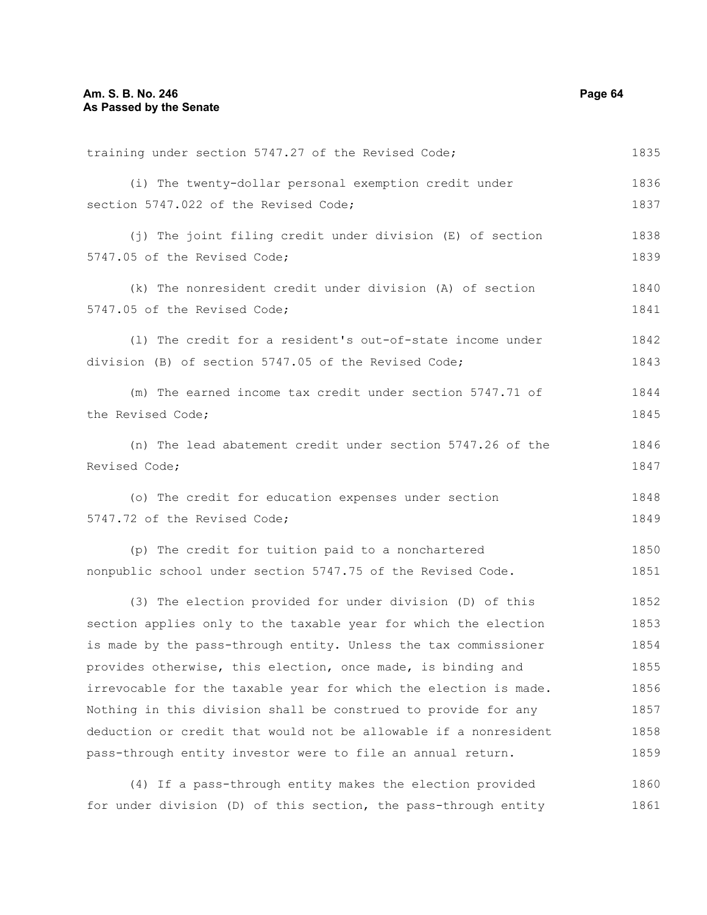training under section 5747.27 of the Revised Code;

(i) The twenty-dollar personal exemption credit under section 5747.022 of the Revised Code;

(j) The joint filing credit under division (E) of section 5747.05 of the Revised Code;

(k) The nonresident credit under division (A) of section 5747.05 of the Revised Code;

(l) The credit for a resident's out-of-state income under division (B) of section 5747.05 of the Revised Code;

(m) The earned income tax credit under section 5747.71 of the Revised Code;

(n) The lead abatement credit under section 5747.26 of the Revised Code;

(o) The credit for education expenses under section 5747.72 of the Revised Code;

(p) The credit for tuition paid to a nonchartered nonpublic school under section 5747.75 of the Revised Code.

(3) The election provided for under division (D) of this section applies only to the taxable year for which the election is made by the pass-through entity. Unless the tax commissioner provides otherwise, this election, once made, is binding and irrevocable for the taxable year for which the election is made. Nothing in this division shall be construed to provide for any deduction or credit that would not be allowable if a nonresident pass-through entity investor were to file an annual return.

(4) If a pass-through entity makes the election provided for under division (D) of this section, the pass-through entity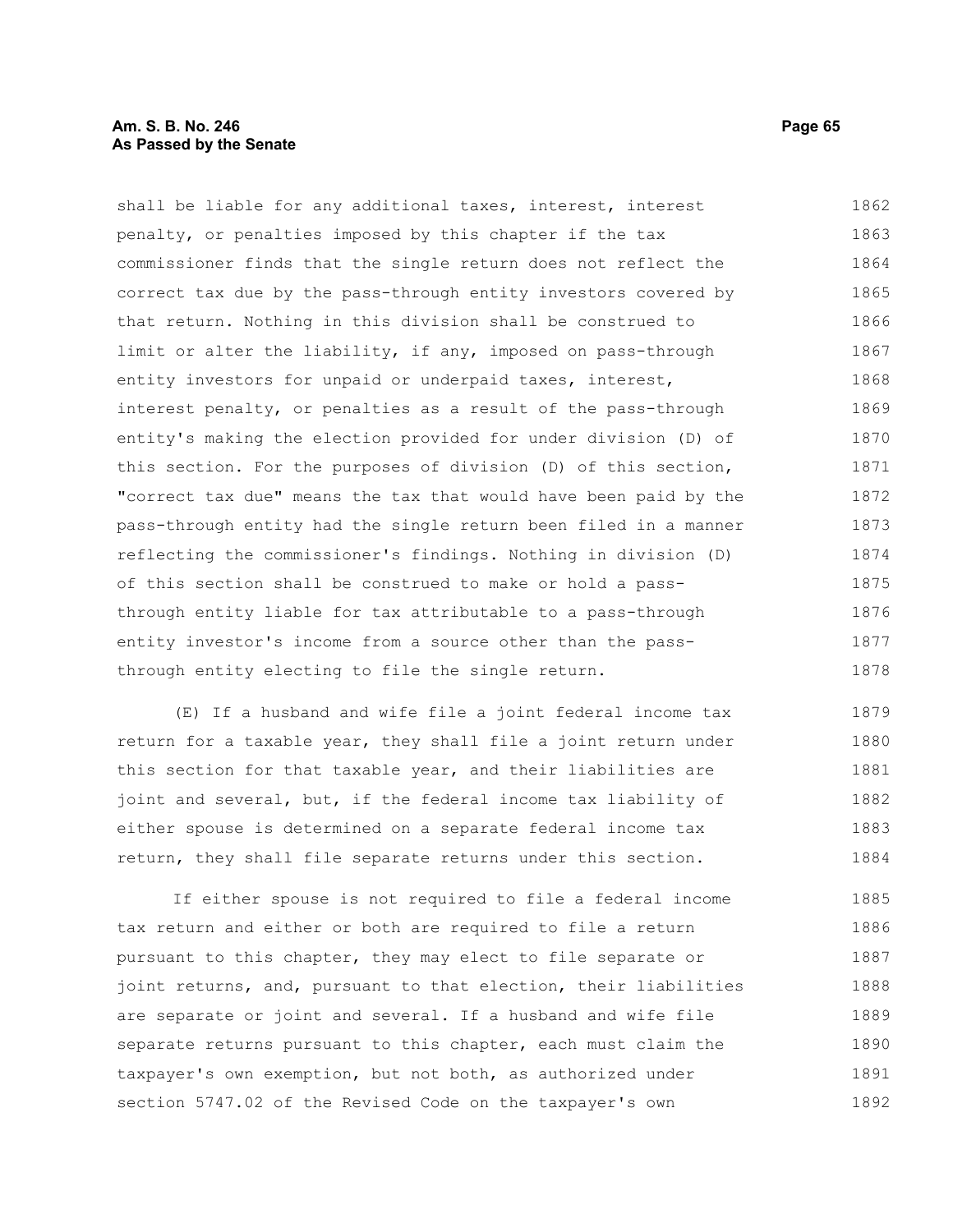shall be liable for any additional taxes, interest, interest penalty, or penalties imposed by this chapter if the tax commissioner finds that the single return does not reflect the correct tax due by the pass-through entity investors covered by that return. Nothing in this division shall be construed to limit or alter the liability, if any, imposed on pass-through entity investors for unpaid or underpaid taxes, interest, interest penalty, or penalties as a result of the pass-through entity's making the election provided for under division (D) of this section. For the purposes of division (D) of this section, "correct tax due" means the tax that would have been paid by the pass-through entity had the single return been filed in a manner reflecting the commissioner's findings. Nothing in division (D) of this section shall be construed to make or hold a pass-through entity liable for tax attributable to a pass-through entity investor's income from a source other than the pass-through entity electing to file the single return.

(E) If a husband and wife file a joint federal income tax return for a taxable year, they shall file a joint return under this section for that taxable year, and their liabilities are joint and several, but, if the federal income tax liability of either spouse is determined on a separate federal income tax return, they shall file separate returns under this section.

If either spouse is not required to file a federal income tax return and either or both are required to file a return pursuant to this chapter, they may elect to file separate or joint returns, and, pursuant to that election, their liabilities are separate or joint and several. If a husband and wife file separate returns pursuant to this chapter, each must claim the taxpayer's own exemption, but not both, as authorized under section 5747.02 of the Revised Code on the taxpayer's own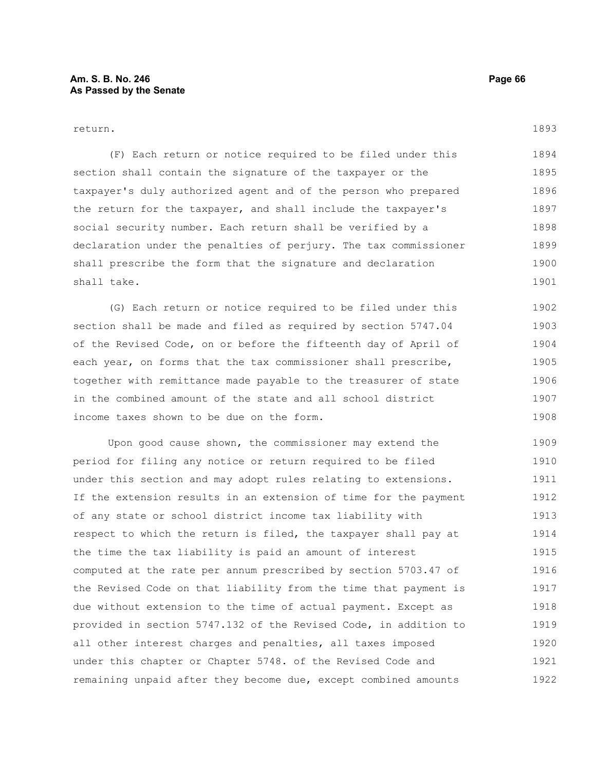return.

(F) Each return or notice required to be filed under this section shall contain the signature of the taxpayer or the taxpayer's duly authorized agent and of the person who prepared the return for the taxpayer, and shall include the taxpayer's social security number. Each return shall be verified by a declaration under the penalties of perjury. The tax commissioner shall prescribe the form that the signature and declaration shall take.

(G) Each return or notice required to be filed under this section shall be made and filed as required by section 5747.04 of the Revised Code, on or before the fifteenth day of April of each year, on forms that the tax commissioner shall prescribe, together with remittance made payable to the treasurer of state in the combined amount of the state and all school district income taxes shown to be due on the form.

Upon good cause shown, the commissioner may extend the period for filing any notice or return required to be filed under this section and may adopt rules relating to extensions. If the extension results in an extension of time for the payment of any state or school district income tax liability with respect to which the return is filed, the taxpayer shall pay at the time the tax liability is paid an amount of interest computed at the rate per annum prescribed by section 5703.47 of the Revised Code on that liability from the time that payment is due without extension to the time of actual payment. Except as provided in section 5747.132 of the Revised Code, in addition to all other interest charges and penalties, all taxes imposed under this chapter or Chapter 5748. of the Revised Code and remaining unpaid after they become due, except combined amounts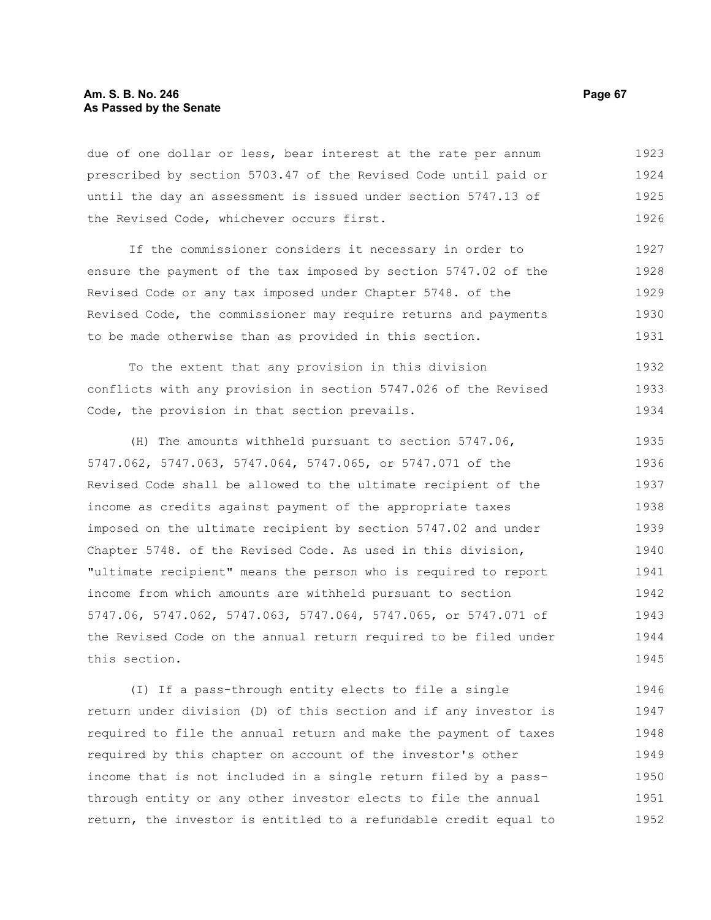due of one dollar or less, bear interest at the rate per annum prescribed by section 5703.47 of the Revised Code until paid or until the day an assessment is issued under section 5747.13 of the Revised Code, whichever occurs first.

If the commissioner considers it necessary in order to ensure the payment of the tax imposed by section 5747.02 of the Revised Code or any tax imposed under Chapter 5748. of the Revised Code, the commissioner may require returns and payments to be made otherwise than as provided in this section.

To the extent that any provision in this division conflicts with any provision in section 5747.026 of the Revised Code, the provision in that section prevails.

(H) The amounts withheld pursuant to section 5747.06, 5747.062, 5747.063, 5747.064, 5747.065, or 5747.071 of the Revised Code shall be allowed to the ultimate recipient of the income as credits against payment of the appropriate taxes imposed on the ultimate recipient by section 5747.02 and under Chapter 5748. of the Revised Code. As used in this division, "ultimate recipient" means the person who is required to report income from which amounts are withheld pursuant to section 5747.06, 5747.062, 5747.063, 5747.064, 5747.065, or 5747.071 of the Revised Code on the annual return required to be filed under this section.

(I) If a pass-through entity elects to file a single return under division (D) of this section and if any investor is required to file the annual return and make the payment of taxes required by this chapter on account of the investor's other income that is not included in a single return filed by a pass-through entity or any other investor elects to file the annual return, the investor is entitled to a refundable credit equal to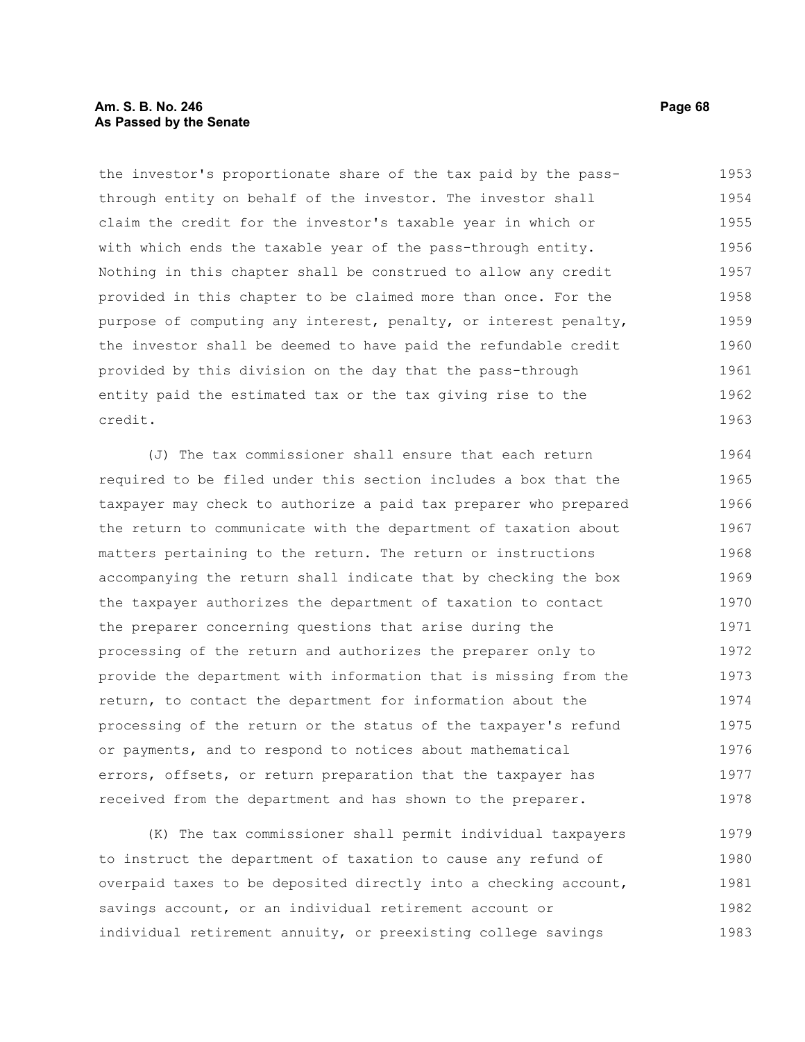the investor's proportionate share of the tax paid by the pass-through entity on behalf of the investor. The investor shall claim the credit for the investor's taxable year in which or with which ends the taxable year of the pass-through entity. Nothing in this chapter shall be construed to allow any credit provided in this chapter to be claimed more than once. For the purpose of computing any interest, penalty, or interest penalty, the investor shall be deemed to have paid the refundable credit provided by this division on the day that the pass-through entity paid the estimated tax or the tax giving rise to the credit.

(J) The tax commissioner shall ensure that each return required to be filed under this section includes a box that the taxpayer may check to authorize a paid tax preparer who prepared the return to communicate with the department of taxation about matters pertaining to the return. The return or instructions accompanying the return shall indicate that by checking the box the taxpayer authorizes the department of taxation to contact the preparer concerning questions that arise during the processing of the return and authorizes the preparer only to provide the department with information that is missing from the return, to contact the department for information about the processing of the return or the status of the taxpayer's refund or payments, and to respond to notices about mathematical errors, offsets, or return preparation that the taxpayer has received from the department and has shown to the preparer.

(K) The tax commissioner shall permit individual taxpayers to instruct the department of taxation to cause any refund of overpaid taxes to be deposited directly into a checking account, savings account, or an individual retirement account or individual retirement annuity, or preexisting college savings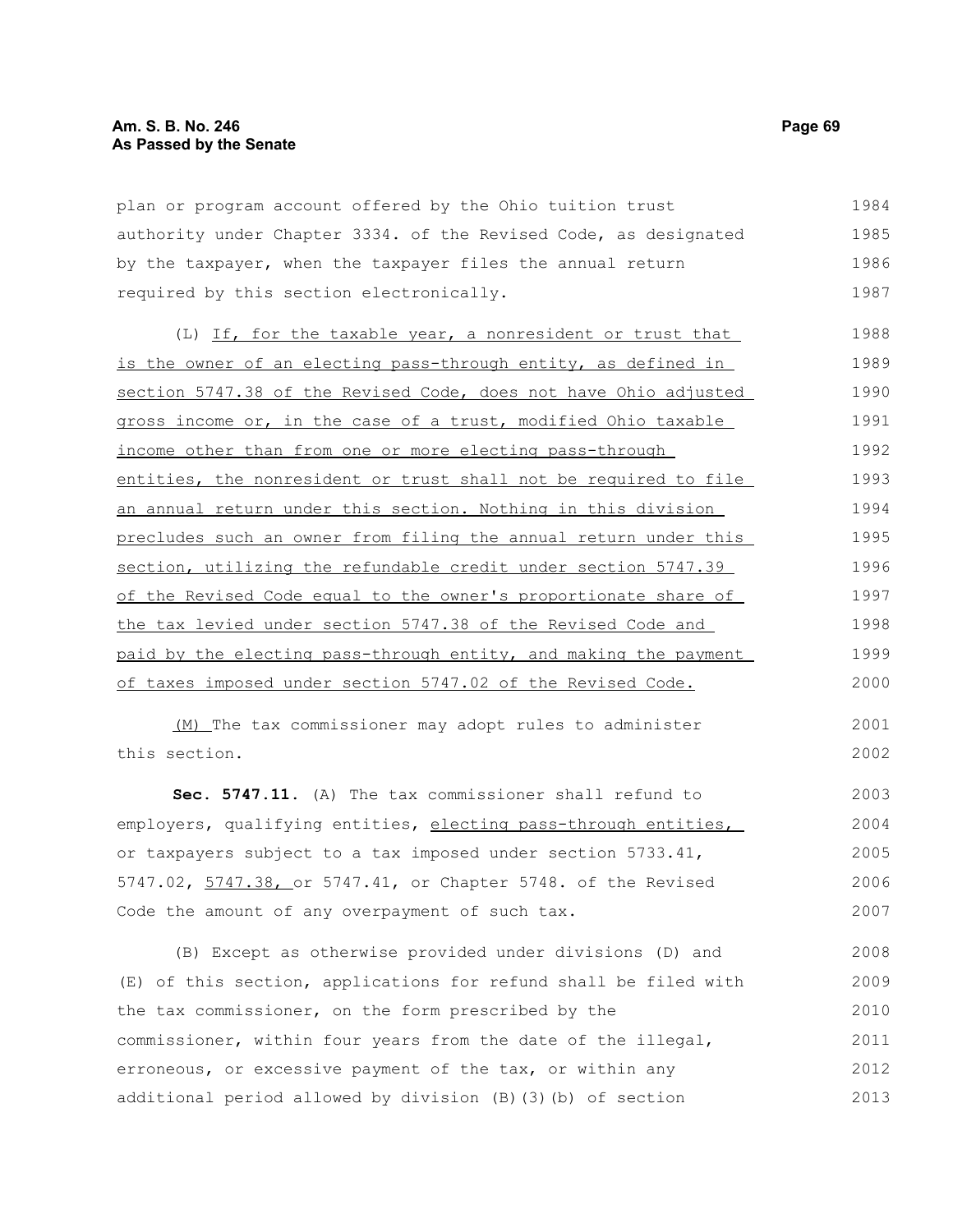plan or program account offered by the Ohio tuition trust authority under Chapter 3334. of the Revised Code, as designated by the taxpayer, when the taxpayer files the annual return required by this section electronically.

(L) If, for the taxable year, a nonresident or trust that is the owner of an electing pass-through entity, as defined in section 5747.38 of the Revised Code, does not have Ohio adjusted gross income or, in the case of a trust, modified Ohio taxable income other than from one or more electing pass-through entities, the nonresident or trust shall not be required to file an annual return under this section. Nothing in this division precludes such an owner from filing the annual return under this section, utilizing the refundable credit under section 5747.39 of the Revised Code equal to the owner's proportionate share of the tax levied under section 5747.38 of the Revised Code and paid by the electing pass-through entity, and making the payment of taxes imposed under section 5747.02 of the Revised Code.

(M) The tax commissioner may adopt rules to administer this section.

**Sec. 5747.11.** (A) The tax commissioner shall refund to employers, qualifying entities, electing pass-through entities, or taxpayers subject to a tax imposed under section 5733.41, 5747.02, 5747.38, or 5747.41, or Chapter 5748. of the Revised Code the amount of any overpayment of such tax.

(B) Except as otherwise provided under divisions (D) and (E) of this section, applications for refund shall be filed with the tax commissioner, on the form prescribed by the commissioner, within four years from the date of the illegal, erroneous, or excessive payment of the tax, or within any additional period allowed by division (B)(3)(b) of section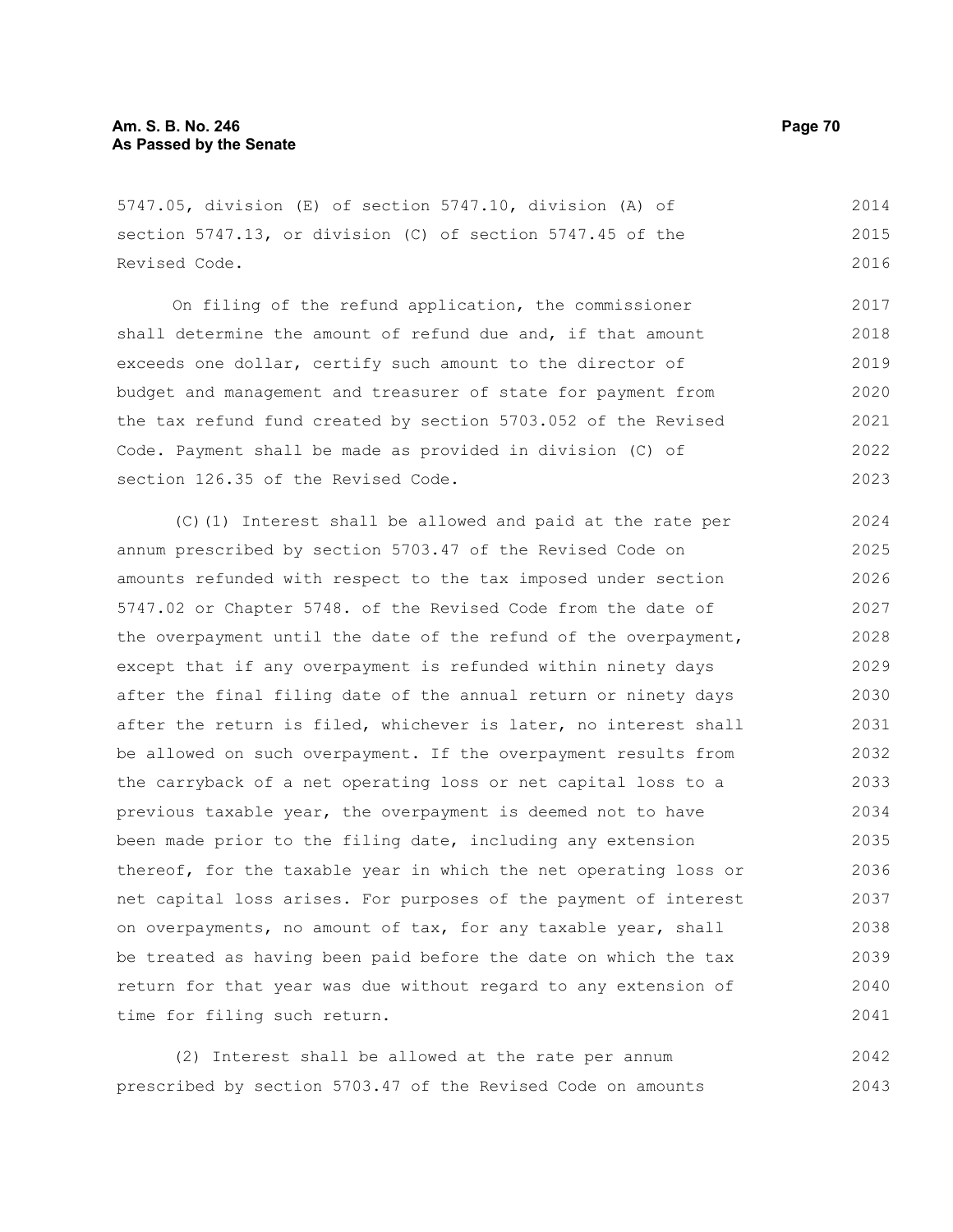5747.05, division (E) of section 5747.10, division (A) of section 5747.13, or division (C) of section 5747.45 of the Revised Code.

On filing of the refund application, the commissioner shall determine the amount of refund due and, if that amount exceeds one dollar, certify such amount to the director of budget and management and treasurer of state for payment from the tax refund fund created by section 5703.052 of the Revised Code. Payment shall be made as provided in division (C) of section 126.35 of the Revised Code.

(C)(1) Interest shall be allowed and paid at the rate per annum prescribed by section 5703.47 of the Revised Code on amounts refunded with respect to the tax imposed under section 5747.02 or Chapter 5748. of the Revised Code from the date of the overpayment until the date of the refund of the overpayment, except that if any overpayment is refunded within ninety days after the final filing date of the annual return or ninety days after the return is filed, whichever is later, no interest shall be allowed on such overpayment. If the overpayment results from the carryback of a net operating loss or net capital loss to a previous taxable year, the overpayment is deemed not to have been made prior to the filing date, including any extension thereof, for the taxable year in which the net operating loss or net capital loss arises. For purposes of the payment of interest on overpayments, no amount of tax, for any taxable year, shall be treated as having been paid before the date on which the tax return for that year was due without regard to any extension of time for filing such return.

(2) Interest shall be allowed at the rate per annum prescribed by section 5703.47 of the Revised Code on amounts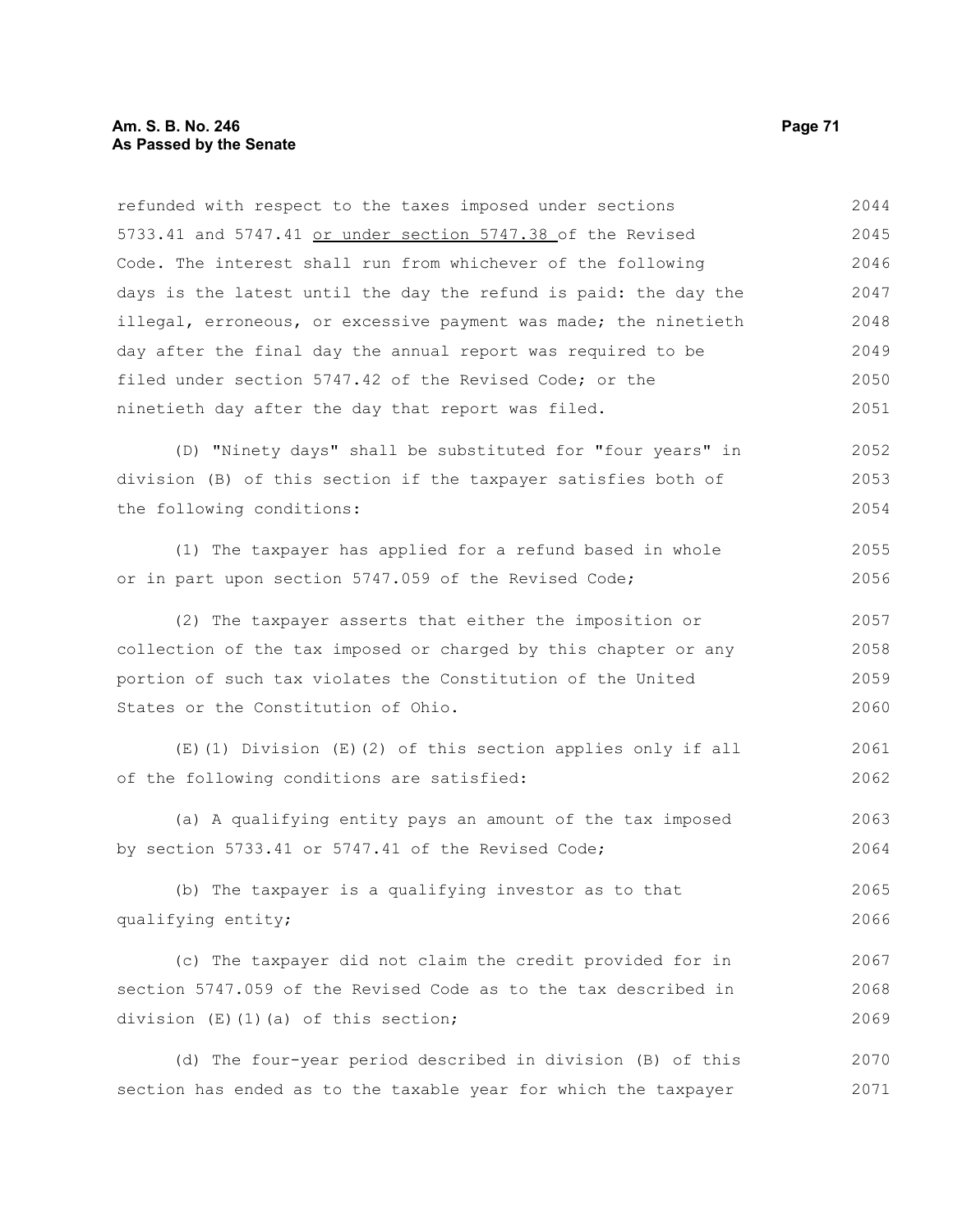refunded with respect to the taxes imposed under sections 5733.41 and 5747.41 <u>or under section 5747.38</u> of the Revised Code. The interest shall run from whichever of the following days is the latest until the day the refund is paid: the day the illegal, erroneous, or excessive payment was made; the ninetieth day after the final day the annual report was required to be filed under section 5747.42 of the Revised Code; or the ninetieth day after the day that report was filed.

(D) "Ninety days" shall be substituted for "four years" in division (B) of this section if the taxpayer satisfies both of the following conditions:

(1) The taxpayer has applied for a refund based in whole or in part upon section 5747.059 of the Revised Code;

(2) The taxpayer asserts that either the imposition or collection of the tax imposed or charged by this chapter or any portion of such tax violates the Constitution of the United States or the Constitution of Ohio.

(E)(1) Division (E)(2) of this section applies only if all of the following conditions are satisfied:

(a) A qualifying entity pays an amount of the tax imposed by section 5733.41 or 5747.41 of the Revised Code;

(b) The taxpayer is a qualifying investor as to that qualifying entity;

(c) The taxpayer did not claim the credit provided for in section 5747.059 of the Revised Code as to the tax described in division (E)(1)(a) of this section;

(d) The four-year period described in division (B) of this section has ended as to the taxable year for which the taxpayer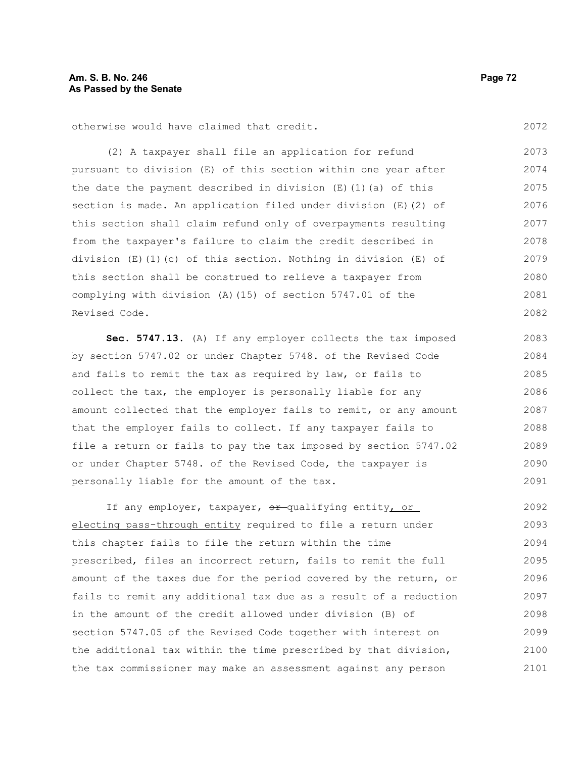otherwise would have claimed that credit.

(2) A taxpayer shall file an application for refund pursuant to division (E) of this section within one year after the date the payment described in division (E)(1)(a) of this section is made. An application filed under division (E)(2) of this section shall claim refund only of overpayments resulting from the taxpayer's failure to claim the credit described in division (E)(1)(c) of this section. Nothing in division (E) of this section shall be construed to relieve a taxpayer from complying with division (A)(15) of section 5747.01 of the Revised Code.

**Sec. 5747.13.** (A) If any employer collects the tax imposed by section 5747.02 or under Chapter 5748. of the Revised Code and fails to remit the tax as required by law, or fails to collect the tax, the employer is personally liable for any amount collected that the employer fails to remit, or any amount that the employer fails to collect. If any taxpayer fails to file a return or fails to pay the tax imposed by section 5747.02 or under Chapter 5748. of the Revised Code, the taxpayer is personally liable for the amount of the tax.

If any employer, taxpayer, ~~or~~ qualifying entity, or electing pass-through entity required to file a return under this chapter fails to file the return within the time prescribed, files an incorrect return, fails to remit the full amount of the taxes due for the period covered by the return, or fails to remit any additional tax due as a result of a reduction in the amount of the credit allowed under division (B) of section 5747.05 of the Revised Code together with interest on the additional tax within the time prescribed by that division, the tax commissioner may make an assessment against any person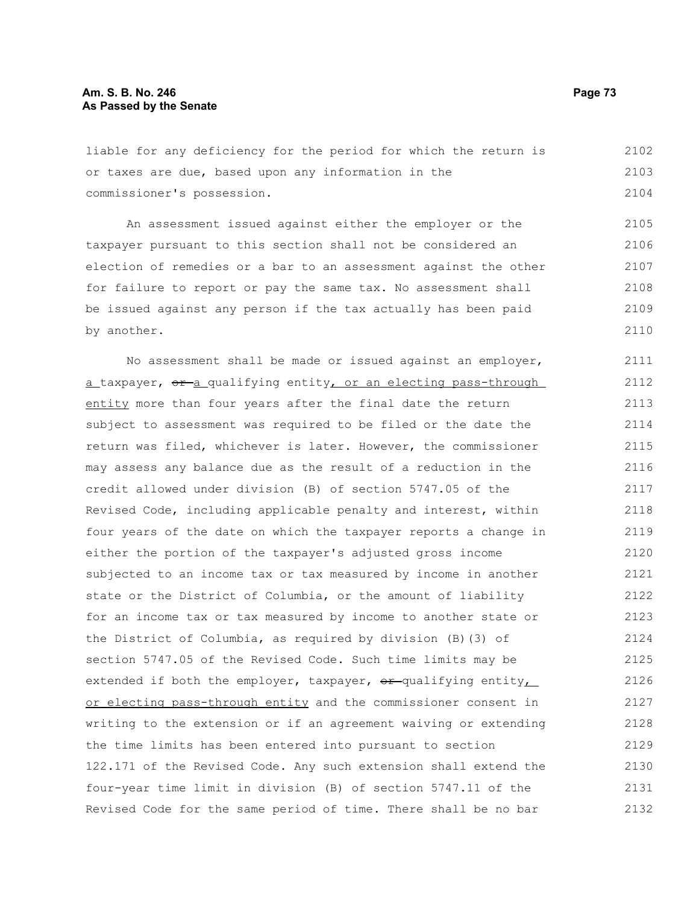liable for any deficiency for the period for which the return is or taxes are due, based upon any information in the commissioner's possession.

An assessment issued against either the employer or the taxpayer pursuant to this section shall not be considered an election of remedies or a bar to an assessment against the other for failure to report or pay the same tax. No assessment shall be issued against any person if the tax actually has been paid by another.

No assessment shall be made or issued against an employer, a taxpayer, ~~or~~ a qualifying entity, or an electing pass-through entity more than four years after the final date the return subject to assessment was required to be filed or the date the return was filed, whichever is later. However, the commissioner may assess any balance due as the result of a reduction in the credit allowed under division (B) of section 5747.05 of the Revised Code, including applicable penalty and interest, within four years of the date on which the taxpayer reports a change in either the portion of the taxpayer's adjusted gross income subjected to an income tax or tax measured by income in another state or the District of Columbia, or the amount of liability for an income tax or tax measured by income to another state or the District of Columbia, as required by division (B)(3) of section 5747.05 of the Revised Code. Such time limits may be extended if both the employer, taxpayer, ~~or~~ qualifying entity, or electing pass-through entity and the commissioner consent in writing to the extension or if an agreement waiving or extending the time limits has been entered into pursuant to section 122.171 of the Revised Code. Any such extension shall extend the four-year time limit in division (B) of section 5747.11 of the Revised Code for the same period of time. There shall be no bar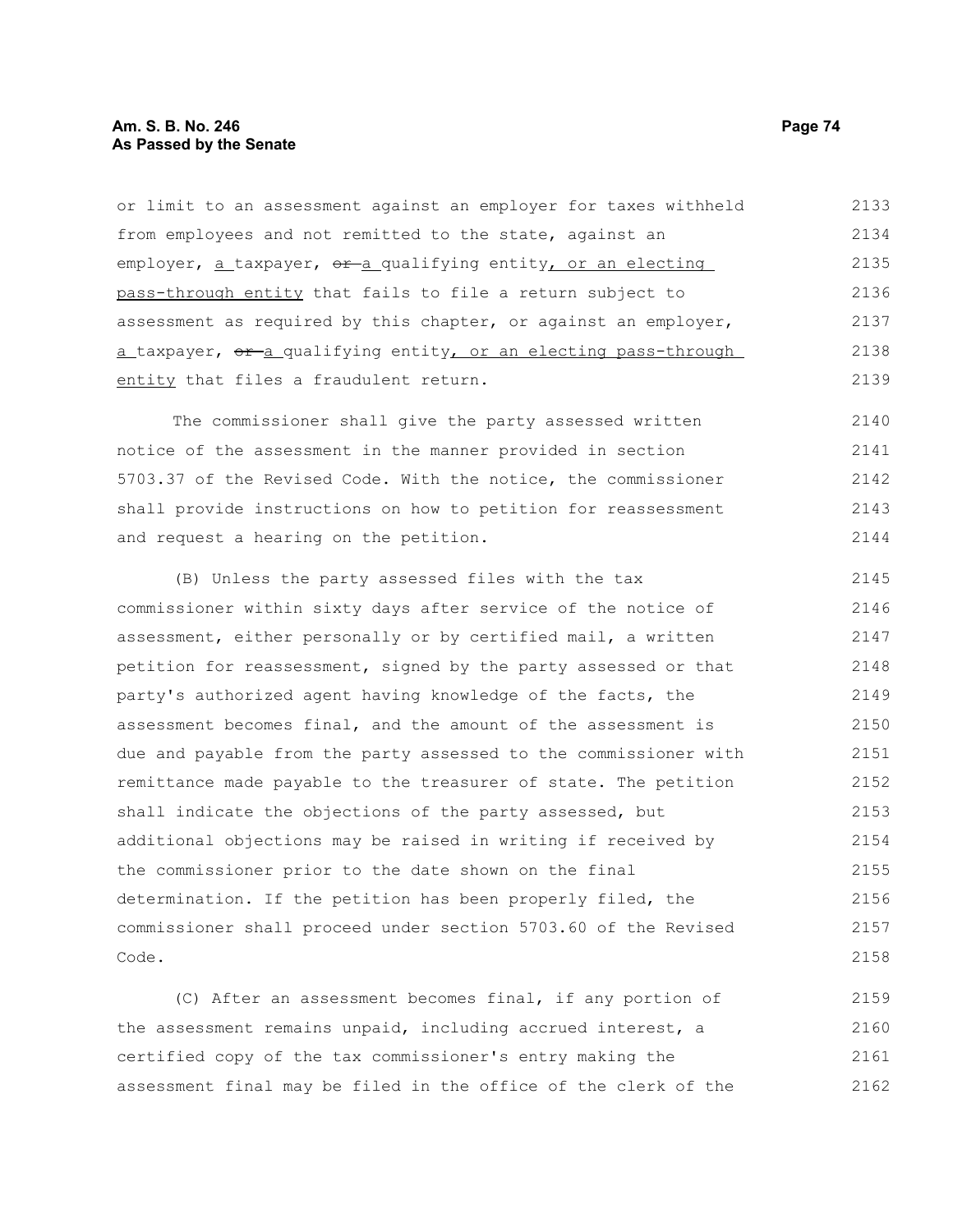or limit to an assessment against an employer for taxes withheld from employees and not remitted to the state, against an employer, a taxpayer, ~~or~~ a qualifying entity, or an electing pass-through entity that fails to file a return subject to assessment as required by this chapter, or against an employer, a taxpayer, ~~or~~ a qualifying entity, or an electing pass-through entity that files a fraudulent return.

The commissioner shall give the party assessed written notice of the assessment in the manner provided in section 5703.37 of the Revised Code. With the notice, the commissioner shall provide instructions on how to petition for reassessment and request a hearing on the petition.

(B) Unless the party assessed files with the tax commissioner within sixty days after service of the notice of assessment, either personally or by certified mail, a written petition for reassessment, signed by the party assessed or that party's authorized agent having knowledge of the facts, the assessment becomes final, and the amount of the assessment is due and payable from the party assessed to the commissioner with remittance made payable to the treasurer of state. The petition shall indicate the objections of the party assessed, but additional objections may be raised in writing if received by the commissioner prior to the date shown on the final determination. If the petition has been properly filed, the commissioner shall proceed under section 5703.60 of the Revised Code.

(C) After an assessment becomes final, if any portion of the assessment remains unpaid, including accrued interest, a certified copy of the tax commissioner's entry making the assessment final may be filed in the office of the clerk of the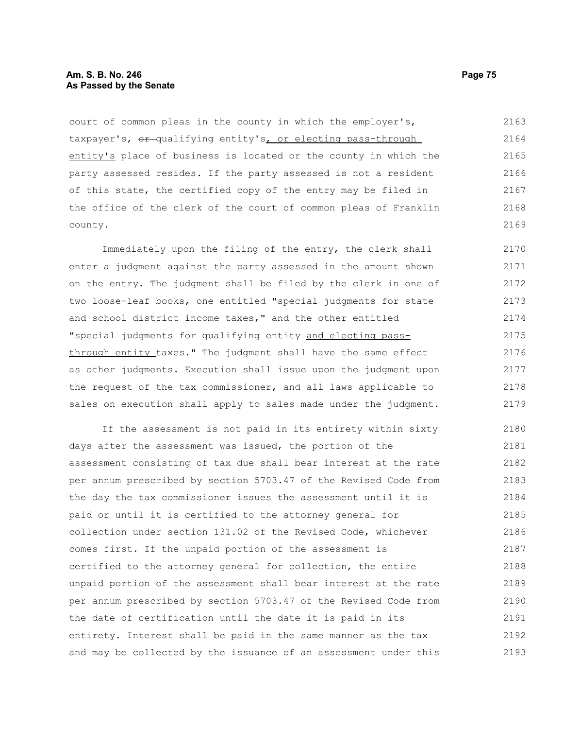court of common pleas in the county in which the employer's, taxpayer's, ~~or~~ qualifying entity's, or electing pass-through entity's place of business is located or the county in which the party assessed resides. If the party assessed is not a resident of this state, the certified copy of the entry may be filed in the office of the clerk of the court of common pleas of Franklin county.

Immediately upon the filing of the entry, the clerk shall enter a judgment against the party assessed in the amount shown on the entry. The judgment shall be filed by the clerk in one of two loose-leaf books, one entitled "special judgments for state and school district income taxes," and the other entitled "special judgments for qualifying entity and electing pass-through entity taxes." The judgment shall have the same effect as other judgments. Execution shall issue upon the judgment upon the request of the tax commissioner, and all laws applicable to sales on execution shall apply to sales made under the judgment.

If the assessment is not paid in its entirety within sixty days after the assessment was issued, the portion of the assessment consisting of tax due shall bear interest at the rate per annum prescribed by section 5703.47 of the Revised Code from the day the tax commissioner issues the assessment until it is paid or until it is certified to the attorney general for collection under section 131.02 of the Revised Code, whichever comes first. If the unpaid portion of the assessment is certified to the attorney general for collection, the entire unpaid portion of the assessment shall bear interest at the rate per annum prescribed by section 5703.47 of the Revised Code from the date of certification until the date it is paid in its entirety. Interest shall be paid in the same manner as the tax and may be collected by the issuance of an assessment under this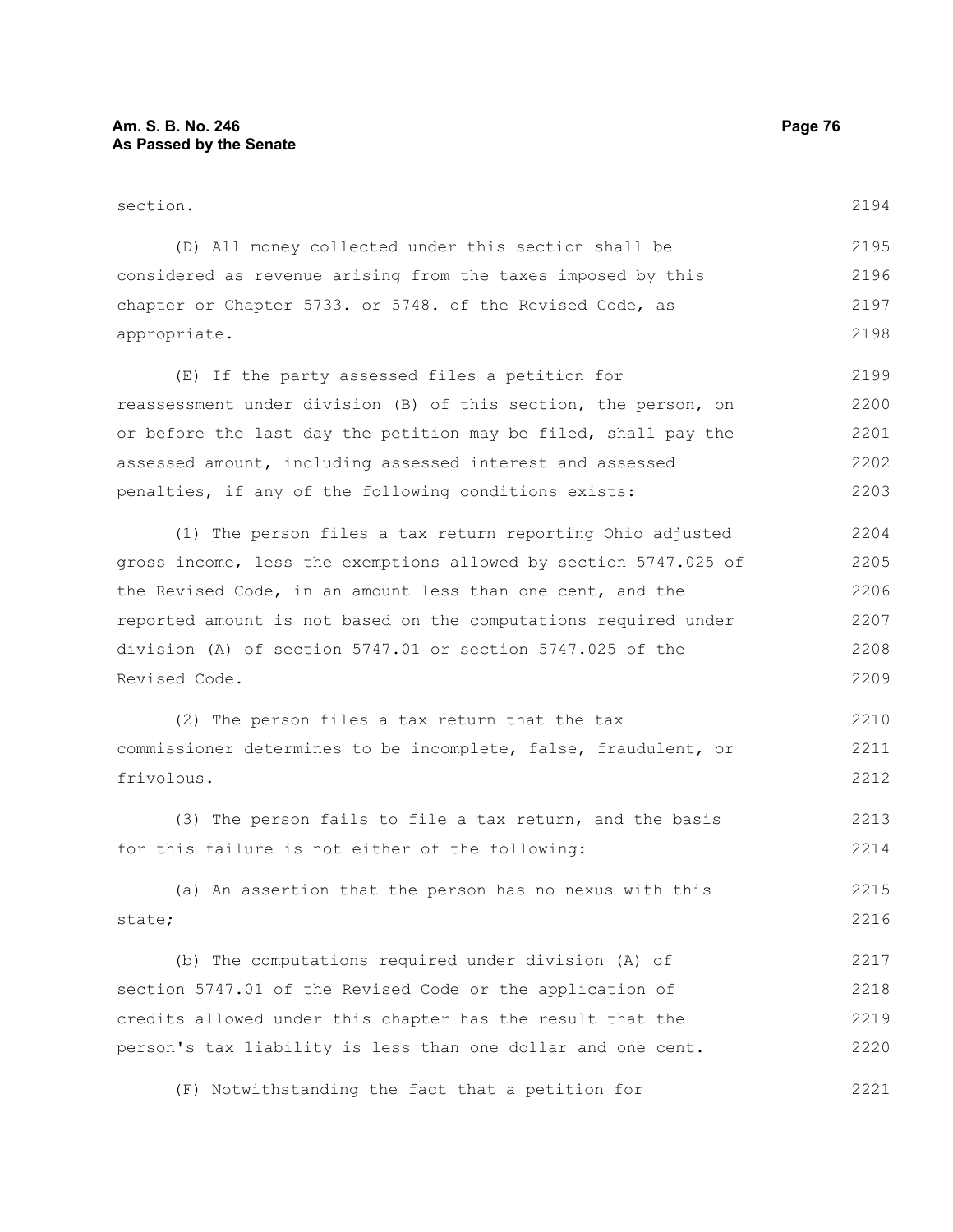section.

(D) All money collected under this section shall be considered as revenue arising from the taxes imposed by this chapter or Chapter 5733. or 5748. of the Revised Code, as appropriate.

(E) If the party assessed files a petition for reassessment under division (B) of this section, the person, on or before the last day the petition may be filed, shall pay the assessed amount, including assessed interest and assessed penalties, if any of the following conditions exists:

(1) The person files a tax return reporting Ohio adjusted gross income, less the exemptions allowed by section 5747.025 of the Revised Code, in an amount less than one cent, and the reported amount is not based on the computations required under division (A) of section 5747.01 or section 5747.025 of the Revised Code.

(2) The person files a tax return that the tax commissioner determines to be incomplete, false, fraudulent, or frivolous.

(3) The person fails to file a tax return, and the basis for this failure is not either of the following:

(a) An assertion that the person has no nexus with this state;

(b) The computations required under division (A) of section 5747.01 of the Revised Code or the application of credits allowed under this chapter has the result that the person's tax liability is less than one dollar and one cent.

(F) Notwithstanding the fact that a petition for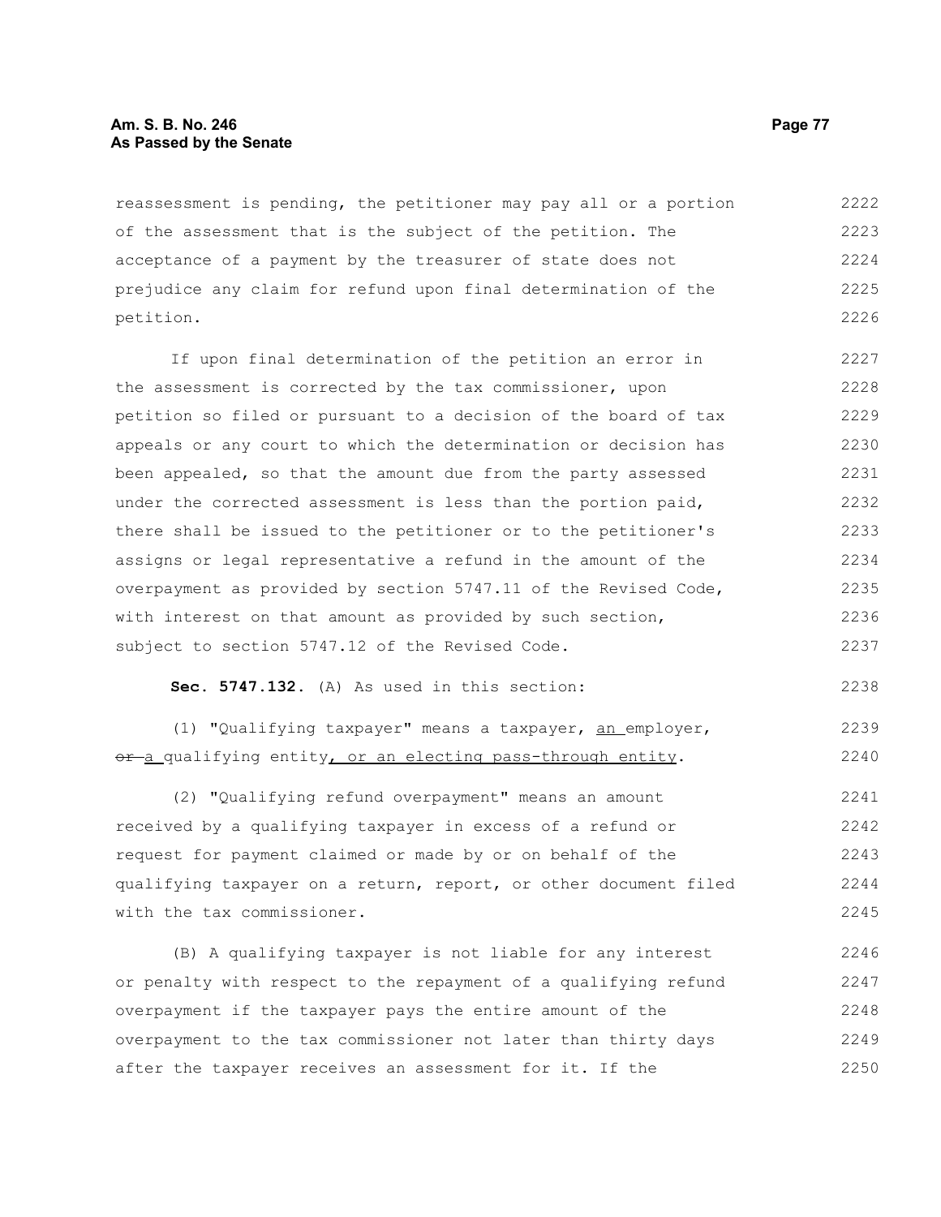reassessment is pending, the petitioner may pay all or a portion of the assessment that is the subject of the petition. The acceptance of a payment by the treasurer of state does not prejudice any claim for refund upon final determination of the petition.

If upon final determination of the petition an error in the assessment is corrected by the tax commissioner, upon petition so filed or pursuant to a decision of the board of tax appeals or any court to which the determination or decision has been appealed, so that the amount due from the party assessed under the corrected assessment is less than the portion paid, there shall be issued to the petitioner or to the petitioner's assigns or legal representative a refund in the amount of the overpayment as provided by section 5747.11 of the Revised Code, with interest on that amount as provided by such section, subject to section 5747.12 of the Revised Code.

**Sec. 5747.132.** (A) As used in this section:

(1) "Qualifying taxpayer" means a taxpayer, <u>an</u> employer, ~~or~~ <u>a</u> qualifying entity<u>, or an electing pass-through entity</u>.

(2) "Qualifying refund overpayment" means an amount received by a qualifying taxpayer in excess of a refund or request for payment claimed or made by or on behalf of the qualifying taxpayer on a return, report, or other document filed with the tax commissioner.

(B) A qualifying taxpayer is not liable for any interest or penalty with respect to the repayment of a qualifying refund overpayment if the taxpayer pays the entire amount of the overpayment to the tax commissioner not later than thirty days after the taxpayer receives an assessment for it. If the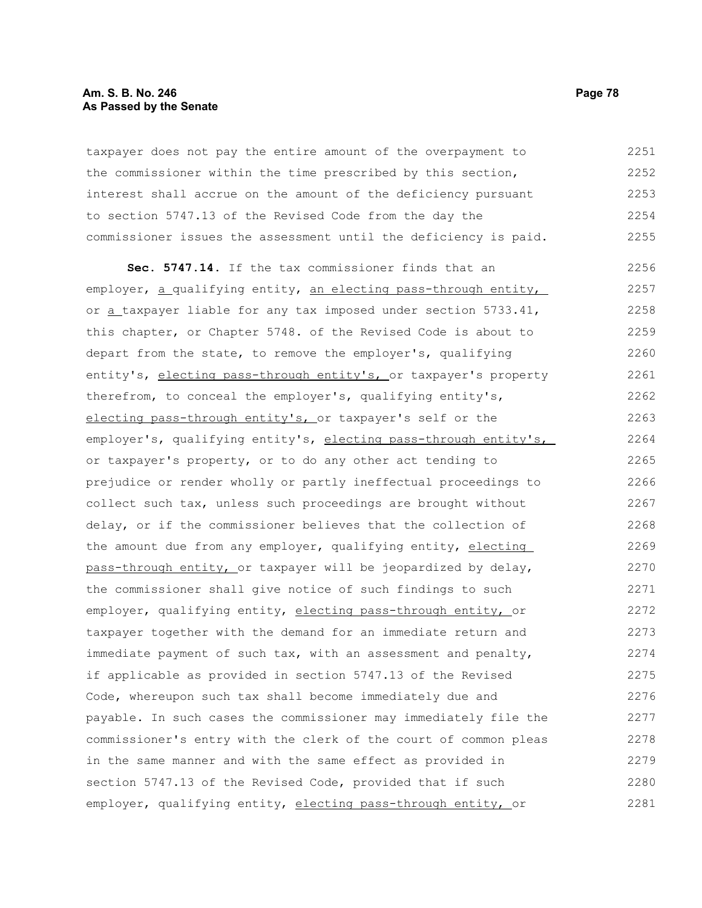taxpayer does not pay the entire amount of the overpayment to the commissioner within the time prescribed by this section, interest shall accrue on the amount of the deficiency pursuant to section 5747.13 of the Revised Code from the day the commissioner issues the assessment until the deficiency is paid.

**Sec. 5747.14.** If the tax commissioner finds that an employer, a qualifying entity, an electing pass-through entity, or a taxpayer liable for any tax imposed under section 5733.41, this chapter, or Chapter 5748. of the Revised Code is about to depart from the state, to remove the employer's, qualifying entity's, electing pass-through entity's, or taxpayer's property therefrom, to conceal the employer's, qualifying entity's, electing pass-through entity's, or taxpayer's self or the employer's, qualifying entity's, electing pass-through entity's, or taxpayer's property, or to do any other act tending to prejudice or render wholly or partly ineffectual proceedings to collect such tax, unless such proceedings are brought without delay, or if the commissioner believes that the collection of the amount due from any employer, qualifying entity, electing pass-through entity, or taxpayer will be jeopardized by delay, the commissioner shall give notice of such findings to such employer, qualifying entity, electing pass-through entity, or taxpayer together with the demand for an immediate return and immediate payment of such tax, with an assessment and penalty, if applicable as provided in section 5747.13 of the Revised Code, whereupon such tax shall become immediately due and payable. In such cases the commissioner may immediately file the commissioner's entry with the clerk of the court of common pleas in the same manner and with the same effect as provided in section 5747.13 of the Revised Code, provided that if such employer, qualifying entity, electing pass-through entity, or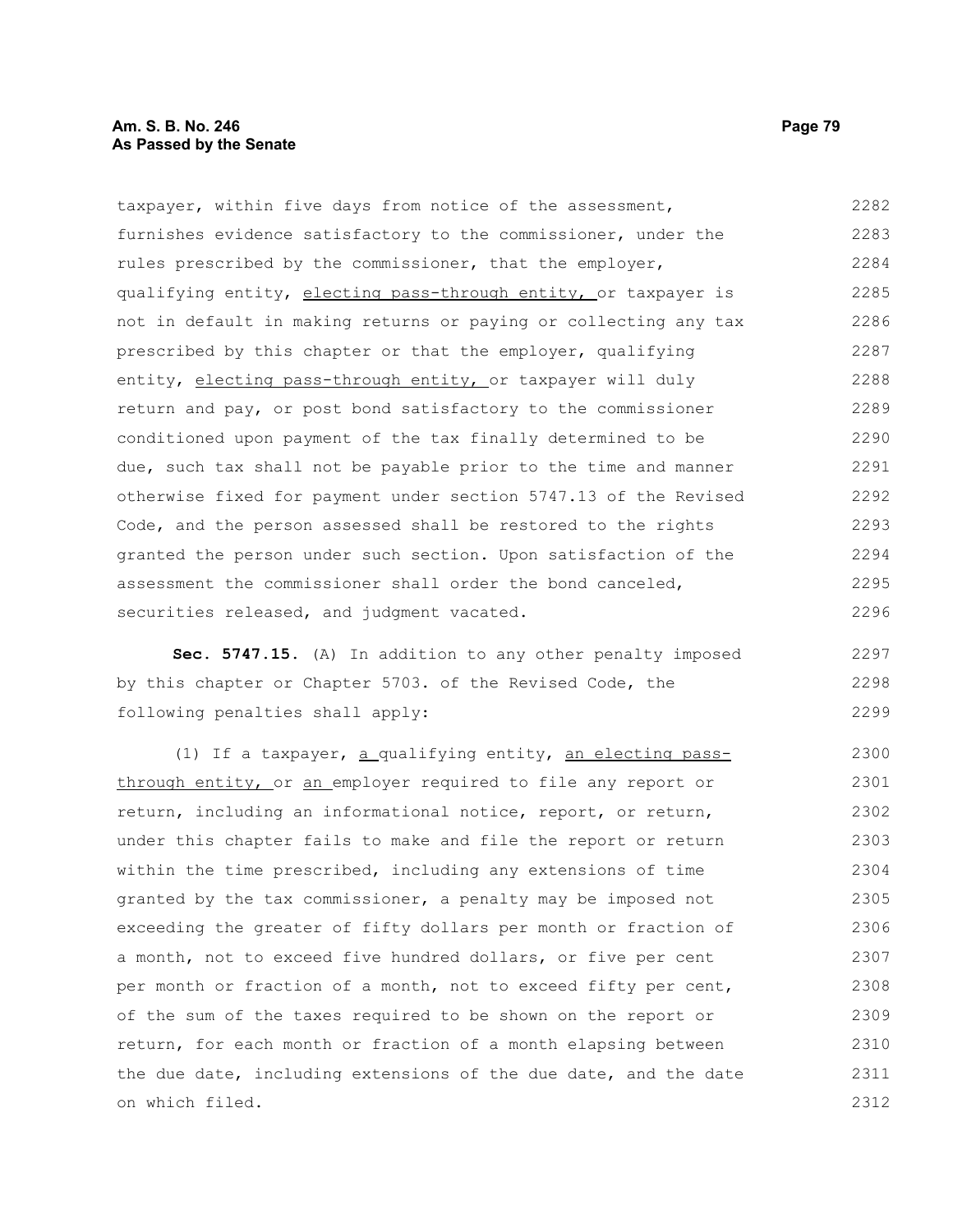taxpayer, within five days from notice of the assessment, furnishes evidence satisfactory to the commissioner, under the rules prescribed by the commissioner, that the employer, qualifying entity, electing pass-through entity, or taxpayer is not in default in making returns or paying or collecting any tax prescribed by this chapter or that the employer, qualifying entity, electing pass-through entity, or taxpayer will duly return and pay, or post bond satisfactory to the commissioner conditioned upon payment of the tax finally determined to be due, such tax shall not be payable prior to the time and manner otherwise fixed for payment under section 5747.13 of the Revised Code, and the person assessed shall be restored to the rights granted the person under such section. Upon satisfaction of the assessment the commissioner shall order the bond canceled, securities released, and judgment vacated.

**Sec. 5747.15.** (A) In addition to any other penalty imposed by this chapter or Chapter 5703. of the Revised Code, the following penalties shall apply:

(1) If a taxpayer, a qualifying entity, an electing pass-through entity, or an employer required to file any report or return, including an informational notice, report, or return, under this chapter fails to make and file the report or return within the time prescribed, including any extensions of time granted by the tax commissioner, a penalty may be imposed not exceeding the greater of fifty dollars per month or fraction of a month, not to exceed five hundred dollars, or five per cent per month or fraction of a month, not to exceed fifty per cent, of the sum of the taxes required to be shown on the report or return, for each month or fraction of a month elapsing between the due date, including extensions of the due date, and the date on which filed.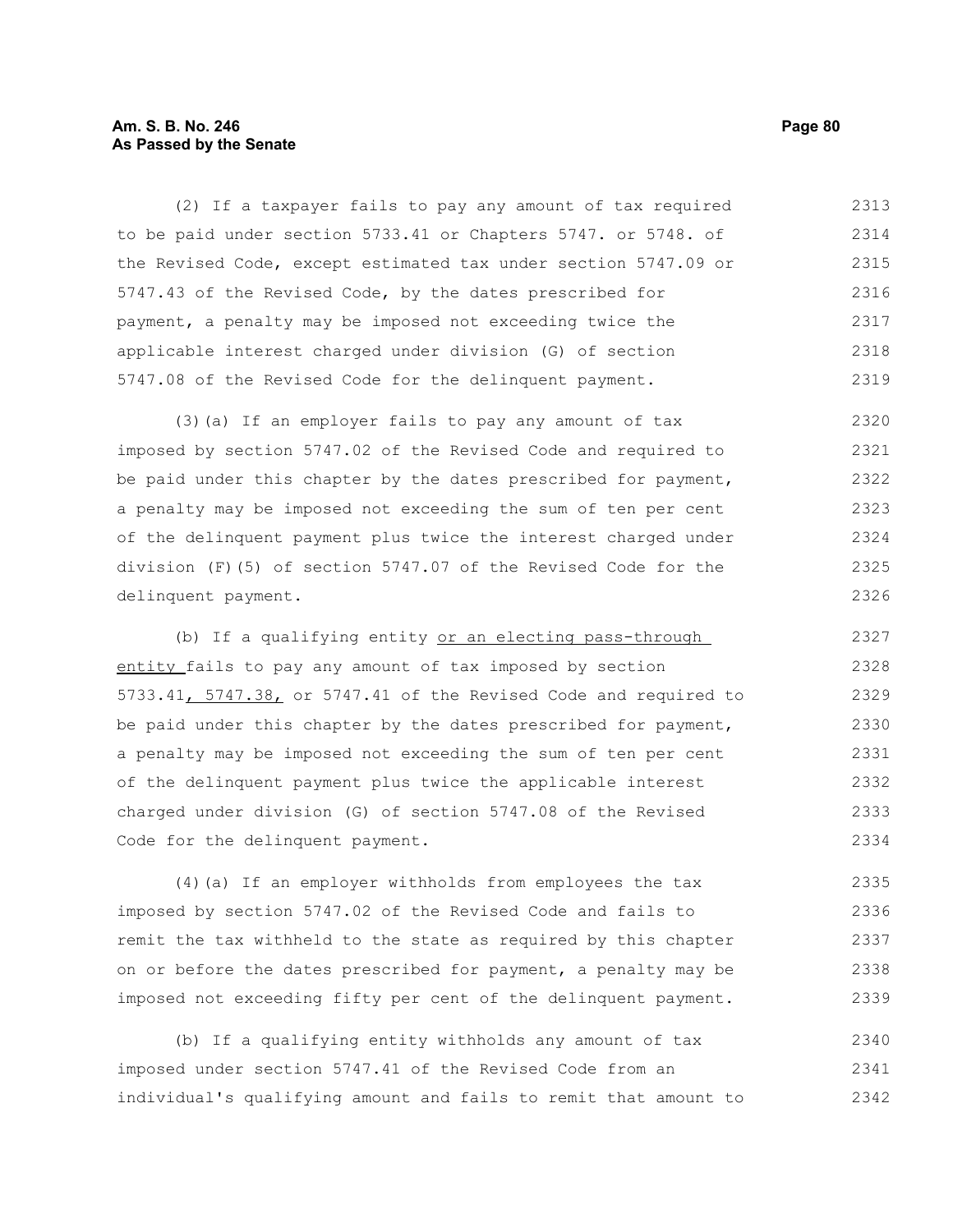(2) If a taxpayer fails to pay any amount of tax required to be paid under section 5733.41 or Chapters 5747. or 5748. of the Revised Code, except estimated tax under section 5747.09 or 5747.43 of the Revised Code, by the dates prescribed for payment, a penalty may be imposed not exceeding twice the applicable interest charged under division (G) of section 5747.08 of the Revised Code for the delinquent payment.

(3)(a) If an employer fails to pay any amount of tax imposed by section 5747.02 of the Revised Code and required to be paid under this chapter by the dates prescribed for payment, a penalty may be imposed not exceeding the sum of ten per cent of the delinquent payment plus twice the interest charged under division (F)(5) of section 5747.07 of the Revised Code for the delinquent payment.

(b) If a qualifying entity <u>or an electing pass-through entity</u> fails to pay any amount of tax imposed by section 5733.41<u>, 5747.38,</u> or 5747.41 of the Revised Code and required to be paid under this chapter by the dates prescribed for payment, a penalty may be imposed not exceeding the sum of ten per cent of the delinquent payment plus twice the applicable interest charged under division (G) of section 5747.08 of the Revised Code for the delinquent payment.

(4)(a) If an employer withholds from employees the tax imposed by section 5747.02 of the Revised Code and fails to remit the tax withheld to the state as required by this chapter on or before the dates prescribed for payment, a penalty may be imposed not exceeding fifty per cent of the delinquent payment.

(b) If a qualifying entity withholds any amount of tax imposed under section 5747.41 of the Revised Code from an individual's qualifying amount and fails to remit that amount to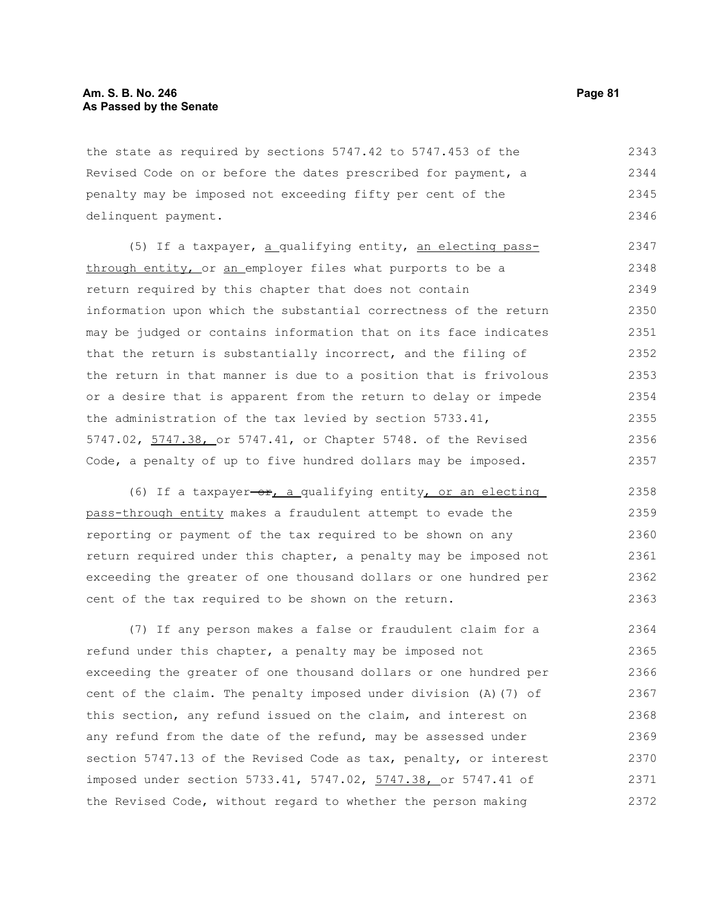the state as required by sections 5747.42 to 5747.453 of the Revised Code on or before the dates prescribed for payment, a penalty may be imposed not exceeding fifty per cent of the delinquent payment.

(5) If a taxpayer, a qualifying entity, an electing pass-through entity, or an employer files what purports to be a return required by this chapter that does not contain information upon which the substantial correctness of the return may be judged or contains information that on its face indicates that the return is substantially incorrect, and the filing of the return in that manner is due to a position that is frivolous or a desire that is apparent from the return to delay or impede the administration of the tax levied by section 5733.41, 5747.02, 5747.38, or 5747.41, or Chapter 5748. of the Revised Code, a penalty of up to five hundred dollars may be imposed.

(6) If a taxpayer ~~or~~, a qualifying entity, or an electing pass-through entity makes a fraudulent attempt to evade the reporting or payment of the tax required to be shown on any return required under this chapter, a penalty may be imposed not exceeding the greater of one thousand dollars or one hundred per cent of the tax required to be shown on the return.

(7) If any person makes a false or fraudulent claim for a refund under this chapter, a penalty may be imposed not exceeding the greater of one thousand dollars or one hundred per cent of the claim. The penalty imposed under division (A)(7) of this section, any refund issued on the claim, and interest on any refund from the date of the refund, may be assessed under section 5747.13 of the Revised Code as tax, penalty, or interest imposed under section 5733.41, 5747.02, 5747.38, or 5747.41 of the Revised Code, without regard to whether the person making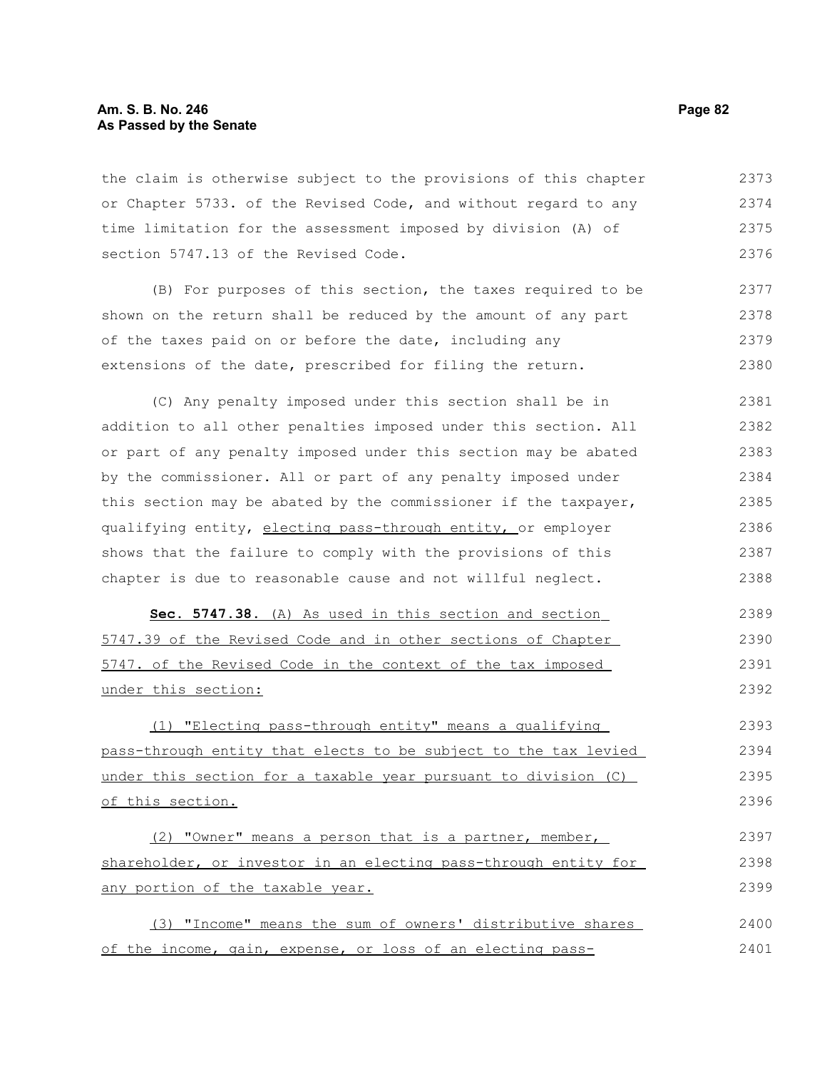the claim is otherwise subject to the provisions of this chapter or Chapter 5733. of the Revised Code, and without regard to any time limitation for the assessment imposed by division (A) of section 5747.13 of the Revised Code.

(B) For purposes of this section, the taxes required to be shown on the return shall be reduced by the amount of any part of the taxes paid on or before the date, including any extensions of the date, prescribed for filing the return.

(C) Any penalty imposed under this section shall be in addition to all other penalties imposed under this section. All or part of any penalty imposed under this section may be abated by the commissioner. All or part of any penalty imposed under this section may be abated by the commissioner if the taxpayer, qualifying entity, electing pass-through entity, or employer shows that the failure to comply with the provisions of this chapter is due to reasonable cause and not willful neglect.

**Sec. 5747.38.** (A) As used in this section and section 5747.39 of the Revised Code and in other sections of Chapter 5747. of the Revised Code in the context of the tax imposed under this section:

(1) "Electing pass-through entity" means a qualifying pass-through entity that elects to be subject to the tax levied under this section for a taxable year pursuant to division (C) of this section.

(2) "Owner" means a person that is a partner, member, shareholder, or investor in an electing pass-through entity for any portion of the taxable year.

(3) "Income" means the sum of owners' distributive shares of the income, gain, expense, or loss of an electing pass-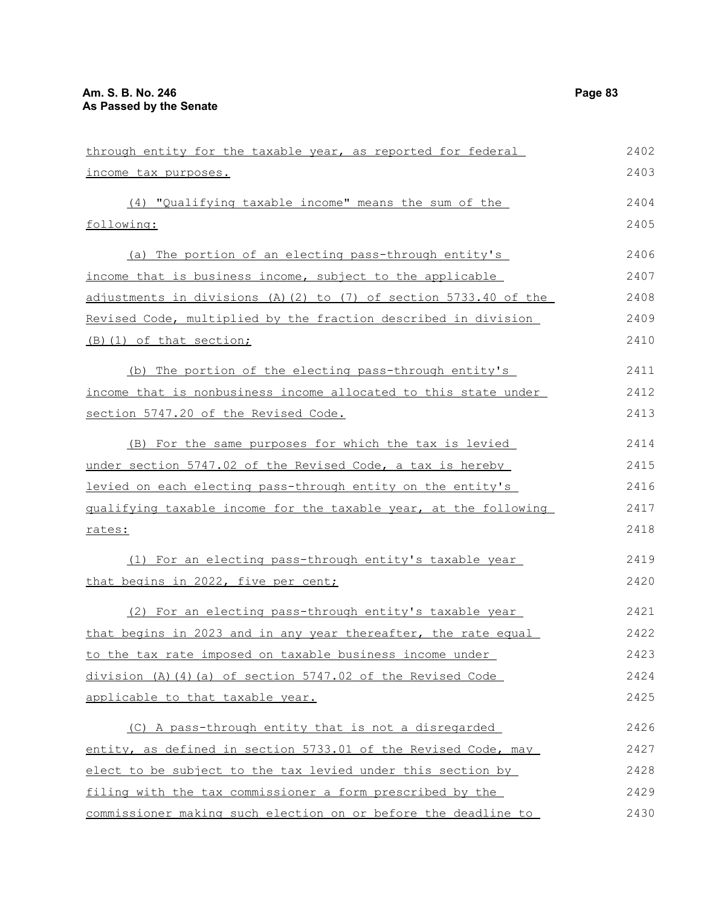through entity for the taxable year, as reported for federal income tax purposes.

(4) "Qualifying taxable income" means the sum of the following:

(a) The portion of an electing pass-through entity's income that is business income, subject to the applicable adjustments in divisions (A)(2) to (7) of section 5733.40 of the Revised Code, multiplied by the fraction described in division (B)(1) of that section;

(b) The portion of the electing pass-through entity's income that is nonbusiness income allocated to this state under section 5747.20 of the Revised Code.

(B) For the same purposes for which the tax is levied under section 5747.02 of the Revised Code, a tax is hereby levied on each electing pass-through entity on the entity's qualifying taxable income for the taxable year, at the following rates:

(1) For an electing pass-through entity's taxable year that begins in 2022, five per cent;

(2) For an electing pass-through entity's taxable year that begins in 2023 and in any year thereafter, the rate equal to the tax rate imposed on taxable business income under division (A)(4)(a) of section 5747.02 of the Revised Code applicable to that taxable year.

(C) A pass-through entity that is not a disregarded entity, as defined in section 5733.01 of the Revised Code, may elect to be subject to the tax levied under this section by filing with the tax commissioner a form prescribed by the commissioner making such election on or before the deadline to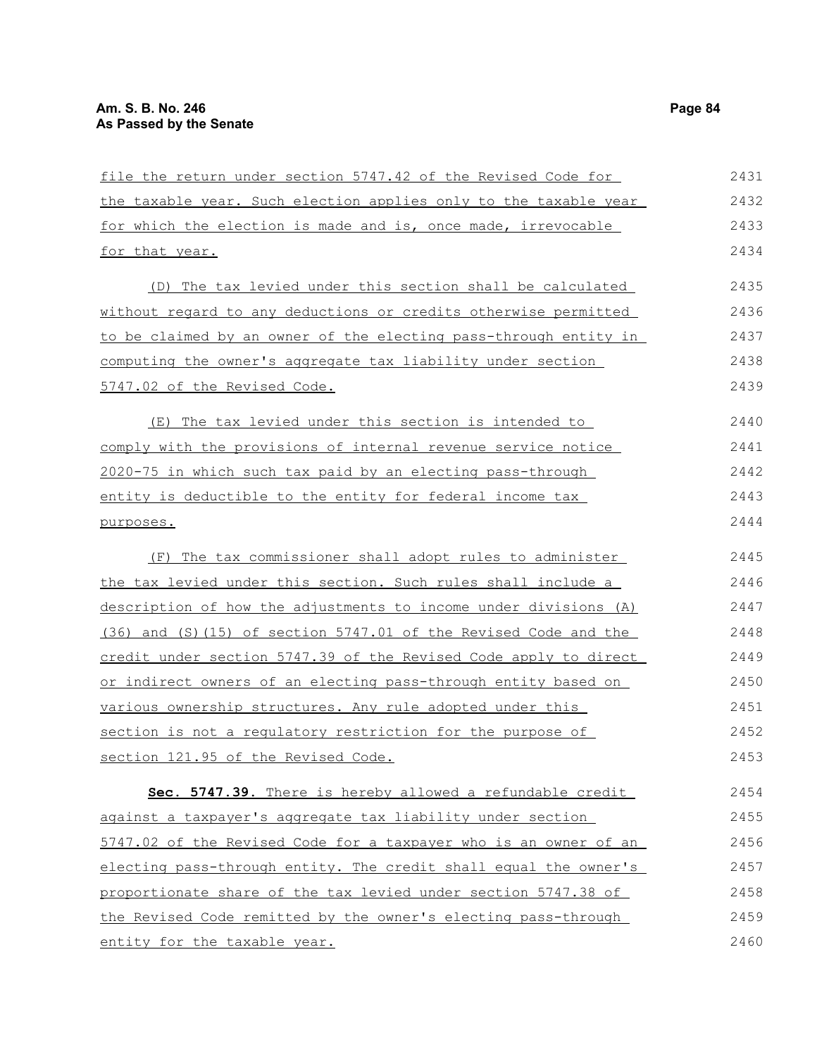file the return under section 5747.42 of the Revised Code for the taxable year. Such election applies only to the taxable year for which the election is made and is, once made, irrevocable for that year.

(D) The tax levied under this section shall be calculated without regard to any deductions or credits otherwise permitted to be claimed by an owner of the electing pass-through entity in computing the owner's aggregate tax liability under section 5747.02 of the Revised Code.

(E) The tax levied under this section is intended to comply with the provisions of internal revenue service notice 2020-75 in which such tax paid by an electing pass-through entity is deductible to the entity for federal income tax purposes.

(F) The tax commissioner shall adopt rules to administer the tax levied under this section. Such rules shall include a description of how the adjustments to income under divisions (A)(36) and (S)(15) of section 5747.01 of the Revised Code and the credit under section 5747.39 of the Revised Code apply to direct or indirect owners of an electing pass-through entity based on various ownership structures. Any rule adopted under this section is not a regulatory restriction for the purpose of section 121.95 of the Revised Code.

**Sec. 5747.39.** There is hereby allowed a refundable credit against a taxpayer's aggregate tax liability under section 5747.02 of the Revised Code for a taxpayer who is an owner of an electing pass-through entity. The credit shall equal the owner's proportionate share of the tax levied under section 5747.38 of the Revised Code remitted by the owner's electing pass-through entity for the taxable year.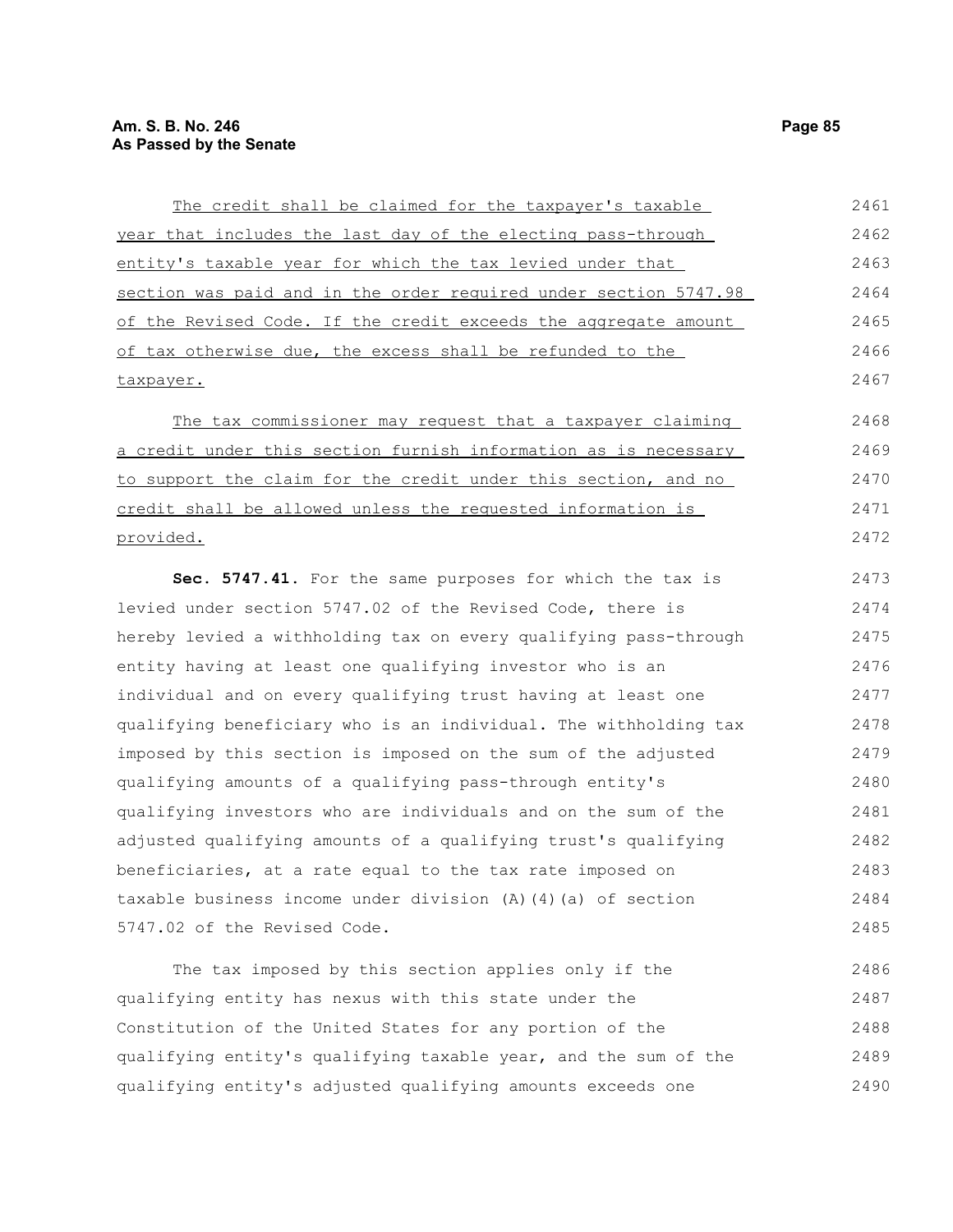The credit shall be claimed for the taxpayer's taxable year that includes the last day of the electing pass-through entity's taxable year for which the tax levied under that section was paid and in the order required under section 5747.98 of the Revised Code. If the credit exceeds the aggregate amount of tax otherwise due, the excess shall be refunded to the taxpayer.

The tax commissioner may request that a taxpayer claiming a credit under this section furnish information as is necessary to support the claim for the credit under this section, and no credit shall be allowed unless the requested information is provided.

**Sec. 5747.41.** For the same purposes for which the tax is levied under section 5747.02 of the Revised Code, there is hereby levied a withholding tax on every qualifying pass-through entity having at least one qualifying investor who is an individual and on every qualifying trust having at least one qualifying beneficiary who is an individual. The withholding tax imposed by this section is imposed on the sum of the adjusted qualifying amounts of a qualifying pass-through entity's qualifying investors who are individuals and on the sum of the adjusted qualifying amounts of a qualifying trust's qualifying beneficiaries, at a rate equal to the tax rate imposed on taxable business income under division (A)(4)(a) of section 5747.02 of the Revised Code.

The tax imposed by this section applies only if the qualifying entity has nexus with this state under the Constitution of the United States for any portion of the qualifying entity's qualifying taxable year, and the sum of the qualifying entity's adjusted qualifying amounts exceeds one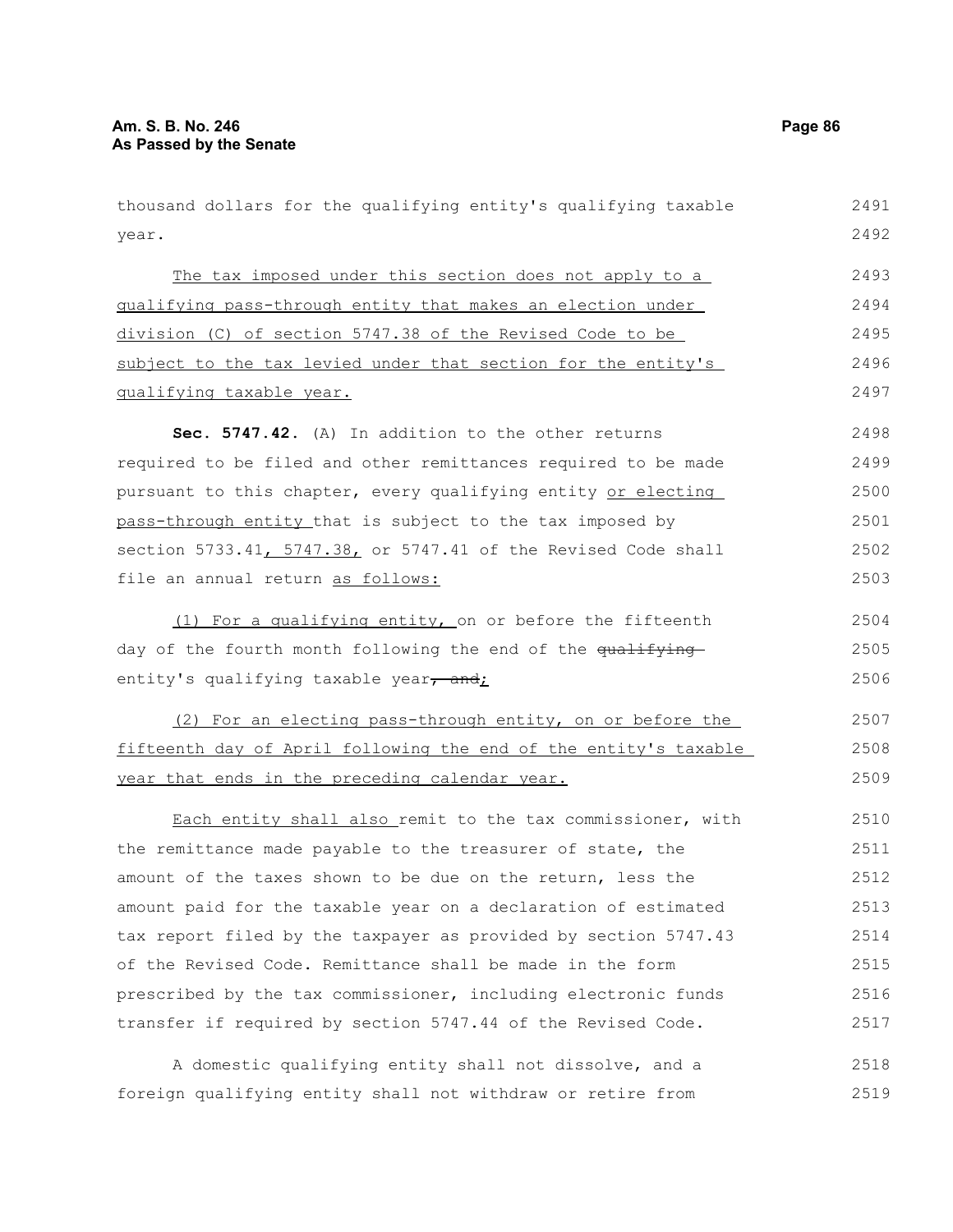thousand dollars for the qualifying entity's qualifying taxable year.

The tax imposed under this section does not apply to a qualifying pass-through entity that makes an election under division (C) of section 5747.38 of the Revised Code to be subject to the tax levied under that section for the entity's qualifying taxable year.

**Sec. 5747.42.** (A) In addition to the other returns required to be filed and other remittances required to be made pursuant to this chapter, every qualifying entity or electing pass-through entity that is subject to the tax imposed by section 5733.41, 5747.38, or 5747.41 of the Revised Code shall file an annual return as follows:

(1) For a qualifying entity, on or before the fifteenth day of the fourth month following the end of the ~~qualifying~~ entity's qualifying taxable year~~, and~~;

(2) For an electing pass-through entity, on or before the fifteenth day of April following the end of the entity's taxable year that ends in the preceding calendar year.

Each entity shall also remit to the tax commissioner, with the remittance made payable to the treasurer of state, the amount of the taxes shown to be due on the return, less the amount paid for the taxable year on a declaration of estimated tax report filed by the taxpayer as provided by section 5747.43 of the Revised Code. Remittance shall be made in the form prescribed by the tax commissioner, including electronic funds transfer if required by section 5747.44 of the Revised Code.

A domestic qualifying entity shall not dissolve, and a foreign qualifying entity shall not withdraw or retire from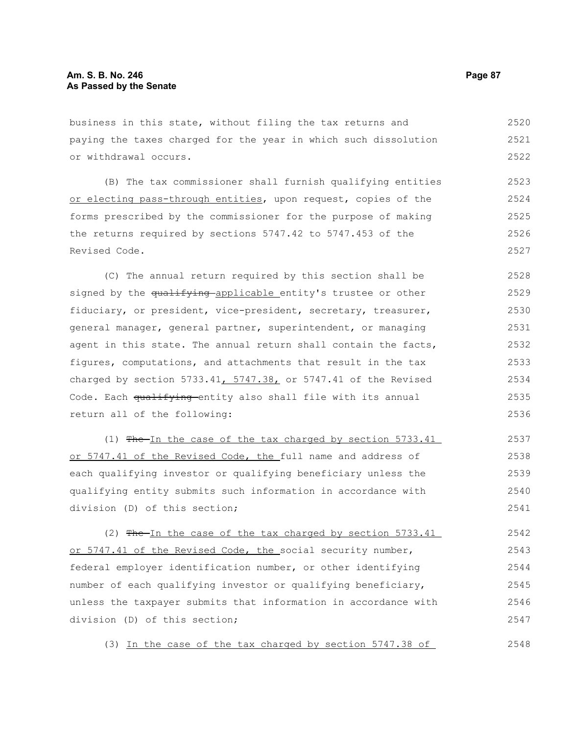business in this state, without filing the tax returns and paying the taxes charged for the year in which such dissolution or withdrawal occurs.

(B) The tax commissioner shall furnish qualifying entities or electing pass-through entities, upon request, copies of the forms prescribed by the commissioner for the purpose of making the returns required by sections 5747.42 to 5747.453 of the Revised Code.

(C) The annual return required by this section shall be signed by the ~~qualifying~~ applicable entity's trustee or other fiduciary, or president, vice-president, secretary, treasurer, general manager, general partner, superintendent, or managing agent in this state. The annual return shall contain the facts, figures, computations, and attachments that result in the tax charged by section 5733.41, 5747.38, or 5747.41 of the Revised Code. Each ~~qualifying~~ entity also shall file with its annual return all of the following:

(1) ~~The~~ In the case of the tax charged by section 5733.41 or 5747.41 of the Revised Code, the full name and address of each qualifying investor or qualifying beneficiary unless the qualifying entity submits such information in accordance with division (D) of this section;

(2) ~~The~~ In the case of the tax charged by section 5733.41 or 5747.41 of the Revised Code, the social security number, federal employer identification number, or other identifying number of each qualifying investor or qualifying beneficiary, unless the taxpayer submits that information in accordance with division (D) of this section;

(3) In the case of the tax charged by section 5747.38 of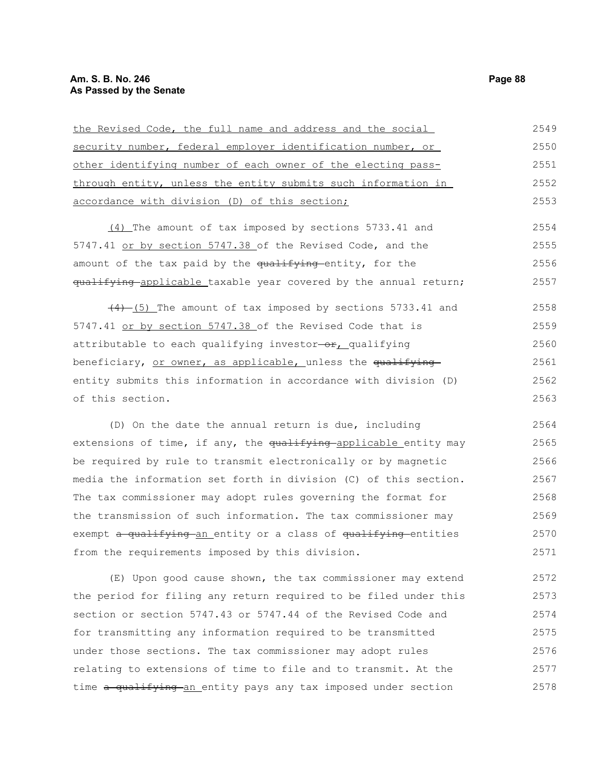the Revised Code, the full name and address and the social security number, federal employer identification number, or other identifying number of each owner of the electing pass-through entity, unless the entity submits such information in accordance with division (D) of this section;

(4) The amount of tax imposed by sections 5733.41 and 5747.41 or by section 5747.38 of the Revised Code, and the amount of the tax paid by the ~~qualifying~~ entity, for the ~~qualifying~~ applicable taxable year covered by the annual return;

~~(4)~~ (5) The amount of tax imposed by sections 5733.41 and 5747.41 or by section 5747.38 of the Revised Code that is attributable to each qualifying investor ~~or~~, qualifying beneficiary, or owner, as applicable, unless the ~~qualifying~~ entity submits this information in accordance with division (D) of this section.

(D) On the date the annual return is due, including extensions of time, if any, the ~~qualifying~~ applicable entity may be required by rule to transmit electronically or by magnetic media the information set forth in division (C) of this section. The tax commissioner may adopt rules governing the format for the transmission of such information. The tax commissioner may exempt ~~a qualifying~~ an entity or a class of ~~qualifying~~ entities from the requirements imposed by this division.

(E) Upon good cause shown, the tax commissioner may extend the period for filing any return required to be filed under this section or section 5747.43 or 5747.44 of the Revised Code and for transmitting any information required to be transmitted under those sections. The tax commissioner may adopt rules relating to extensions of time to file and to transmit. At the time ~~a qualifying~~ an entity pays any tax imposed under section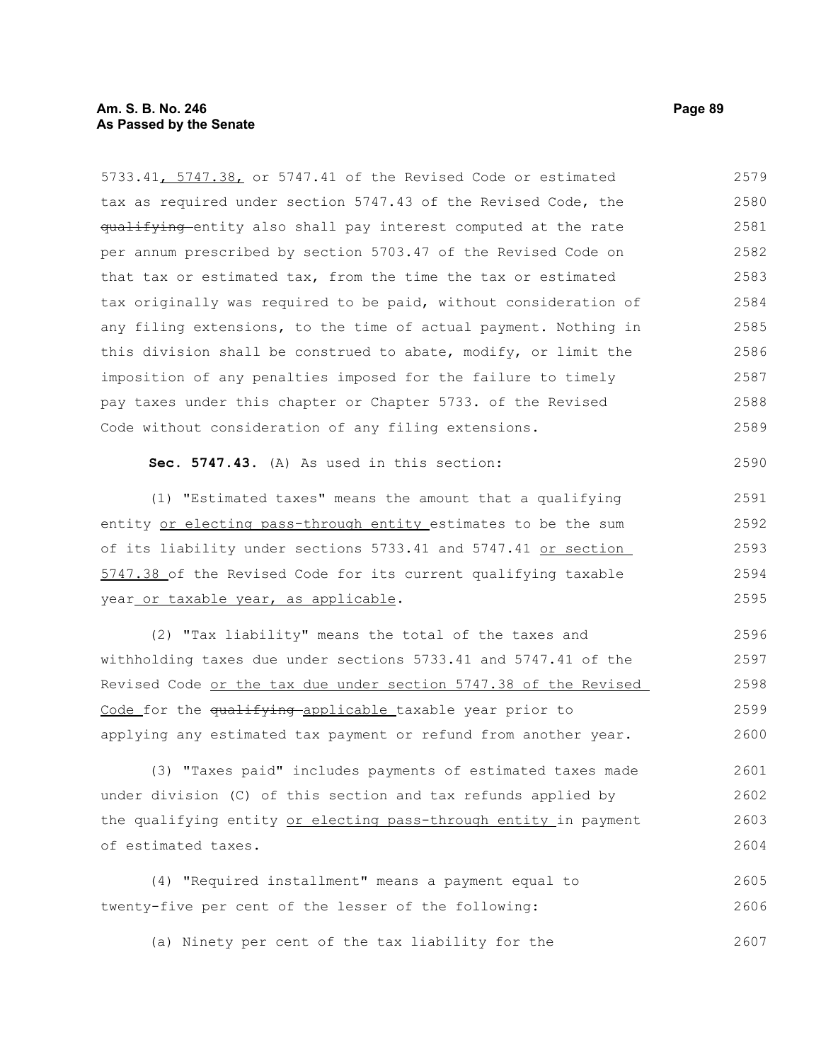5733.41, 5747.38, or 5747.41 of the Revised Code or estimated tax as required under section 5747.43 of the Revised Code, the ~~qualifying~~ entity also shall pay interest computed at the rate per annum prescribed by section 5703.47 of the Revised Code on that tax or estimated tax, from the time the tax or estimated tax originally was required to be paid, without consideration of any filing extensions, to the time of actual payment. Nothing in this division shall be construed to abate, modify, or limit the imposition of any penalties imposed for the failure to timely pay taxes under this chapter or Chapter 5733. of the Revised Code without consideration of any filing extensions.

**Sec. 5747.43.** (A) As used in this section:

(1) "Estimated taxes" means the amount that a qualifying entity or electing pass-through entity estimates to be the sum of its liability under sections 5733.41 and 5747.41 or section 5747.38 of the Revised Code for its current qualifying taxable year or taxable year, as applicable.

(2) "Tax liability" means the total of the taxes and withholding taxes due under sections 5733.41 and 5747.41 of the Revised Code or the tax due under section 5747.38 of the Revised Code for the ~~qualifying~~ applicable taxable year prior to applying any estimated tax payment or refund from another year.

(3) "Taxes paid" includes payments of estimated taxes made under division (C) of this section and tax refunds applied by the qualifying entity or electing pass-through entity in payment of estimated taxes.

(4) "Required installment" means a payment equal to twenty-five per cent of the lesser of the following:

(a) Ninety per cent of the tax liability for the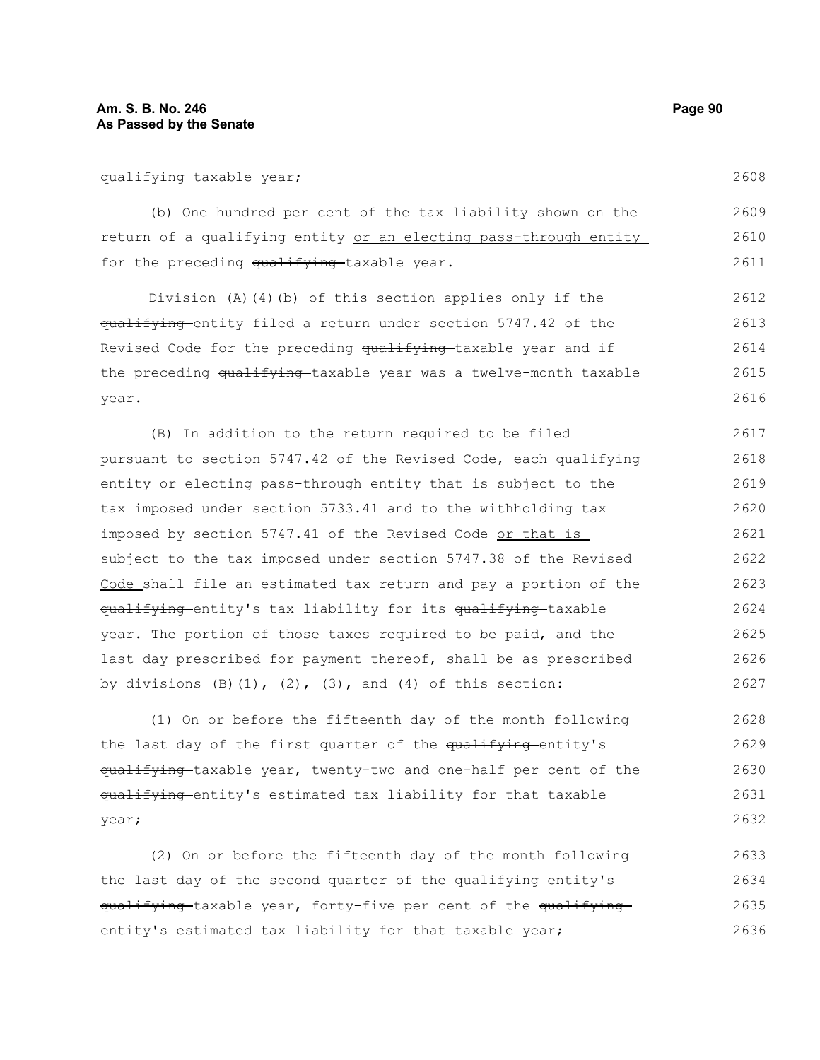qualifying taxable year;

(b) One hundred per cent of the tax liability shown on the return of a qualifying entity or an electing pass-through entity for the preceding ~~qualifying~~ taxable year.

Division (A)(4)(b) of this section applies only if the ~~qualifying~~ entity filed a return under section 5747.42 of the Revised Code for the preceding ~~qualifying~~ taxable year and if the preceding ~~qualifying~~ taxable year was a twelve-month taxable year.

(B) In addition to the return required to be filed pursuant to section 5747.42 of the Revised Code, each qualifying entity or electing pass-through entity that is subject to the tax imposed under section 5733.41 and to the withholding tax imposed by section 5747.41 of the Revised Code or that is subject to the tax imposed under section 5747.38 of the Revised Code shall file an estimated tax return and pay a portion of the ~~qualifying~~ entity's tax liability for its ~~qualifying~~ taxable year. The portion of those taxes required to be paid, and the last day prescribed for payment thereof, shall be as prescribed by divisions (B)(1), (2), (3), and (4) of this section:

(1) On or before the fifteenth day of the month following the last day of the first quarter of the ~~qualifying~~ entity's ~~qualifying~~ taxable year, twenty-two and one-half per cent of the ~~qualifying~~ entity's estimated tax liability for that taxable year;

(2) On or before the fifteenth day of the month following the last day of the second quarter of the ~~qualifying~~ entity's ~~qualifying~~ taxable year, forty-five per cent of the ~~qualifying~~ entity's estimated tax liability for that taxable year;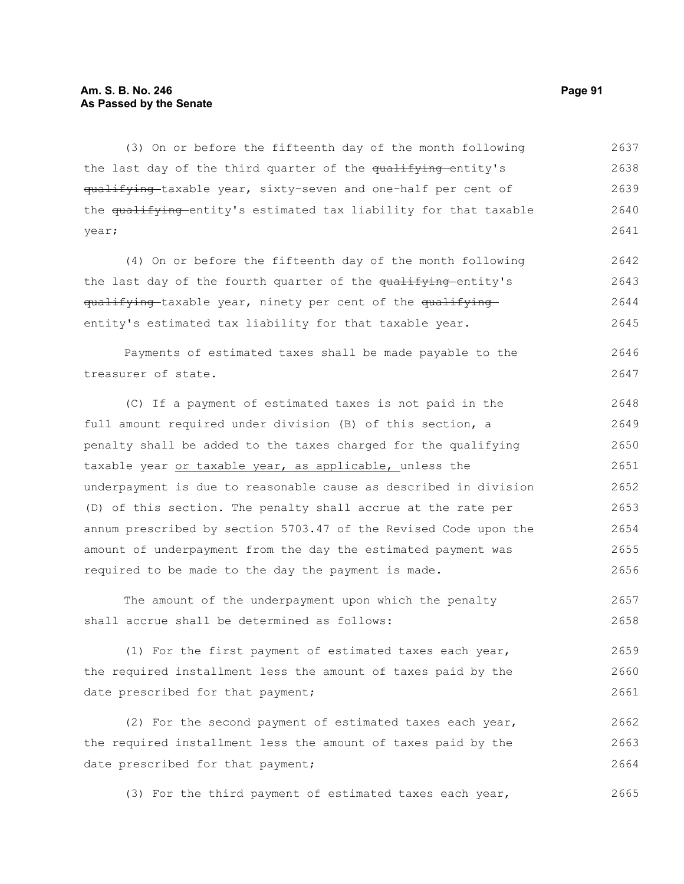(3) On or before the fifteenth day of the month following the last day of the third quarter of the ~~qualifying~~ entity's ~~qualifying~~ taxable year, sixty-seven and one-half per cent of the ~~qualifying~~ entity's estimated tax liability for that taxable year;

(4) On or before the fifteenth day of the month following the last day of the fourth quarter of the ~~qualifying~~ entity's ~~qualifying~~ taxable year, ninety per cent of the ~~qualifying~~ entity's estimated tax liability for that taxable year.

Payments of estimated taxes shall be made payable to the treasurer of state.

(C) If a payment of estimated taxes is not paid in the full amount required under division (B) of this section, a penalty shall be added to the taxes charged for the qualifying taxable year <u>or taxable year, as applicable,</u> unless the underpayment is due to reasonable cause as described in division (D) of this section. The penalty shall accrue at the rate per annum prescribed by section 5703.47 of the Revised Code upon the amount of underpayment from the day the estimated payment was required to be made to the day the payment is made.

The amount of the underpayment upon which the penalty shall accrue shall be determined as follows:

(1) For the first payment of estimated taxes each year, the required installment less the amount of taxes paid by the date prescribed for that payment;

(2) For the second payment of estimated taxes each year, the required installment less the amount of taxes paid by the date prescribed for that payment;

(3) For the third payment of estimated taxes each year,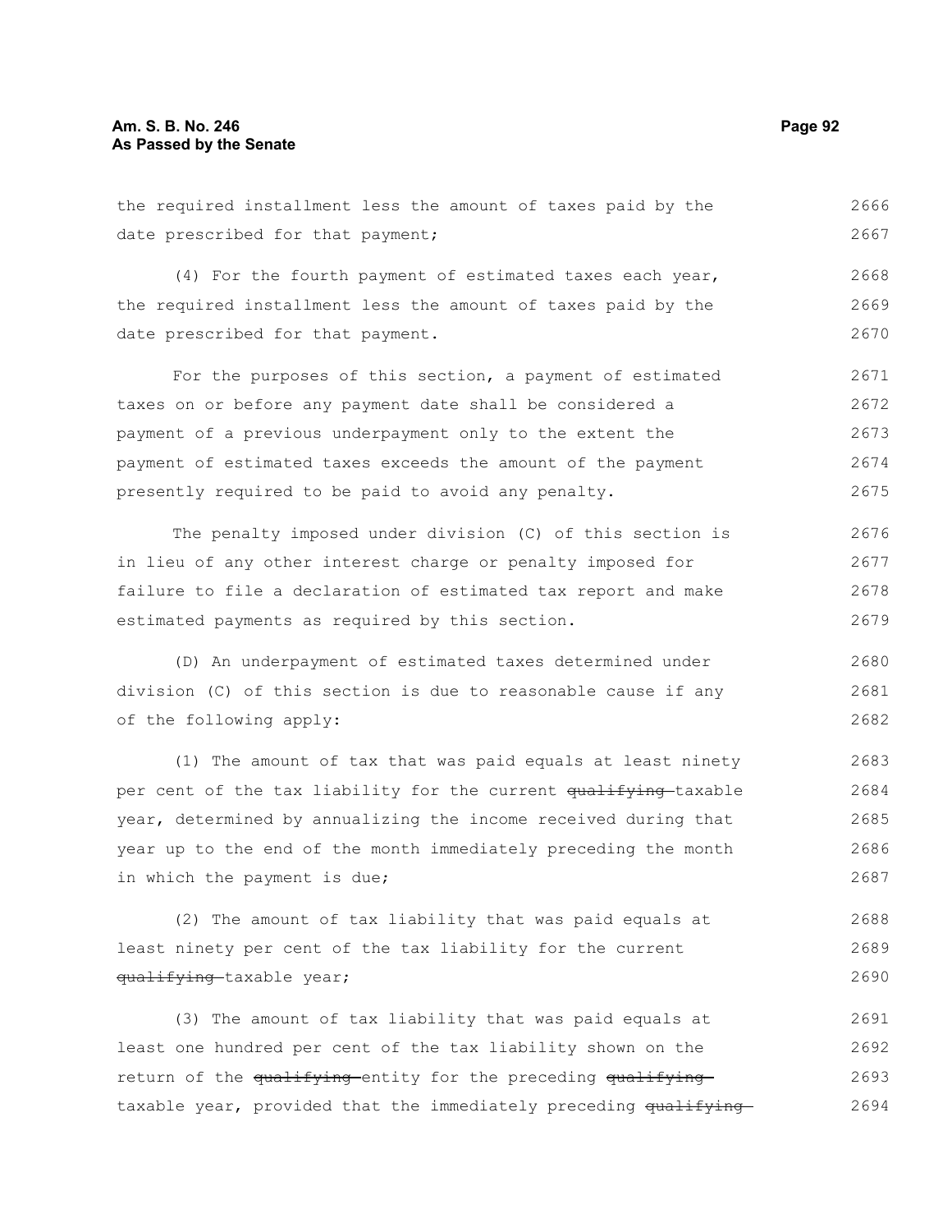the required installment less the amount of taxes paid by the date prescribed for that payment;

(4) For the fourth payment of estimated taxes each year, the required installment less the amount of taxes paid by the date prescribed for that payment.

For the purposes of this section, a payment of estimated taxes on or before any payment date shall be considered a payment of a previous underpayment only to the extent the payment of estimated taxes exceeds the amount of the payment presently required to be paid to avoid any penalty.

The penalty imposed under division (C) of this section is in lieu of any other interest charge or penalty imposed for failure to file a declaration of estimated tax report and make estimated payments as required by this section.

(D) An underpayment of estimated taxes determined under division (C) of this section is due to reasonable cause if any of the following apply:

(1) The amount of tax that was paid equals at least ninety per cent of the tax liability for the current ~~qualifying~~ taxable year, determined by annualizing the income received during that year up to the end of the month immediately preceding the month in which the payment is due;

(2) The amount of tax liability that was paid equals at least ninety per cent of the tax liability for the current ~~qualifying~~ taxable year;

(3) The amount of tax liability that was paid equals at least one hundred per cent of the tax liability shown on the return of the ~~qualifying~~ entity for the preceding ~~qualifying~~ taxable year, provided that the immediately preceding ~~qualifying~~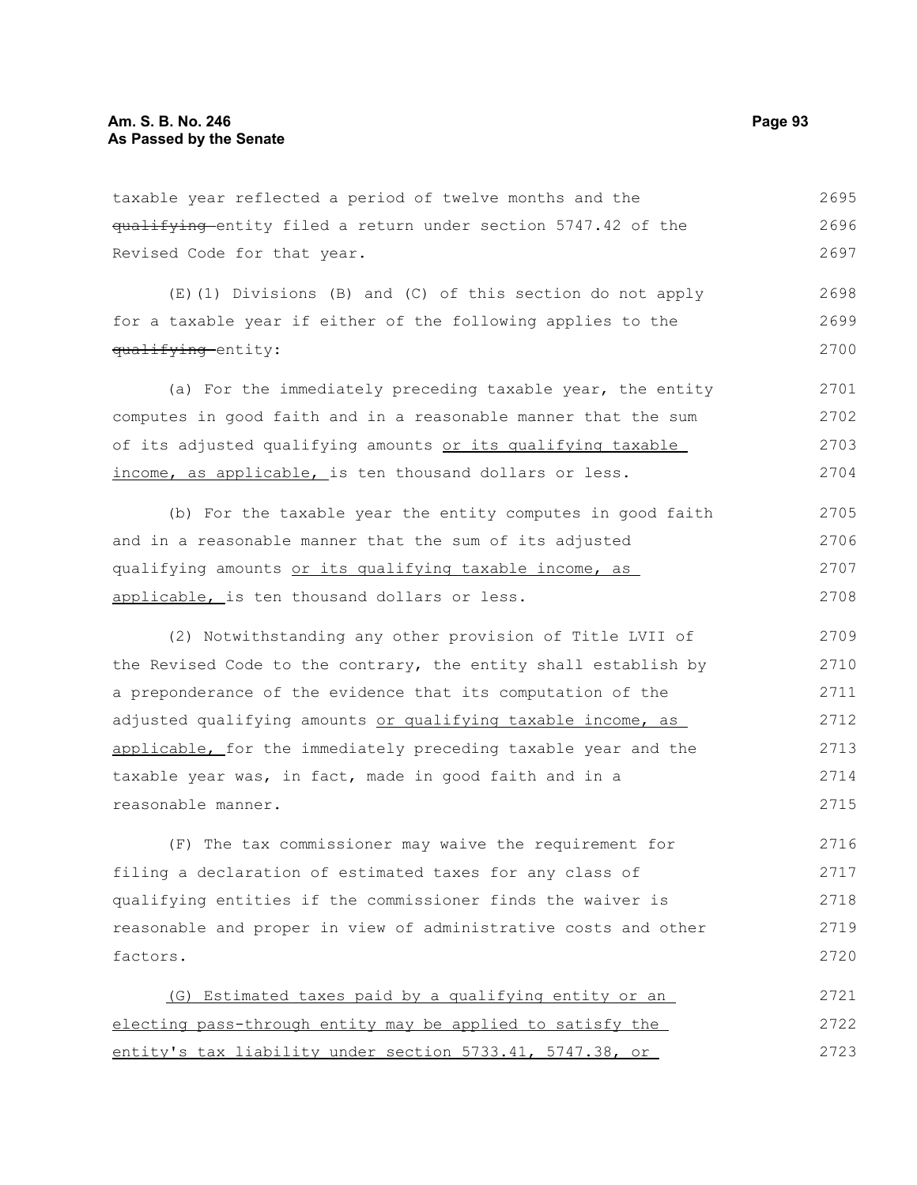taxable year reflected a period of twelve months and the ~~qualifying~~ entity filed a return under section 5747.42 of the Revised Code for that year.

(E)(1) Divisions (B) and (C) of this section do not apply for a taxable year if either of the following applies to the ~~qualifying~~ entity:

(a) For the immediately preceding taxable year, the entity computes in good faith and in a reasonable manner that the sum of its adjusted qualifying amounts <u>or its qualifying taxable income, as applicable,</u> is ten thousand dollars or less.

(b) For the taxable year the entity computes in good faith and in a reasonable manner that the sum of its adjusted qualifying amounts <u>or its qualifying taxable income, as applicable,</u> is ten thousand dollars or less.

(2) Notwithstanding any other provision of Title LVII of the Revised Code to the contrary, the entity shall establish by a preponderance of the evidence that its computation of the adjusted qualifying amounts <u>or qualifying taxable income, as applicable,</u> for the immediately preceding taxable year and the taxable year was, in fact, made in good faith and in a reasonable manner.

(F) The tax commissioner may waive the requirement for filing a declaration of estimated taxes for any class of qualifying entities if the commissioner finds the waiver is reasonable and proper in view of administrative costs and other factors.

<u>(G) Estimated taxes paid by a qualifying entity or an electing pass-through entity may be applied to satisfy the entity's tax liability under section 5733.41, 5747.38, or</u>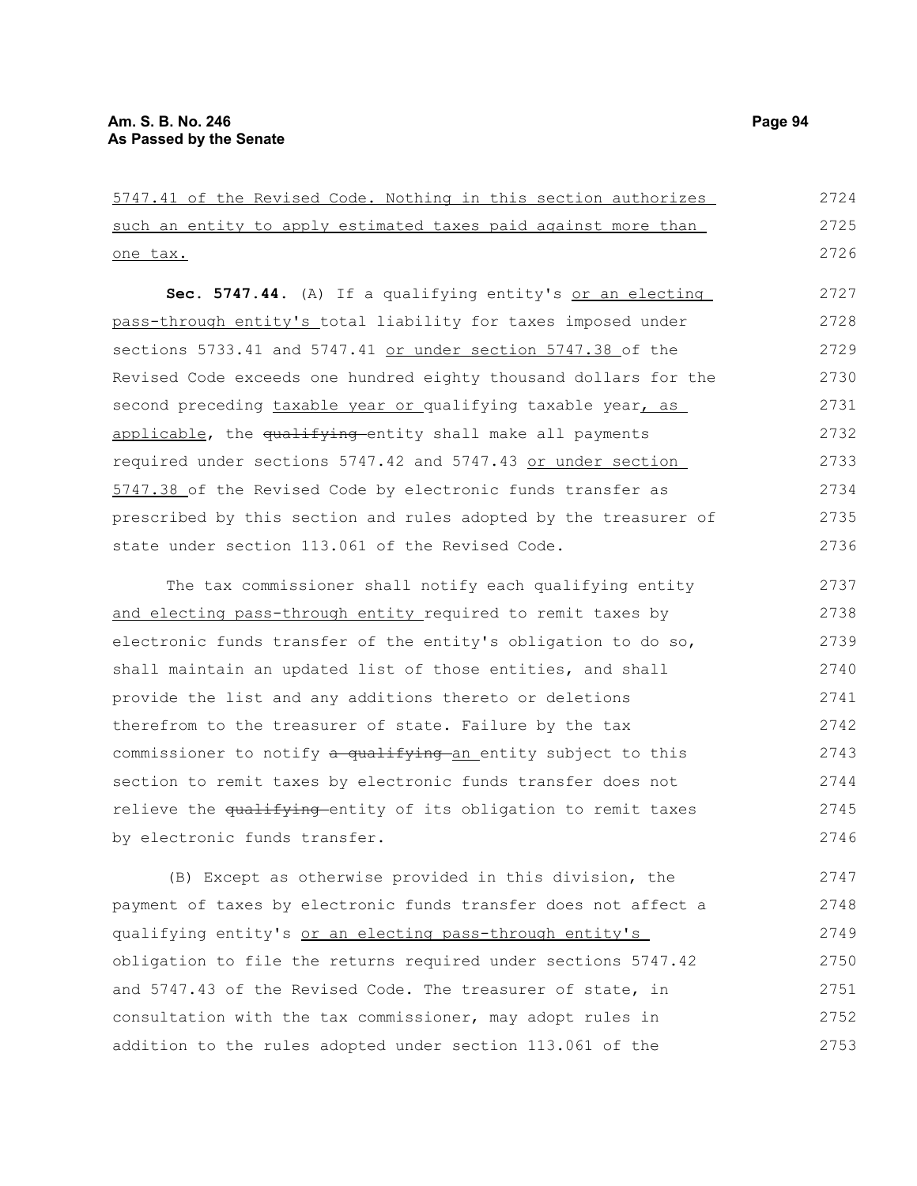5747.41 of the Revised Code. Nothing in this section authorizes such an entity to apply estimated taxes paid against more than one tax.

**Sec. 5747.44.** (A) If a qualifying entity's or an electing pass-through entity's total liability for taxes imposed under sections 5733.41 and 5747.41 or under section 5747.38 of the Revised Code exceeds one hundred eighty thousand dollars for the second preceding taxable year or qualifying taxable year, as applicable, the ~~qualifying~~ entity shall make all payments required under sections 5747.42 and 5747.43 or under section 5747.38 of the Revised Code by electronic funds transfer as prescribed by this section and rules adopted by the treasurer of state under section 113.061 of the Revised Code.

The tax commissioner shall notify each qualifying entity and electing pass-through entity required to remit taxes by electronic funds transfer of the entity's obligation to do so, shall maintain an updated list of those entities, and shall provide the list and any additions thereto or deletions therefrom to the treasurer of state. Failure by the tax commissioner to notify ~~a qualifying~~ an entity subject to this section to remit taxes by electronic funds transfer does not relieve the ~~qualifying~~ entity of its obligation to remit taxes by electronic funds transfer.

(B) Except as otherwise provided in this division, the payment of taxes by electronic funds transfer does not affect a qualifying entity's or an electing pass-through entity's obligation to file the returns required under sections 5747.42 and 5747.43 of the Revised Code. The treasurer of state, in consultation with the tax commissioner, may adopt rules in addition to the rules adopted under section 113.061 of the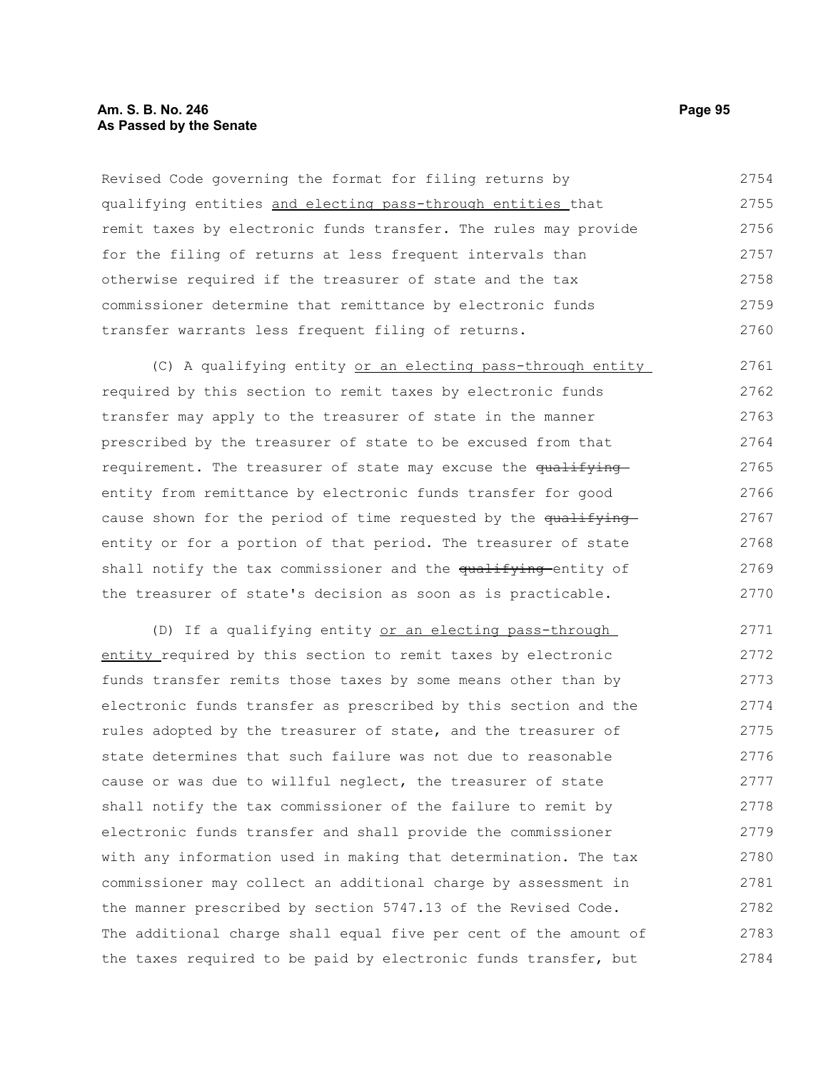Revised Code governing the format for filing returns by qualifying entities and electing pass-through entities that remit taxes by electronic funds transfer. The rules may provide for the filing of returns at less frequent intervals than otherwise required if the treasurer of state and the tax commissioner determine that remittance by electronic funds transfer warrants less frequent filing of returns.

(C) A qualifying entity or an electing pass-through entity required by this section to remit taxes by electronic funds transfer may apply to the treasurer of state in the manner prescribed by the treasurer of state to be excused from that requirement. The treasurer of state may excuse the ~~qualifying~~ entity from remittance by electronic funds transfer for good cause shown for the period of time requested by the ~~qualifying~~ entity or for a portion of that period. The treasurer of state shall notify the tax commissioner and the ~~qualifying~~ entity of the treasurer of state's decision as soon as is practicable.

(D) If a qualifying entity or an electing pass-through entity required by this section to remit taxes by electronic funds transfer remits those taxes by some means other than by electronic funds transfer as prescribed by this section and the rules adopted by the treasurer of state, and the treasurer of state determines that such failure was not due to reasonable cause or was due to willful neglect, the treasurer of state shall notify the tax commissioner of the failure to remit by electronic funds transfer and shall provide the commissioner with any information used in making that determination. The tax commissioner may collect an additional charge by assessment in the manner prescribed by section 5747.13 of the Revised Code. The additional charge shall equal five per cent of the amount of the taxes required to be paid by electronic funds transfer, but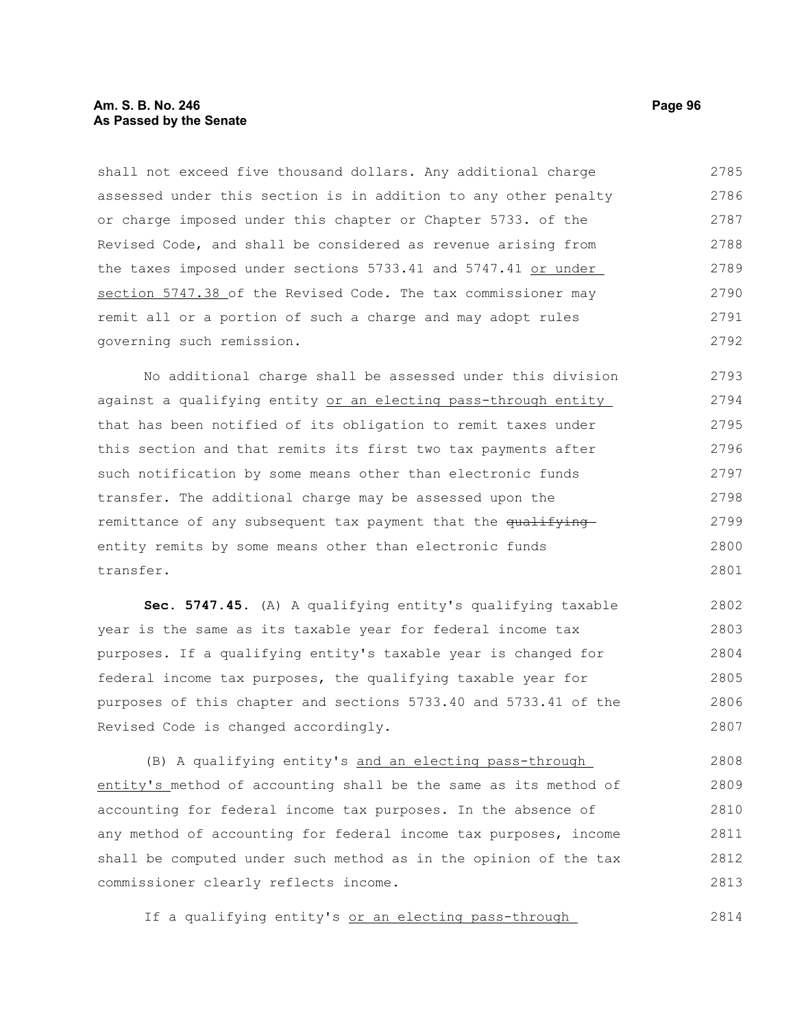shall not exceed five thousand dollars. Any additional charge assessed under this section is in addition to any other penalty or charge imposed under this chapter or Chapter 5733. of the Revised Code, and shall be considered as revenue arising from the taxes imposed under sections 5733.41 and 5747.41 or under section 5747.38 of the Revised Code. The tax commissioner may remit all or a portion of such a charge and may adopt rules governing such remission.

No additional charge shall be assessed under this division against a qualifying entity or an electing pass-through entity that has been notified of its obligation to remit taxes under this section and that remits its first two tax payments after such notification by some means other than electronic funds transfer. The additional charge may be assessed upon the remittance of any subsequent tax payment that the ~~qualifying~~ entity remits by some means other than electronic funds transfer.

**Sec. 5747.45.** (A) A qualifying entity's qualifying taxable year is the same as its taxable year for federal income tax purposes. If a qualifying entity's taxable year is changed for federal income tax purposes, the qualifying taxable year for purposes of this chapter and sections 5733.40 and 5733.41 of the Revised Code is changed accordingly.

(B) A qualifying entity's and an electing pass-through entity's method of accounting shall be the same as its method of accounting for federal income tax purposes. In the absence of any method of accounting for federal income tax purposes, income shall be computed under such method as in the opinion of the tax commissioner clearly reflects income.

If a qualifying entity's or an electing pass-through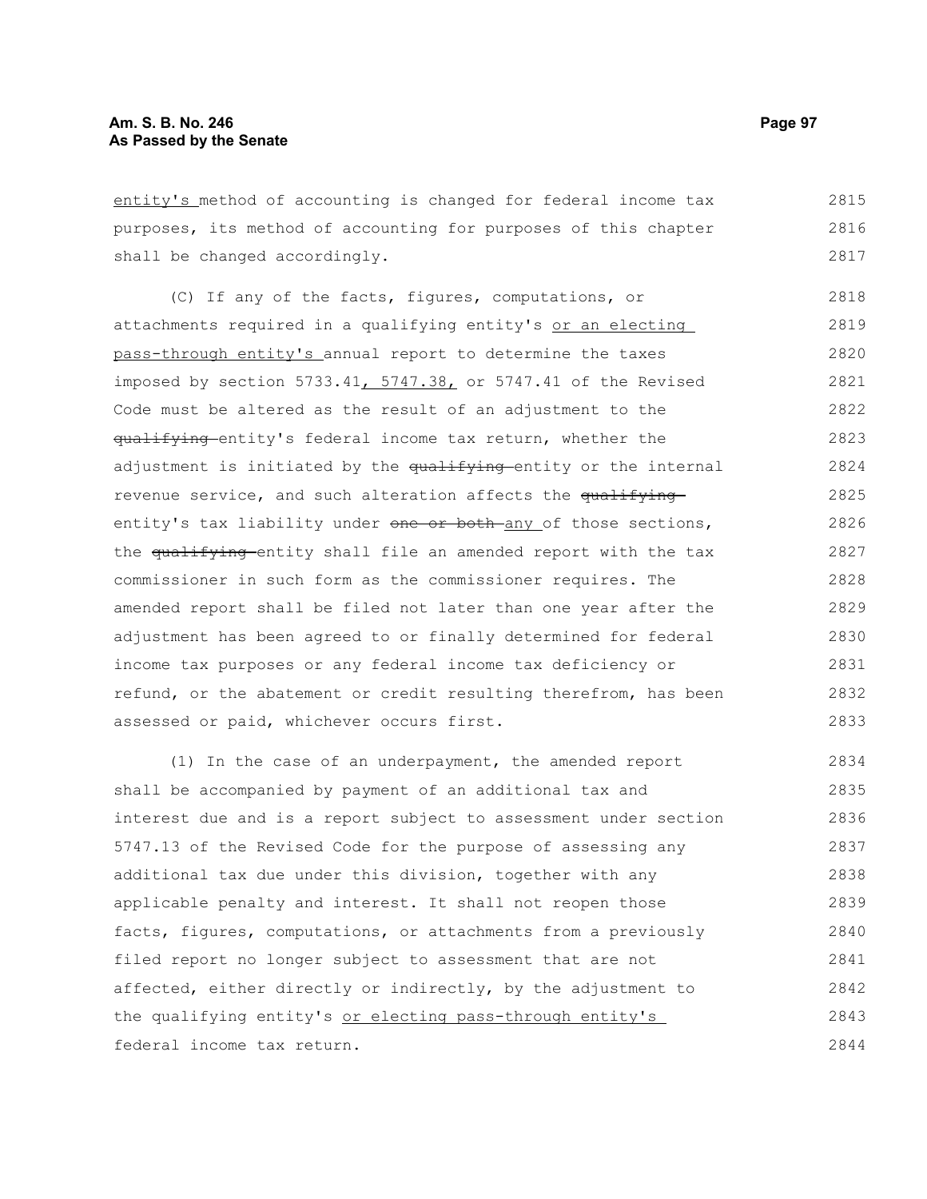entity's method of accounting is changed for federal income tax purposes, its method of accounting for purposes of this chapter shall be changed accordingly.

(C) If any of the facts, figures, computations, or attachments required in a qualifying entity's or an electing pass-through entity's annual report to determine the taxes imposed by section 5733.41, 5747.38, or 5747.41 of the Revised Code must be altered as the result of an adjustment to the qualifying entity's federal income tax return, whether the adjustment is initiated by the qualifying entity or the internal revenue service, and such alteration affects the qualifying entity's tax liability under one or both any of those sections, the qualifying entity shall file an amended report with the tax commissioner in such form as the commissioner requires. The amended report shall be filed not later than one year after the adjustment has been agreed to or finally determined for federal income tax purposes or any federal income tax deficiency or refund, or the abatement or credit resulting therefrom, has been assessed or paid, whichever occurs first.

(1) In the case of an underpayment, the amended report shall be accompanied by payment of an additional tax and interest due and is a report subject to assessment under section 5747.13 of the Revised Code for the purpose of assessing any additional tax due under this division, together with any applicable penalty and interest. It shall not reopen those facts, figures, computations, or attachments from a previously filed report no longer subject to assessment that are not affected, either directly or indirectly, by the adjustment to the qualifying entity's or electing pass-through entity's federal income tax return.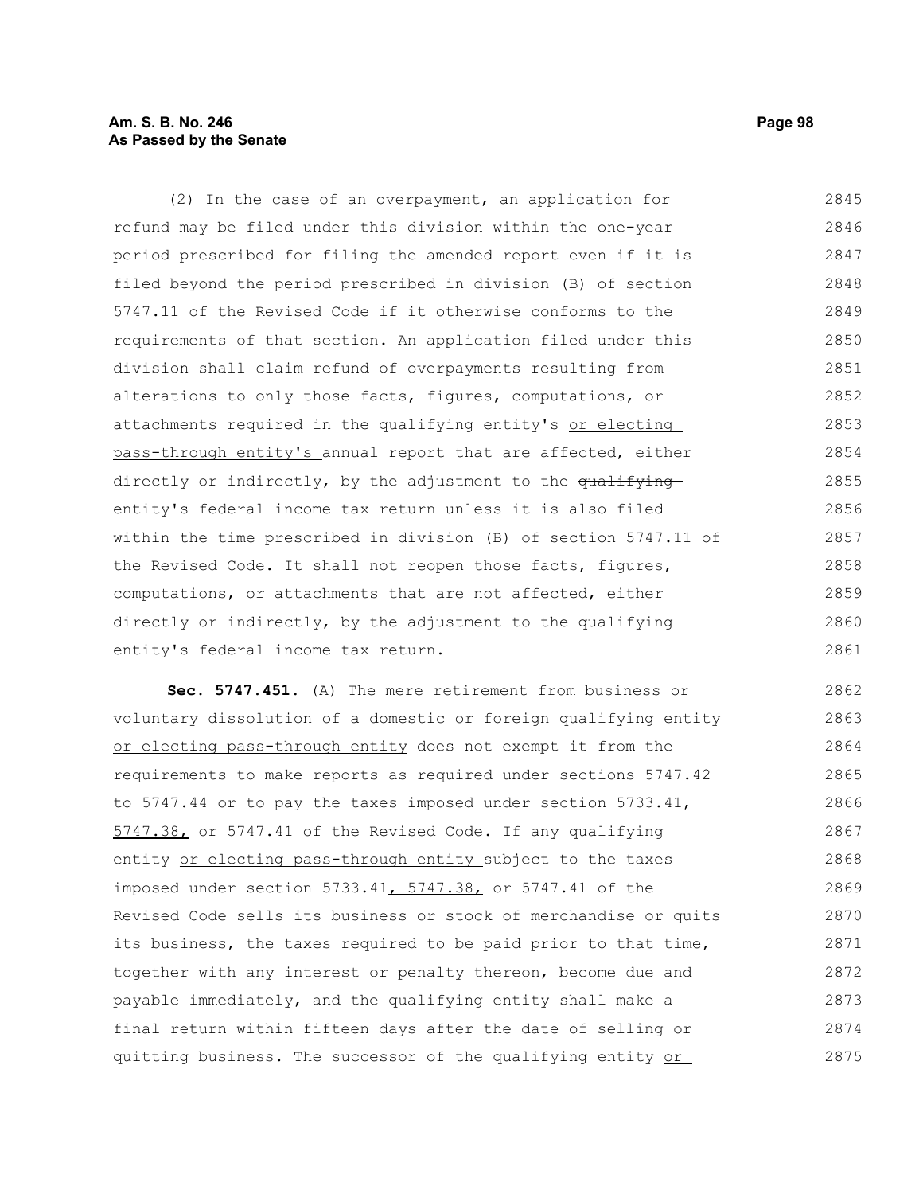(2) In the case of an overpayment, an application for refund may be filed under this division within the one-year period prescribed for filing the amended report even if it is filed beyond the period prescribed in division (B) of section 5747.11 of the Revised Code if it otherwise conforms to the requirements of that section. An application filed under this division shall claim refund of overpayments resulting from alterations to only those facts, figures, computations, or attachments required in the qualifying entity's or electing pass-through entity's annual report that are affected, either directly or indirectly, by the adjustment to the ~~qualifying~~ entity's federal income tax return unless it is also filed within the time prescribed in division (B) of section 5747.11 of the Revised Code. It shall not reopen those facts, figures, computations, or attachments that are not affected, either directly or indirectly, by the adjustment to the qualifying entity's federal income tax return.

**Sec. 5747.451.** (A) The mere retirement from business or voluntary dissolution of a domestic or foreign qualifying entity or electing pass-through entity does not exempt it from the requirements to make reports as required under sections 5747.42 to 5747.44 or to pay the taxes imposed under section 5733.41, 5747.38, or 5747.41 of the Revised Code. If any qualifying entity or electing pass-through entity subject to the taxes imposed under section 5733.41, 5747.38, or 5747.41 of the Revised Code sells its business or stock of merchandise or quits its business, the taxes required to be paid prior to that time, together with any interest or penalty thereon, become due and payable immediately, and the ~~qualifying~~ entity shall make a final return within fifteen days after the date of selling or quitting business. The successor of the qualifying entity or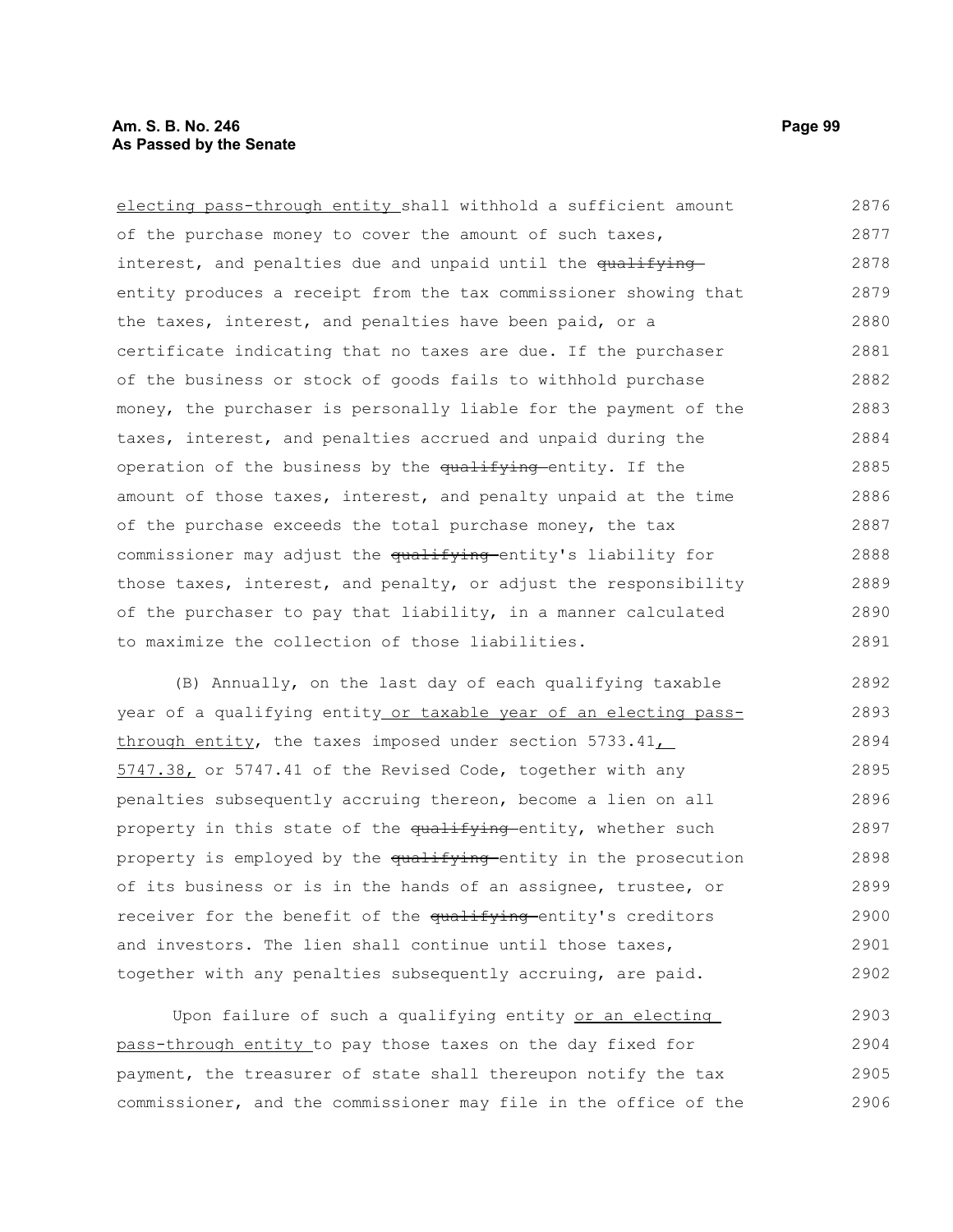electing pass-through entity shall withhold a sufficient amount of the purchase money to cover the amount of such taxes, interest, and penalties due and unpaid until the ~~qualifying~~ entity produces a receipt from the tax commissioner showing that the taxes, interest, and penalties have been paid, or a certificate indicating that no taxes are due. If the purchaser of the business or stock of goods fails to withhold purchase money, the purchaser is personally liable for the payment of the taxes, interest, and penalties accrued and unpaid during the operation of the business by the ~~qualifying~~ entity. If the amount of those taxes, interest, and penalty unpaid at the time of the purchase exceeds the total purchase money, the tax commissioner may adjust the ~~qualifying~~ entity's liability for those taxes, interest, and penalty, or adjust the responsibility of the purchaser to pay that liability, in a manner calculated to maximize the collection of those liabilities.

(B) Annually, on the last day of each qualifying taxable year of a qualifying entity or taxable year of an electing pass-through entity, the taxes imposed under section 5733.41, 5747.38, or 5747.41 of the Revised Code, together with any penalties subsequently accruing thereon, become a lien on all property in this state of the ~~qualifying~~ entity, whether such property is employed by the ~~qualifying~~ entity in the prosecution of its business or is in the hands of an assignee, trustee, or receiver for the benefit of the ~~qualifying~~ entity's creditors and investors. The lien shall continue until those taxes, together with any penalties subsequently accruing, are paid.

Upon failure of such a qualifying entity or an electing pass-through entity to pay those taxes on the day fixed for payment, the treasurer of state shall thereupon notify the tax commissioner, and the commissioner may file in the office of the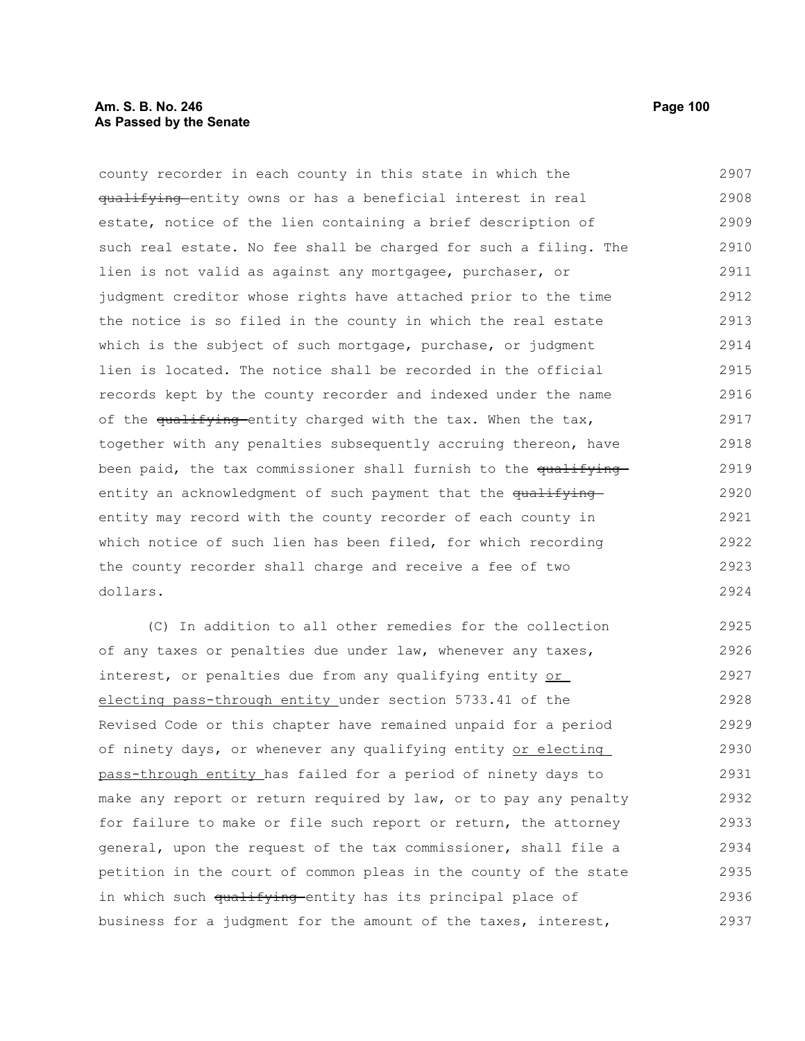county recorder in each county in this state in which the ~~qualifying~~ entity owns or has a beneficial interest in real estate, notice of the lien containing a brief description of such real estate. No fee shall be charged for such a filing. The lien is not valid as against any mortgagee, purchaser, or judgment creditor whose rights have attached prior to the time the notice is so filed in the county in which the real estate which is the subject of such mortgage, purchase, or judgment lien is located. The notice shall be recorded in the official records kept by the county recorder and indexed under the name of the ~~qualifying~~ entity charged with the tax. When the tax, together with any penalties subsequently accruing thereon, have been paid, the tax commissioner shall furnish to the ~~qualifying~~ entity an acknowledgment of such payment that the ~~qualifying~~ entity may record with the county recorder of each county in which notice of such lien has been filed, for which recording the county recorder shall charge and receive a fee of two dollars.

(C) In addition to all other remedies for the collection of any taxes or penalties due under law, whenever any taxes, interest, or penalties due from any qualifying entity <u>or electing pass-through entity</u> under section 5733.41 of the Revised Code or this chapter have remained unpaid for a period of ninety days, or whenever any qualifying entity <u>or electing pass-through entity</u> has failed for a period of ninety days to make any report or return required by law, or to pay any penalty for failure to make or file such report or return, the attorney general, upon the request of the tax commissioner, shall file a petition in the court of common pleas in the county of the state in which such ~~qualifying~~ entity has its principal place of business for a judgment for the amount of the taxes, interest,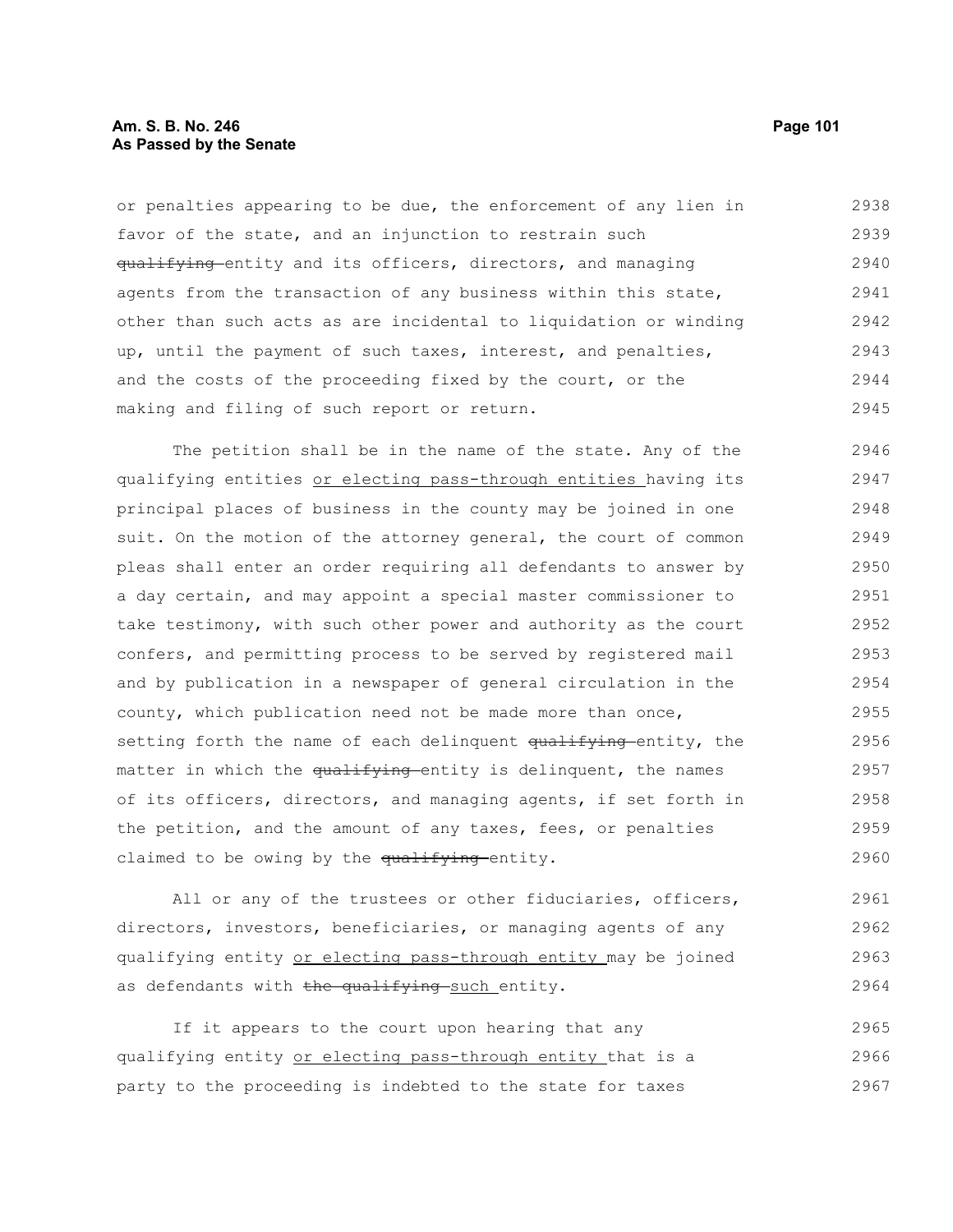or penalties appearing to be due, the enforcement of any lien in favor of the state, and an injunction to restrain such ~~qualifying~~ entity and its officers, directors, and managing agents from the transaction of any business within this state, other than such acts as are incidental to liquidation or winding up, until the payment of such taxes, interest, and penalties, and the costs of the proceeding fixed by the court, or the making and filing of such report or return.

The petition shall be in the name of the state. Any of the qualifying entities <u>or electing pass-through entities</u> having its principal places of business in the county may be joined in one suit. On the motion of the attorney general, the court of common pleas shall enter an order requiring all defendants to answer by a day certain, and may appoint a special master commissioner to take testimony, with such other power and authority as the court confers, and permitting process to be served by registered mail and by publication in a newspaper of general circulation in the county, which publication need not be made more than once, setting forth the name of each delinquent ~~qualifying~~ entity, the matter in which the ~~qualifying~~ entity is delinquent, the names of its officers, directors, and managing agents, if set forth in the petition, and the amount of any taxes, fees, or penalties claimed to be owing by the ~~qualifying~~ entity.

All or any of the trustees or other fiduciaries, officers, directors, investors, beneficiaries, or managing agents of any qualifying entity <u>or electing pass-through entity</u> may be joined as defendants with ~~the qualifying~~ <u>such</u> entity.

If it appears to the court upon hearing that any qualifying entity <u>or electing pass-through entity</u> that is a party to the proceeding is indebted to the state for taxes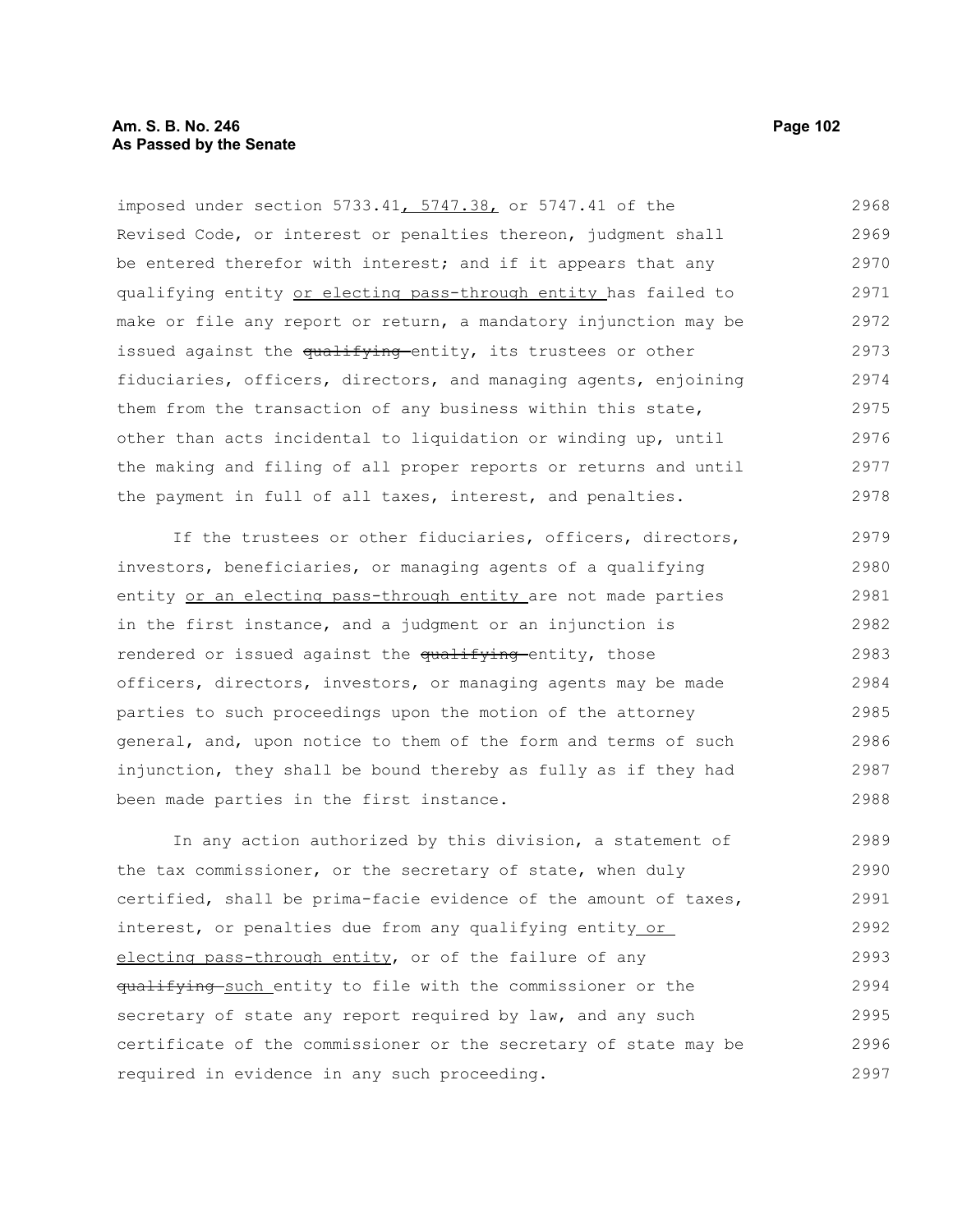imposed under section 5733.41, 5747.38, or 5747.41 of the Revised Code, or interest or penalties thereon, judgment shall be entered therefor with interest; and if it appears that any qualifying entity or electing pass-through entity has failed to make or file any report or return, a mandatory injunction may be issued against the ~~qualifying~~ entity, its trustees or other fiduciaries, officers, directors, and managing agents, enjoining them from the transaction of any business within this state, other than acts incidental to liquidation or winding up, until the making and filing of all proper reports or returns and until the payment in full of all taxes, interest, and penalties.

If the trustees or other fiduciaries, officers, directors, investors, beneficiaries, or managing agents of a qualifying entity or an electing pass-through entity are not made parties in the first instance, and a judgment or an injunction is rendered or issued against the ~~qualifying~~ entity, those officers, directors, investors, or managing agents may be made parties to such proceedings upon the motion of the attorney general, and, upon notice to them of the form and terms of such injunction, they shall be bound thereby as fully as if they had been made parties in the first instance.

In any action authorized by this division, a statement of the tax commissioner, or the secretary of state, when duly certified, shall be prima-facie evidence of the amount of taxes, interest, or penalties due from any qualifying entity or electing pass-through entity, or of the failure of any ~~qualifying~~ such entity to file with the commissioner or the secretary of state any report required by law, and any such certificate of the commissioner or the secretary of state may be required in evidence in any such proceeding.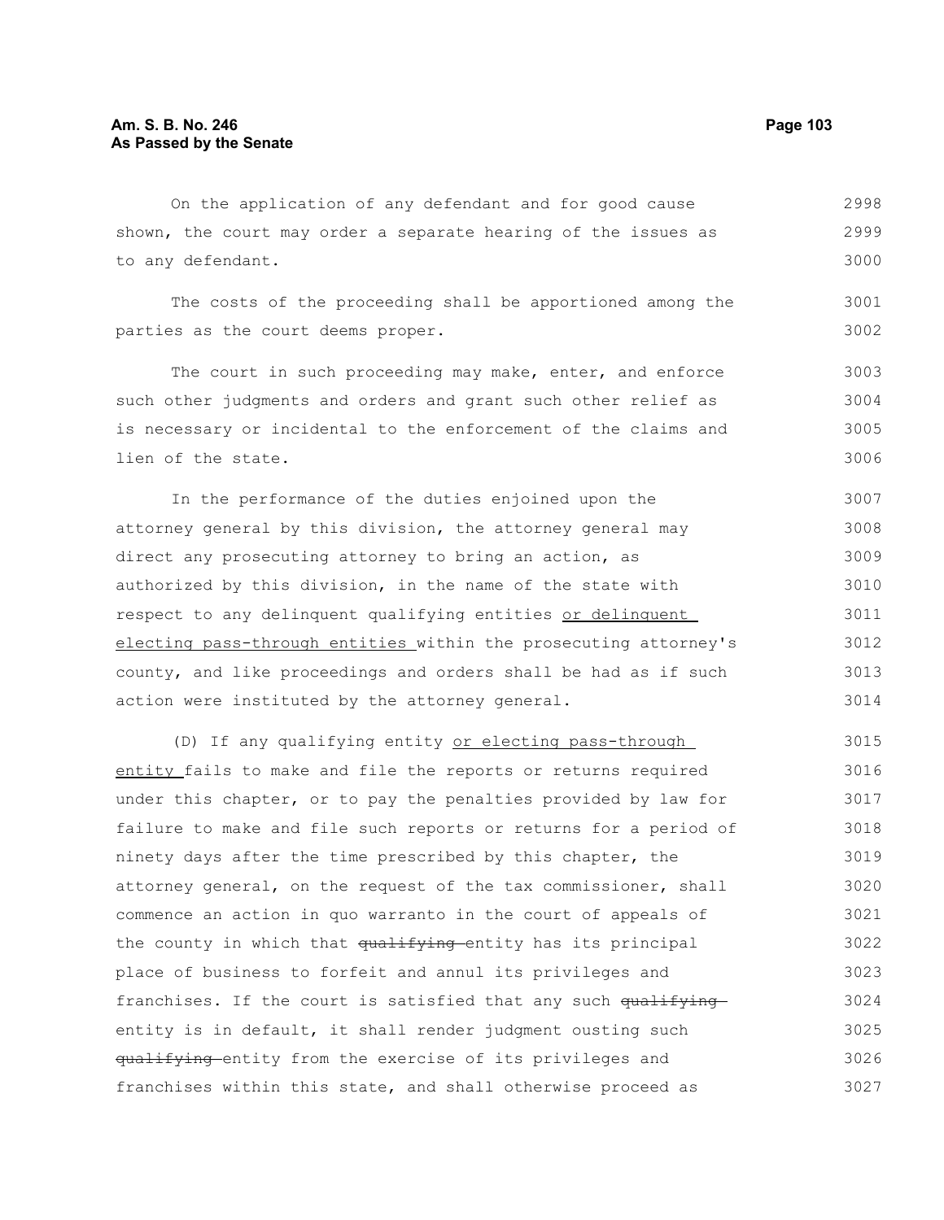On the application of any defendant and for good cause shown, the court may order a separate hearing of the issues as to any defendant.

The costs of the proceeding shall be apportioned among the parties as the court deems proper.

The court in such proceeding may make, enter, and enforce such other judgments and orders and grant such other relief as is necessary or incidental to the enforcement of the claims and lien of the state.

In the performance of the duties enjoined upon the attorney general by this division, the attorney general may direct any prosecuting attorney to bring an action, as authorized by this division, in the name of the state with respect to any delinquent qualifying entities <u>or delinquent electing pass-through entities</u> within the prosecuting attorney's county, and like proceedings and orders shall be had as if such action were instituted by the attorney general.

(D) If any qualifying entity <u>or electing pass-through entity</u> fails to make and file the reports or returns required under this chapter, or to pay the penalties provided by law for failure to make and file such reports or returns for a period of ninety days after the time prescribed by this chapter, the attorney general, on the request of the tax commissioner, shall commence an action in quo warranto in the court of appeals of the county in which that ~~qualifying~~ entity has its principal place of business to forfeit and annul its privileges and franchises. If the court is satisfied that any such ~~qualifying~~ entity is in default, it shall render judgment ousting such ~~qualifying~~ entity from the exercise of its privileges and franchises within this state, and shall otherwise proceed as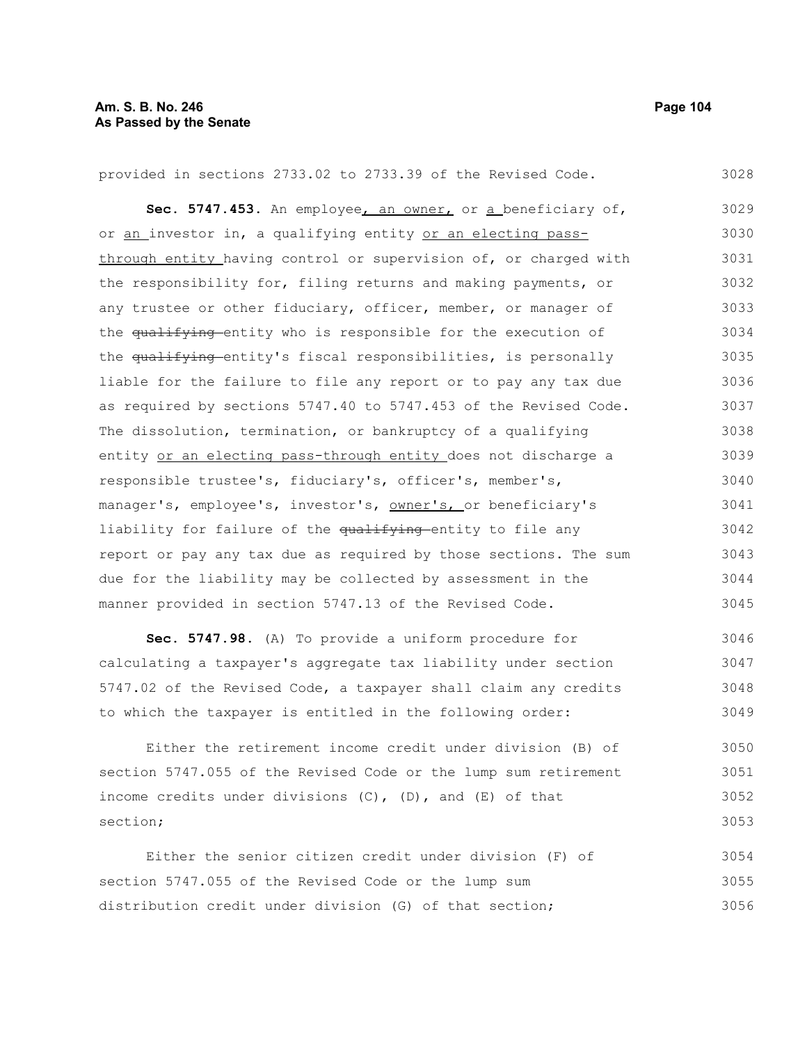provided in sections 2733.02 to 2733.39 of the Revised Code.

**Sec. 5747.453.** An employee, an owner, or a beneficiary of, or an investor in, a qualifying entity or an electing pass-through entity having control or supervision of, or charged with the responsibility for, filing returns and making payments, or any trustee or other fiduciary, officer, member, or manager of the ~~qualifying~~ entity who is responsible for the execution of the ~~qualifying~~ entity's fiscal responsibilities, is personally liable for the failure to file any report or to pay any tax due as required by sections 5747.40 to 5747.453 of the Revised Code. The dissolution, termination, or bankruptcy of a qualifying entity or an electing pass-through entity does not discharge a responsible trustee's, fiduciary's, officer's, member's, manager's, employee's, investor's, owner's, or beneficiary's liability for failure of the ~~qualifying~~ entity to file any report or pay any tax due as required by those sections. The sum due for the liability may be collected by assessment in the manner provided in section 5747.13 of the Revised Code.

**Sec. 5747.98.** (A) To provide a uniform procedure for calculating a taxpayer's aggregate tax liability under section 5747.02 of the Revised Code, a taxpayer shall claim any credits to which the taxpayer is entitled in the following order:

Either the retirement income credit under division (B) of section 5747.055 of the Revised Code or the lump sum retirement income credits under divisions (C), (D), and (E) of that section;

Either the senior citizen credit under division (F) of section 5747.055 of the Revised Code or the lump sum distribution credit under division (G) of that section;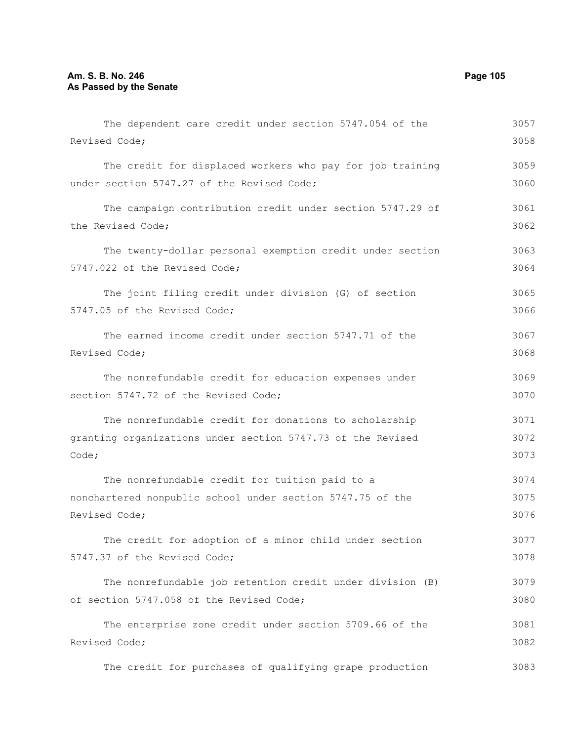The dependent care credit under section 5747.054 of the Revised Code;

The credit for displaced workers who pay for job training under section 5747.27 of the Revised Code;

The campaign contribution credit under section 5747.29 of the Revised Code;

The twenty-dollar personal exemption credit under section 5747.022 of the Revised Code;

The joint filing credit under division (G) of section 5747.05 of the Revised Code;

The earned income credit under section 5747.71 of the Revised Code;

The nonrefundable credit for education expenses under section 5747.72 of the Revised Code;

The nonrefundable credit for donations to scholarship granting organizations under section 5747.73 of the Revised Code;

The nonrefundable credit for tuition paid to a nonchartered nonpublic school under section 5747.75 of the Revised Code;

The credit for adoption of a minor child under section 5747.37 of the Revised Code;

The nonrefundable job retention credit under division (B) of section 5747.058 of the Revised Code;

The enterprise zone credit under section 5709.66 of the Revised Code;

The credit for purchases of qualifying grape production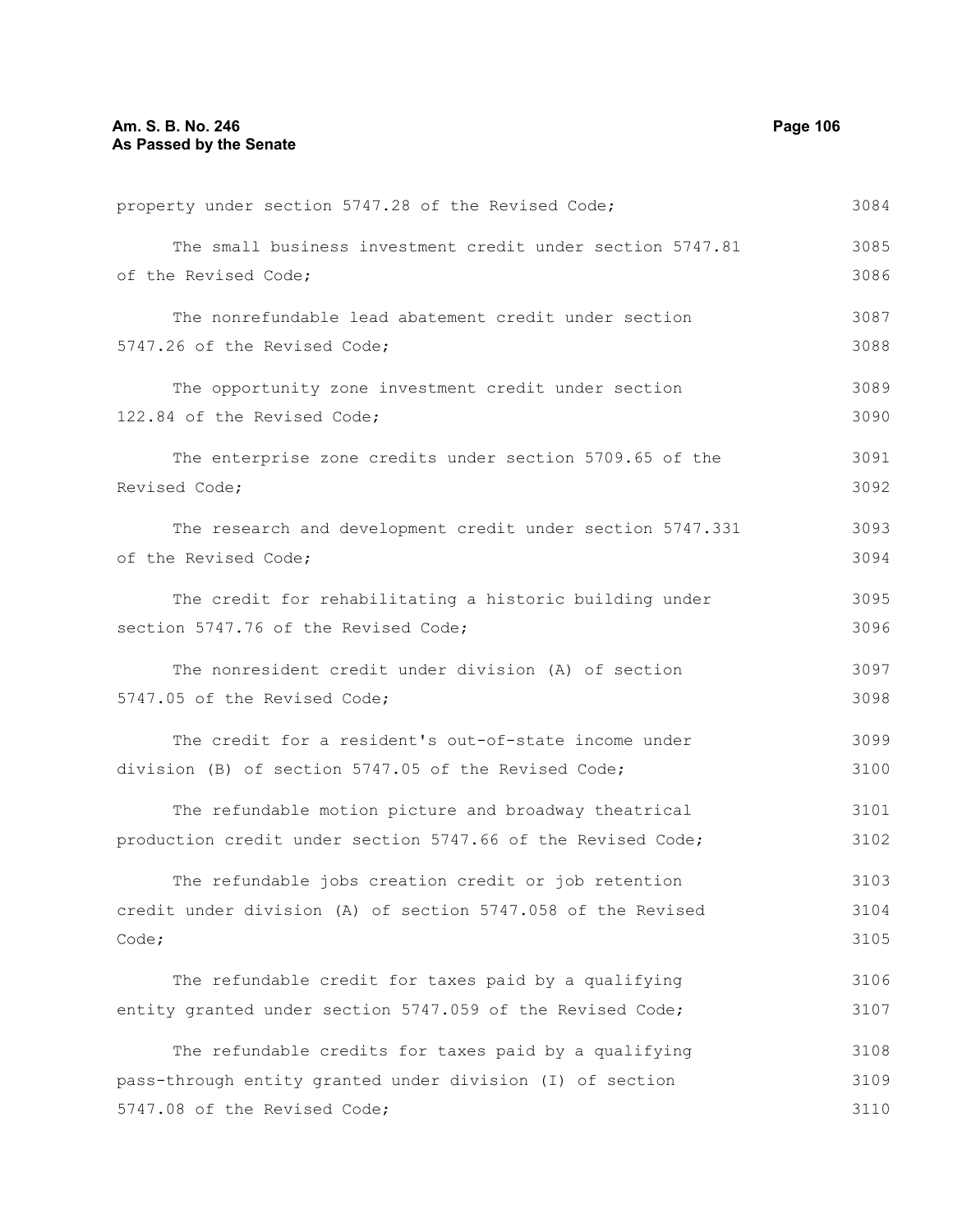property under section 5747.28 of the Revised Code;

The small business investment credit under section 5747.81 of the Revised Code;

The nonrefundable lead abatement credit under section 5747.26 of the Revised Code;

The opportunity zone investment credit under section 122.84 of the Revised Code;

The enterprise zone credits under section 5709.65 of the Revised Code;

The research and development credit under section 5747.331 of the Revised Code;

The credit for rehabilitating a historic building under section 5747.76 of the Revised Code;

The nonresident credit under division (A) of section 5747.05 of the Revised Code;

The credit for a resident's out-of-state income under division (B) of section 5747.05 of the Revised Code;

The refundable motion picture and broadway theatrical production credit under section 5747.66 of the Revised Code;

The refundable jobs creation credit or job retention credit under division (A) of section 5747.058 of the Revised Code;

The refundable credit for taxes paid by a qualifying entity granted under section 5747.059 of the Revised Code;

The refundable credits for taxes paid by a qualifying pass-through entity granted under division (I) of section 5747.08 of the Revised Code;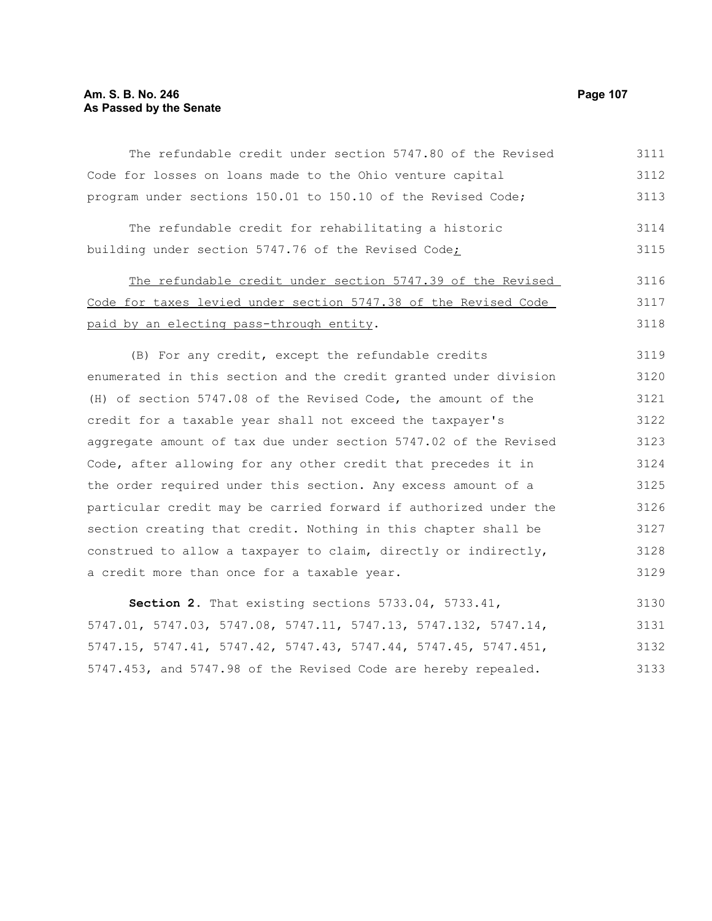The refundable credit under section 5747.80 of the Revised Code for losses on loans made to the Ohio venture capital program under sections 150.01 to 150.10 of the Revised Code;

The refundable credit for rehabilitating a historic building under section 5747.76 of the Revised Code;

The refundable credit under section 5747.39 of the Revised Code for taxes levied under section 5747.38 of the Revised Code paid by an electing pass-through entity.

(B) For any credit, except the refundable credits enumerated in this section and the credit granted under division (H) of section 5747.08 of the Revised Code, the amount of the credit for a taxable year shall not exceed the taxpayer's aggregate amount of tax due under section 5747.02 of the Revised Code, after allowing for any other credit that precedes it in the order required under this section. Any excess amount of a particular credit may be carried forward if authorized under the section creating that credit. Nothing in this chapter shall be construed to allow a taxpayer to claim, directly or indirectly, a credit more than once for a taxable year.

**Section 2.** That existing sections 5733.04, 5733.41, 5747.01, 5747.03, 5747.08, 5747.11, 5747.13, 5747.132, 5747.14, 5747.15, 5747.41, 5747.42, 5747.43, 5747.44, 5747.45, 5747.451, 5747.453, and 5747.98 of the Revised Code are hereby repealed.